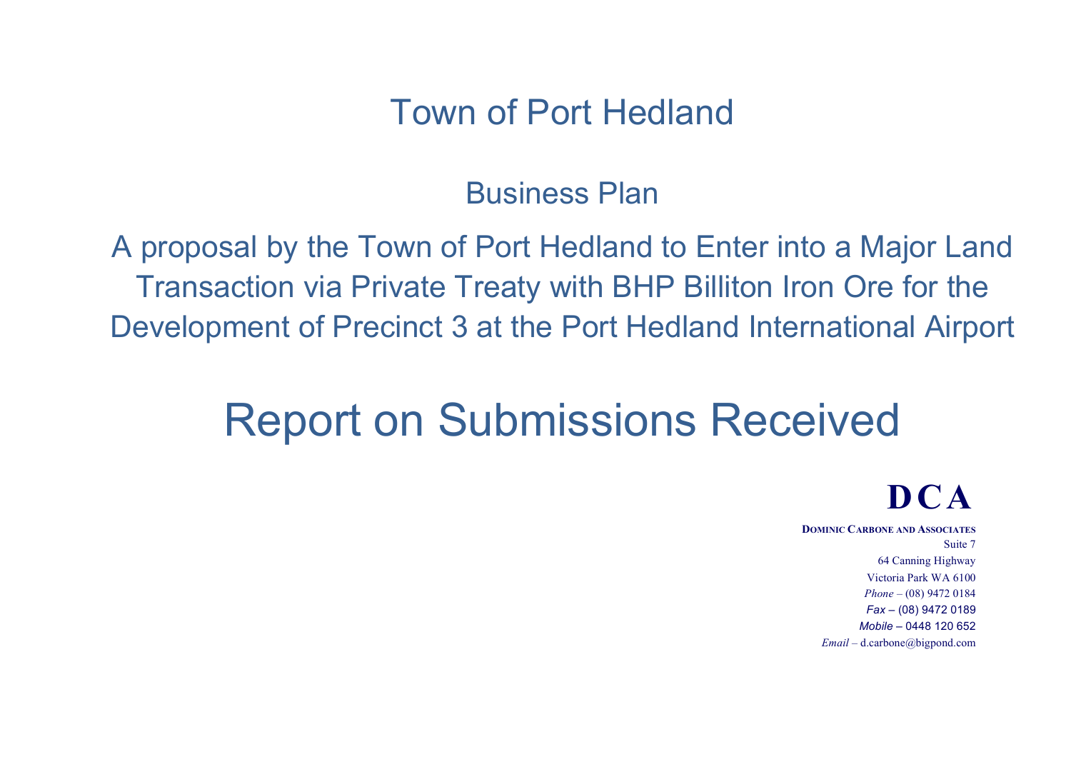# Town of Port Hedland

## Business Plan

## A proposal by the Town of Port Hedland to Enter into a Major Land Transaction via Private Treaty with BHP Billiton Iron Ore for the Development of Precinct 3 at the Port Hedland International Airport

# Report on Submissions Received

**DCA**

**DOMINIC CARBONE AND ASSOCIATES**
Suite 7
64 Canning Highway
Victoria Park WA 6100
*Phone* – (08) 9472 0184
*Fax* – (08) 9472 0189
*Mobile* – 0448 120 652
*Email* – d.carbone@bigpond.com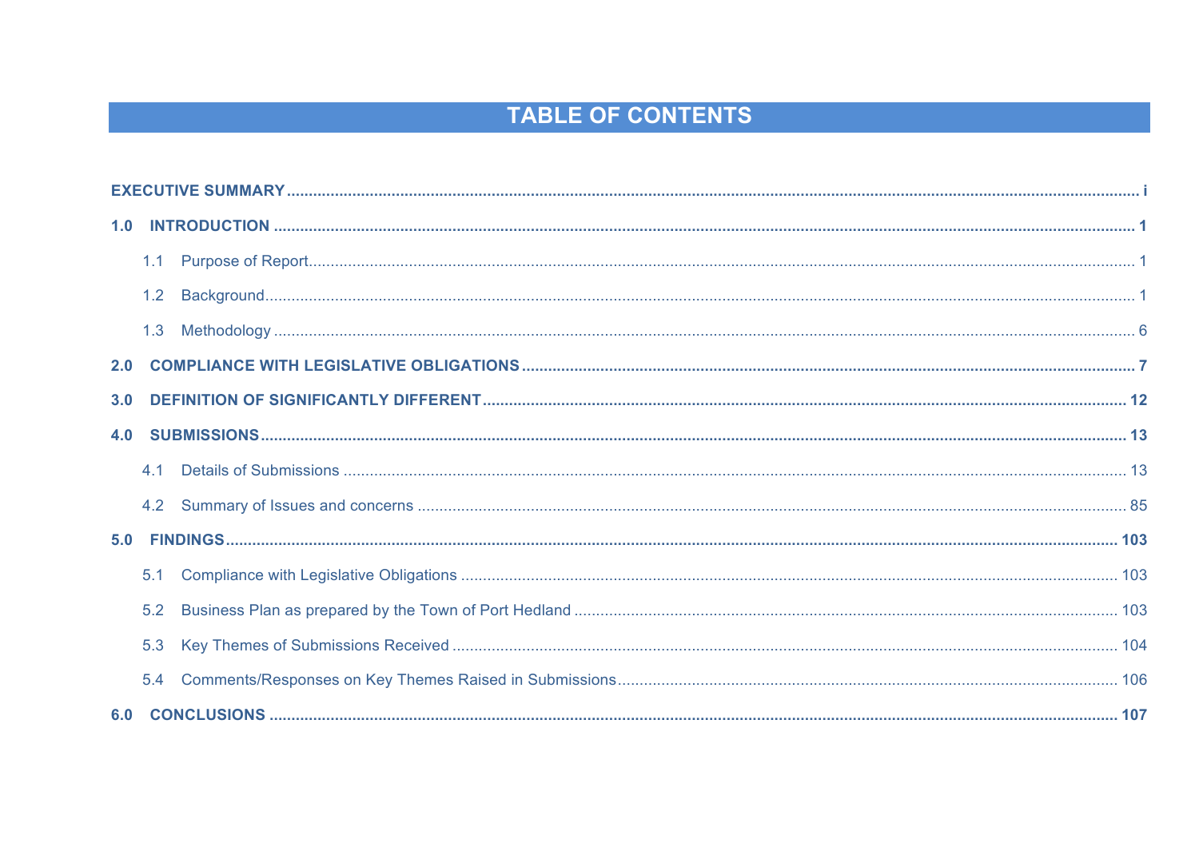# TABLE OF CONTENTS

**EXECUTIVE SUMMARY** ........ **i**

**1.0 INTRODUCTION** ........ **1**

- 1.1 Purpose of Report ........ 1
- 1.2 Background ........ 1
- 1.3 Methodology ........ 6

**2.0 COMPLIANCE WITH LEGISLATIVE OBLIGATIONS** ........ **7**

**3.0 DEFINITION OF SIGNIFICANTLY DIFFERENT** ........ **12**

**4.0 SUBMISSIONS** ........ **13**

- 4.1 Details of Submissions ........ 13
- 4.2 Summary of Issues and concerns ........ 85

**5.0 FINDINGS** ........ **103**

- 5.1 Compliance with Legislative Obligations ........ 103
- 5.2 Business Plan as prepared by the Town of Port Hedland ........ 103
- 5.3 Key Themes of Submissions Received ........ 104
- 5.4 Comments/Responses on Key Themes Raised in Submissions ........ 106

**6.0 CONCLUSIONS** ........ **107**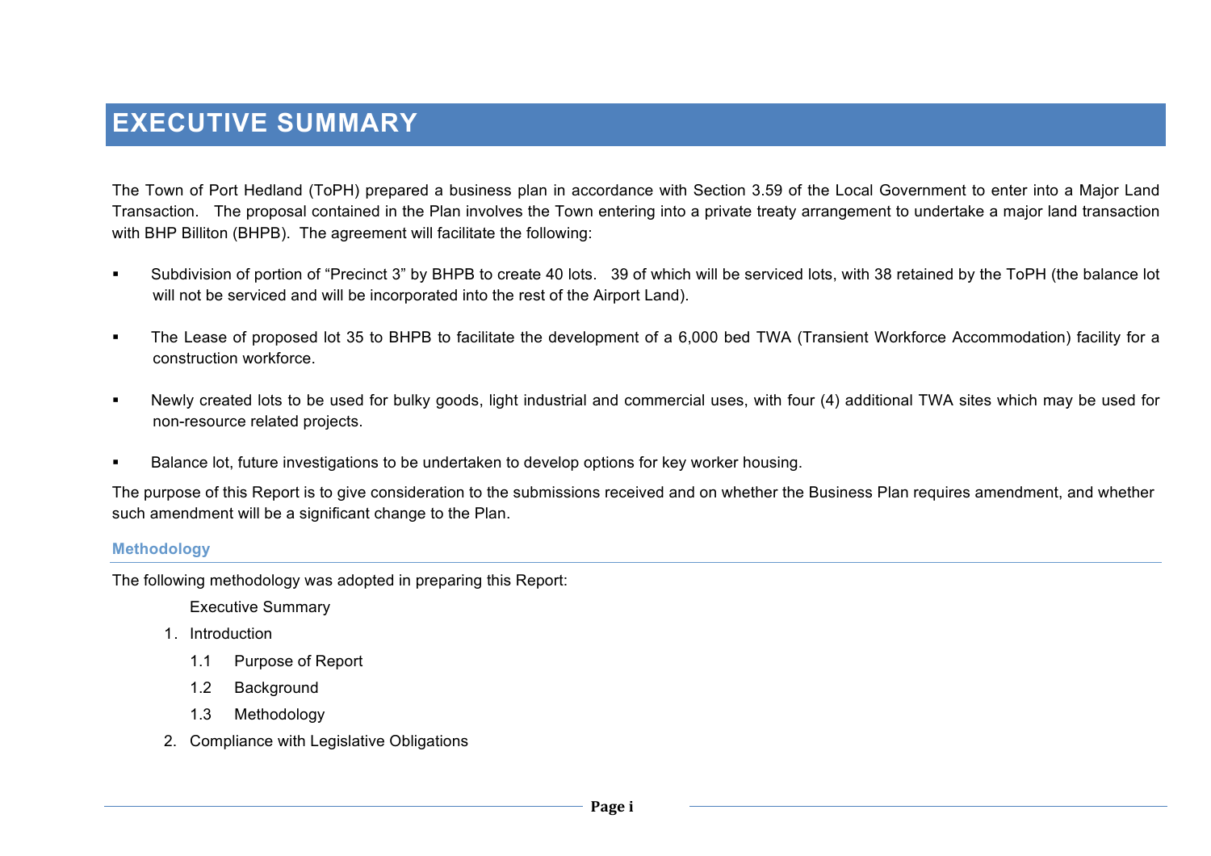# EXECUTIVE SUMMARY

The Town of Port Hedland (ToPH) prepared a business plan in accordance with Section 3.59 of the Local Government to enter into a Major Land Transaction. The proposal contained in the Plan involves the Town entering into a private treaty arrangement to undertake a major land transaction with BHP Billiton (BHPB). The agreement will facilitate the following:

- Subdivision of portion of "Precinct 3" by BHPB to create 40 lots. 39 of which will be serviced lots, with 38 retained by the ToPH (the balance lot will not be serviced and will be incorporated into the rest of the Airport Land).
- The Lease of proposed lot 35 to BHPB to facilitate the development of a 6,000 bed TWA (Transient Workforce Accommodation) facility for a construction workforce.
- Newly created lots to be used for bulky goods, light industrial and commercial uses, with four (4) additional TWA sites which may be used for non-resource related projects.
- Balance lot, future investigations to be undertaken to develop options for key worker housing.

The purpose of this Report is to give consideration to the submissions received and on whether the Business Plan requires amendment, and whether such amendment will be a significant change to the Plan.

## Methodology

The following methodology was adopted in preparing this Report:

Executive Summary

1. Introduction
   - 1.1 Purpose of Report
   - 1.2 Background
   - 1.3 Methodology
2. Compliance with Legislative Obligations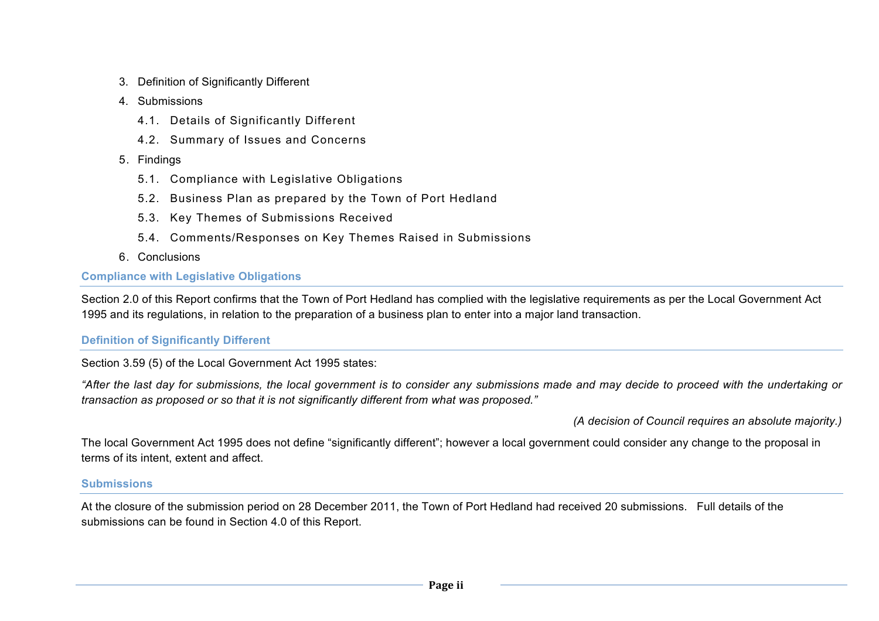3. Definition of Significantly Different
4. Submissions
    4.1. Details of Significantly Different
    4.2. Summary of Issues and Concerns
5. Findings
    5.1. Compliance with Legislative Obligations
    5.2. Business Plan as prepared by the Town of Port Hedland
    5.3. Key Themes of Submissions Received
    5.4. Comments/Responses on Key Themes Raised in Submissions
6. Conclusions

## Compliance with Legislative Obligations

Section 2.0 of this Report confirms that the Town of Port Hedland has complied with the legislative requirements as per the Local Government Act 1995 and its regulations, in relation to the preparation of a business plan to enter into a major land transaction.

## Definition of Significantly Different

Section 3.59 (5) of the Local Government Act 1995 states:

*"After the last day for submissions, the local government is to consider any submissions made and may decide to proceed with the undertaking or transaction as proposed or so that it is not significantly different from what was proposed."*

*(A decision of Council requires an absolute majority.)*

The local Government Act 1995 does not define "significantly different"; however a local government could consider any change to the proposal in terms of its intent, extent and affect.

## Submissions

At the closure of the submission period on 28 December 2011, the Town of Port Hedland had received 20 submissions. Full details of the submissions can be found in Section 4.0 of this Report.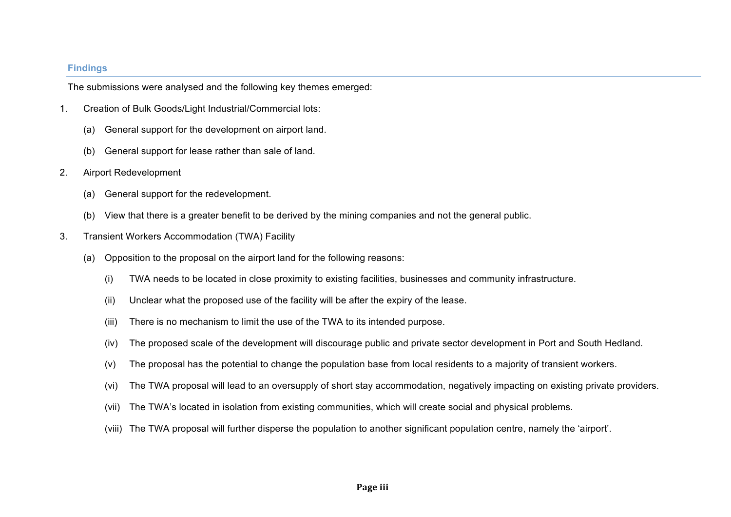### Findings

The submissions were analysed and the following key themes emerged:

1. Creation of Bulk Goods/Light Industrial/Commercial lots:
   - (a) General support for the development on airport land.
   - (b) General support for lease rather than sale of land.
2. Airport Redevelopment
   - (a) General support for the redevelopment.
   - (b) View that there is a greater benefit to be derived by the mining companies and not the general public.
3. Transient Workers Accommodation (TWA) Facility
   - (a) Opposition to the proposal on the airport land for the following reasons:
     - (i) TWA needs to be located in close proximity to existing facilities, businesses and community infrastructure.
     - (ii) Unclear what the proposed use of the facility will be after the expiry of the lease.
     - (iii) There is no mechanism to limit the use of the TWA to its intended purpose.
     - (iv) The proposed scale of the development will discourage public and private sector development in Port and South Hedland.
     - (v) The proposal has the potential to change the population base from local residents to a majority of transient workers.
     - (vi) The TWA proposal will lead to an oversupply of short stay accommodation, negatively impacting on existing private providers.
     - (vii) The TWA's located in isolation from existing communities, which will create social and physical problems.
     - (viii) The TWA proposal will further disperse the population to another significant population centre, namely the 'airport'.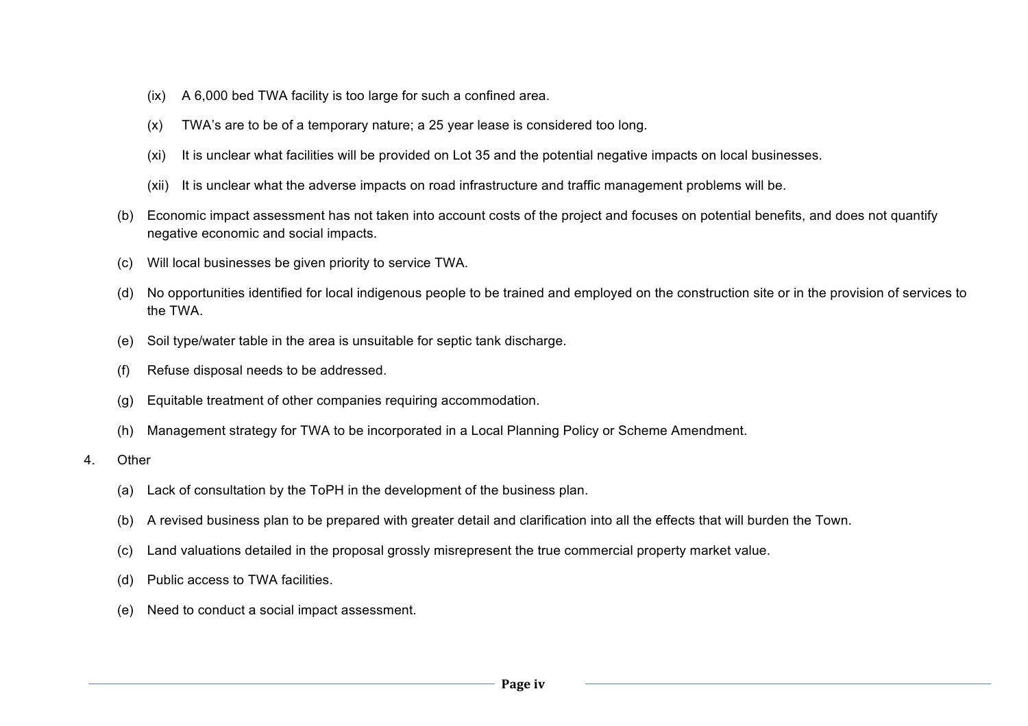(ix) A 6,000 bed TWA facility is too large for such a confined area.

(x) TWA's are to be of a temporary nature; a 25 year lease is considered too long.

(xi) It is unclear what facilities will be provided on Lot 35 and the potential negative impacts on local businesses.

(xii) It is unclear what the adverse impacts on road infrastructure and traffic management problems will be.

(b) Economic impact assessment has not taken into account costs of the project and focuses on potential benefits, and does not quantify negative economic and social impacts.

(c) Will local businesses be given priority to service TWA.

(d) No opportunities identified for local indigenous people to be trained and employed on the construction site or in the provision of services to the TWA.

(e) Soil type/water table in the area is unsuitable for septic tank discharge.

(f) Refuse disposal needs to be addressed.

(g) Equitable treatment of other companies requiring accommodation.

(h) Management strategy for TWA to be incorporated in a Local Planning Policy or Scheme Amendment.

4. Other

(a) Lack of consultation by the ToPH in the development of the business plan.

(b) A revised business plan to be prepared with greater detail and clarification into all the effects that will burden the Town.

(c) Land valuations detailed in the proposal grossly misrepresent the true commercial property market value.

(d) Public access to TWA facilities.

(e) Need to conduct a social impact assessment.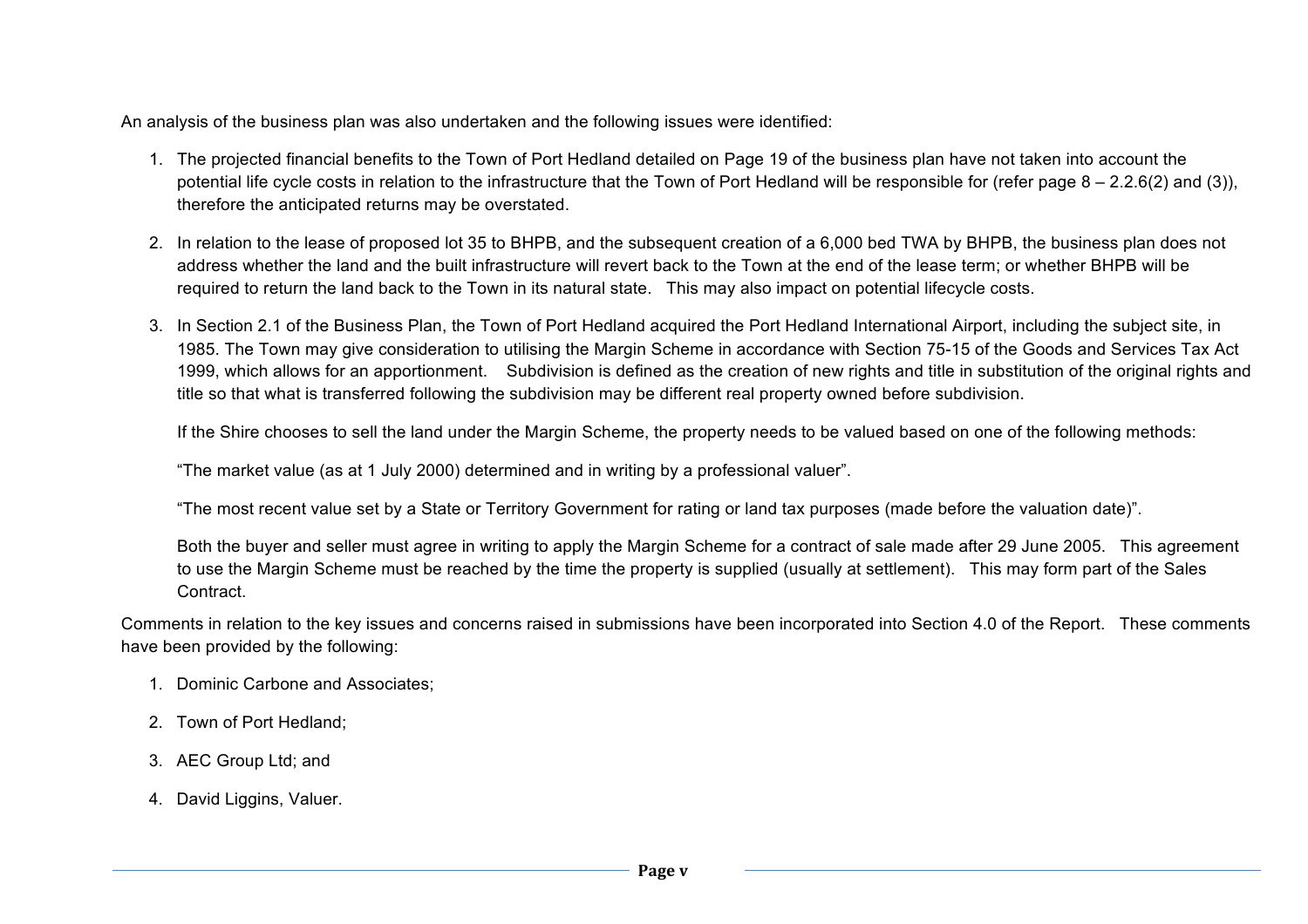An analysis of the business plan was also undertaken and the following issues were identified:

1. The projected financial benefits to the Town of Port Hedland detailed on Page 19 of the business plan have not taken into account the potential life cycle costs in relation to the infrastructure that the Town of Port Hedland will be responsible for (refer page 8 – 2.2.6(2) and (3)), therefore the anticipated returns may be overstated.

2. In relation to the lease of proposed lot 35 to BHPB, and the subsequent creation of a 6,000 bed TWA by BHPB, the business plan does not address whether the land and the built infrastructure will revert back to the Town at the end of the lease term; or whether BHPB will be required to return the land back to the Town in its natural state. This may also impact on potential lifecycle costs.

3. In Section 2.1 of the Business Plan, the Town of Port Hedland acquired the Port Hedland International Airport, including the subject site, in 1985. The Town may give consideration to utilising the Margin Scheme in accordance with Section 75-15 of the Goods and Services Tax Act 1999, which allows for an apportionment. Subdivision is defined as the creation of new rights and title in substitution of the original rights and title so that what is transferred following the subdivision may be different real property owned before subdivision.

   If the Shire chooses to sell the land under the Margin Scheme, the property needs to be valued based on one of the following methods:

   "The market value (as at 1 July 2000) determined and in writing by a professional valuer".

   "The most recent value set by a State or Territory Government for rating or land tax purposes (made before the valuation date)".

   Both the buyer and seller must agree in writing to apply the Margin Scheme for a contract of sale made after 29 June 2005. This agreement to use the Margin Scheme must be reached by the time the property is supplied (usually at settlement). This may form part of the Sales Contract.

Comments in relation to the key issues and concerns raised in submissions have been incorporated into Section 4.0 of the Report. These comments have been provided by the following:

1. Dominic Carbone and Associates;
2. Town of Port Hedland;
3. AEC Group Ltd; and
4. David Liggins, Valuer.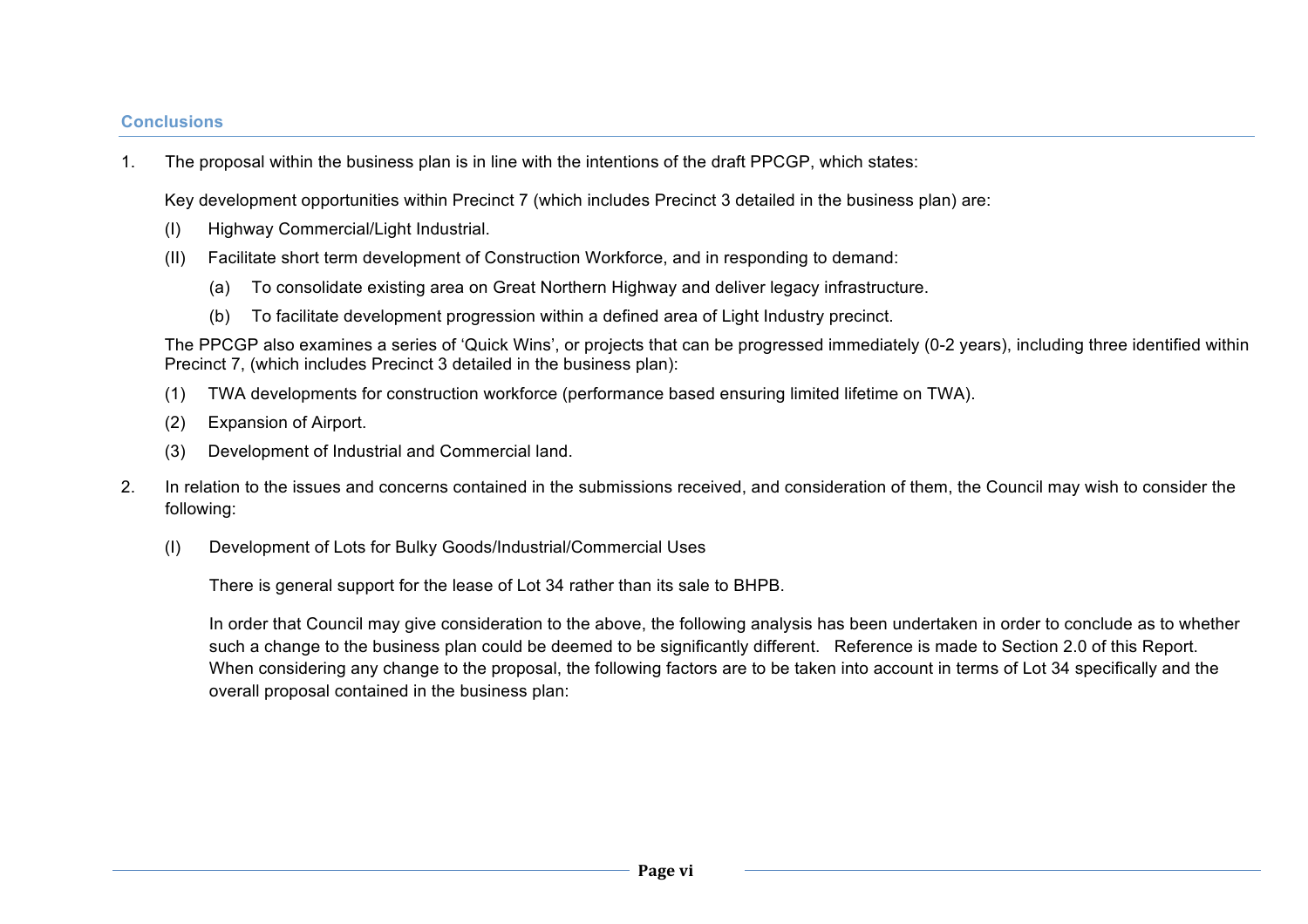### Conclusions

1. The proposal within the business plan is in line with the intentions of the draft PPCGP, which states:

   Key development opportunities within Precinct 7 (which includes Precinct 3 detailed in the business plan) are:

   (I) Highway Commercial/Light Industrial.

   (II) Facilitate short term development of Construction Workforce, and in responding to demand:

   - (a) To consolidate existing area on Great Northern Highway and deliver legacy infrastructure.
   - (b) To facilitate development progression within a defined area of Light Industry precinct.

   The PPCGP also examines a series of 'Quick Wins', or projects that can be progressed immediately (0-2 years), including three identified within Precinct 7, (which includes Precinct 3 detailed in the business plan):

   (1) TWA developments for construction workforce (performance based ensuring limited lifetime on TWA).

   (2) Expansion of Airport.

   (3) Development of Industrial and Commercial land.

2. In relation to the issues and concerns contained in the submissions received, and consideration of them, the Council may wish to consider the following:

   (I) Development of Lots for Bulky Goods/Industrial/Commercial Uses

   There is general support for the lease of Lot 34 rather than its sale to BHPB.

   In order that Council may give consideration to the above, the following analysis has been undertaken in order to conclude as to whether such a change to the business plan could be deemed to be significantly different. Reference is made to Section 2.0 of this Report. When considering any change to the proposal, the following factors are to be taken into account in terms of Lot 34 specifically and the overall proposal contained in the business plan: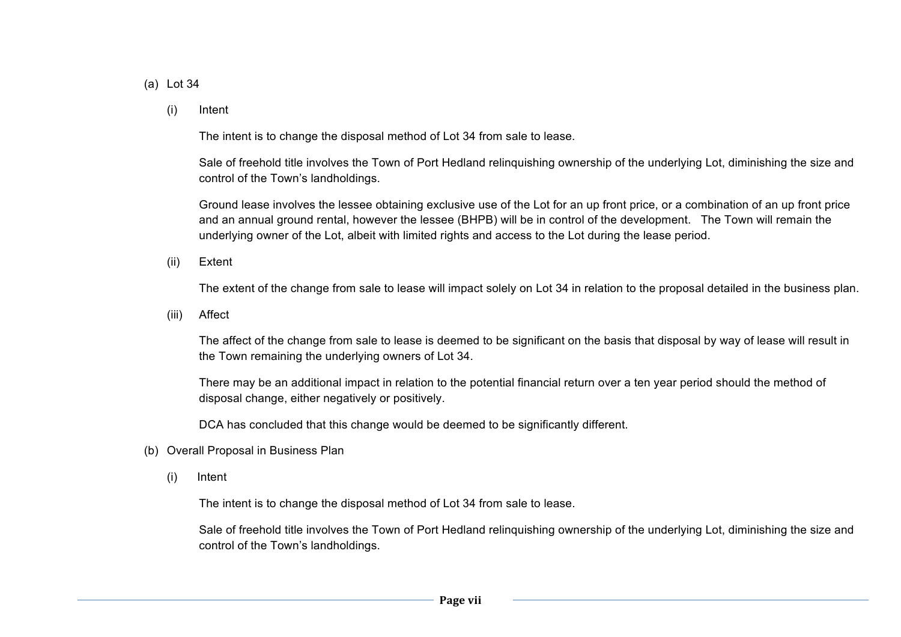(a) Lot 34

(i) Intent

The intent is to change the disposal method of Lot 34 from sale to lease.

Sale of freehold title involves the Town of Port Hedland relinquishing ownership of the underlying Lot, diminishing the size and control of the Town's landholdings.

Ground lease involves the lessee obtaining exclusive use of the Lot for an up front price, or a combination of an up front price and an annual ground rental, however the lessee (BHPB) will be in control of the development. The Town will remain the underlying owner of the Lot, albeit with limited rights and access to the Lot during the lease period.

(ii) Extent

The extent of the change from sale to lease will impact solely on Lot 34 in relation to the proposal detailed in the business plan.

(iii) Affect

The affect of the change from sale to lease is deemed to be significant on the basis that disposal by way of lease will result in the Town remaining the underlying owners of Lot 34.

There may be an additional impact in relation to the potential financial return over a ten year period should the method of disposal change, either negatively or positively.

DCA has concluded that this change would be deemed to be significantly different.

(b) Overall Proposal in Business Plan

(i) Intent

The intent is to change the disposal method of Lot 34 from sale to lease.

Sale of freehold title involves the Town of Port Hedland relinquishing ownership of the underlying Lot, diminishing the size and control of the Town's landholdings.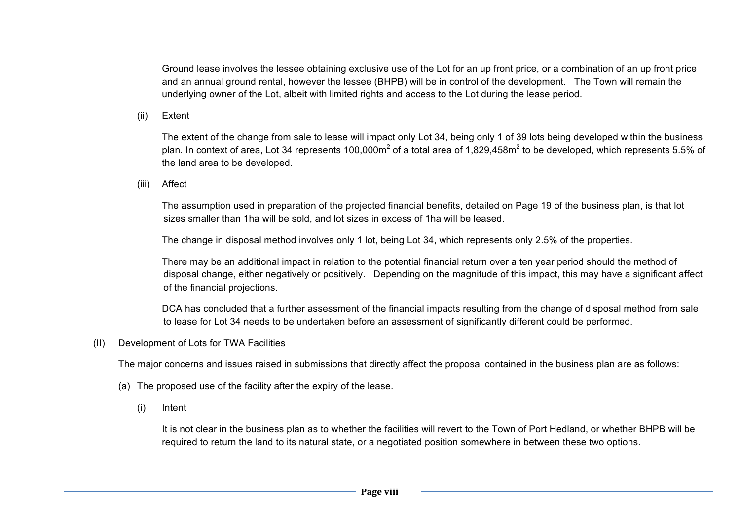Ground lease involves the lessee obtaining exclusive use of the Lot for an up front price, or a combination of an up front price and an annual ground rental, however the lessee (BHPB) will be in control of the development. The Town will remain the underlying owner of the Lot, albeit with limited rights and access to the Lot during the lease period.

(ii) Extent

The extent of the change from sale to lease will impact only Lot 34, being only 1 of 39 lots being developed within the business plan. In context of area, Lot 34 represents 100,000m$^2$ of a total area of 1,829,458m$^2$ to be developed, which represents 5.5% of the land area to be developed.

(iii) Affect

The assumption used in preparation of the projected financial benefits, detailed on Page 19 of the business plan, is that lot sizes smaller than 1ha will be sold, and lot sizes in excess of 1ha will be leased.

The change in disposal method involves only 1 lot, being Lot 34, which represents only 2.5% of the properties.

There may be an additional impact in relation to the potential financial return over a ten year period should the method of disposal change, either negatively or positively. Depending on the magnitude of this impact, this may have a significant affect of the financial projections.

DCA has concluded that a further assessment of the financial impacts resulting from the change of disposal method from sale to lease for Lot 34 needs to be undertaken before an assessment of significantly different could be performed.

(II) Development of Lots for TWA Facilities

The major concerns and issues raised in submissions that directly affect the proposal contained in the business plan are as follows:

(a) The proposed use of the facility after the expiry of the lease.

(i) Intent

It is not clear in the business plan as to whether the facilities will revert to the Town of Port Hedland, or whether BHPB will be required to return the land to its natural state, or a negotiated position somewhere in between these two options.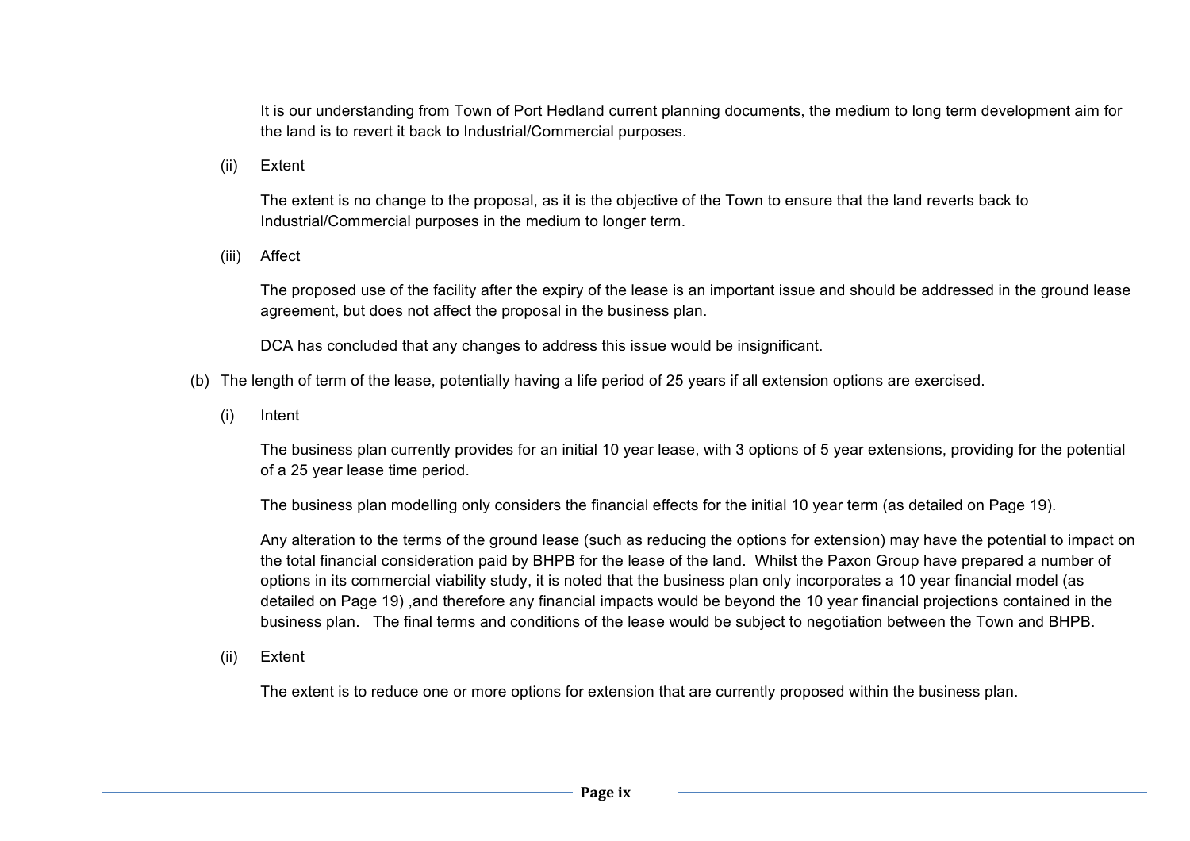It is our understanding from Town of Port Hedland current planning documents, the medium to long term development aim for the land is to revert it back to Industrial/Commercial purposes.

(ii) Extent

The extent is no change to the proposal, as it is the objective of the Town to ensure that the land reverts back to Industrial/Commercial purposes in the medium to longer term.

(iii) Affect

The proposed use of the facility after the expiry of the lease is an important issue and should be addressed in the ground lease agreement, but does not affect the proposal in the business plan.

DCA has concluded that any changes to address this issue would be insignificant.

(b) The length of term of the lease, potentially having a life period of 25 years if all extension options are exercised.

(i) Intent

The business plan currently provides for an initial 10 year lease, with 3 options of 5 year extensions, providing for the potential of a 25 year lease time period.

The business plan modelling only considers the financial effects for the initial 10 year term (as detailed on Page 19).

Any alteration to the terms of the ground lease (such as reducing the options for extension) may have the potential to impact on the total financial consideration paid by BHPB for the lease of the land. Whilst the Paxon Group have prepared a number of options in its commercial viability study, it is noted that the business plan only incorporates a 10 year financial model (as detailed on Page 19) ,and therefore any financial impacts would be beyond the 10 year financial projections contained in the business plan. The final terms and conditions of the lease would be subject to negotiation between the Town and BHPB.

(ii) Extent

The extent is to reduce one or more options for extension that are currently proposed within the business plan.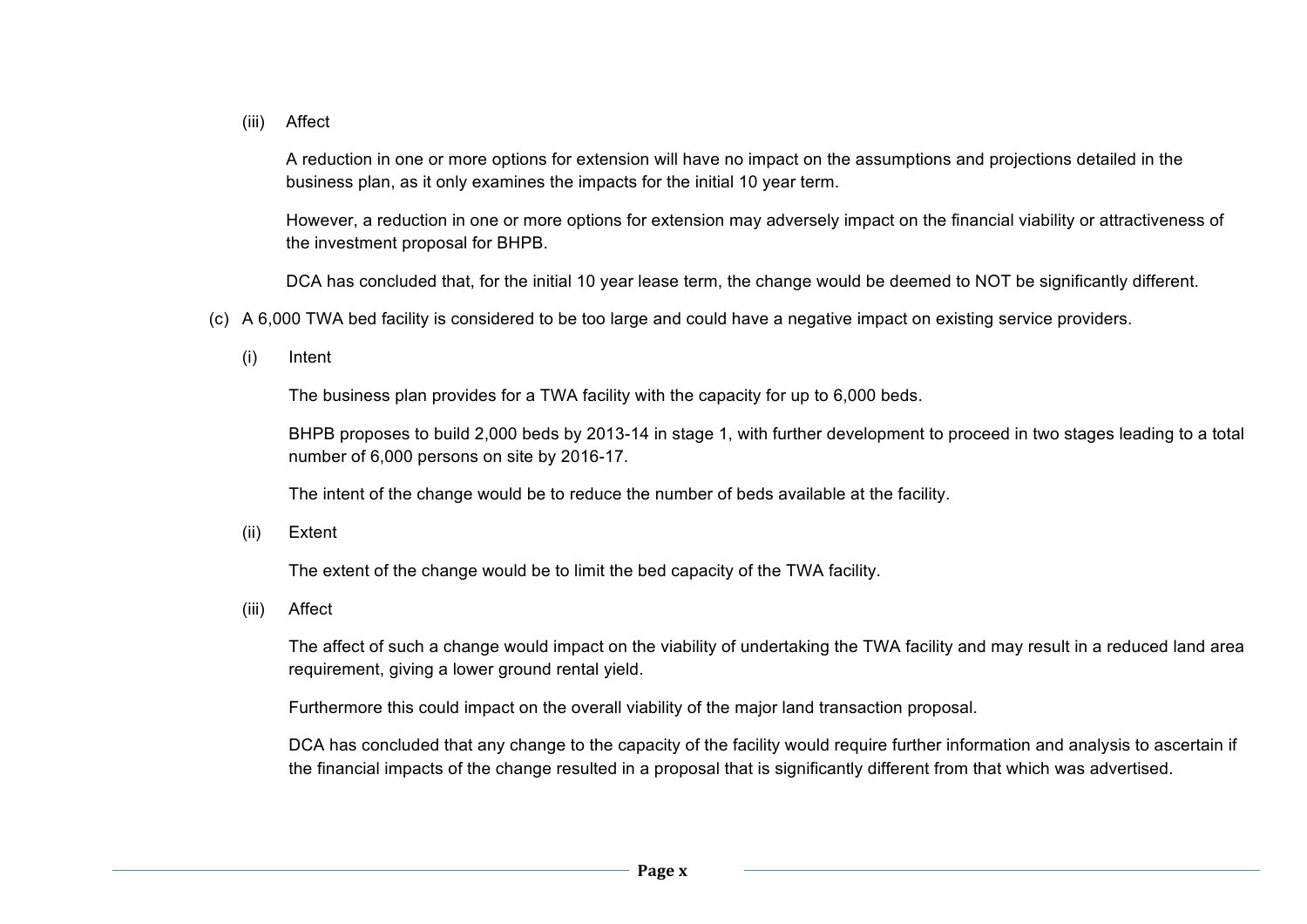(iii) Affect

A reduction in one or more options for extension will have no impact on the assumptions and projections detailed in the business plan, as it only examines the impacts for the initial 10 year term.

However, a reduction in one or more options for extension may adversely impact on the financial viability or attractiveness of the investment proposal for BHPB.

DCA has concluded that, for the initial 10 year lease term, the change would be deemed to NOT be significantly different.

(c) A 6,000 TWA bed facility is considered to be too large and could have a negative impact on existing service providers.

(i) Intent

The business plan provides for a TWA facility with the capacity for up to 6,000 beds.

BHPB proposes to build 2,000 beds by 2013-14 in stage 1, with further development to proceed in two stages leading to a total number of 6,000 persons on site by 2016-17.

The intent of the change would be to reduce the number of beds available at the facility.

(ii) Extent

The extent of the change would be to limit the bed capacity of the TWA facility.

(iii) Affect

The affect of such a change would impact on the viability of undertaking the TWA facility and may result in a reduced land area requirement, giving a lower ground rental yield.

Furthermore this could impact on the overall viability of the major land transaction proposal.

DCA has concluded that any change to the capacity of the facility would require further information and analysis to ascertain if the financial impacts of the change resulted in a proposal that is significantly different from that which was advertised.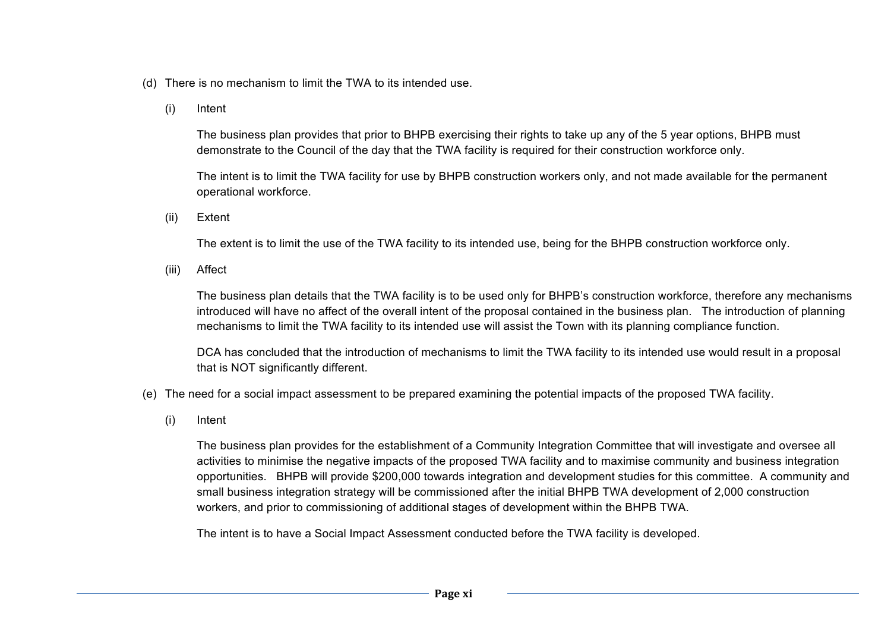(d) There is no mechanism to limit the TWA to its intended use.

(i) Intent

The business plan provides that prior to BHPB exercising their rights to take up any of the 5 year options, BHPB must demonstrate to the Council of the day that the TWA facility is required for their construction workforce only.

The intent is to limit the TWA facility for use by BHPB construction workers only, and not made available for the permanent operational workforce.

(ii) Extent

The extent is to limit the use of the TWA facility to its intended use, being for the BHPB construction workforce only.

(iii) Affect

The business plan details that the TWA facility is to be used only for BHPB's construction workforce, therefore any mechanisms introduced will have no affect of the overall intent of the proposal contained in the business plan. The introduction of planning mechanisms to limit the TWA facility to its intended use will assist the Town with its planning compliance function.

DCA has concluded that the introduction of mechanisms to limit the TWA facility to its intended use would result in a proposal that is NOT significantly different.

(e) The need for a social impact assessment to be prepared examining the potential impacts of the proposed TWA facility.

(i) Intent

The business plan provides for the establishment of a Community Integration Committee that will investigate and oversee all activities to minimise the negative impacts of the proposed TWA facility and to maximise community and business integration opportunities. BHPB will provide $200,000 towards integration and development studies for this committee. A community and small business integration strategy will be commissioned after the initial BHPB TWA development of 2,000 construction workers, and prior to commissioning of additional stages of development within the BHPB TWA.

The intent is to have a Social Impact Assessment conducted before the TWA facility is developed.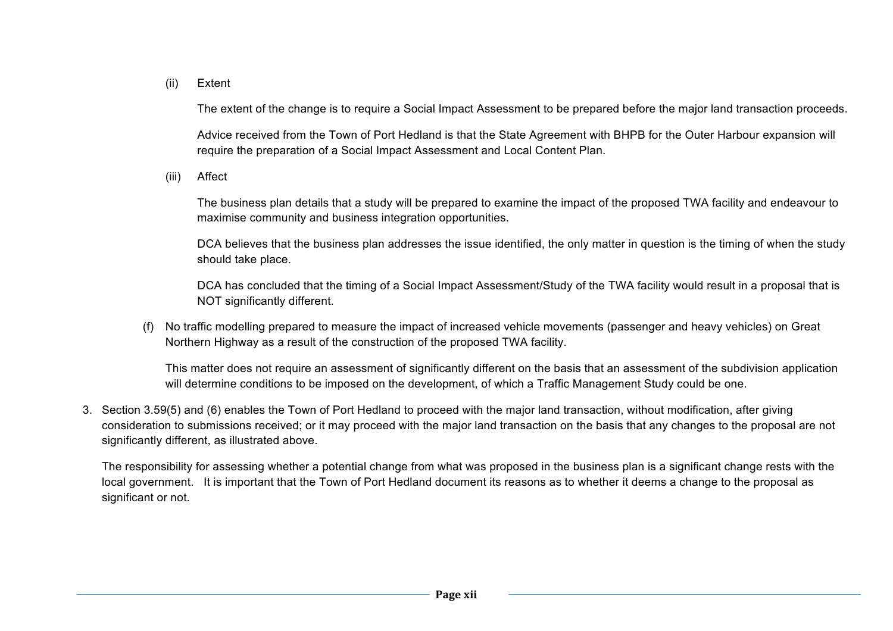(ii) Extent

The extent of the change is to require a Social Impact Assessment to be prepared before the major land transaction proceeds.

Advice received from the Town of Port Hedland is that the State Agreement with BHPB for the Outer Harbour expansion will require the preparation of a Social Impact Assessment and Local Content Plan.

(iii) Affect

The business plan details that a study will be prepared to examine the impact of the proposed TWA facility and endeavour to maximise community and business integration opportunities.

DCA believes that the business plan addresses the issue identified, the only matter in question is the timing of when the study should take place.

DCA has concluded that the timing of a Social Impact Assessment/Study of the TWA facility would result in a proposal that is NOT significantly different.

(f) No traffic modelling prepared to measure the impact of increased vehicle movements (passenger and heavy vehicles) on Great Northern Highway as a result of the construction of the proposed TWA facility.

This matter does not require an assessment of significantly different on the basis that an assessment of the subdivision application will determine conditions to be imposed on the development, of which a Traffic Management Study could be one.

3. Section 3.59(5) and (6) enables the Town of Port Hedland to proceed with the major land transaction, without modification, after giving consideration to submissions received; or it may proceed with the major land transaction on the basis that any changes to the proposal are not significantly different, as illustrated above.

   The responsibility for assessing whether a potential change from what was proposed in the business plan is a significant change rests with the local government. It is important that the Town of Port Hedland document its reasons as to whether it deems a change to the proposal as significant or not.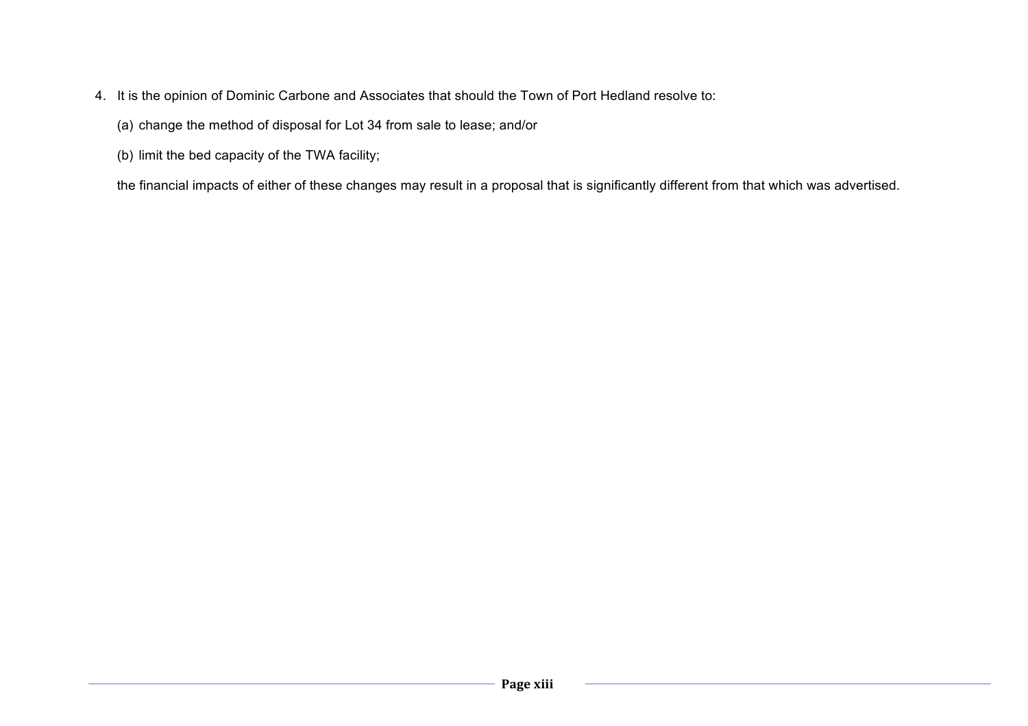4. It is the opinion of Dominic Carbone and Associates that should the Town of Port Hedland resolve to:

   (a) change the method of disposal for Lot 34 from sale to lease; and/or

   (b) limit the bed capacity of the TWA facility;

   the financial impacts of either of these changes may result in a proposal that is significantly different from that which was advertised.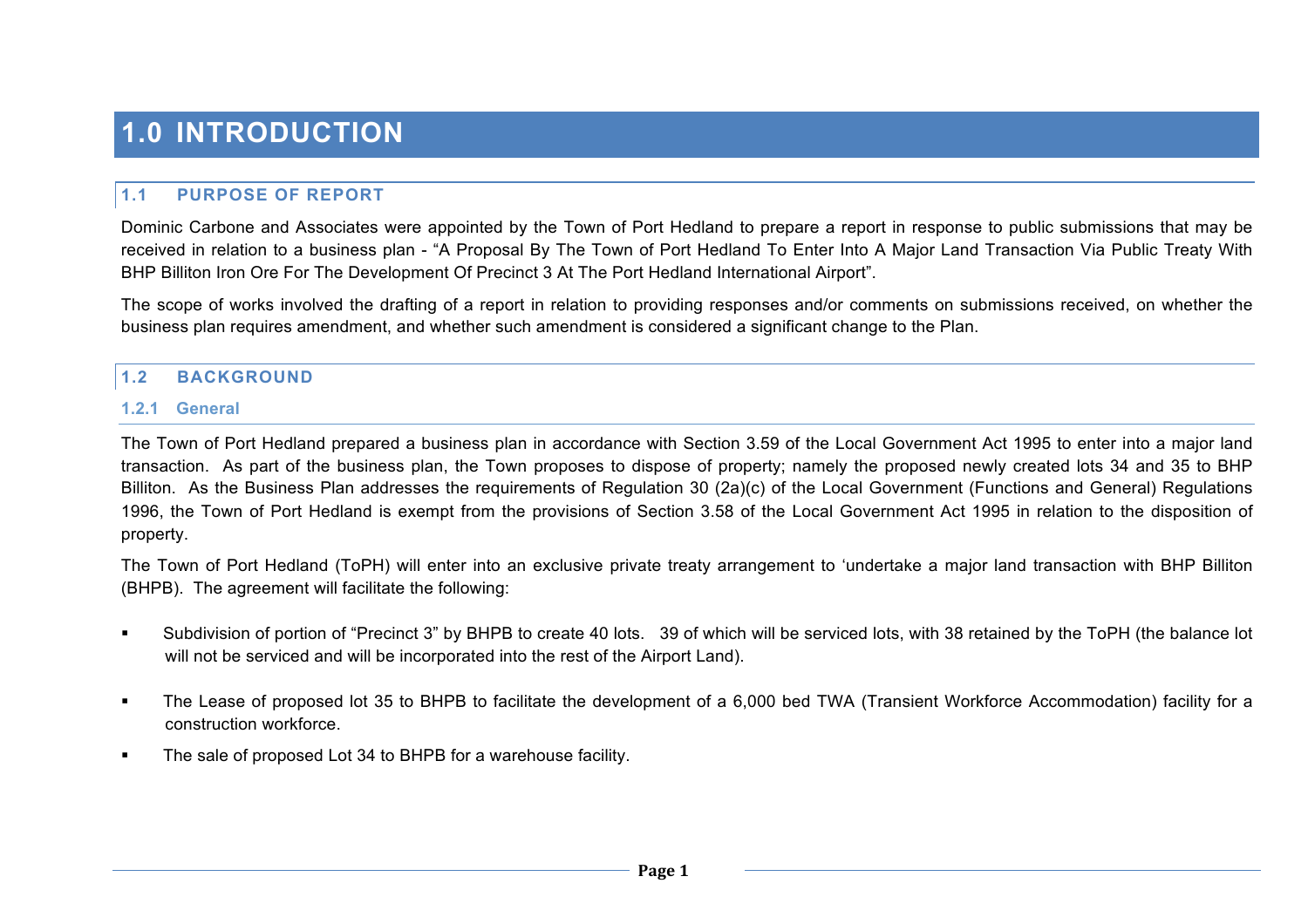# 1.0 INTRODUCTION

## 1.1 PURPOSE OF REPORT

Dominic Carbone and Associates were appointed by the Town of Port Hedland to prepare a report in response to public submissions that may be received in relation to a business plan - "A Proposal By The Town of Port Hedland To Enter Into A Major Land Transaction Via Public Treaty With BHP Billiton Iron Ore For The Development Of Precinct 3 At The Port Hedland International Airport".

The scope of works involved the drafting of a report in relation to providing responses and/or comments on submissions received, on whether the business plan requires amendment, and whether such amendment is considered a significant change to the Plan.

## 1.2 BACKGROUND

### 1.2.1 General

The Town of Port Hedland prepared a business plan in accordance with Section 3.59 of the Local Government Act 1995 to enter into a major land transaction. As part of the business plan, the Town proposes to dispose of property; namely the proposed newly created lots 34 and 35 to BHP Billiton. As the Business Plan addresses the requirements of Regulation 30 (2a)(c) of the Local Government (Functions and General) Regulations 1996, the Town of Port Hedland is exempt from the provisions of Section 3.58 of the Local Government Act 1995 in relation to the disposition of property.

The Town of Port Hedland (ToPH) will enter into an exclusive private treaty arrangement to 'undertake a major land transaction with BHP Billiton (BHPB). The agreement will facilitate the following:

- Subdivision of portion of "Precinct 3" by BHPB to create 40 lots. 39 of which will be serviced lots, with 38 retained by the ToPH (the balance lot will not be serviced and will be incorporated into the rest of the Airport Land).
- The Lease of proposed lot 35 to BHPB to facilitate the development of a 6,000 bed TWA (Transient Workforce Accommodation) facility for a construction workforce.
- The sale of proposed Lot 34 to BHPB for a warehouse facility.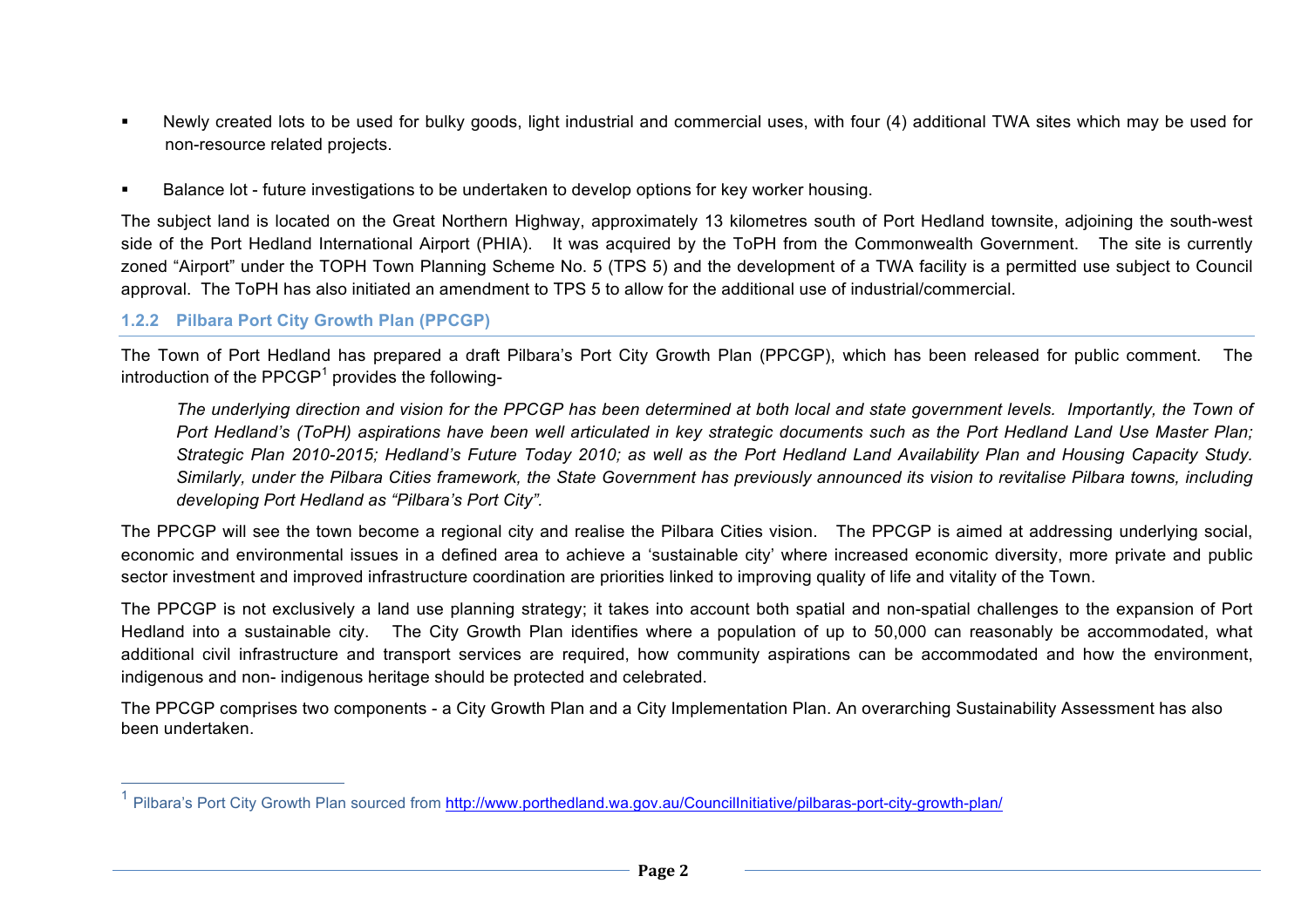- Newly created lots to be used for bulky goods, light industrial and commercial uses, with four (4) additional TWA sites which may be used for non-resource related projects.
- Balance lot - future investigations to be undertaken to develop options for key worker housing.

The subject land is located on the Great Northern Highway, approximately 13 kilometres south of Port Hedland townsite, adjoining the south-west side of the Port Hedland International Airport (PHIA). It was acquired by the ToPH from the Commonwealth Government. The site is currently zoned "Airport" under the TOPH Town Planning Scheme No. 5 (TPS 5) and the development of a TWA facility is a permitted use subject to Council approval. The ToPH has also initiated an amendment to TPS 5 to allow for the additional use of industrial/commercial.

### 1.2.2 Pilbara Port City Growth Plan (PPCGP)

The Town of Port Hedland has prepared a draft Pilbara's Port City Growth Plan (PPCGP), which has been released for public comment. The introduction of the PPCGP[1] provides the following-

> *The underlying direction and vision for the PPCGP has been determined at both local and state government levels. Importantly, the Town of Port Hedland's (ToPH) aspirations have been well articulated in key strategic documents such as the Port Hedland Land Use Master Plan; Strategic Plan 2010-2015; Hedland's Future Today 2010; as well as the Port Hedland Land Availability Plan and Housing Capacity Study. Similarly, under the Pilbara Cities framework, the State Government has previously announced its vision to revitalise Pilbara towns, including developing Port Hedland as "Pilbara's Port City".*

The PPCGP will see the town become a regional city and realise the Pilbara Cities vision. The PPCGP is aimed at addressing underlying social, economic and environmental issues in a defined area to achieve a 'sustainable city' where increased economic diversity, more private and public sector investment and improved infrastructure coordination are priorities linked to improving quality of life and vitality of the Town.

The PPCGP is not exclusively a land use planning strategy; it takes into account both spatial and non-spatial challenges to the expansion of Port Hedland into a sustainable city. The City Growth Plan identifies where a population of up to 50,000 can reasonably be accommodated, what additional civil infrastructure and transport services are required, how community aspirations can be accommodated and how the environment, indigenous and non- indigenous heritage should be protected and celebrated.

The PPCGP comprises two components - a City Growth Plan and a City Implementation Plan. An overarching Sustainability Assessment has also been undertaken.

---

[1] Pilbara's Port City Growth Plan sourced from http://www.porthedland.wa.gov.au/CouncilInitiative/pilbaras-port-city-growth-plan/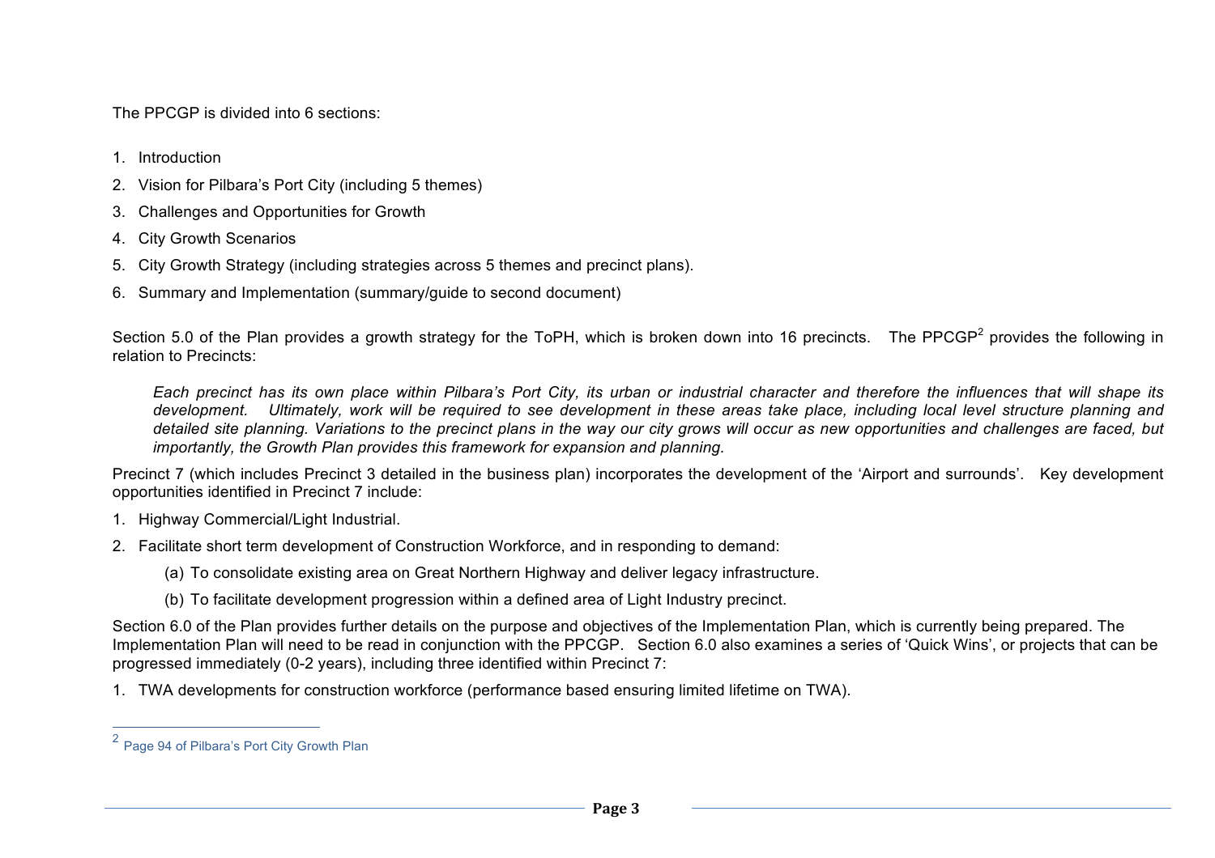The PPCGP is divided into 6 sections:

1. Introduction
2. Vision for Pilbara's Port City (including 5 themes)
3. Challenges and Opportunities for Growth
4. City Growth Scenarios
5. City Growth Strategy (including strategies across 5 themes and precinct plans).
6. Summary and Implementation (summary/guide to second document)

Section 5.0 of the Plan provides a growth strategy for the ToPH, which is broken down into 16 precincts. The PPCGP[2] provides the following in relation to Precincts:

> *Each precinct has its own place within Pilbara's Port City, its urban or industrial character and therefore the influences that will shape its development. Ultimately, work will be required to see development in these areas take place, including local level structure planning and detailed site planning. Variations to the precinct plans in the way our city grows will occur as new opportunities and challenges are faced, but importantly, the Growth Plan provides this framework for expansion and planning.*

Precinct 7 (which includes Precinct 3 detailed in the business plan) incorporates the development of the 'Airport and surrounds'. Key development opportunities identified in Precinct 7 include:

1. Highway Commercial/Light Industrial.
2. Facilitate short term development of Construction Workforce, and in responding to demand:
   (a) To consolidate existing area on Great Northern Highway and deliver legacy infrastructure.
   (b) To facilitate development progression within a defined area of Light Industry precinct.

Section 6.0 of the Plan provides further details on the purpose and objectives of the Implementation Plan, which is currently being prepared. The Implementation Plan will need to be read in conjunction with the PPCGP. Section 6.0 also examines a series of 'Quick Wins', or projects that can be progressed immediately (0-2 years), including three identified within Precinct 7:

1. TWA developments for construction workforce (performance based ensuring limited lifetime on TWA).

---

[2] Page 94 of Pilbara's Port City Growth Plan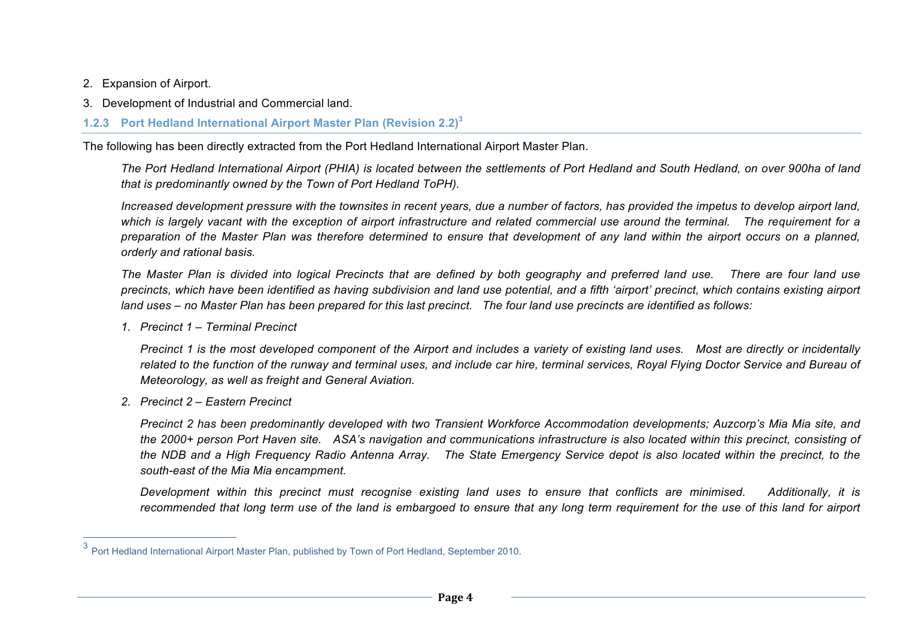2. Expansion of Airport.
3. Development of Industrial and Commercial land.

### 1.2.3 Port Hedland International Airport Master Plan (Revision 2.2)[3]

The following has been directly extracted from the Port Hedland International Airport Master Plan.

> *The Port Hedland International Airport (PHIA) is located between the settlements of Port Hedland and South Hedland, on over 900ha of land that is predominantly owned by the Town of Port Hedland ToPH).*
>
> *Increased development pressure with the townsites in recent years, due a number of factors, has provided the impetus to develop airport land, which is largely vacant with the exception of airport infrastructure and related commercial use around the terminal. The requirement for a preparation of the Master Plan was therefore determined to ensure that development of any land within the airport occurs on a planned, orderly and rational basis.*
>
> *The Master Plan is divided into logical Precincts that are defined by both geography and preferred land use. There are four land use precincts, which have been identified as having subdivision and land use potential, and a fifth 'airport' precinct, which contains existing airport land uses – no Master Plan has been prepared for this last precinct. The four land use precincts are identified as follows:*
>
> 1. *Precinct 1 – Terminal Precinct*
>
>    *Precinct 1 is the most developed component of the Airport and includes a variety of existing land uses. Most are directly or incidentally related to the function of the runway and terminal uses, and include car hire, terminal services, Royal Flying Doctor Service and Bureau of Meteorology, as well as freight and General Aviation.*
>
> 2. *Precinct 2 – Eastern Precinct*
>
>    *Precinct 2 has been predominantly developed with two Transient Workforce Accommodation developments; Auzcorp's Mia Mia site, and the 2000+ person Port Haven site. ASA's navigation and communications infrastructure is also located within this precinct, consisting of the NDB and a High Frequency Radio Antenna Array. The State Emergency Service depot is also located within the precinct, to the south-east of the Mia Mia encampment.*
>
>    *Development within this precinct must recognise existing land uses to ensure that conflicts are minimised. Additionally, it is recommended that long term use of the land is embargoed to ensure that any long term requirement for the use of this land for airport*

[3] Port Hedland International Airport Master Plan, published by Town of Port Hedland, September 2010.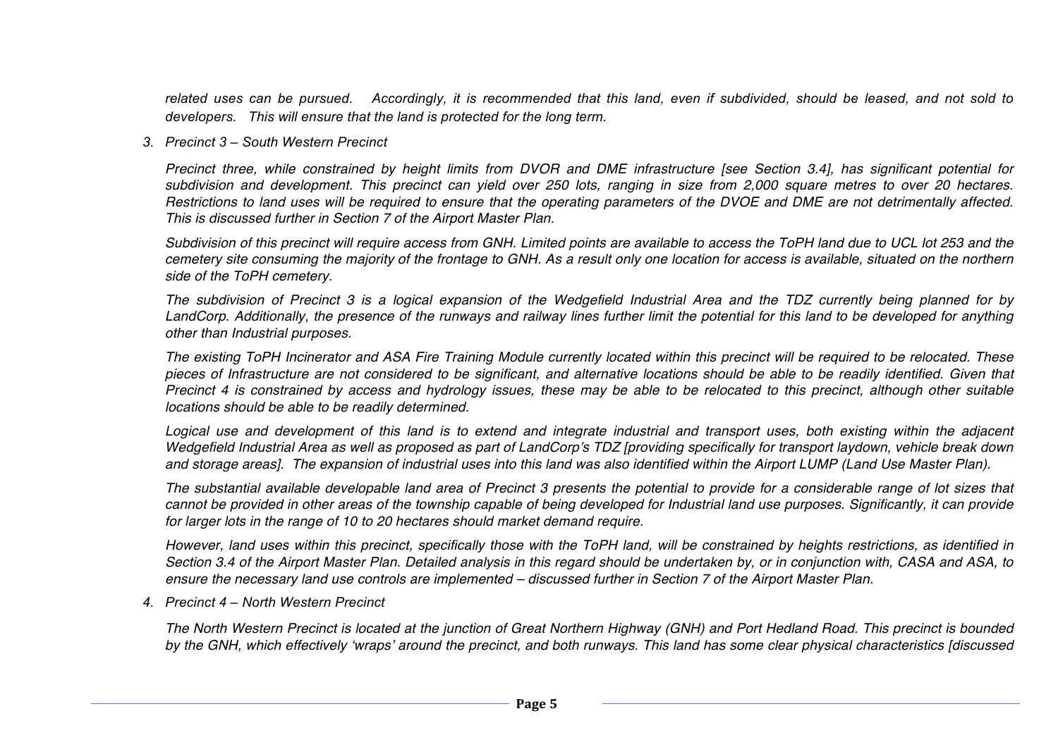*related uses can be pursued. Accordingly, it is recommended that this land, even if subdivided, should be leased, and not sold to developers. This will ensure that the land is protected for the long term.*

3. *Precinct 3 – South Western Precinct*

   *Precinct three, while constrained by height limits from DVOR and DME infrastructure [see Section 3.4], has significant potential for subdivision and development. This precinct can yield over 250 lots, ranging in size from 2,000 square metres to over 20 hectares. Restrictions to land uses will be required to ensure that the operating parameters of the DVOE and DME are not detrimentally affected. This is discussed further in Section 7 of the Airport Master Plan.*

   *Subdivision of this precinct will require access from GNH. Limited points are available to access the ToPH land due to UCL lot 253 and the cemetery site consuming the majority of the frontage to GNH. As a result only one location for access is available, situated on the northern side of the ToPH cemetery.*

   *The subdivision of Precinct 3 is a logical expansion of the Wedgefield Industrial Area and the TDZ currently being planned for by LandCorp. Additionally, the presence of the runways and railway lines further limit the potential for this land to be developed for anything other than Industrial purposes.*

   *The existing ToPH Incinerator and ASA Fire Training Module currently located within this precinct will be required to be relocated. These pieces of Infrastructure are not considered to be significant, and alternative locations should be able to be readily identified. Given that Precinct 4 is constrained by access and hydrology issues, these may be able to be relocated to this precinct, although other suitable locations should be able to be readily determined.*

   *Logical use and development of this land is to extend and integrate industrial and transport uses, both existing within the adjacent Wedgefield Industrial Area as well as proposed as part of LandCorp's TDZ [providing specifically for transport laydown, vehicle break down and storage areas]. The expansion of industrial uses into this land was also identified within the Airport LUMP (Land Use Master Plan).*

   *The substantial available developable land area of Precinct 3 presents the potential to provide for a considerable range of lot sizes that cannot be provided in other areas of the township capable of being developed for Industrial land use purposes. Significantly, it can provide for larger lots in the range of 10 to 20 hectares should market demand require.*

   *However, land uses within this precinct, specifically those with the ToPH land, will be constrained by heights restrictions, as identified in Section 3.4 of the Airport Master Plan. Detailed analysis in this regard should be undertaken by, or in conjunction with, CASA and ASA, to ensure the necessary land use controls are implemented – discussed further in Section 7 of the Airport Master Plan.*

4. *Precinct 4 – North Western Precinct*

   *The North Western Precinct is located at the junction of Great Northern Highway (GNH) and Port Hedland Road. This precinct is bounded by the GNH, which effectively 'wraps' around the precinct, and both runways. This land has some clear physical characteristics [discussed*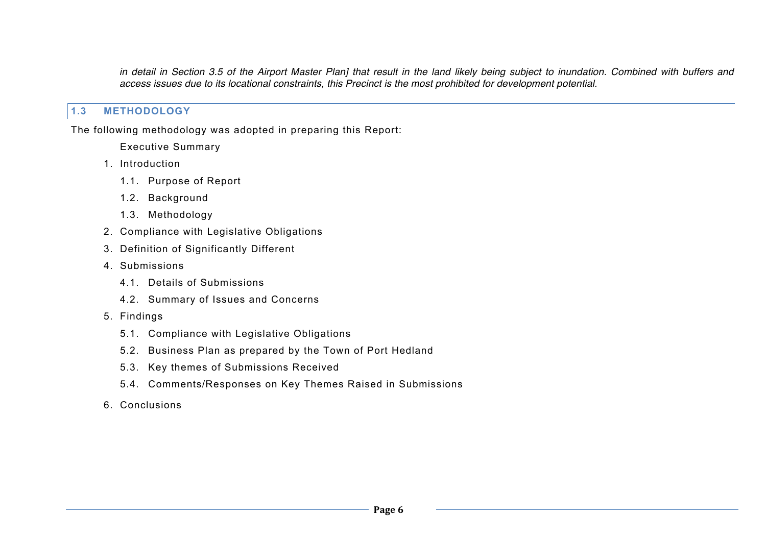*in detail in Section 3.5 of the Airport Master Plan] that result in the land likely being subject to inundation. Combined with buffers and access issues due to its locational constraints, this Precinct is the most prohibited for development potential.*

## 1.3 METHODOLOGY

The following methodology was adopted in preparing this Report:

Executive Summary

1. Introduction
   1.1. Purpose of Report
   1.2. Background
   1.3. Methodology
2. Compliance with Legislative Obligations
3. Definition of Significantly Different
4. Submissions
   4.1. Details of Submissions
   4.2. Summary of Issues and Concerns
5. Findings
   5.1. Compliance with Legislative Obligations
   5.2. Business Plan as prepared by the Town of Port Hedland
   5.3. Key themes of Submissions Received
   5.4. Comments/Responses on Key Themes Raised in Submissions
6. Conclusions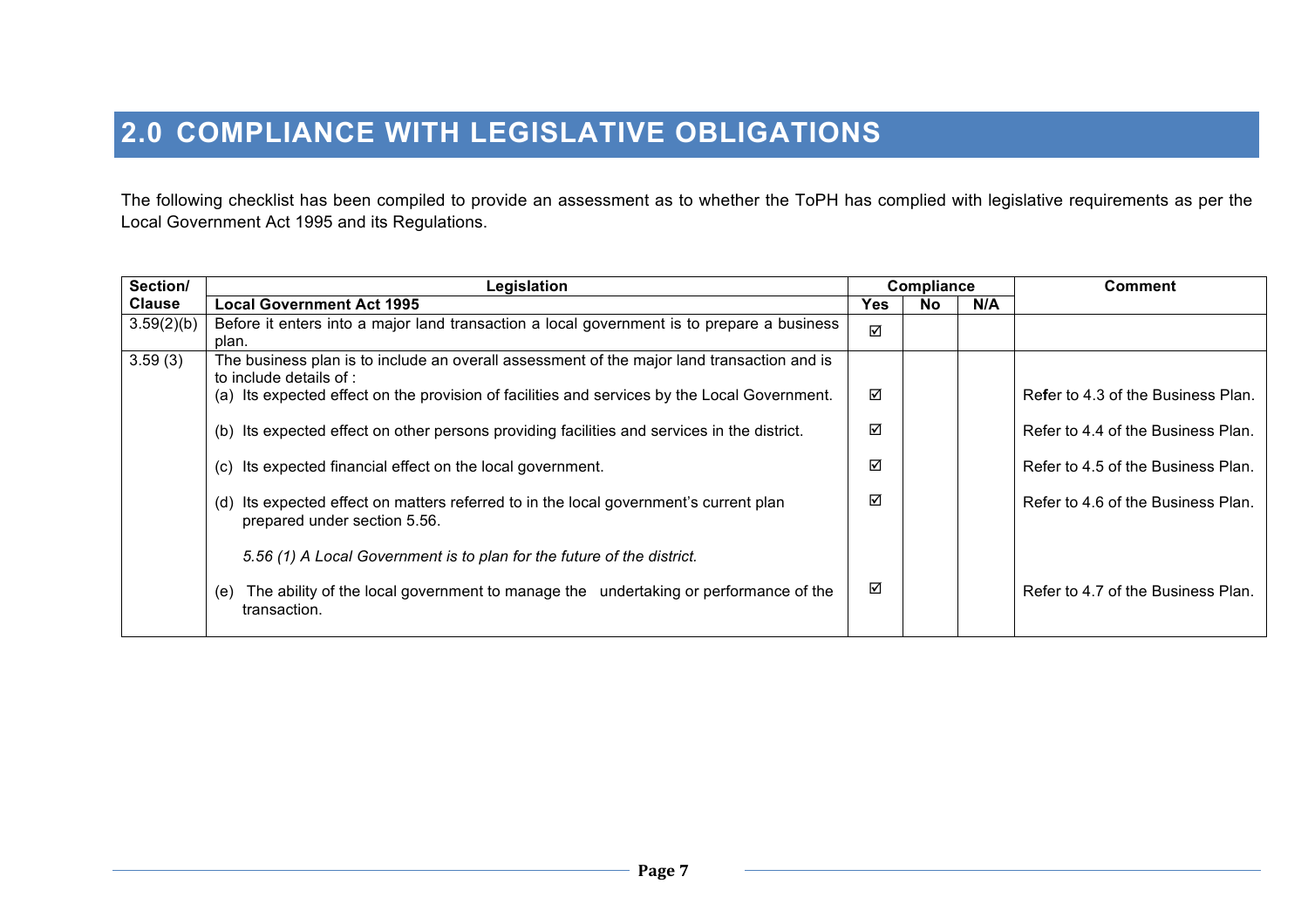# 2.0 COMPLIANCE WITH LEGISLATIVE OBLIGATIONS

The following checklist has been compiled to provide an assessment as to whether the ToPH has complied with legislative requirements as per the Local Government Act 1995 and its Regulations.

| Section/ Clause | Legislation | Compliance | | | Comment |
|---|---|---|---|---|---|
| | **Local Government Act 1995** | **Yes** | **No** | **N/A** | |
| 3.59(2)(b) | Before it enters into a major land transaction a local government is to prepare a business plan. | ☑ | | | |
| 3.59 (3) | The business plan is to include an overall assessment of the major land transaction and is to include details of : | | | | |
| | (a) Its expected effect on the provision of facilities and services by the Local Government. | ☑ | | | Refer to 4.3 of the Business Plan. |
| | (b) Its expected effect on other persons providing facilities and services in the district. | ☑ | | | Refer to 4.4 of the Business Plan. |
| | (c) Its expected financial effect on the local government. | ☑ | | | Refer to 4.5 of the Business Plan. |
| | (d) Its expected effect on matters referred to in the local government's current plan prepared under section 5.56. *5.56 (1) A Local Government is to plan for the future of the district.* | ☑ | | | Refer to 4.6 of the Business Plan. |
| | (e) The ability of the local government to manage the undertaking or performance of the transaction. | ☑ | | | Refer to 4.7 of the Business Plan. |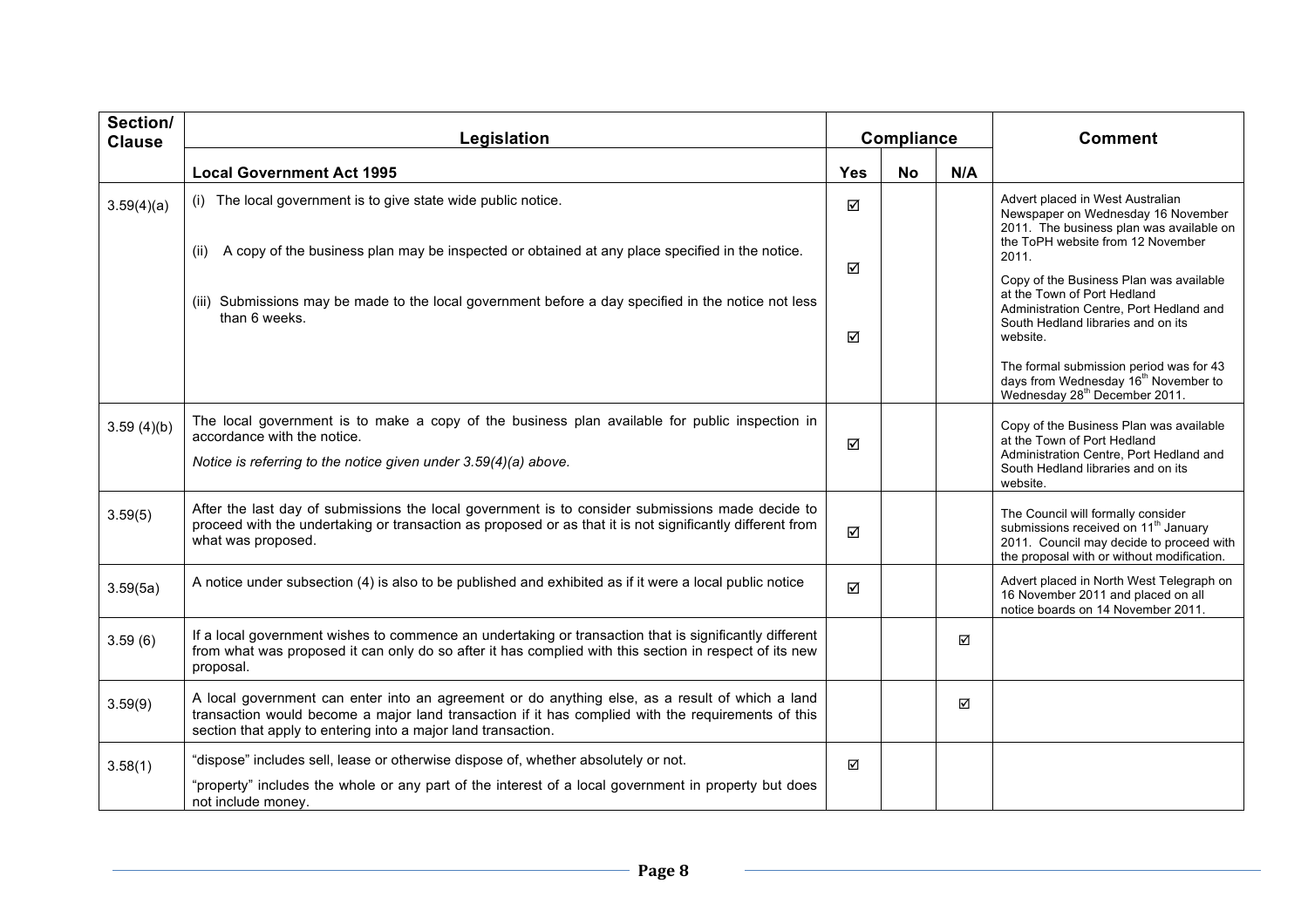| Section/ Clause | Legislation | Compliance | | | Comment |
|---|---|---|---|---|---|
| | **Local Government Act 1995** | **Yes** | **No** | **N/A** | |
| 3.59(4)(a) | (i) The local government is to give state wide public notice.<br><br>(ii) A copy of the business plan may be inspected or obtained at any place specified in the notice.<br><br>(iii) Submissions may be made to the local government before a day specified in the notice not less than 6 weeks. | ☑<br><br>☑<br><br>☑ | | | Advert placed in West Australian Newspaper on Wednesday 16 November 2011. The business plan was available on the ToPH website from 12 November 2011.<br><br>Copy of the Business Plan was available at the Town of Port Hedland Administration Centre, Port Hedland and South Hedland libraries and on its website.<br><br>The formal submission period was for 43 days from Wednesday 16th November to Wednesday 28th December 2011. |
| 3.59 (4)(b) | The local government is to make a copy of the business plan available for public inspection in accordance with the notice.<br><br>*Notice is referring to the notice given under 3.59(4)(a) above.* | ☑ | | | Copy of the Business Plan was available at the Town of Port Hedland Administration Centre, Port Hedland and South Hedland libraries and on its website. |
| 3.59(5) | After the last day of submissions the local government is to consider submissions made decide to proceed with the undertaking or transaction as proposed or as that it is not significantly different from what was proposed. | ☑ | | | The Council will formally consider submissions received on 11th January 2011. Council may decide to proceed with the proposal with or without modification. |
| 3.59(5a) | A notice under subsection (4) is also to be published and exhibited as if it were a local public notice | ☑ | | | Advert placed in North West Telegraph on 16 November 2011 and placed on all notice boards on 14 November 2011. |
| 3.59 (6) | If a local government wishes to commence an undertaking or transaction that is significantly different from what was proposed it can only do so after it has complied with this section in respect of its new proposal. | | | ☑ | |
| 3.59(9) | A local government can enter into an agreement or do anything else, as a result of which a land transaction would become a major land transaction if it has complied with the requirements of this section that apply to entering into a major land transaction. | | | ☑ | |
| 3.58(1) | "dispose" includes sell, lease or otherwise dispose of, whether absolutely or not.<br><br>"property" includes the whole or any part of the interest of a local government in property but does not include money. | ☑ | | | |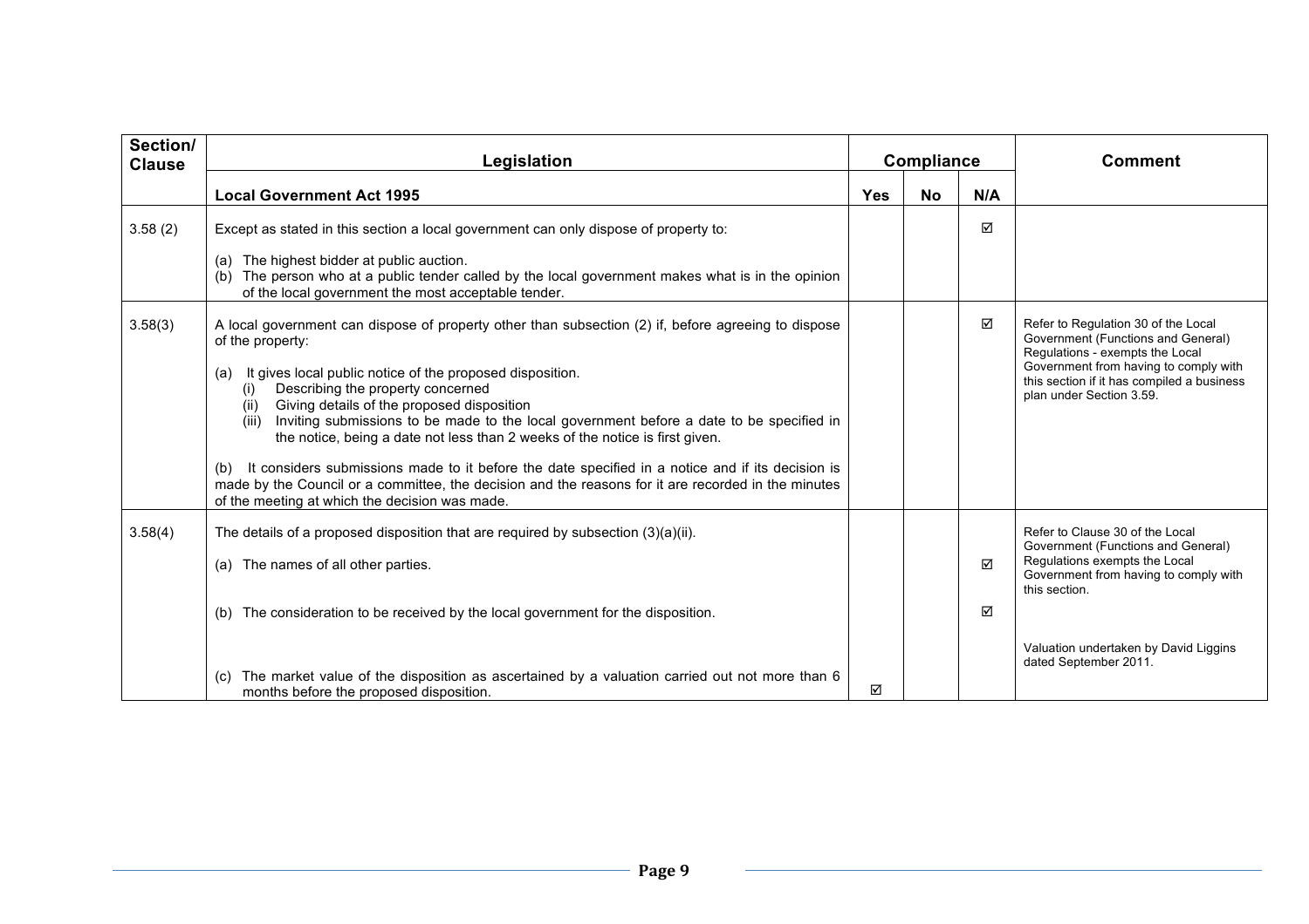| Section/ Clause | Legislation | Compliance | | | Comment |
|---|---|---|---|---|---|
| | **Local Government Act 1995** | **Yes** | **No** | **N/A** | |
| 3.58 (2) | Except as stated in this section a local government can only dispose of property to:<br><br>(a) The highest bidder at public auction.<br>(b) The person who at a public tender called by the local government makes what is in the opinion of the local government the most acceptable tender. | | | ☑ | |
| 3.58(3) | A local government can dispose of property other than subsection (2) if, before agreeing to dispose of the property:<br><br>(a) It gives local public notice of the proposed disposition.<br>(i) Describing the property concerned<br>(ii) Giving details of the proposed disposition<br>(iii) Inviting submissions to be made to the local government before a date to be specified in the notice, being a date not less than 2 weeks of the notice is first given.<br><br>(b) It considers submissions made to it before the date specified in a notice and if its decision is made by the Council or a committee, the decision and the reasons for it are recorded in the minutes of the meeting at which the decision was made. | | | ☑ | Refer to Regulation 30 of the Local Government (Functions and General) Regulations - exempts the Local Government from having to comply with this section if it has compiled a business plan under Section 3.59. |
| 3.58(4) | The details of a proposed disposition that are required by subsection (3)(a)(ii). | | | | Refer to Clause 30 of the Local Government (Functions and General) Regulations exempts the Local Government from having to comply with this section. |
| | (a) The names of all other parties. | | | ☑ | |
| | (b) The consideration to be received by the local government for the disposition. | | | ☑ | |
| | (c) The market value of the disposition as ascertained by a valuation carried out not more than 6 months before the proposed disposition. | ☑ | | | Valuation undertaken by David Liggins dated September 2011. |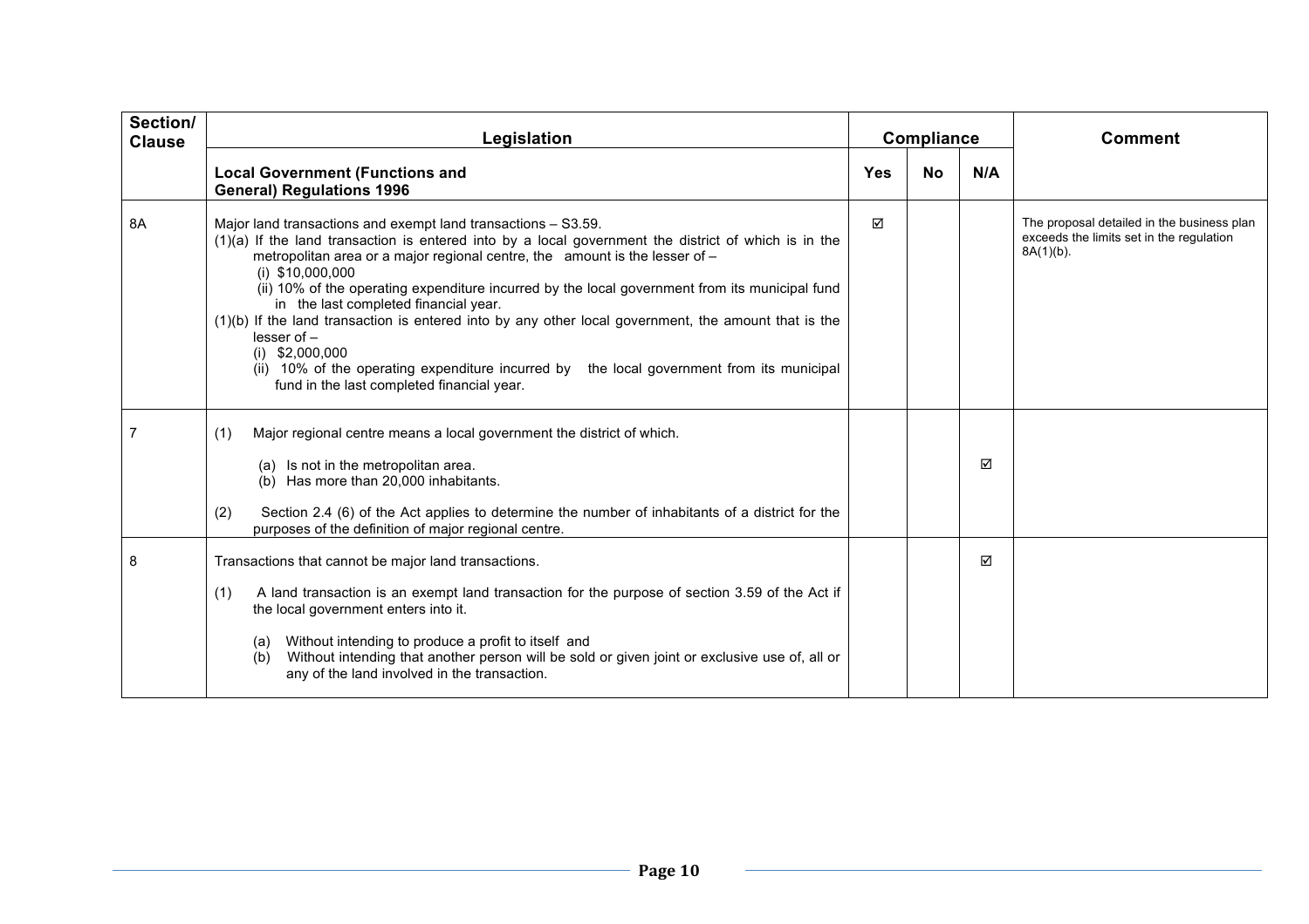| Section/ Clause | Legislation | Compliance | | | Comment |
|---|---|---|---|---|---|
| | **Local Government (Functions and General) Regulations 1996** | **Yes** | **No** | **N/A** | |
| 8A | Major land transactions and exempt land transactions – S3.59.<br>(1)(a) If the land transaction is entered into by a local government the district of which is in the metropolitan area or a major regional centre, the amount is the lesser of –<br>(i) $10,000,000<br>(ii) 10% of the operating expenditure incurred by the local government from its municipal fund in the last completed financial year.<br>(1)(b) If the land transaction is entered into by any other local government, the amount that is the lesser of –<br>(i) $2,000,000<br>(ii) 10% of the operating expenditure incurred by the local government from its municipal fund in the last completed financial year. | ☑ | | | The proposal detailed in the business plan exceeds the limits set in the regulation 8A(1)(b). |
| 7 | (1) Major regional centre means a local government the district of which.<br>(a) Is not in the metropolitan area.<br>(b) Has more than 20,000 inhabitants.<br>(2) Section 2.4 (6) of the Act applies to determine the number of inhabitants of a district for the purposes of the definition of major regional centre. | | | ☑ | |
| 8 | Transactions that cannot be major land transactions.<br>(1) A land transaction is an exempt land transaction for the purpose of section 3.59 of the Act if the local government enters into it.<br>(a) Without intending to produce a profit to itself and<br>(b) Without intending that another person will be sold or given joint or exclusive use of, all or any of the land involved in the transaction. | | | ☑ | |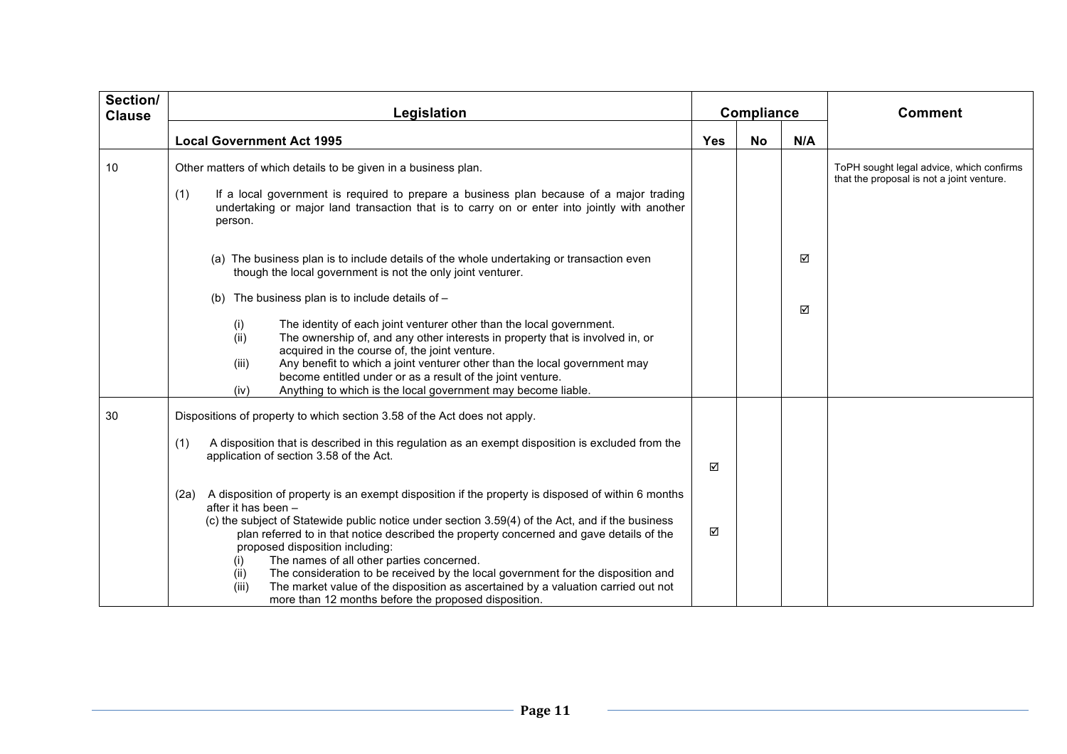| Section/ Clause | Legislation | Compliance | | | Comment |
|---|---|---|---|---|---|
| | **Local Government Act 1995** | **Yes** | **No** | **N/A** | |
| 10 | Other matters of which details to be given in a business plan. | | | | ToPH sought legal advice, which confirms that the proposal is not a joint venture. |
| | (1) If a local government is required to prepare a business plan because of a major trading undertaking or major land transaction that is to carry on or enter into jointly with another person. | | | | |
| | (a) The business plan is to include details of the whole undertaking or transaction even though the local government is not the only joint venturer. | | | ☑ | |
| | (b) The business plan is to include details of – (i) The identity of each joint venturer other than the local government. (ii) The ownership of, and any other interests in property that is involved in, or acquired in the course of, the joint venture. (iii) Any benefit to which a joint venturer other than the local government may become entitled under or as a result of the joint venture. (iv) Anything to which is the local government may become liable. | | | ☑ | |
| 30 | Dispositions of property to which section 3.58 of the Act does not apply. | | | | |
| | (1) A disposition that is described in this regulation as an exempt disposition is excluded from the application of section 3.58 of the Act. | ☑ | | | |
| | (2a) A disposition of property is an exempt disposition if the property is disposed of within 6 months after it has been – (c) the subject of Statewide public notice under section 3.59(4) of the Act, and if the business plan referred to in that notice described the property concerned and gave details of the proposed disposition including: (i) The names of all other parties concerned. (ii) The consideration to be received by the local government for the disposition and (iii) The market value of the disposition as ascertained by a valuation carried out not more than 12 months before the proposed disposition. | ☑ | | | |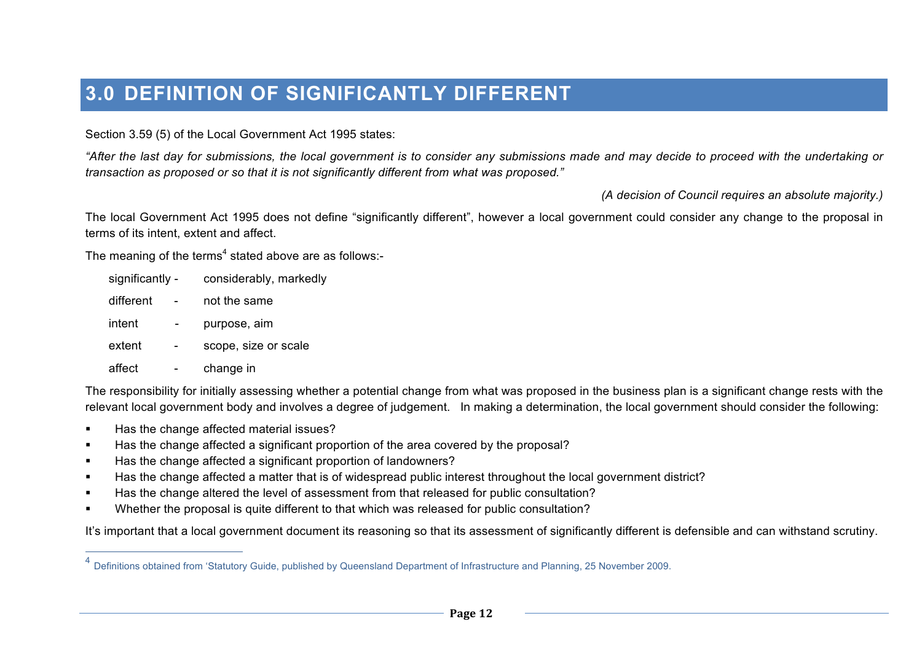# 3.0 DEFINITION OF SIGNIFICANTLY DIFFERENT

Section 3.59 (5) of the Local Government Act 1995 states:

*"After the last day for submissions, the local government is to consider any submissions made and may decide to proceed with the undertaking or transaction as proposed or so that it is not significantly different from what was proposed."*

*(A decision of Council requires an absolute majority.)*

The local Government Act 1995 does not define "significantly different", however a local government could consider any change to the proposal in terms of its intent, extent and affect.

The meaning of the terms[4] stated above are as follows:-

| | | |
|---|---|---|
| significantly | - | considerably, markedly |
| different | - | not the same |
| intent | - | purpose, aim |
| extent | - | scope, size or scale |
| affect | - | change in |

The responsibility for initially assessing whether a potential change from what was proposed in the business plan is a significant change rests with the relevant local government body and involves a degree of judgement. In making a determination, the local government should consider the following:

- Has the change affected material issues?
- Has the change affected a significant proportion of the area covered by the proposal?
- Has the change affected a significant proportion of landowners?
- Has the change affected a matter that is of widespread public interest throughout the local government district?
- Has the change altered the level of assessment from that released for public consultation?
- Whether the proposal is quite different to that which was released for public consultation?

It's important that a local government document its reasoning so that its assessment of significantly different is defensible and can withstand scrutiny.

[4] Definitions obtained from 'Statutory Guide, published by Queensland Department of Infrastructure and Planning, 25 November 2009.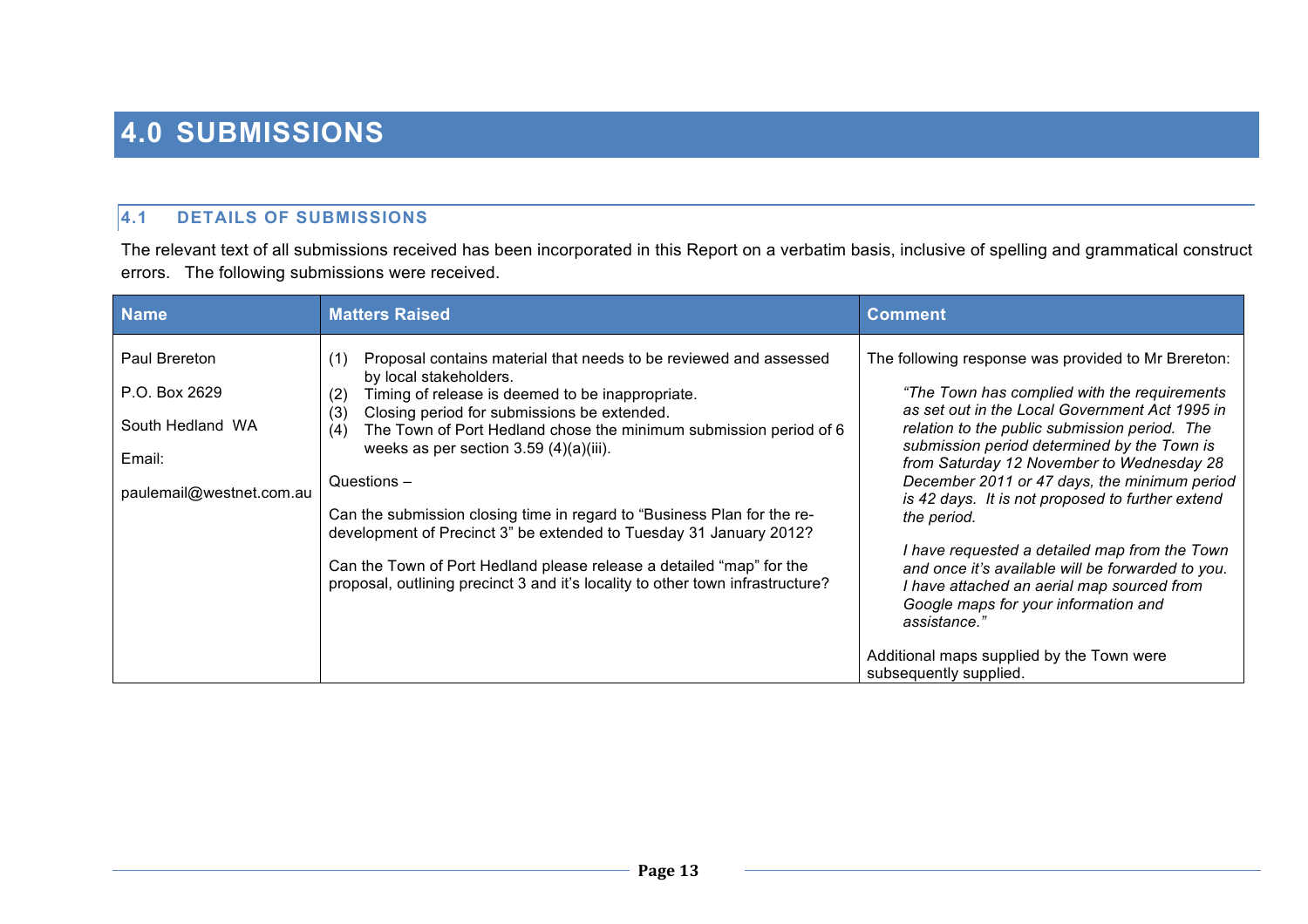# 4.0 SUBMISSIONS

## 4.1 DETAILS OF SUBMISSIONS

The relevant text of all submissions received has been incorporated in this Report on a verbatim basis, inclusive of spelling and grammatical construct errors. The following submissions were received.

| Name | Matters Raised | Comment |
|---|---|---|
| Paul Brereton<br><br>P.O. Box 2629<br><br>South Hedland WA<br><br>Email:<br><br>paulemail@westnet.com.au | (1) Proposal contains material that needs to be reviewed and assessed by local stakeholders.<br>(2) Timing of release is deemed to be inappropriate.<br>(3) Closing period for submissions be extended.<br>(4) The Town of Port Hedland chose the minimum submission period of 6 weeks as per section 3.59 (4)(a)(iii).<br><br>Questions –<br><br>Can the submission closing time in regard to "Business Plan for the re-development of Precinct 3" be extended to Tuesday 31 January 2012?<br><br>Can the Town of Port Hedland please release a detailed "map" for the proposal, outlining precinct 3 and it's locality to other town infrastructure? | The following response was provided to Mr Brereton:<br><br>*"The Town has complied with the requirements as set out in the Local Government Act 1995 in relation to the public submission period. The submission period determined by the Town is from Saturday 12 November to Wednesday 28 December 2011 or 47 days, the minimum period is 42 days. It is not proposed to further extend the period.*<br><br>*I have requested a detailed map from the Town and once it's available will be forwarded to you. I have attached an aerial map sourced from Google maps for your information and assistance."*<br><br>Additional maps supplied by the Town were subsequently supplied. |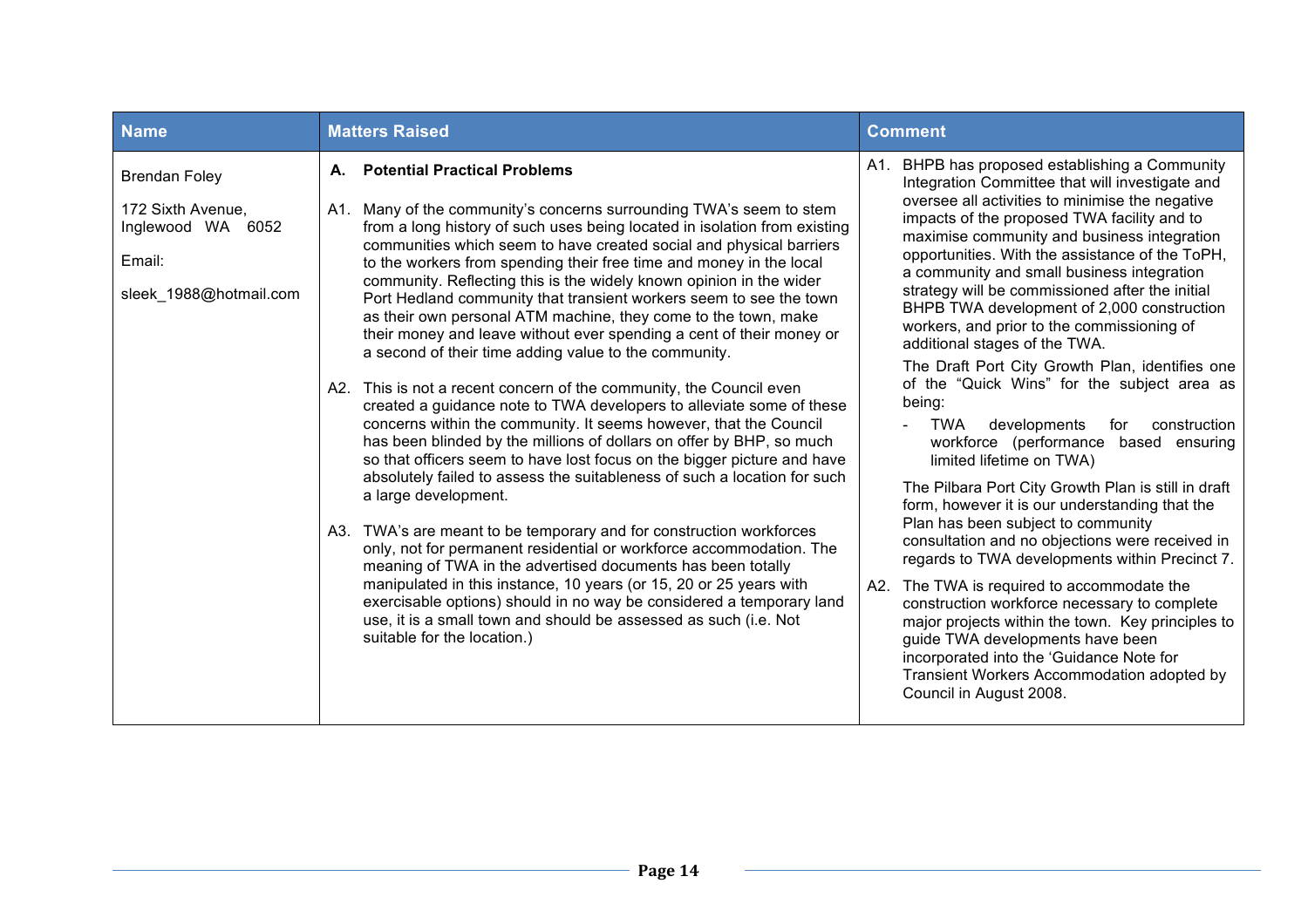| Name | Matters Raised | Comment |
|---|---|---|
| Brendan Foley<br><br>172 Sixth Avenue, Inglewood WA 6052<br><br>Email:<br><br>sleek_1988@hotmail.com | **A. Potential Practical Problems**<br><br>A1. Many of the community's concerns surrounding TWA's seem to stem from a long history of such uses being located in isolation from existing communities which seem to have created social and physical barriers to the workers from spending their free time and money in the local community. Reflecting this is the widely known opinion in the wider Port Hedland community that transient workers seem to see the town as their own personal ATM machine, they come to the town, make their money and leave without ever spending a cent of their money or a second of their time adding value to the community.<br><br>A2. This is not a recent concern of the community, the Council even created a guidance note to TWA developers to alleviate some of these concerns within the community. It seems however, that the Council has been blinded by the millions of dollars on offer by BHP, so much so that officers seem to have lost focus on the bigger picture and have absolutely failed to assess the suitableness of such a location for such a large development.<br><br>A3. TWA's are meant to be temporary and for construction workforces only, not for permanent residential or workforce accommodation. The meaning of TWA in the advertised documents has been totally manipulated in this instance, 10 years (or 15, 20 or 25 years with exercisable options) should in no way be considered a temporary land use, it is a small town and should be assessed as such (i.e. Not suitable for the location.) | A1. BHPB has proposed establishing a Community Integration Committee that will investigate and oversee all activities to minimise the negative impacts of the proposed TWA facility and to maximise community and business integration opportunities. With the assistance of the ToPH, a community and small business integration strategy will be commissioned after the initial BHPB TWA development of 2,000 construction workers, and prior to the commissioning of additional stages of the TWA.<br><br>The Draft Port City Growth Plan, identifies one of the "Quick Wins" for the subject area as being:<br><br>- TWA developments for construction workforce (performance based ensuring limited lifetime on TWA)<br><br>The Pilbara Port City Growth Plan is still in draft form, however it is our understanding that the Plan has been subject to community consultation and no objections were received in regards to TWA developments within Precinct 7.<br><br>A2. The TWA is required to accommodate the construction workforce necessary to complete major projects within the town. Key principles to guide TWA developments have been incorporated into the 'Guidance Note for Transient Workers Accommodation adopted by Council in August 2008. |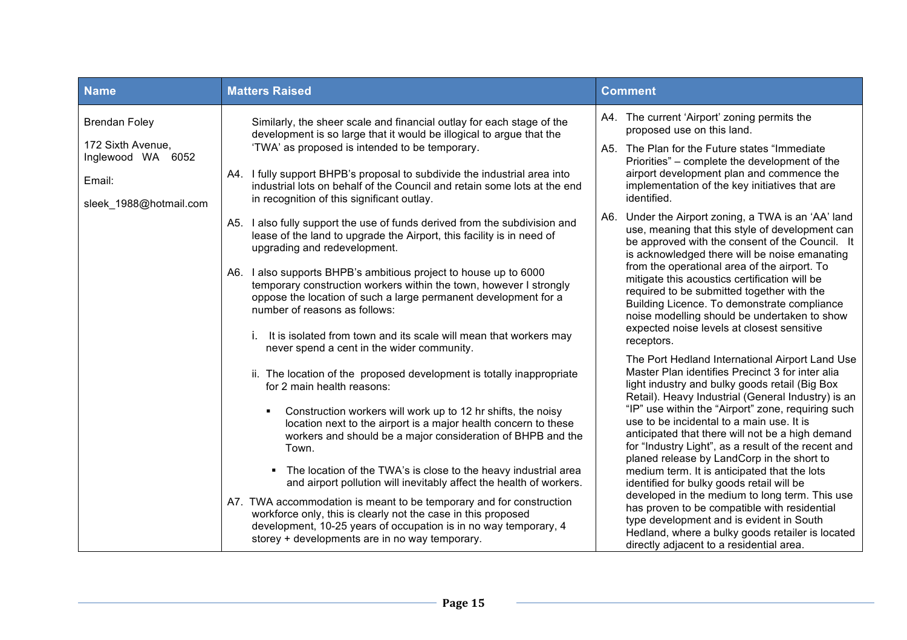| Name | Matters Raised | Comment |
| --- | --- | --- |
| Brendan Foley<br><br>172 Sixth Avenue, Inglewood WA 6052<br><br>Email:<br><br>sleek_1988@hotmail.com | Similarly, the sheer scale and financial outlay for each stage of the development is so large that it would be illogical to argue that the 'TWA' as proposed is intended to be temporary.<br><br>A4. I fully support BHPB's proposal to subdivide the industrial area into industrial lots on behalf of the Council and retain some lots at the end in recognition of this significant outlay.<br><br>A5. I also fully support the use of funds derived from the subdivision and lease of the land to upgrade the Airport, this facility is in need of upgrading and redevelopment.<br><br>A6. I also supports BHPB's ambitious project to house up to 6000 temporary construction workers within the town, however I strongly oppose the location of such a large permanent development for a number of reasons as follows:<br><br>i. It is isolated from town and its scale will mean that workers may never spend a cent in the wider community.<br><br>ii. The location of the proposed development is totally inappropriate for 2 main health reasons:<br><br>▪ Construction workers will work up to 12 hr shifts, the noisy location next to the airport is a major health concern to these workers and should be a major consideration of BHPB and the Town.<br><br>▪ The location of the TWA's is close to the heavy industrial area and airport pollution will inevitably affect the health of workers.<br><br>A7. TWA accommodation is meant to be temporary and for construction workforce only, this is clearly not the case in this proposed development, 10-25 years of occupation is in no way temporary, 4 storey + developments are in no way temporary. | A4. The current 'Airport' zoning permits the proposed use on this land.<br><br>A5. The Plan for the Future states "Immediate Priorities" – complete the development of the airport development plan and commence the implementation of the key initiatives that are identified.<br><br>A6. Under the Airport zoning, a TWA is an 'AA' land use, meaning that this style of development can be approved with the consent of the Council. It is acknowledged there will be noise emanating from the operational area of the airport. To mitigate this acoustics certification will be required to be submitted together with the Building Licence. To demonstrate compliance noise modelling should be undertaken to show expected noise levels at closest sensitive receptors.<br><br>The Port Hedland International Airport Land Use Master Plan identifies Precinct 3 for inter alia light industry and bulky goods retail (Big Box Retail). Heavy Industrial (General Industry) is an "IP" use within the "Airport" zone, requiring such use to be incidental to a main use. It is anticipated that there will not be a high demand for "Industry Light", as a result of the recent and planed release by LandCorp in the short to medium term. It is anticipated that the lots identified for bulky goods retail will be developed in the medium to long term. This use has proven to be compatible with residential type development and is evident in South Hedland, where a bulky goods retailer is located directly adjacent to a residential area. |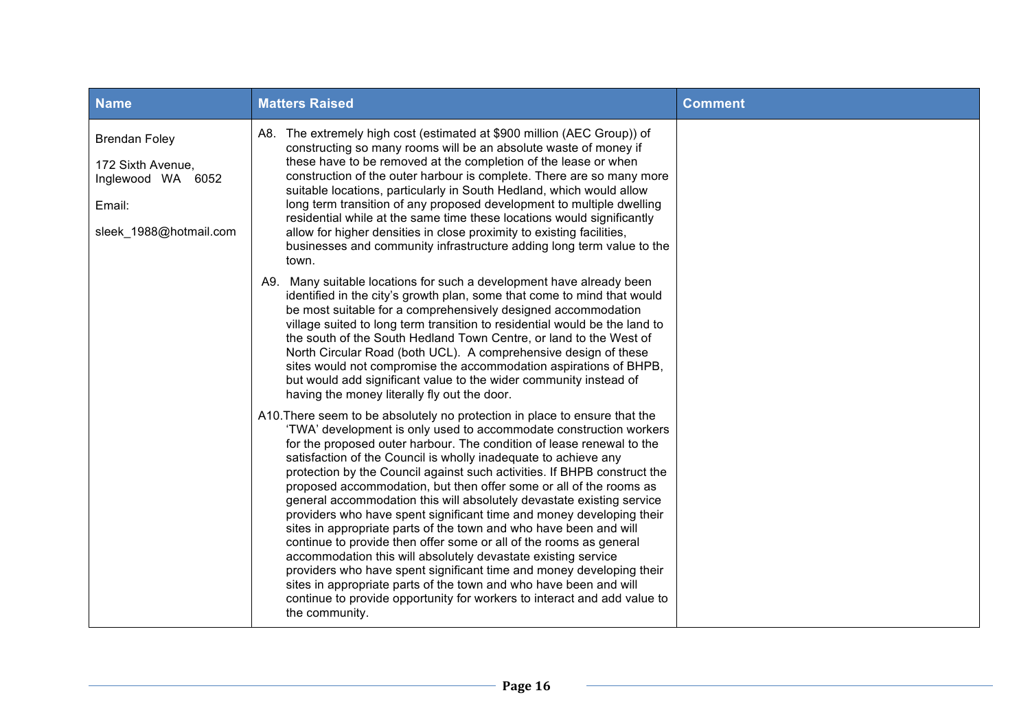| Name | Matters Raised | Comment |
| --- | --- | --- |
| Brendan Foley<br><br>172 Sixth Avenue,<br>Inglewood WA 6052<br><br>Email:<br><br>sleek_1988@hotmail.com | A8. The extremely high cost (estimated at $900 million (AEC Group)) of constructing so many rooms will be an absolute waste of money if these have to be removed at the completion of the lease or when construction of the outer harbour is complete. There are so many more suitable locations, particularly in South Hedland, which would allow long term transition of any proposed development to multiple dwelling residential while at the same time these locations would significantly allow for higher densities in close proximity to existing facilities, businesses and community infrastructure adding long term value to the town.<br><br>A9. Many suitable locations for such a development have already been identified in the city's growth plan, some that come to mind that would be most suitable for a comprehensively designed accommodation village suited to long term transition to residential would be the land to the south of the South Hedland Town Centre, or land to the West of North Circular Road (both UCL). A comprehensive design of these sites would not compromise the accommodation aspirations of BHPB, but would add significant value to the wider community instead of having the money literally fly out the door.<br><br>A10. There seem to be absolutely no protection in place to ensure that the 'TWA' development is only used to accommodate construction workers for the proposed outer harbour. The condition of lease renewal to the satisfaction of the Council is wholly inadequate to achieve any protection by the Council against such activities. If BHPB construct the proposed accommodation, but then offer some or all of the rooms as general accommodation this will absolutely devastate existing service providers who have spent significant time and money developing their sites in appropriate parts of the town and who have been and will continue to provide then offer some or all of the rooms as general accommodation this will absolutely devastate existing service providers who have spent significant time and money developing their sites in appropriate parts of the town and who have been and will continue to provide opportunity for workers to interact and add value to the community. | |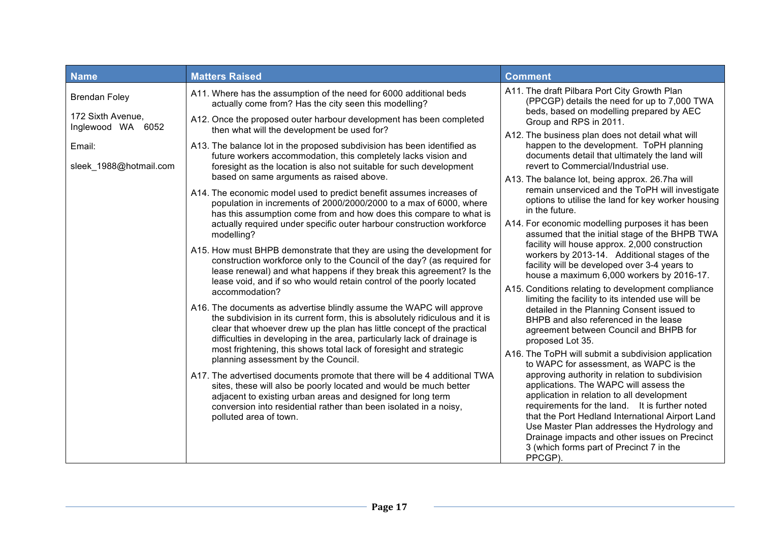| Name | Matters Raised | Comment |
| --- | --- | --- |
| Brendan Foley<br><br>172 Sixth Avenue, Inglewood WA 6052<br><br>Email:<br><br>sleek_1988@hotmail.com | A11. Where has the assumption of the need for 6000 additional beds actually come from? Has the city seen this modelling?<br><br>A12. Once the proposed outer harbour development has been completed then what will the development be used for?<br><br>A13. The balance lot in the proposed subdivision has been identified as future workers accommodation, this completely lacks vision and foresight as the location is also not suitable for such development based on same arguments as raised above.<br><br>A14. The economic model used to predict benefit assumes increases of population in increments of 2000/2000/2000 to a max of 6000, where has this assumption come from and how does this compare to what is actually required under specific outer harbour construction workforce modelling?<br><br>A15. How must BHPB demonstrate that they are using the development for construction workforce only to the Council of the day? (as required for lease renewal) and what happens if they break this agreement? Is the lease void, and if so who would retain control of the poorly located accommodation?<br><br>A16. The documents as advertise blindly assume the WAPC will approve the subdivision in its current form, this is absolutely ridiculous and it is clear that whoever drew up the plan has little concept of the practical difficulties in developing in the area, particularly lack of drainage is most frightening, this shows total lack of foresight and strategic planning assessment by the Council.<br><br>A17. The advertised documents promote that there will be 4 additional TWA sites, these will also be poorly located and would be much better adjacent to existing urban areas and designed for long term conversion into residential rather than been isolated in a noisy, polluted area of town. | A11. The draft Pilbara Port City Growth Plan (PPCGP) details the need for up to 7,000 TWA beds, based on modelling prepared by AEC Group and RPS in 2011.<br><br>A12. The business plan does not detail what will happen to the development. ToPH planning documents detail that ultimately the land will revert to Commercial/Industrial use.<br><br>A13. The balance lot, being approx. 26.7ha will remain unserviced and the ToPH will investigate options to utilise the land for key worker housing in the future.<br><br>A14. For economic modelling purposes it has been assumed that the initial stage of the BHPB TWA facility will house approx. 2,000 construction workers by 2013-14. Additional stages of the facility will be developed over 3-4 years to house a maximum 6,000 workers by 2016-17.<br><br>A15. Conditions relating to development compliance limiting the facility to its intended use will be detailed in the Planning Consent issued to BHPB and also referenced in the lease agreement between Council and BHPB for proposed Lot 35.<br><br>A16. The ToPH will submit a subdivision application to WAPC for assessment, as WAPC is the approving authority in relation to subdivision applications. The WAPC will assess the application in relation to all development requirements for the land. It is further noted that the Port Hedland International Airport Land Use Master Plan addresses the Hydrology and Drainage impacts and other issues on Precinct 3 (which forms part of Precinct 7 in the PPCGP). |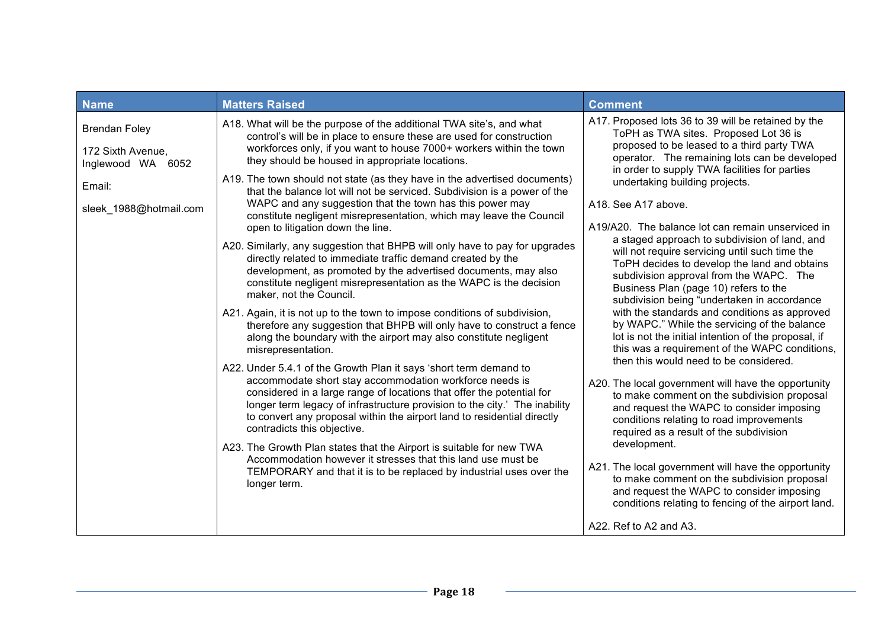| Name | Matters Raised | Comment |
| --- | --- | --- |
| Brendan Foley<br><br>172 Sixth Avenue,<br>Inglewood WA 6052<br><br>Email:<br><br>sleek_1988@hotmail.com | A18. What will be the purpose of the additional TWA site's, and what control's will be in place to ensure these are used for construction workforces only, if you want to house 7000+ workers within the town they should be housed in appropriate locations.<br><br>A19. The town should not state (as they have in the advertised documents) that the balance lot will not be serviced. Subdivision is a power of the WAPC and any suggestion that the town has this power may constitute negligent misrepresentation, which may leave the Council open to litigation down the line.<br><br>A20. Similarly, any suggestion that BHPB will only have to pay for upgrades directly related to immediate traffic demand created by the development, as promoted by the advertised documents, may also constitute negligent misrepresentation as the WAPC is the decision maker, not the Council.<br><br>A21. Again, it is not up to the town to impose conditions of subdivision, therefore any suggestion that BHPB will only have to construct a fence along the boundary with the airport may also constitute negligent misrepresentation.<br><br>A22. Under 5.4.1 of the Growth Plan it says 'short term demand to accommodate short stay accommodation workforce needs is considered in a large range of locations that offer the potential for longer term legacy of infrastructure provision to the city.' The inability to convert any proposal within the airport land to residential directly contradicts this objective.<br><br>A23. The Growth Plan states that the Airport is suitable for new TWA Accommodation however it stresses that this land use must be TEMPORARY and that it is to be replaced by industrial uses over the longer term. | A17. Proposed lots 36 to 39 will be retained by the ToPH as TWA sites. Proposed Lot 36 is proposed to be leased to a third party TWA operator. The remaining lots can be developed in order to supply TWA facilities for parties undertaking building projects.<br><br>A18. See A17 above.<br><br>A19/A20. The balance lot can remain unserviced in a staged approach to subdivision of land, and will not require servicing until such time the ToPH decides to develop the land and obtains subdivision approval from the WAPC. The Business Plan (page 10) refers to the subdivision being "undertaken in accordance with the standards and conditions as approved by WAPC." While the servicing of the balance lot is not the initial intention of the proposal, if this was a requirement of the WAPC conditions, then this would need to be considered.<br><br>A20. The local government will have the opportunity to make comment on the subdivision proposal and request the WAPC to consider imposing conditions relating to road improvements required as a result of the subdivision development.<br><br>A21. The local government will have the opportunity to make comment on the subdivision proposal and request the WAPC to consider imposing conditions relating to fencing of the airport land.<br><br>A22. Ref to A2 and A3. |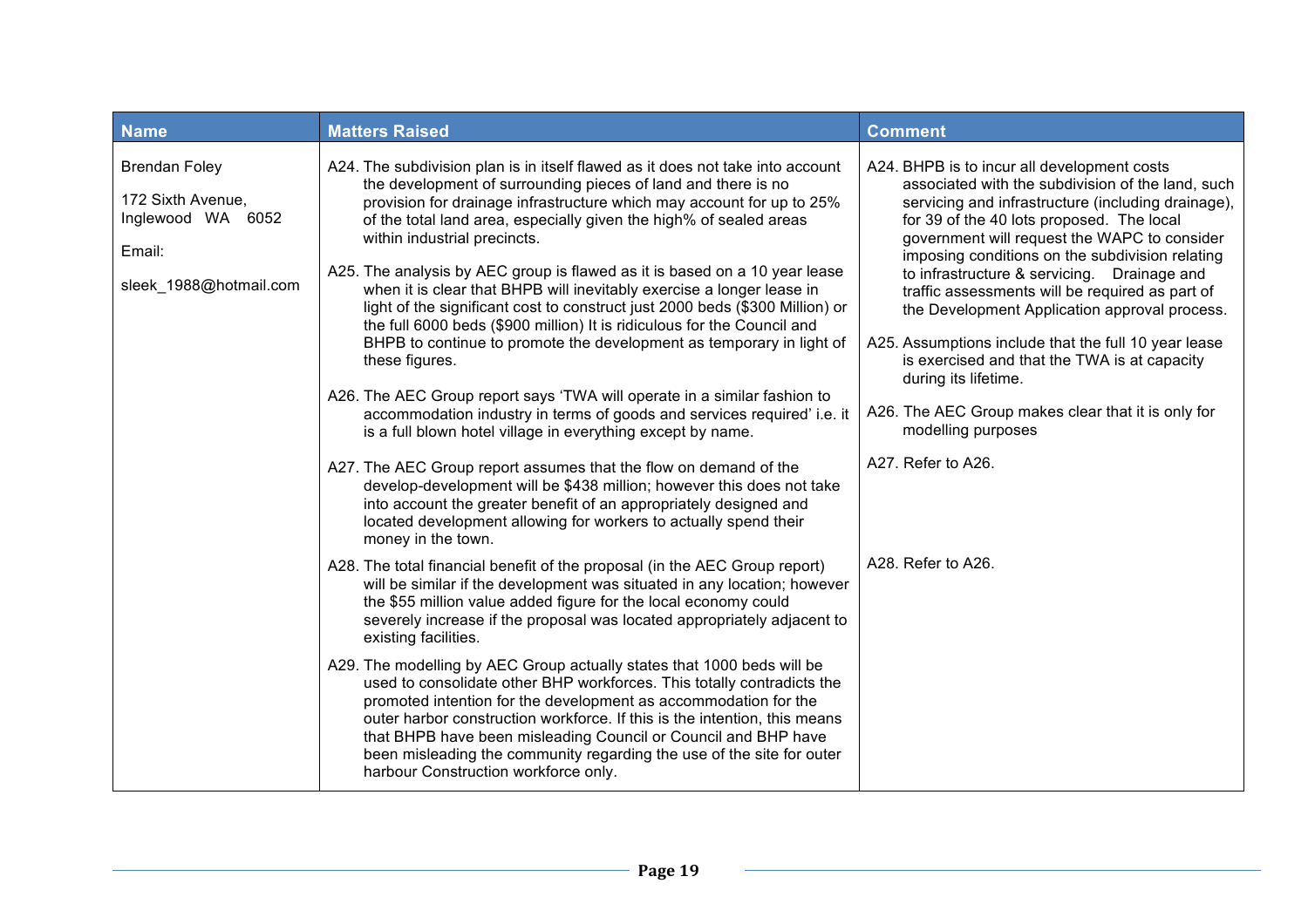| Name | Matters Raised | Comment |
| --- | --- | --- |
| Brendan Foley<br><br>172 Sixth Avenue, Inglewood WA 6052<br><br>Email:<br><br>sleek_1988@hotmail.com | A24. The subdivision plan is in itself flawed as it does not take into account the development of surrounding pieces of land and there is no provision for drainage infrastructure which may account for up to 25% of the total land area, especially given the high% of sealed areas within industrial precincts.<br><br>A25. The analysis by AEC group is flawed as it is based on a 10 year lease when it is clear that BHPB will inevitably exercise a longer lease in light of the significant cost to construct just 2000 beds ($300 Million) or the full 6000 beds ($900 million) It is ridiculous for the Council and BHPB to continue to promote the development as temporary in light of these figures.<br><br>A26. The AEC Group report says 'TWA will operate in a similar fashion to accommodation industry in terms of goods and services required' i.e. it is a full blown hotel village in everything except by name.<br><br>A27. The AEC Group report assumes that the flow on demand of the develop-development will be $438 million; however this does not take into account the greater benefit of an appropriately designed and located development allowing for workers to actually spend their money in the town.<br><br>A28. The total financial benefit of the proposal (in the AEC Group report) will be similar if the development was situated in any location; however the $55 million value added figure for the local economy could severely increase if the proposal was located appropriately adjacent to existing facilities.<br><br>A29. The modelling by AEC Group actually states that 1000 beds will be used to consolidate other BHP workforces. This totally contradicts the promoted intention for the development as accommodation for the outer harbor construction workforce. If this is the intention, this means that BHPB have been misleading Council or Council and BHP have been misleading the community regarding the use of the site for outer harbour Construction workforce only. | A24. BHPB is to incur all development costs associated with the subdivision of the land, such servicing and infrastructure (including drainage), for 39 of the 40 lots proposed. The local government will request the WAPC to consider imposing conditions on the subdivision relating to infrastructure & servicing. Drainage and traffic assessments will be required as part of the Development Application approval process.<br><br>A25. Assumptions include that the full 10 year lease is exercised and that the TWA is at capacity during its lifetime.<br><br>A26. The AEC Group makes clear that it is only for modelling purposes<br><br>A27. Refer to A26.<br><br>A28. Refer to A26. |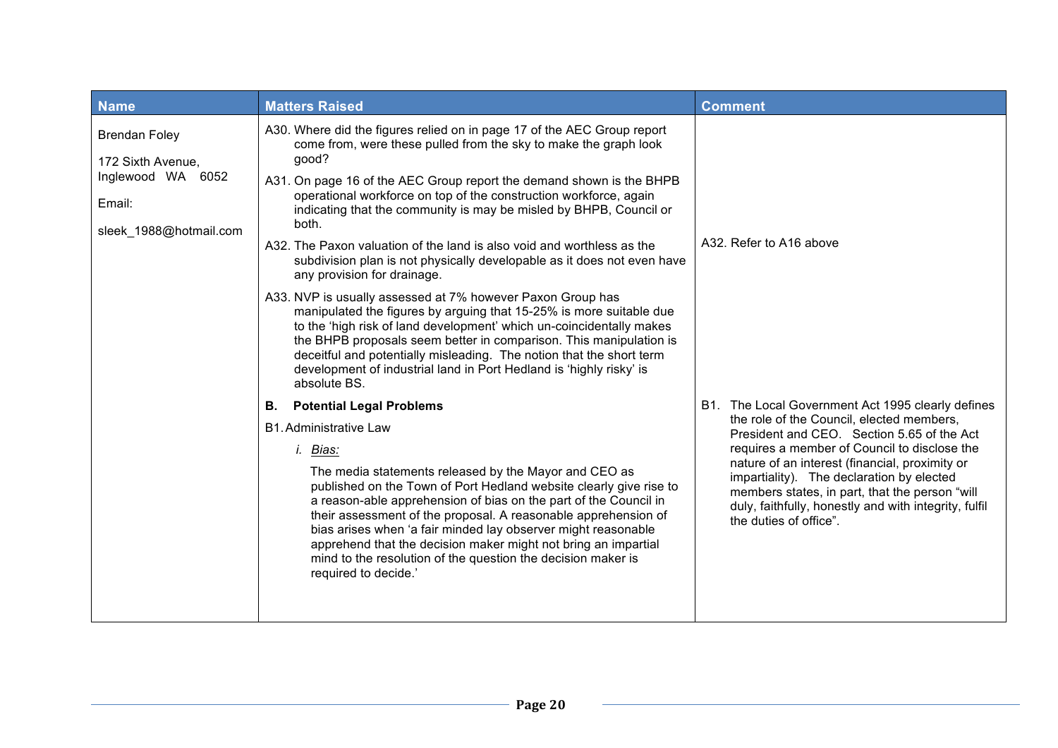| Name | Matters Raised | Comment |
| --- | --- | --- |
| Brendan Foley<br><br>172 Sixth Avenue, Inglewood WA 6052<br><br>Email:<br><br>sleek_1988@hotmail.com | A30. Where did the figures relied on in page 17 of the AEC Group report come from, were these pulled from the sky to make the graph look good?<br><br>A31. On page 16 of the AEC Group report the demand shown is the BHPB operational workforce on top of the construction workforce, again indicating that the community is may be misled by BHPB, Council or both.<br><br>A32. The Paxon valuation of the land is also void and worthless as the subdivision plan is not physically developable as it does not even have any provision for drainage.<br><br>A33. NVP is usually assessed at 7% however Paxon Group has manipulated the figures by arguing that 15-25% is more suitable due to the 'high risk of land development' which un-coincidentally makes the BHPB proposals seem better in comparison. This manipulation is deceitful and potentially misleading. The notion that the short term development of industrial land in Port Hedland is 'highly risky' is absolute BS.<br><br>**B. Potential Legal Problems**<br><br>B1. Administrative Law<br><br>*i. Bias:*<br><br>The media statements released by the Mayor and CEO as published on the Town of Port Hedland website clearly give rise to a reason-able apprehension of bias on the part of the Council in their assessment of the proposal. A reasonable apprehension of bias arises when 'a fair minded lay observer might reasonable apprehend that the decision maker might not bring an impartial mind to the resolution of the question the decision maker is required to decide.' | A32. Refer to A16 above<br><br>B1. The Local Government Act 1995 clearly defines the role of the Council, elected members, President and CEO. Section 5.65 of the Act requires a member of Council to disclose the nature of an interest (financial, proximity or impartiality). The declaration by elected members states, in part, that the person "will duly, faithfully, honestly and with integrity, fulfil the duties of office". |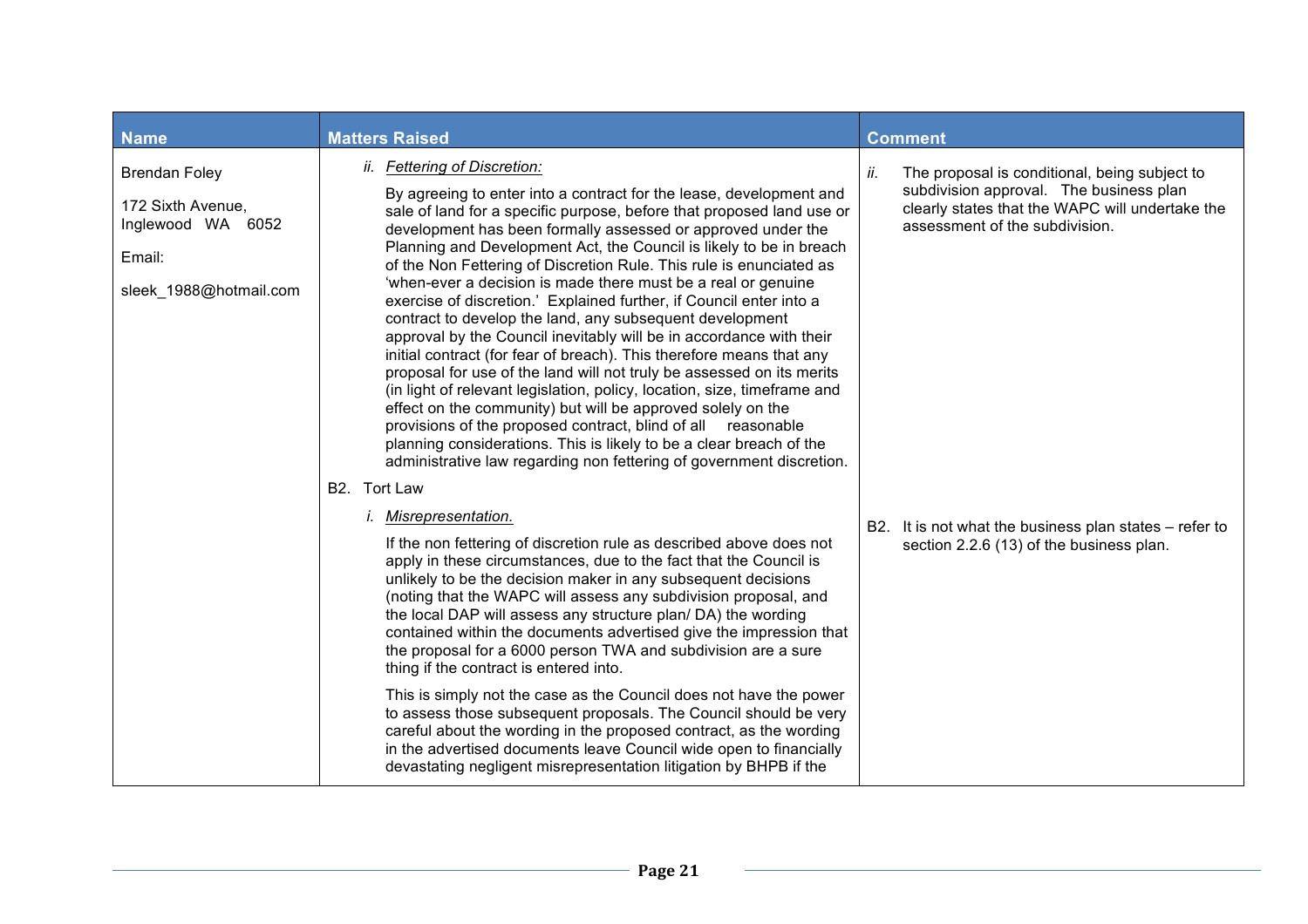| Name | Matters Raised | Comment |
|---|---|---|
| Brendan Foley<br><br>172 Sixth Avenue,<br>Inglewood WA 6052<br><br>Email:<br><br>sleek_1988@hotmail.com | *ii. <u>Fettering of Discretion:</u>*<br><br>By agreeing to enter into a contract for the lease, development and sale of land for a specific purpose, before that proposed land use or development has been formally assessed or approved under the Planning and Development Act, the Council is likely to be in breach of the Non Fettering of Discretion Rule. This rule is enunciated as 'when-ever a decision is made there must be a real or genuine exercise of discretion.' Explained further, if Council enter into a contract to develop the land, any subsequent development approval by the Council inevitably will be in accordance with their initial contract (for fear of breach). This therefore means that any proposal for use of the land will not truly be assessed on its merits (in light of relevant legislation, policy, location, size, timeframe and effect on the community) but will be approved solely on the provisions of the proposed contract, blind of all reasonable planning considerations. This is likely to be a clear breach of the administrative law regarding non fettering of government discretion. | *ii.* The proposal is conditional, being subject to subdivision approval. The business plan clearly states that the WAPC will undertake the assessment of the subdivision. |
| | B2. Tort Law<br><br>*i. <u>Misrepresentation.</u>*<br><br>If the non fettering of discretion rule as described above does not apply in these circumstances, due to the fact that the Council is unlikely to be the decision maker in any subsequent decisions (noting that the WAPC will assess any subdivision proposal, and the local DAP will assess any structure plan/ DA) the wording contained within the documents advertised give the impression that the proposal for a 6000 person TWA and subdivision are a sure thing if the contract is entered into.<br><br>This is simply not the case as the Council does not have the power to assess those subsequent proposals. The Council should be very careful about the wording in the proposed contract, as the wording in the advertised documents leave Council wide open to financially devastating negligent misrepresentation litigation by BHPB if the | B2. It is not what the business plan states – refer to section 2.2.6 (13) of the business plan. |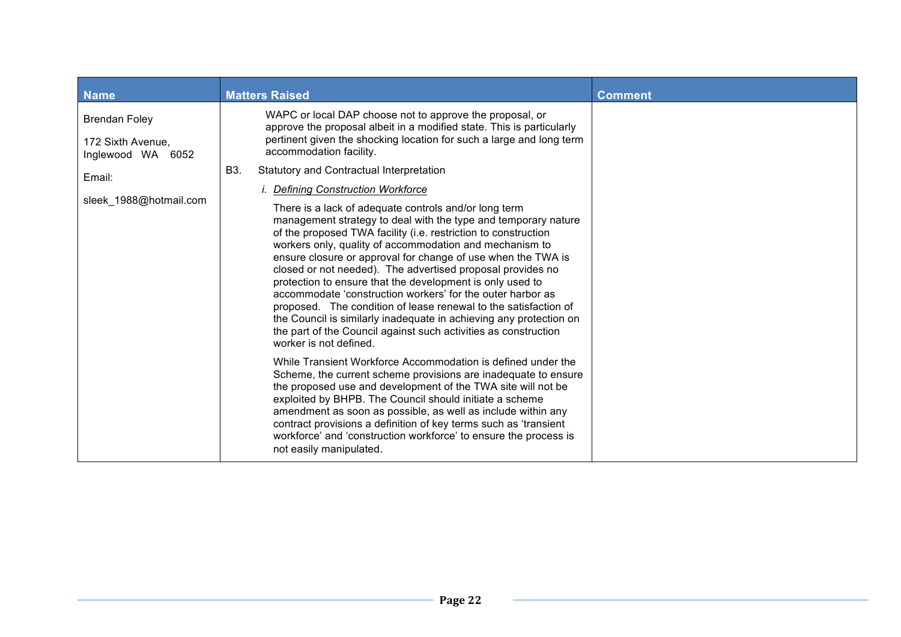| Name | Matters Raised | Comment |
| --- | --- | --- |
| Brendan Foley<br><br>172 Sixth Avenue, Inglewood WA 6052<br><br>Email:<br><br>sleek_1988@hotmail.com | WAPC or local DAP choose not to approve the proposal, or approve the proposal albeit in a modified state. This is particularly pertinent given the shocking location for such a large and long term accommodation facility.<br><br>B3. Statutory and Contractual Interpretation<br><br>*i. <u>Defining Construction Workforce</u>*<br><br>There is a lack of adequate controls and/or long term management strategy to deal with the type and temporary nature of the proposed TWA facility (i.e. restriction to construction workers only, quality of accommodation and mechanism to ensure closure or approval for change of use when the TWA is closed or not needed). The advertised proposal provides no protection to ensure that the development is only used to accommodate 'construction workers' for the outer harbor as proposed. The condition of lease renewal to the satisfaction of the Council is similarly inadequate in achieving any protection on the part of the Council against such activities as construction worker is not defined.<br><br>While Transient Workforce Accommodation is defined under the Scheme, the current scheme provisions are inadequate to ensure the proposed use and development of the TWA site will not be exploited by BHPB. The Council should initiate a scheme amendment as soon as possible, as well as include within any contract provisions a definition of key terms such as 'transient workforce' and 'construction workforce' to ensure the process is not easily manipulated. | |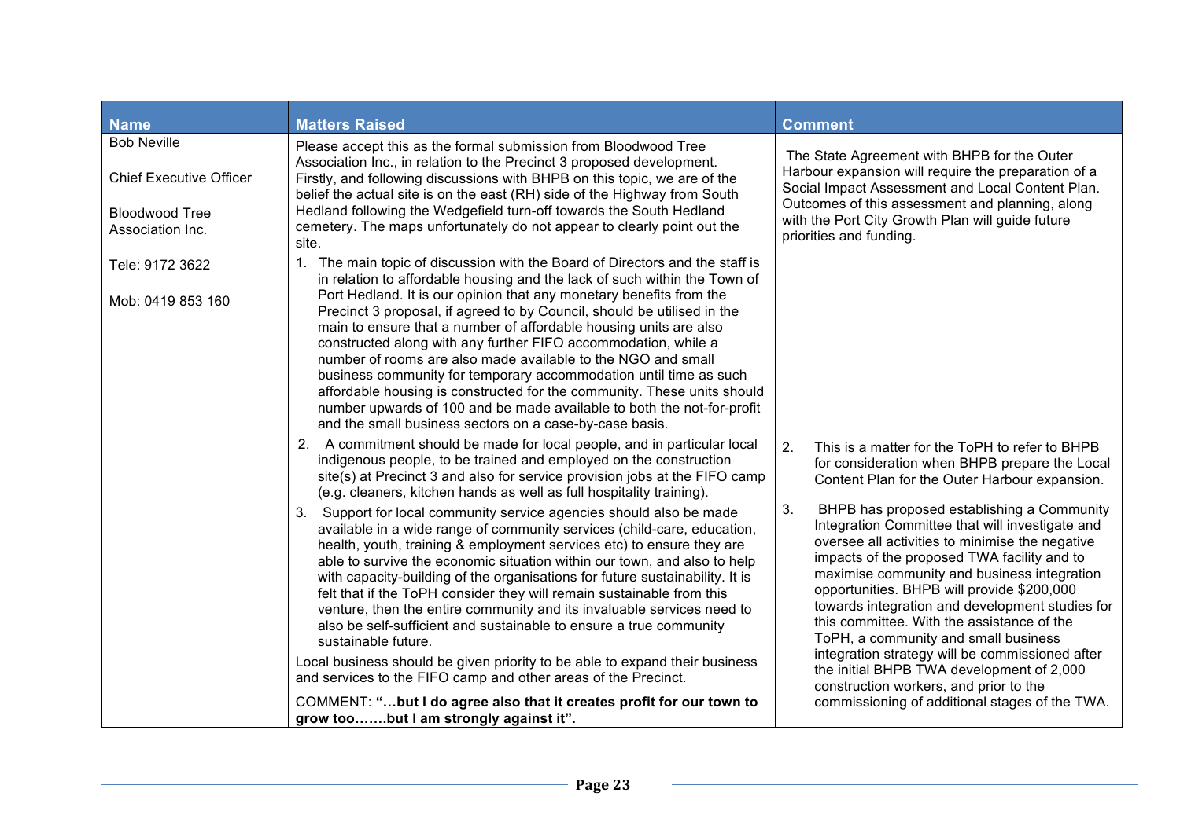| Name | Matters Raised | Comment |
|---|---|---|
| Bob Neville<br><br>Chief Executive Officer<br><br>Bloodwood Tree Association Inc.<br><br>Tele: 9172 3622<br><br>Mob: 0419 853 160 | Please accept this as the formal submission from Bloodwood Tree Association Inc., in relation to the Precinct 3 proposed development. Firstly, and following discussions with BHPB on this topic, we are of the belief the actual site is on the east (RH) side of the Highway from South Hedland following the Wedgefield turn-off towards the South Hedland cemetery. The maps unfortunately do not appear to clearly point out the site.<br><br>1. The main topic of discussion with the Board of Directors and the staff is in relation to affordable housing and the lack of such within the Town of Port Hedland. It is our opinion that any monetary benefits from the Precinct 3 proposal, if agreed to by Council, should be utilised in the main to ensure that a number of affordable housing units are also constructed along with any further FIFO accommodation, while a number of rooms are also made available to the NGO and small business community for temporary accommodation until time as such affordable housing is constructed for the community. These units should number upwards of 100 and be made available to both the not-for-profit and the small business sectors on a case-by-case basis. | The State Agreement with BHPB for the Outer Harbour expansion will require the preparation of a Social Impact Assessment and Local Content Plan. Outcomes of this assessment and planning, along with the Port City Growth Plan will guide future priorities and funding. |
| | 2. A commitment should be made for local people, and in particular local indigenous people, to be trained and employed on the construction site(s) at Precinct 3 and also for service provision jobs at the FIFO camp (e.g. cleaners, kitchen hands as well as full hospitality training). | 2. This is a matter for the ToPH to refer to BHPB for consideration when BHPB prepare the Local Content Plan for the Outer Harbour expansion. |
| | 3. Support for local community service agencies should also be made available in a wide range of community services (child-care, education, health, youth, training & employment services etc) to ensure they are able to survive the economic situation within our town, and also to help with capacity-building of the organisations for future sustainability. It is felt that if the ToPH consider they will remain sustainable from this venture, then the entire community and its invaluable services need to also be self-sufficient and sustainable to ensure a true community sustainable future.<br><br>Local business should be given priority to be able to expand their business and services to the FIFO camp and other areas of the Precinct.<br><br>COMMENT: **"…but I do agree also that it creates profit for our town to grow too…….but I am strongly against it".** | 3. BHPB has proposed establishing a Community Integration Committee that will investigate and oversee all activities to minimise the negative impacts of the proposed TWA facility and to maximise community and business integration opportunities. BHPB will provide $200,000 towards integration and development studies for this committee. With the assistance of the ToPH, a community and small business integration strategy will be commissioned after the initial BHPB TWA development of 2,000 construction workers, and prior to the commissioning of additional stages of the TWA. |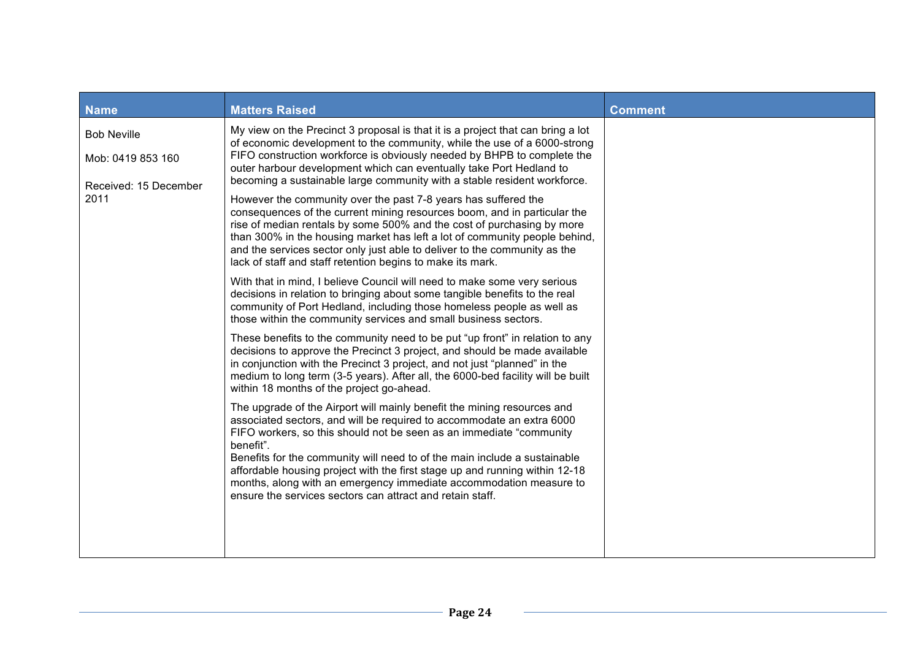| Name | Matters Raised | Comment |
|---|---|---|
| Bob Neville<br><br>Mob: 0419 853 160<br><br>Received: 15 December 2011 | My view on the Precinct 3 proposal is that it is a project that can bring a lot of economic development to the community, while the use of a 6000-strong FIFO construction workforce is obviously needed by BHPB to complete the outer harbour development which can eventually take Port Hedland to becoming a sustainable large community with a stable resident workforce.<br><br>However the community over the past 7-8 years has suffered the consequences of the current mining resources boom, and in particular the rise of median rentals by some 500% and the cost of purchasing by more than 300% in the housing market has left a lot of community people behind, and the services sector only just able to deliver to the community as the lack of staff and staff retention begins to make its mark.<br><br>With that in mind, I believe Council will need to make some very serious decisions in relation to bringing about some tangible benefits to the real community of Port Hedland, including those homeless people as well as those within the community services and small business sectors.<br><br>These benefits to the community need to be put "up front" in relation to any decisions to approve the Precinct 3 project, and should be made available in conjunction with the Precinct 3 project, and not just "planned" in the medium to long term (3-5 years). After all, the 6000-bed facility will be built within 18 months of the project go-ahead.<br><br>The upgrade of the Airport will mainly benefit the mining resources and associated sectors, and will be required to accommodate an extra 6000 FIFO workers, so this should not be seen as an immediate "community benefit".<br>Benefits for the community will need to of the main include a sustainable affordable housing project with the first stage up and running within 12-18 months, along with an emergency immediate accommodation measure to ensure the services sectors can attract and retain staff. | |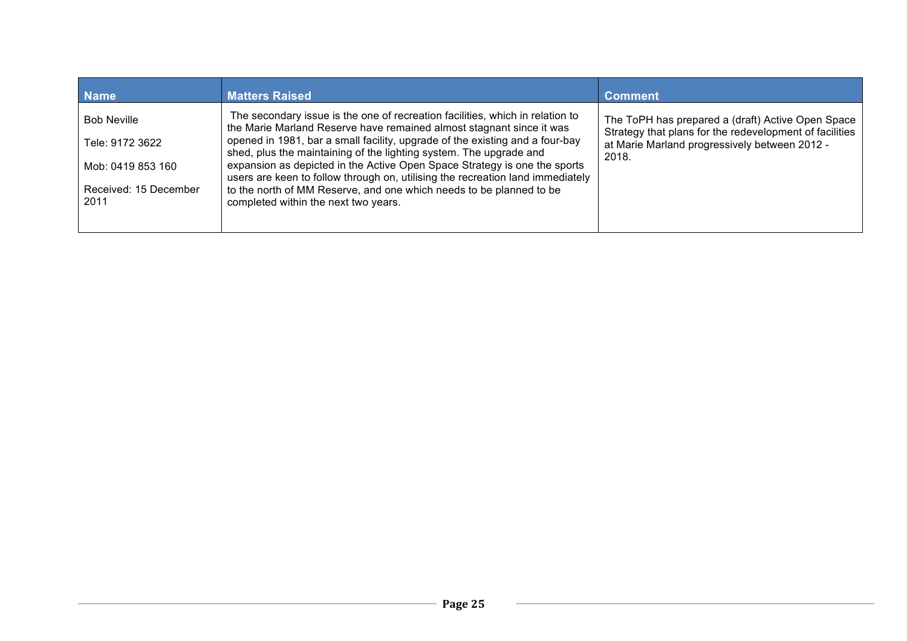| Name | Matters Raised | Comment |
|---|---|---|
| Bob Neville<br><br>Tele: 9172 3622<br><br>Mob: 0419 853 160<br><br>Received: 15 December 2011 | The secondary issue is the one of recreation facilities, which in relation to the Marie Marland Reserve have remained almost stagnant since it was opened in 1981, bar a small facility, upgrade of the existing and a four-bay shed, plus the maintaining of the lighting system. The upgrade and expansion as depicted in the Active Open Space Strategy is one the sports users are keen to follow through on, utilising the recreation land immediately to the north of MM Reserve, and one which needs to be planned to be completed within the next two years. | The ToPH has prepared a (draft) Active Open Space Strategy that plans for the redevelopment of facilities at Marie Marland progressively between 2012 - 2018. |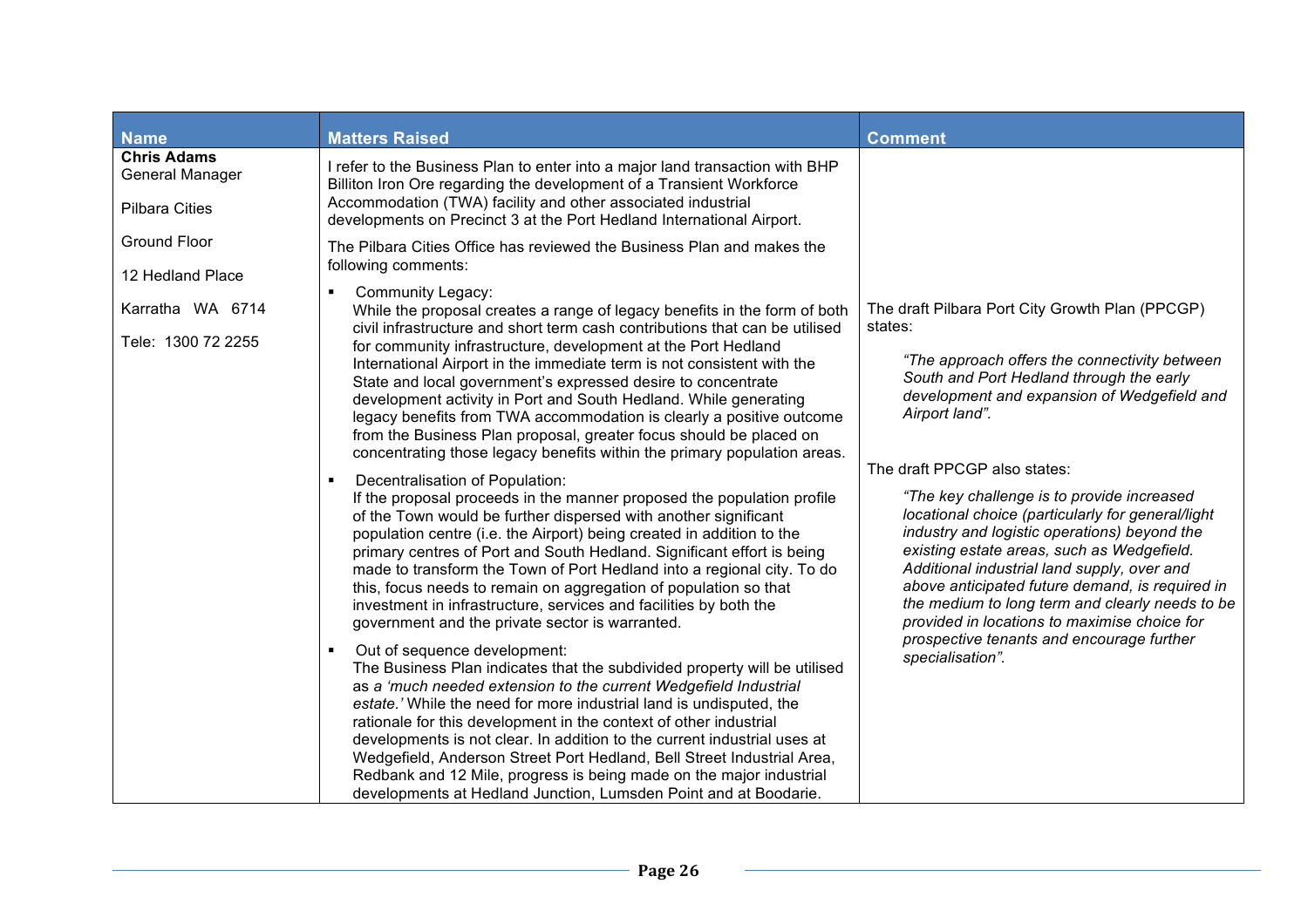| Name | Matters Raised | Comment |
|---|---|---|
| **Chris Adams**<br>General Manager<br><br>Pilbara Cities<br><br>Ground Floor<br><br>12 Hedland Place<br><br>Karratha WA 6714<br><br>Tele: 1300 72 2255 | I refer to the Business Plan to enter into a major land transaction with BHP Billiton Iron Ore regarding the development of a Transient Workforce Accommodation (TWA) facility and other associated industrial developments on Precinct 3 at the Port Hedland International Airport.<br><br>The Pilbara Cities Office has reviewed the Business Plan and makes the following comments:<br><br>▪ Community Legacy:<br>While the proposal creates a range of legacy benefits in the form of both civil infrastructure and short term cash contributions that can be utilised for community infrastructure, development at the Port Hedland International Airport in the immediate term is not consistent with the State and local government's expressed desire to concentrate development activity in Port and South Hedland. While generating legacy benefits from TWA accommodation is clearly a positive outcome from the Business Plan proposal, greater focus should be placed on concentrating those legacy benefits within the primary population areas.<br><br>▪ Decentralisation of Population:<br>If the proposal proceeds in the manner proposed the population profile of the Town would be further dispersed with another significant population centre (i.e. the Airport) being created in addition to the primary centres of Port and South Hedland. Significant effort is being made to transform the Town of Port Hedland into a regional city. To do this, focus needs to remain on aggregation of population so that investment in infrastructure, services and facilities by both the government and the private sector is warranted.<br><br>▪ Out of sequence development:<br>The Business Plan indicates that the subdivided property will be utilised as a *'much needed extension to the current Wedgefield Industrial estate.'* While the need for more industrial land is undisputed, the rationale for this development in the context of other industrial developments is not clear. In addition to the current industrial uses at Wedgefield, Anderson Street Port Hedland, Bell Street Industrial Area, Redbank and 12 Mile, progress is being made on the major industrial developments at Hedland Junction, Lumsden Point and at Boodarie. | The draft Pilbara Port City Growth Plan (PPCGP) states:<br><br>*"The approach offers the connectivity between South and Port Hedland through the early development and expansion of Wedgefield and Airport land".*<br><br>The draft PPCGP also states:<br><br>*"The key challenge is to provide increased locational choice (particularly for general/light industry and logistic operations) beyond the existing estate areas, such as Wedgefield. Additional industrial land supply, over and above anticipated future demand, is required in the medium to long term and clearly needs to be provided in locations to maximise choice for prospective tenants and encourage further specialisation".* |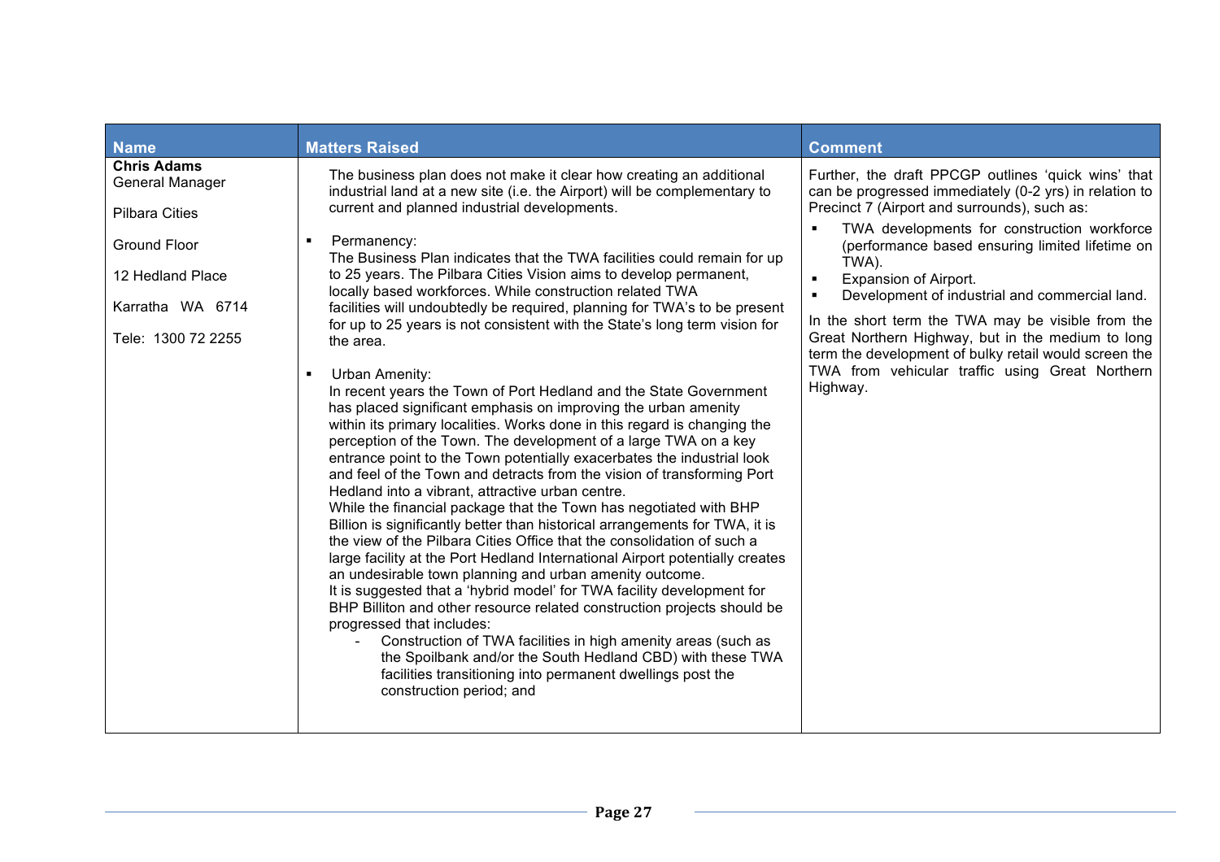| Name | Matters Raised | Comment |
| --- | --- | --- |
| **Chris Adams**<br>General Manager<br><br>Pilbara Cities<br><br>Ground Floor<br><br>12 Hedland Place<br><br>Karratha WA 6714<br><br>Tele: 1300 72 2255 | The business plan does not make it clear how creating an additional industrial land at a new site (i.e. the Airport) will be complementary to current and planned industrial developments.<br><br>▪ Permanency:<br>The Business Plan indicates that the TWA facilities could remain for up to 25 years. The Pilbara Cities Vision aims to develop permanent, locally based workforces. While construction related TWA facilities will undoubtedly be required, planning for TWA's to be present for up to 25 years is not consistent with the State's long term vision for the area.<br><br>▪ Urban Amenity:<br>In recent years the Town of Port Hedland and the State Government has placed significant emphasis on improving the urban amenity within its primary localities. Works done in this regard is changing the perception of the Town. The development of a large TWA on a key entrance point to the Town potentially exacerbates the industrial look and feel of the Town and detracts from the vision of transforming Port Hedland into a vibrant, attractive urban centre.<br>While the financial package that the Town has negotiated with BHP Billion is significantly better than historical arrangements for TWA, it is the view of the Pilbara Cities Office that the consolidation of such a large facility at the Port Hedland International Airport potentially creates an undesirable town planning and urban amenity outcome.<br>It is suggested that a 'hybrid model' for TWA facility development for BHP Billiton and other resource related construction projects should be progressed that includes:<br>- Construction of TWA facilities in high amenity areas (such as the Spoilbank and/or the South Hedland CBD) with these TWA facilities transitioning into permanent dwellings post the construction period; and | Further, the draft PPCGP outlines 'quick wins' that can be progressed immediately (0-2 yrs) in relation to Precinct 7 (Airport and surrounds), such as:<br>▪ TWA developments for construction workforce (performance based ensuring limited lifetime on TWA).<br>▪ Expansion of Airport.<br>▪ Development of industrial and commercial land.<br><br>In the short term the TWA may be visible from the Great Northern Highway, but in the medium to long term the development of bulky retail would screen the TWA from vehicular traffic using Great Northern Highway. |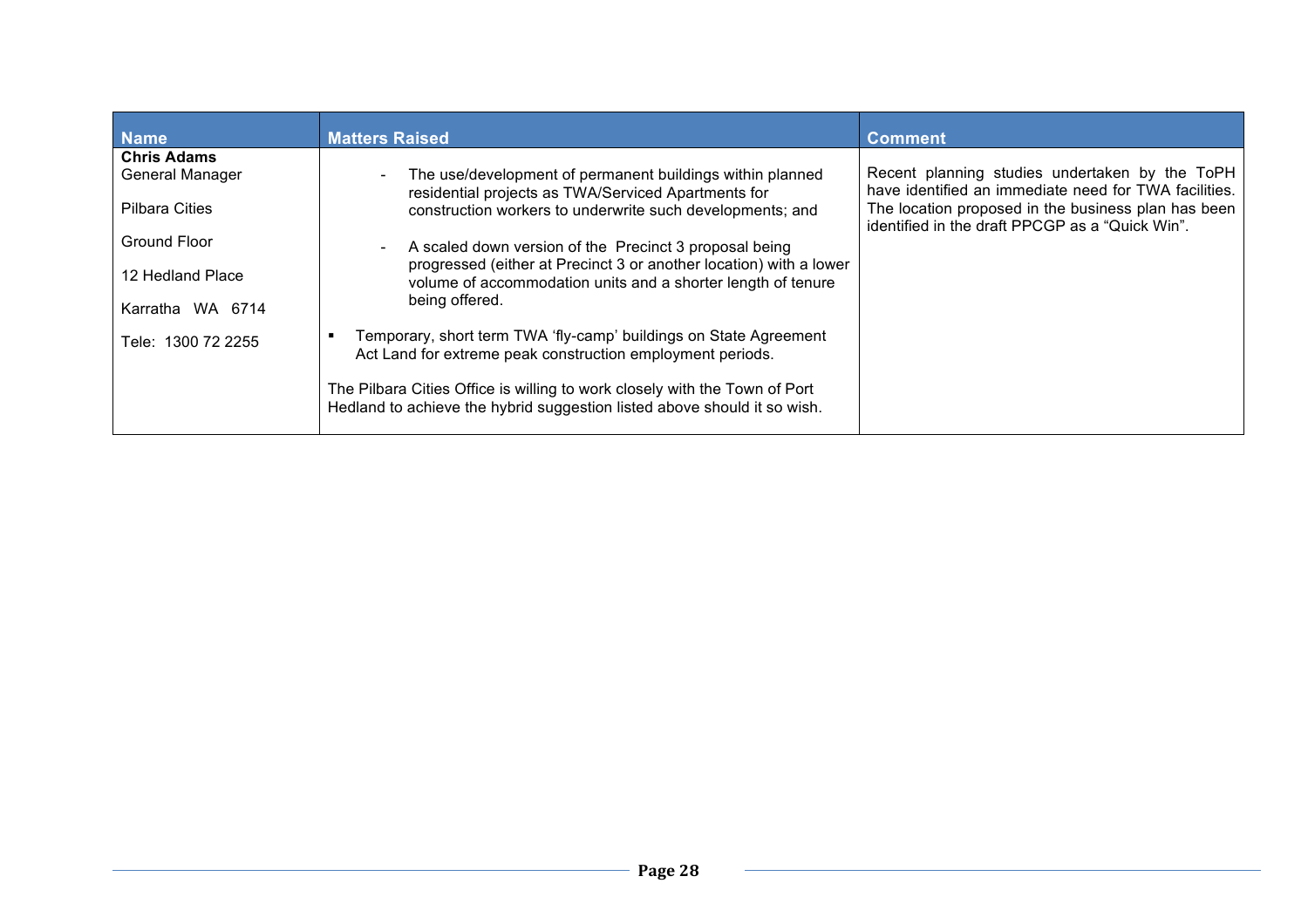| Name | Matters Raised | Comment |
|---|---|---|
| **Chris Adams**<br>General Manager<br><br>Pilbara Cities<br><br>Ground Floor<br><br>12 Hedland Place<br><br>Karratha WA 6714<br><br>Tele: 1300 72 2255 | - The use/development of permanent buildings within planned residential projects as TWA/Serviced Apartments for construction workers to underwrite such developments; and<br><br>- A scaled down version of the Precinct 3 proposal being progressed (either at Precinct 3 or another location) with a lower volume of accommodation units and a shorter length of tenure being offered.<br><br>▪ Temporary, short term TWA 'fly-camp' buildings on State Agreement Act Land for extreme peak construction employment periods.<br><br>The Pilbara Cities Office is willing to work closely with the Town of Port Hedland to achieve the hybrid suggestion listed above should it so wish. | Recent planning studies undertaken by the ToPH have identified an immediate need for TWA facilities. The location proposed in the business plan has been identified in the draft PPCGP as a "Quick Win". |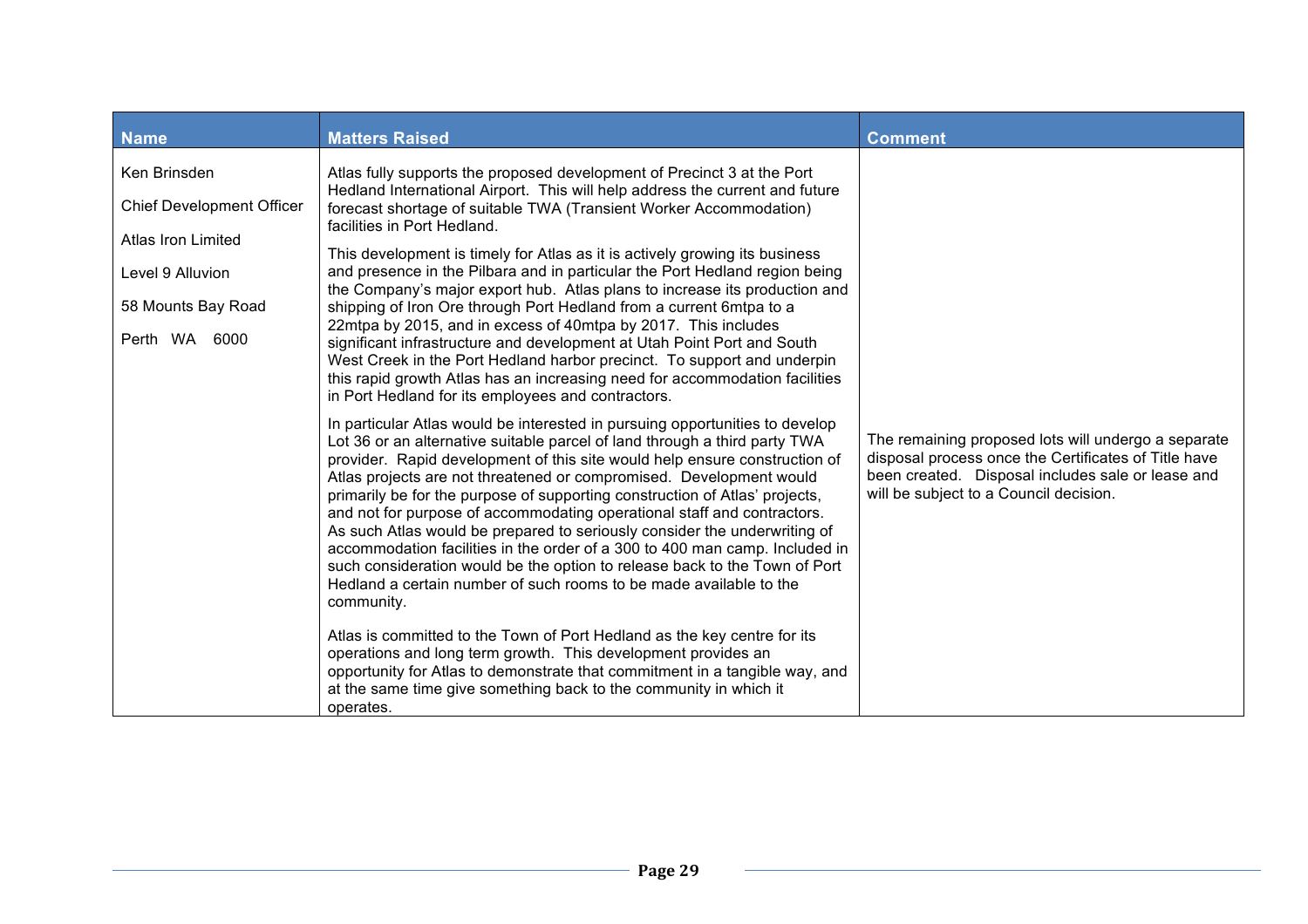| Name | Matters Raised | Comment |
| --- | --- | --- |
| Ken Brinsden<br><br>Chief Development Officer<br><br>Atlas Iron Limited<br><br>Level 9 Alluvion<br><br>58 Mounts Bay Road<br><br>Perth WA 6000 | Atlas fully supports the proposed development of Precinct 3 at the Port Hedland International Airport. This will help address the current and future forecast shortage of suitable TWA (Transient Worker Accommodation) facilities in Port Hedland.<br><br>This development is timely for Atlas as it is actively growing its business and presence in the Pilbara and in particular the Port Hedland region being the Company's major export hub. Atlas plans to increase its production and shipping of Iron Ore through Port Hedland from a current 6mtpa to a 22mtpa by 2015, and in excess of 40mtpa by 2017. This includes significant infrastructure and development at Utah Point Port and South West Creek in the Port Hedland harbor precinct. To support and underpin this rapid growth Atlas has an increasing need for accommodation facilities in Port Hedland for its employees and contractors.<br><br>In particular Atlas would be interested in pursuing opportunities to develop Lot 36 or an alternative suitable parcel of land through a third party TWA provider. Rapid development of this site would help ensure construction of Atlas projects are not threatened or compromised. Development would primarily be for the purpose of supporting construction of Atlas' projects, and not for purpose of accommodating operational staff and contractors. As such Atlas would be prepared to seriously consider the underwriting of accommodation facilities in the order of a 300 to 400 man camp. Included in such consideration would be the option to release back to the Town of Port Hedland a certain number of such rooms to be made available to the community.<br><br>Atlas is committed to the Town of Port Hedland as the key centre for its operations and long term growth. This development provides an opportunity for Atlas to demonstrate that commitment in a tangible way, and at the same time give something back to the community in which it operates. | The remaining proposed lots will undergo a separate disposal process once the Certificates of Title have been created. Disposal includes sale or lease and will be subject to a Council decision. |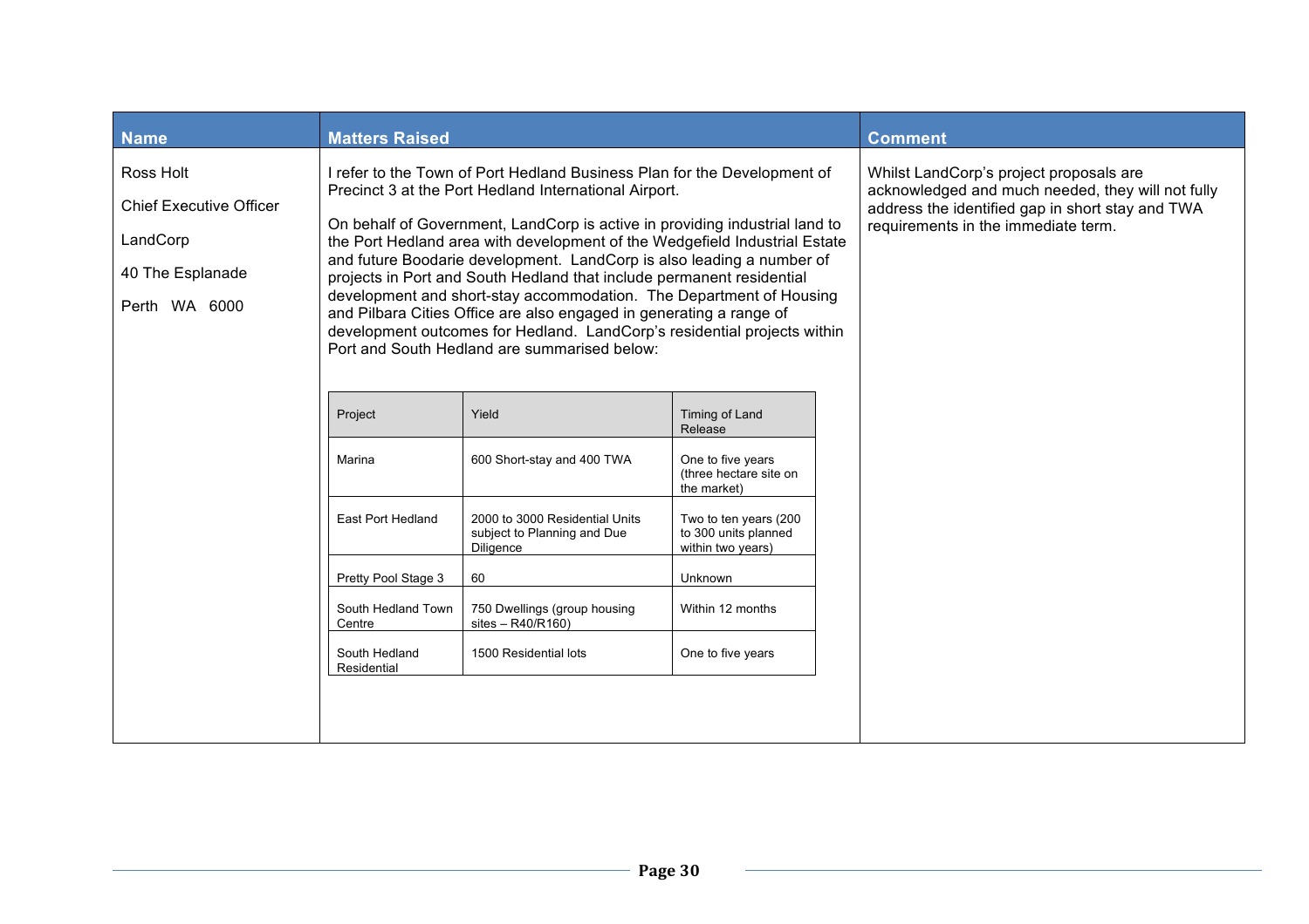| Name | Matters Raised | Comment |
|---|---|---|
| Ross Holt<br><br>Chief Executive Officer<br><br>LandCorp<br><br>40 The Esplanade<br><br>Perth WA 6000 | I refer to the Town of Port Hedland Business Plan for the Development of Precinct 3 at the Port Hedland International Airport.<br><br>On behalf of Government, LandCorp is active in providing industrial land to the Port Hedland area with development of the Wedgefield Industrial Estate and future Boodarie development. LandCorp is also leading a number of projects in Port and South Hedland that include permanent residential development and short-stay accommodation. The Department of Housing and Pilbara Cities Office are also engaged in generating a range of development outcomes for Hedland. LandCorp's residential projects within Port and South Hedland are summarised below: | Whilst LandCorp's project proposals are acknowledged and much needed, they will not fully address the identified gap in short stay and TWA requirements in the immediate term. |

| Project | Yield | Timing of Land Release |
|---|---|---|
| Marina | 600 Short-stay and 400 TWA | One to five years (three hectare site on the market) |
| East Port Hedland | 2000 to 3000 Residential Units subject to Planning and Due Diligence | Two to ten years (200 to 300 units planned within two years) |
| Pretty Pool Stage 3 | 60 | Unknown |
| South Hedland Town Centre | 750 Dwellings (group housing sites – R40/R160) | Within 12 months |
| South Hedland Residential | 1500 Residential lots | One to five years |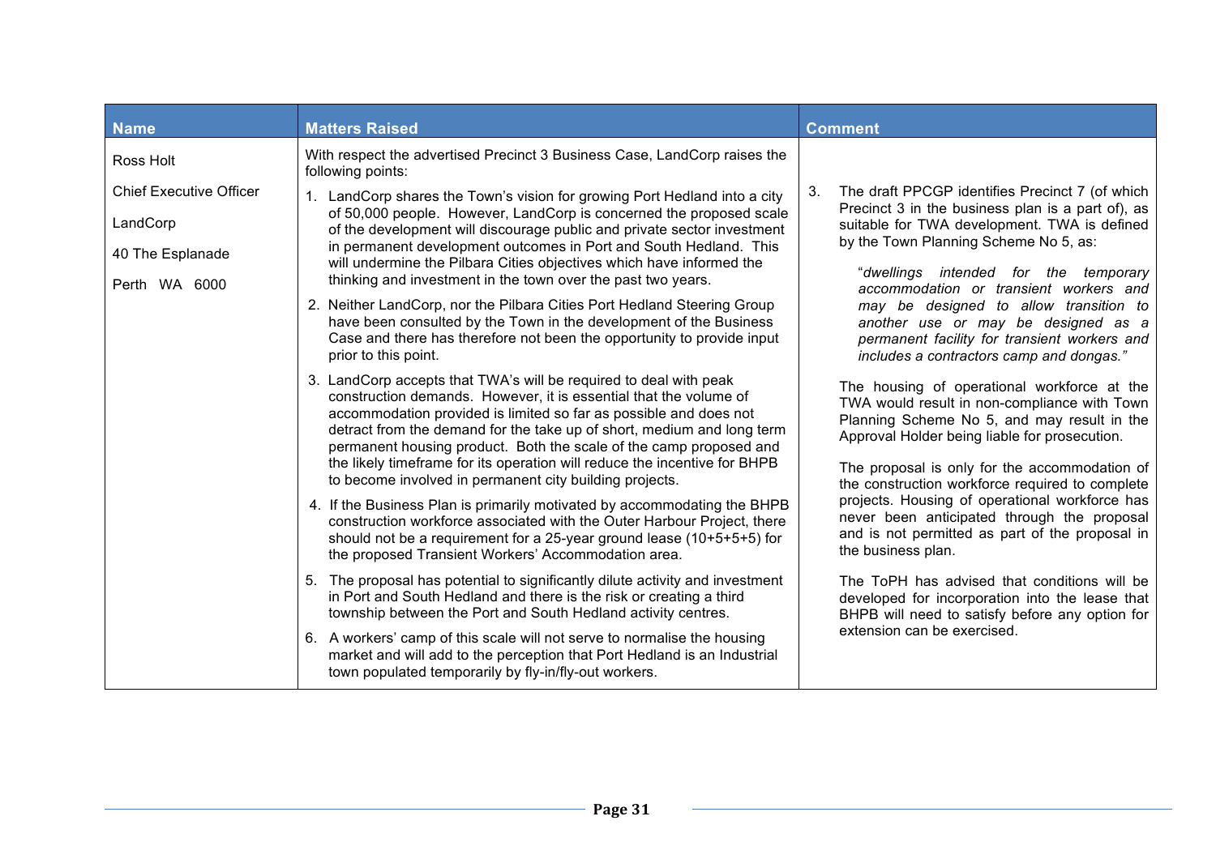| Name | Matters Raised | Comment |
|---|---|---|
| Ross Holt<br><br>Chief Executive Officer<br><br>LandCorp<br><br>40 The Esplanade<br><br>Perth WA 6000 | With respect the advertised Precinct 3 Business Case, LandCorp raises the following points:<br><br>1. LandCorp shares the Town's vision for growing Port Hedland into a city of 50,000 people. However, LandCorp is concerned the proposed scale of the development will discourage public and private sector investment in permanent development outcomes in Port and South Hedland. This will undermine the Pilbara Cities objectives which have informed the thinking and investment in the town over the past two years.<br><br>2. Neither LandCorp, nor the Pilbara Cities Port Hedland Steering Group have been consulted by the Town in the development of the Business Case and there has therefore not been the opportunity to provide input prior to this point.<br><br>3. LandCorp accepts that TWA's will be required to deal with peak construction demands. However, it is essential that the volume of accommodation provided is limited so far as possible and does not detract from the demand for the take up of short, medium and long term permanent housing product. Both the scale of the camp proposed and the likely timeframe for its operation will reduce the incentive for BHPB to become involved in permanent city building projects.<br><br>4. If the Business Plan is primarily motivated by accommodating the BHPB construction workforce associated with the Outer Harbour Project, there should not be a requirement for a 25-year ground lease (10+5+5+5) for the proposed Transient Workers' Accommodation area.<br><br>5. The proposal has potential to significantly dilute activity and investment in Port and South Hedland and there is the risk or creating a third township between the Port and South Hedland activity centres.<br><br>6. A workers' camp of this scale will not serve to normalise the housing market and will add to the perception that Port Hedland is an Industrial town populated temporarily by fly-in/fly-out workers. | 3. The draft PPCGP identifies Precinct 7 (of which Precinct 3 in the business plan is a part of), as suitable for TWA development. TWA is defined by the Town Planning Scheme No 5, as:<br><br>"*dwellings intended for the temporary accommodation or transient workers and may be designed to allow transition to another use or may be designed as a permanent facility for transient workers and includes a contractors camp and dongas."*<br><br>The housing of operational workforce at the TWA would result in non-compliance with Town Planning Scheme No 5, and may result in the Approval Holder being liable for prosecution.<br><br>The proposal is only for the accommodation of the construction workforce required to complete projects. Housing of operational workforce has never been anticipated through the proposal and is not permitted as part of the proposal in the business plan.<br><br>The ToPH has advised that conditions will be developed for incorporation into the lease that BHPB will need to satisfy before any option for extension can be exercised. |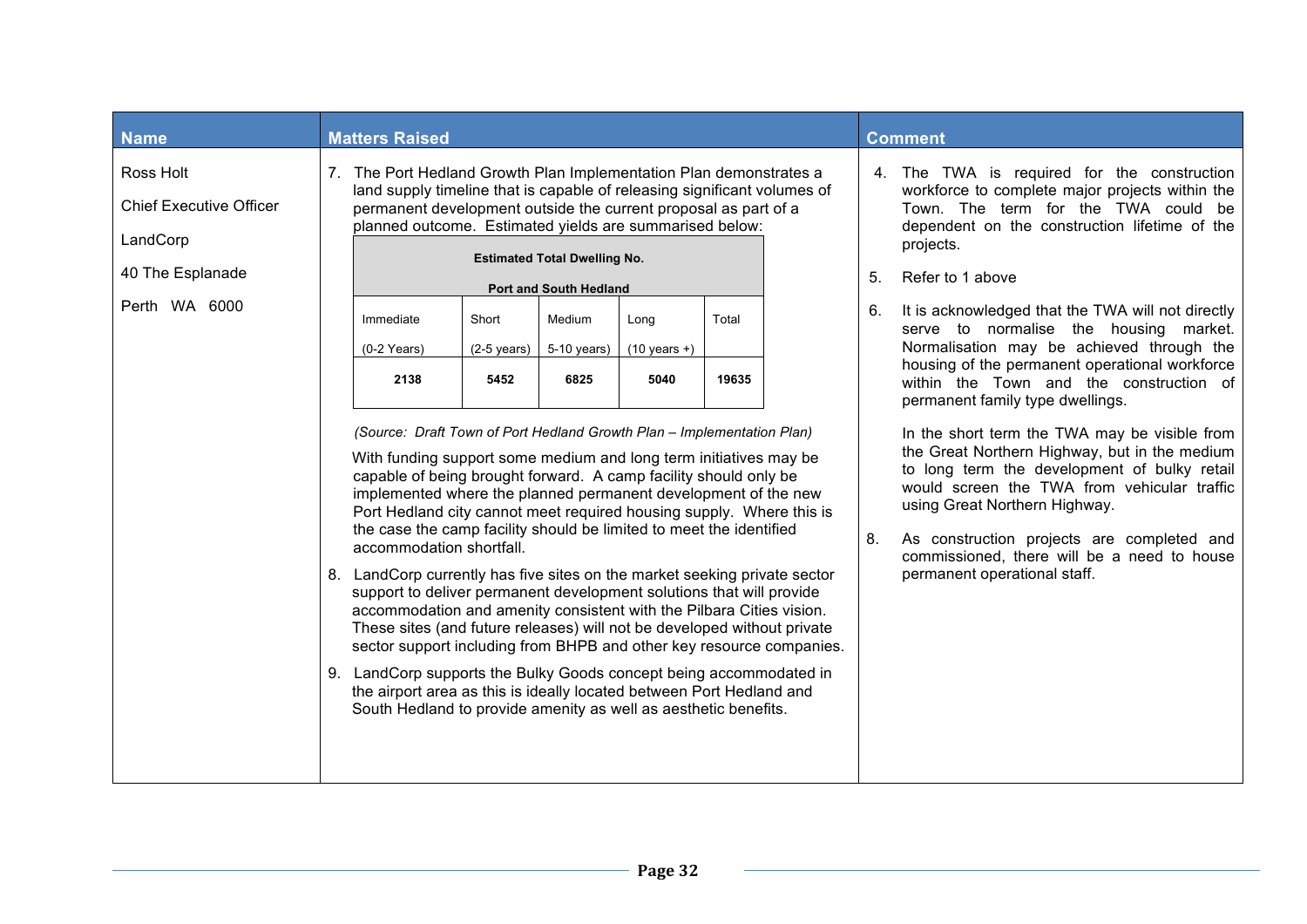| Name | Matters Raised | Comment |
|---|---|---|
| Ross Holt<br><br>Chief Executive Officer<br><br>LandCorp<br><br>40 The Esplanade<br><br>Perth WA 6000 | 7. The Port Hedland Growth Plan Implementation Plan demonstrates a land supply timeline that is capable of releasing significant volumes of permanent development outside the current proposal as part of a planned outcome. Estimated yields are summarised below:<br><br>**Estimated Total Dwelling No. — Port and South Hedland**<br>Immediate (0-2 Years): **2138**<br>Short (2-5 years): **5452**<br>Medium (5-10 years): **6825**<br>Long (10 years +): **5040**<br>Total: **19635**<br><br>*(Source: Draft Town of Port Hedland Growth Plan – Implementation Plan)*<br><br>With funding support some medium and long term initiatives may be capable of being brought forward. A camp facility should only be implemented where the planned permanent development of the new Port Hedland city cannot meet required housing supply. Where this is the case the camp facility should be limited to meet the identified accommodation shortfall.<br><br>8. LandCorp currently has five sites on the market seeking private sector support to deliver permanent development solutions that will provide accommodation and amenity consistent with the Pilbara Cities vision. These sites (and future releases) will not be developed without private sector support including from BHPB and other key resource companies.<br><br>9. LandCorp supports the Bulky Goods concept being accommodated in the airport area as this is ideally located between Port Hedland and South Hedland to provide amenity as well as aesthetic benefits. | 4. The TWA is required for the construction workforce to complete major projects within the Town. The term for the TWA could be dependent on the construction lifetime of the projects.<br><br>5. Refer to 1 above<br><br>6. It is acknowledged that the TWA will not directly serve to normalise the housing market. Normalisation may be achieved through the housing of the permanent operational workforce within the Town and the construction of permanent family type dwellings.<br><br>In the short term the TWA may be visible from the Great Northern Highway, but in the medium to long term the development of bulky retail would screen the TWA from vehicular traffic using Great Northern Highway.<br><br>8. As construction projects are completed and commissioned, there will be a need to house permanent operational staff. |

**Estimated Total Dwelling No. — Port and South Hedland**

| Immediate (0-2 Years) | Short (2-5 years) | Medium 5-10 years) | Long (10 years +) | Total |
|---|---|---|---|---|
| **2138** | **5452** | **6825** | **5040** | **19635** |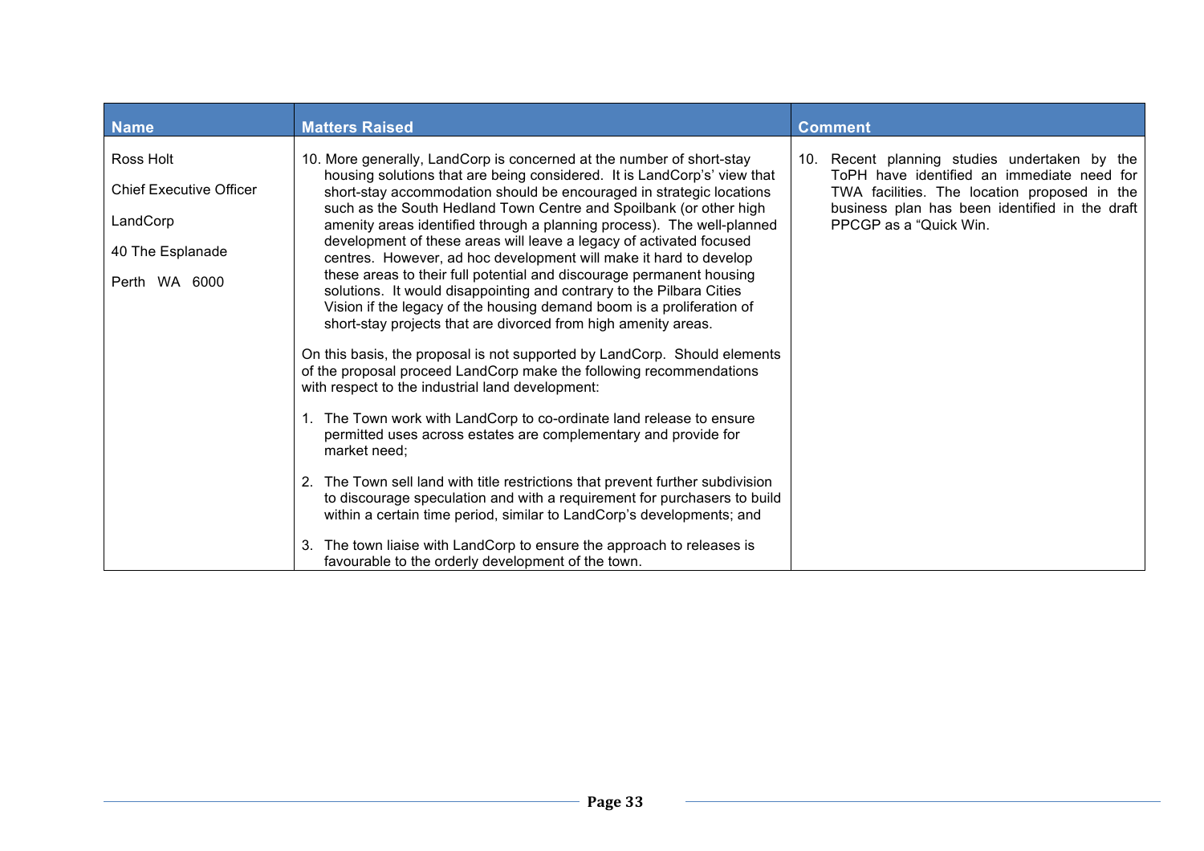| Name | Matters Raised | Comment |
|---|---|---|
| Ross Holt<br><br>Chief Executive Officer<br><br>LandCorp<br><br>40 The Esplanade<br><br>Perth WA 6000 | 10. More generally, LandCorp is concerned at the number of short-stay housing solutions that are being considered. It is LandCorp's' view that short-stay accommodation should be encouraged in strategic locations such as the South Hedland Town Centre and Spoilbank (or other high amenity areas identified through a planning process). The well-planned development of these areas will leave a legacy of activated focused centres. However, ad hoc development will make it hard to develop these areas to their full potential and discourage permanent housing solutions. It would disappointing and contrary to the Pilbara Cities Vision if the legacy of the housing demand boom is a proliferation of short-stay projects that are divorced from high amenity areas.<br><br>On this basis, the proposal is not supported by LandCorp. Should elements of the proposal proceed LandCorp make the following recommendations with respect to the industrial land development:<br><br>1. The Town work with LandCorp to co-ordinate land release to ensure permitted uses across estates are complementary and provide for market need;<br><br>2. The Town sell land with title restrictions that prevent further subdivision to discourage speculation and with a requirement for purchasers to build within a certain time period, similar to LandCorp's developments; and<br><br>3. The town liaise with LandCorp to ensure the approach to releases is favourable to the orderly development of the town. | 10. Recent planning studies undertaken by the ToPH have identified an immediate need for TWA facilities. The location proposed in the business plan has been identified in the draft PPCGP as a "Quick Win. |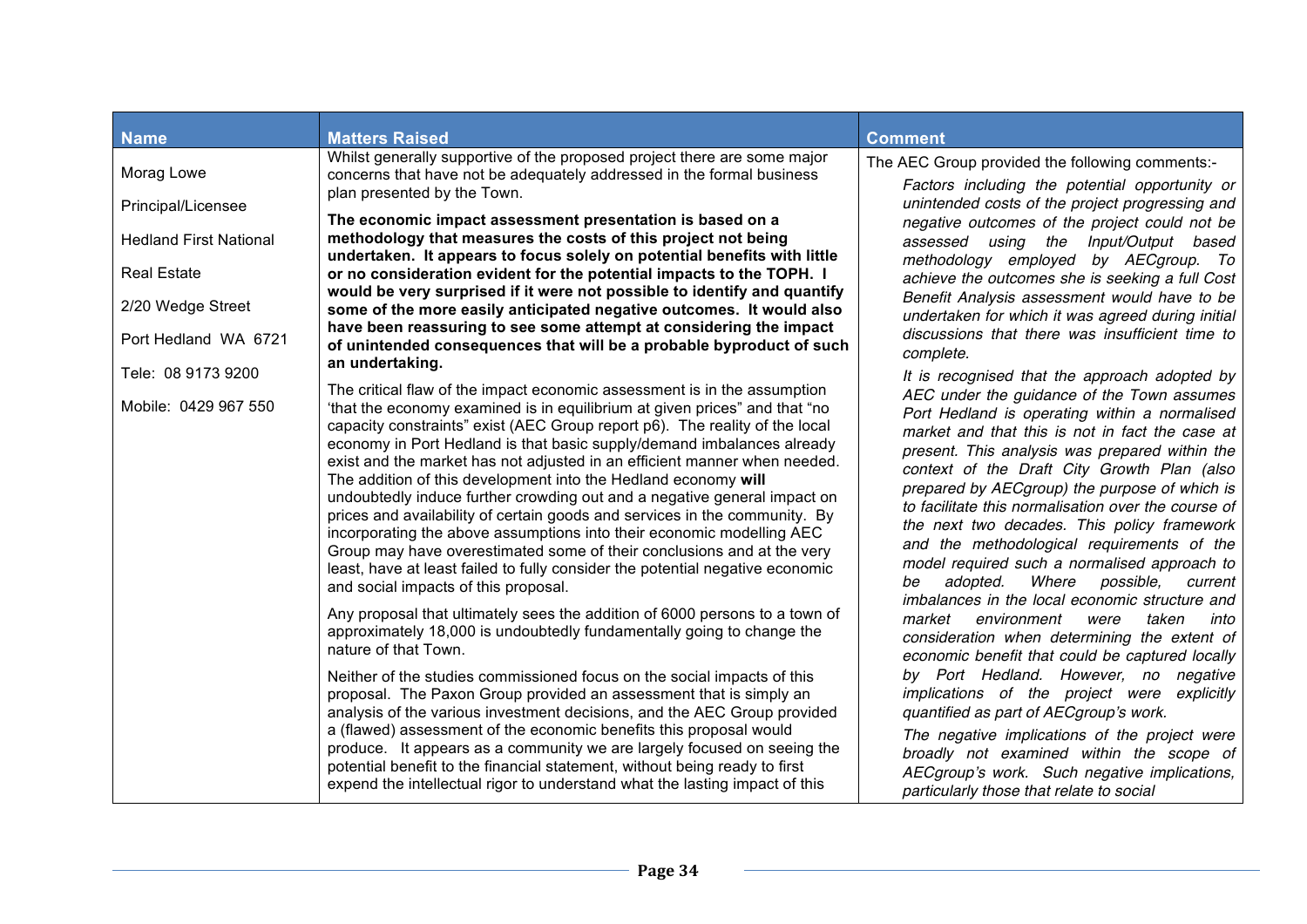| Name | Matters Raised | Comment |
|---|---|---|
| Morag Lowe<br><br>Principal/Licensee<br><br>Hedland First National<br><br>Real Estate<br><br>2/20 Wedge Street<br><br>Port Hedland WA 6721<br><br>Tele: 08 9173 9200<br><br>Mobile: 0429 967 550 | Whilst generally supportive of the proposed project there are some major concerns that have not be adequately addressed in the formal business plan presented by the Town.<br><br>**The economic impact assessment presentation is based on a methodology that measures the costs of this project not being undertaken. It appears to focus solely on potential benefits with little or no consideration evident for the potential impacts to the TOPH. I would be very surprised if it were not possible to identify and quantify some of the more easily anticipated negative outcomes. It would also have been reassuring to see some attempt at considering the impact of unintended consequences that will be a probable byproduct of such an undertaking.**<br><br>The critical flaw of the impact economic assessment is in the assumption 'that the economy examined is in equilibrium at given prices" and that "no capacity constraints" exist (AEC Group report p6). The reality of the local economy in Port Hedland is that basic supply/demand imbalances already exist and the market has not adjusted in an efficient manner when needed. The addition of this development into the Hedland economy **will** undoubtedly induce further crowding out and a negative general impact on prices and availability of certain goods and services in the community. By incorporating the above assumptions into their economic modelling AEC Group may have overestimated some of their conclusions and at the very least, have at least failed to fully consider the potential negative economic and social impacts of this proposal.<br><br>Any proposal that ultimately sees the addition of 6000 persons to a town of approximately 18,000 is undoubtedly fundamentally going to change the nature of that Town.<br><br>Neither of the studies commissioned focus on the social impacts of this proposal. The Paxon Group provided an assessment that is simply an analysis of the various investment decisions, and the AEC Group provided a (flawed) assessment of the economic benefits this proposal would produce. It appears as a community we are largely focused on seeing the potential benefit to the financial statement, without being ready to first expend the intellectual rigor to understand what the lasting impact of this | The AEC Group provided the following comments:-<br><br>*Factors including the potential opportunity or unintended costs of the project progressing and negative outcomes of the project could not be assessed using the Input/Output based methodology employed by AECgroup. To achieve the outcomes she is seeking a full Cost Benefit Analysis assessment would have to be undertaken for which it was agreed during initial discussions that there was insufficient time to complete.*<br><br>*It is recognised that the approach adopted by AEC under the guidance of the Town assumes Port Hedland is operating within a normalised market and that this is not in fact the case at present. This analysis was prepared within the context of the Draft City Growth Plan (also prepared by AECgroup) the purpose of which is to facilitate this normalisation over the course of the next two decades. This policy framework and the methodological requirements of the model required such a normalised approach to be adopted. Where possible, current imbalances in the local economic structure and market environment were taken into consideration when determining the extent of economic benefit that could be captured locally by Port Hedland. However, no negative implications of the project were explicitly quantified as part of AECgroup's work.*<br><br>*The negative implications of the project were broadly not examined within the scope of AECgroup's work. Such negative implications, particularly those that relate to social* |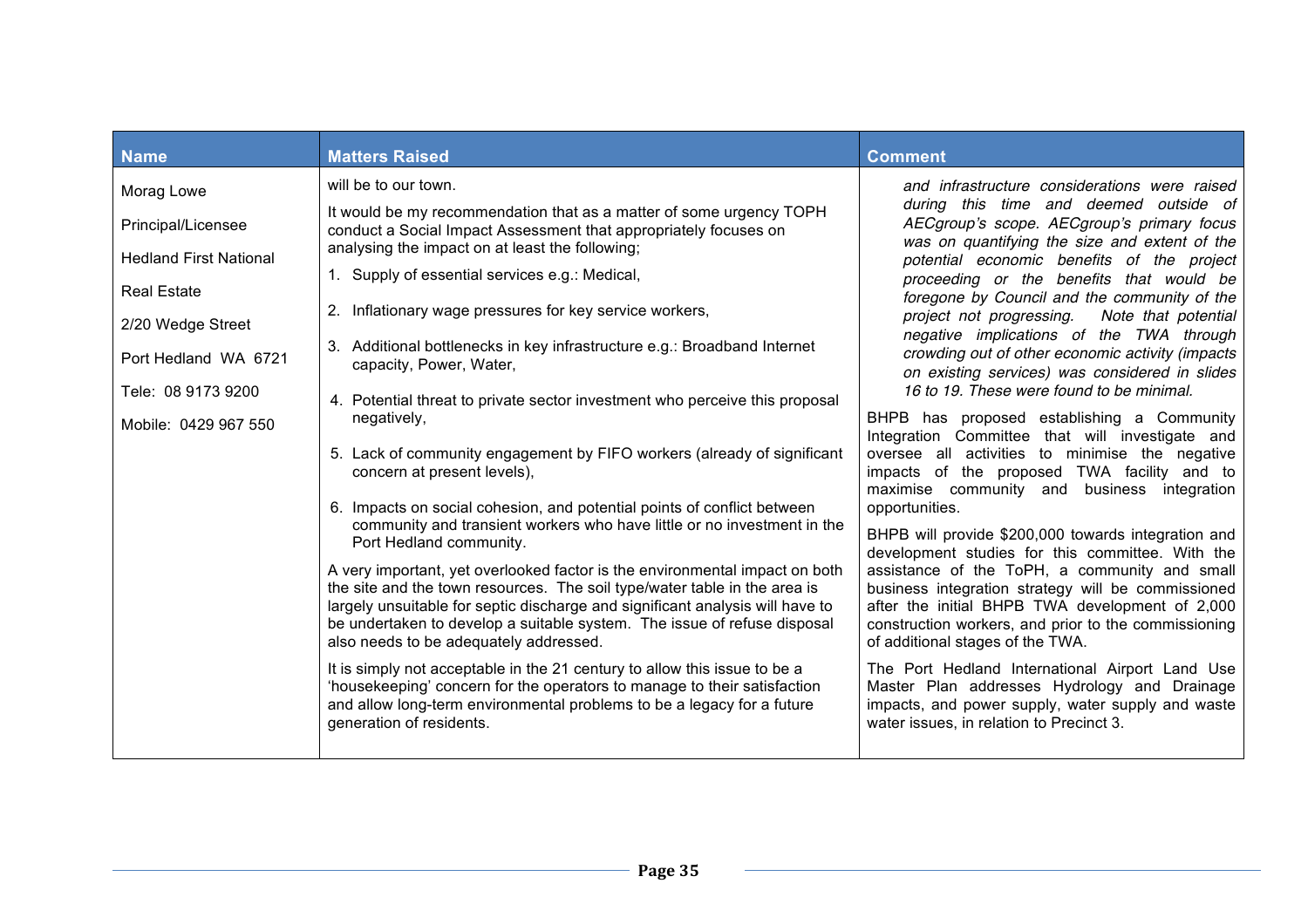| Name | Matters Raised | Comment |
|---|---|---|
| Morag Lowe<br><br>Principal/Licensee<br><br>Hedland First National<br><br>Real Estate<br><br>2/20 Wedge Street<br><br>Port Hedland WA 6721<br><br>Tele: 08 9173 9200<br><br>Mobile: 0429 967 550 | will be to our town.<br><br>It would be my recommendation that as a matter of some urgency TOPH conduct a Social Impact Assessment that appropriately focuses on analysing the impact on at least the following;<br><br>1. Supply of essential services e.g.: Medical,<br><br>2. Inflationary wage pressures for key service workers,<br><br>3. Additional bottlenecks in key infrastructure e.g.: Broadband Internet capacity, Power, Water,<br><br>4. Potential threat to private sector investment who perceive this proposal negatively,<br><br>5. Lack of community engagement by FIFO workers (already of significant concern at present levels),<br><br>6. Impacts on social cohesion, and potential points of conflict between community and transient workers who have little or no investment in the Port Hedland community.<br><br>A very important, yet overlooked factor is the environmental impact on both the site and the town resources. The soil type/water table in the area is largely unsuitable for septic discharge and significant analysis will have to be undertaken to develop a suitable system. The issue of refuse disposal also needs to be adequately addressed.<br><br>It is simply not acceptable in the 21 century to allow this issue to be a 'housekeeping' concern for the operators to manage to their satisfaction and allow long-term environmental problems to be a legacy for a future generation of residents. | *and infrastructure considerations were raised during this time and deemed outside of AECgroup's scope. AECgroup's primary focus was on quantifying the size and extent of the potential economic benefits of the project proceeding or the benefits that would be foregone by Council and the community of the project not progressing. Note that potential negative implications of the TWA through crowding out of other economic activity (impacts on existing services) was considered in slides 16 to 19. These were found to be minimal.*<br><br>BHPB has proposed establishing a Community Integration Committee that will investigate and oversee all activities to minimise the negative impacts of the proposed TWA facility and to maximise community and business integration opportunities.<br><br>BHPB will provide $200,000 towards integration and development studies for this committee. With the assistance of the ToPH, a community and small business integration strategy will be commissioned after the initial BHPB TWA development of 2,000 construction workers, and prior to the commissioning of additional stages of the TWA.<br><br>The Port Hedland International Airport Land Use Master Plan addresses Hydrology and Drainage impacts, and power supply, water supply and waste water issues, in relation to Precinct 3. |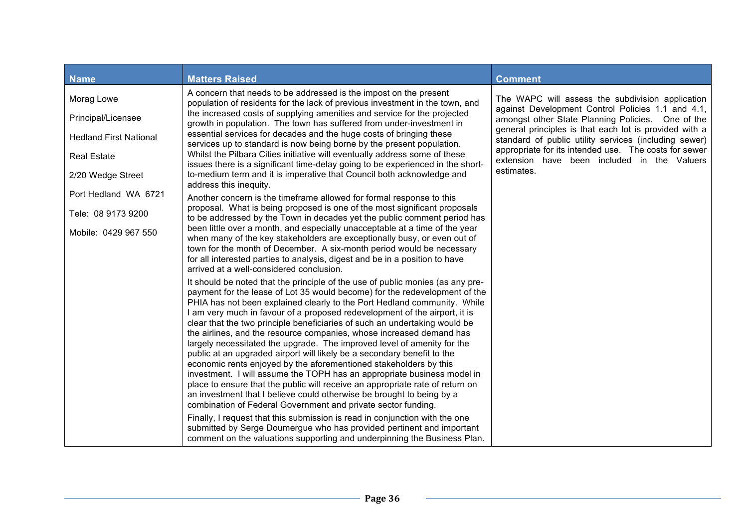| Name | Matters Raised | Comment |
| --- | --- | --- |
| Morag Lowe<br><br>Principal/Licensee<br><br>Hedland First National<br><br>Real Estate<br><br>2/20 Wedge Street<br><br>Port Hedland WA 6721<br><br>Tele: 08 9173 9200<br><br>Mobile: 0429 967 550 | A concern that needs to be addressed is the impost on the present population of residents for the lack of previous investment in the town, and the increased costs of supplying amenities and service for the projected growth in population. The town has suffered from under-investment in essential services for decades and the huge costs of bringing these services up to standard is now being borne by the present population. Whilst the Pilbara Cities initiative will eventually address some of these issues there is a significant time-delay going to be experienced in the short-to-medium term and it is imperative that Council both acknowledge and address this inequity.<br><br>Another concern is the timeframe allowed for formal response to this proposal. What is being proposed is one of the most significant proposals to be addressed by the Town in decades yet the public comment period has been little over a month, and especially unacceptable at a time of the year when many of the key stakeholders are exceptionally busy, or even out of town for the month of December. A six-month period would be necessary for all interested parties to analysis, digest and be in a position to have arrived at a well-considered conclusion.<br><br>It should be noted that the principle of the use of public monies (as any pre-payment for the lease of Lot 35 would become) for the redevelopment of the PHIA has not been explained clearly to the Port Hedland community. While I am very much in favour of a proposed redevelopment of the airport, it is clear that the two principle beneficiaries of such an undertaking would be the airlines, and the resource companies, whose increased demand has largely necessitated the upgrade. The improved level of amenity for the public at an upgraded airport will likely be a secondary benefit to the economic rents enjoyed by the aforementioned stakeholders by this investment. I will assume the TOPH has an appropriate business model in place to ensure that the public will receive an appropriate rate of return on an investment that I believe could otherwise be brought to being by a combination of Federal Government and private sector funding.<br><br>Finally, I request that this submission is read in conjunction with the one submitted by Serge Doumergue who has provided pertinent and important comment on the valuations supporting and underpinning the Business Plan. | The WAPC will assess the subdivision application against Development Control Policies 1.1 and 4.1, amongst other State Planning Policies. One of the general principles is that each lot is provided with a standard of public utility services (including sewer) appropriate for its intended use. The costs for sewer extension have been included in the Valuers estimates. |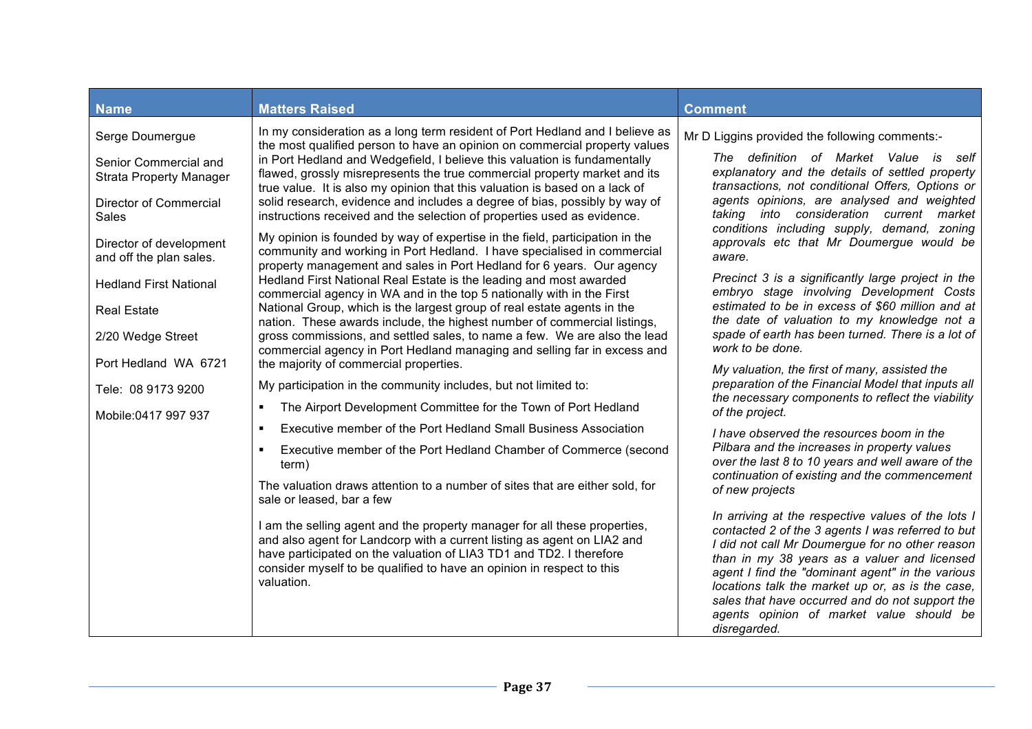| Name | Matters Raised | Comment |
|---|---|---|
| Serge Doumergue<br><br>Senior Commercial and Strata Property Manager<br><br>Director of Commercial Sales<br><br>Director of development and off the plan sales.<br><br>Hedland First National<br><br>Real Estate<br><br>2/20 Wedge Street<br><br>Port Hedland WA 6721<br><br>Tele: 08 9173 9200<br><br>Mobile:0417 997 937 | In my consideration as a long term resident of Port Hedland and I believe as the most qualified person to have an opinion on commercial property values in Port Hedland and Wedgefield, I believe this valuation is fundamentally flawed, grossly misrepresents the true commercial property market and its true value. It is also my opinion that this valuation is based on a lack of solid research, evidence and includes a degree of bias, possibly by way of instructions received and the selection of properties used as evidence.<br><br>My opinion is founded by way of expertise in the field, participation in the community and working in Port Hedland. I have specialised in commercial property management and sales in Port Hedland for 6 years. Our agency Hedland First National Real Estate is the leading and most awarded commercial agency in WA and in the top 5 nationally with in the First National Group, which is the largest group of real estate agents in the nation. These awards include, the highest number of commercial listings, gross commissions, and settled sales, to name a few. We are also the lead commercial agency in Port Hedland managing and selling far in excess and the majority of commercial properties.<br><br>My participation in the community includes, but not limited to:<br><br>▪ The Airport Development Committee for the Town of Port Hedland<br>▪ Executive member of the Port Hedland Small Business Association<br>▪ Executive member of the Port Hedland Chamber of Commerce (second term)<br><br>The valuation draws attention to a number of sites that are either sold, for sale or leased, bar a few<br><br>I am the selling agent and the property manager for all these properties, and also agent for Landcorp with a current listing as agent on LIA2 and have participated on the valuation of LIA3 TD1 and TD2. I therefore consider myself to be qualified to have an opinion in respect to this valuation. | Mr D Liggins provided the following comments:-<br><br>*The definition of Market Value is self explanatory and the details of settled property transactions, not conditional Offers, Options or agents opinions, are analysed and weighted taking into consideration current market conditions including supply, demand, zoning approvals etc that Mr Doumergue would be aware.*<br><br>*Precinct 3 is a significantly large project in the embryo stage involving Development Costs estimated to be in excess of $60 million and at the date of valuation to my knowledge not a spade of earth has been turned. There is a lot of work to be done.*<br><br>*My valuation, the first of many, assisted the preparation of the Financial Model that inputs all the necessary components to reflect the viability of the project.*<br><br>*I have observed the resources boom in the Pilbara and the increases in property values over the last 8 to 10 years and well aware of the continuation of existing and the commencement of new projects*<br><br>*In arriving at the respective values of the lots I contacted 2 of the 3 agents I was referred to but I did not call Mr Doumergue for no other reason than in my 38 years as a valuer and licensed agent I find the "dominant agent" in the various locations talk the market up or, as is the case, sales that have occurred and do not support the agents opinion of market value should be disregarded.* |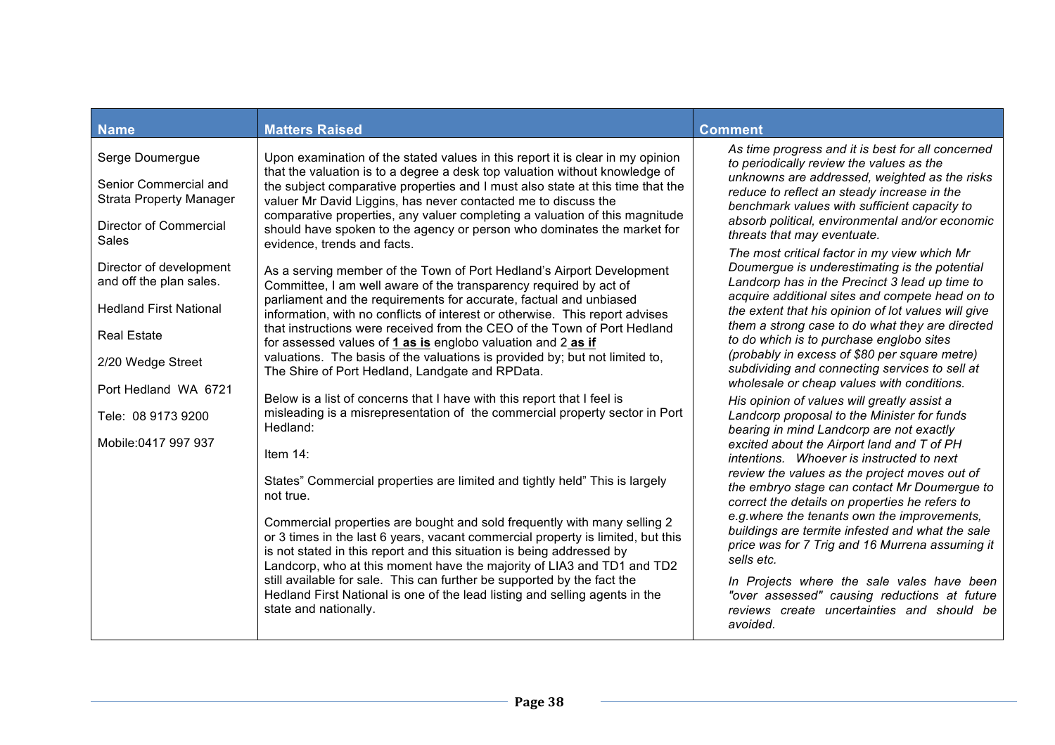| Name | Matters Raised | Comment |
|---|---|---|
| Serge Doumergue<br><br>Senior Commercial and Strata Property Manager<br><br>Director of Commercial Sales<br><br>Director of development and off the plan sales.<br><br>Hedland First National<br><br>Real Estate<br><br>2/20 Wedge Street<br><br>Port Hedland WA 6721<br><br>Tele: 08 9173 9200<br><br>Mobile:0417 997 937 | Upon examination of the stated values in this report it is clear in my opinion that the valuation is to a degree a desk top valuation without knowledge of the subject comparative properties and I must also state at this time that the valuer Mr David Liggins, has never contacted me to discuss the comparative properties, any valuer completing a valuation of this magnitude should have spoken to the agency or person who dominates the market for evidence, trends and facts.<br><br>As a serving member of the Town of Port Hedland's Airport Development Committee, I am well aware of the transparency required by act of parliament and the requirements for accurate, factual and unbiased information, with no conflicts of interest or otherwise. This report advises that instructions were received from the CEO of the Town of Port Hedland for assessed values of **1 as is** englobo valuation and 2 **as if** valuations. The basis of the valuations is provided by; but not limited to, The Shire of Port Hedland, Landgate and RPData.<br><br>Below is a list of concerns that I have with this report that I feel is misleading is a misrepresentation of the commercial property sector in Port Hedland:<br><br>Item 14:<br><br>States" Commercial properties are limited and tightly held" This is largely not true.<br><br>Commercial properties are bought and sold frequently with many selling 2 or 3 times in the last 6 years, vacant commercial property is limited, but this is not stated in this report and this situation is being addressed by Landcorp, who at this moment have the majority of LIA3 and TD1 and TD2 still available for sale. This can further be supported by the fact the Hedland First National is one of the lead listing and selling agents in the state and nationally. | *As time progress and it is best for all concerned to periodically review the values as the unknowns are addressed, weighted as the risks reduce to reflect an steady increase in the benchmark values with sufficient capacity to absorb political, environmental and/or economic threats that may eventuate.*<br><br>*The most critical factor in my view which Mr Doumergue is underestimating is the potential Landcorp has in the Precinct 3 lead up time to acquire additional sites and compete head on to the extent that his opinion of lot values will give them a strong case to do what they are directed to do which is to purchase englobo sites (probably in excess of $80 per square metre) subdividing and connecting services to sell at wholesale or cheap values with conditions.*<br><br>*His opinion of values will greatly assist a Landcorp proposal to the Minister for funds bearing in mind Landcorp are not exactly excited about the Airport land and T of PH intentions. Whoever is instructed to next review the values as the project moves out of the embryo stage can contact Mr Doumergue to correct the details on properties he refers to e.g.where the tenants own the improvements, buildings are termite infested and what the sale price was for 7 Trig and 16 Murrena assuming it sells etc.*<br><br>*In Projects where the sale vales have been "over assessed" causing reductions at future reviews create uncertainties and should be avoided.* |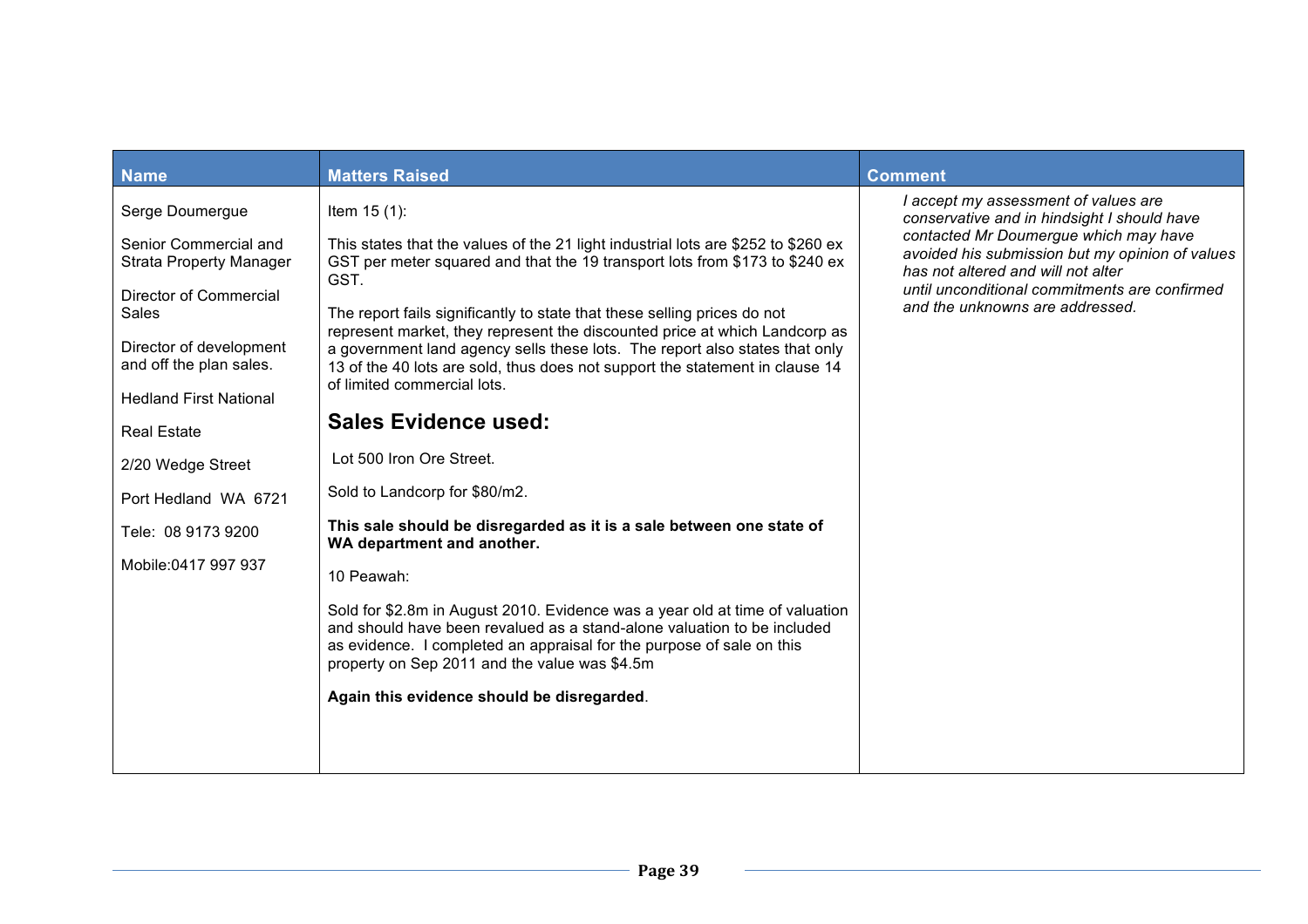| Name | Matters Raised | Comment |
|---|---|---|
| Serge Doumergue<br><br>Senior Commercial and Strata Property Manager<br><br>Director of Commercial Sales<br><br>Director of development and off the plan sales.<br><br>Hedland First National<br><br>Real Estate<br><br>2/20 Wedge Street<br><br>Port Hedland WA 6721<br><br>Tele: 08 9173 9200<br><br>Mobile:0417 997 937 | Item 15 (1):<br><br>This states that the values of the 21 light industrial lots are $252 to $260 ex GST per meter squared and that the 19 transport lots from $173 to $240 ex GST.<br><br>The report fails significantly to state that these selling prices do not represent market, they represent the discounted price at which Landcorp as a government land agency sells these lots. The report also states that only 13 of the 40 lots are sold, thus does not support the statement in clause 14 of limited commercial lots.<br><br>**Sales Evidence used:**<br><br>Lot 500 Iron Ore Street.<br><br>Sold to Landcorp for $80/m2.<br><br>**This sale should be disregarded as it is a sale between one state of WA department and another.**<br><br>10 Peawah:<br><br>Sold for $2.8m in August 2010. Evidence was a year old at time of valuation and should have been revalued as a stand-alone valuation to be included as evidence. I completed an appraisal for the purpose of sale on this property on Sep 2011 and the value was $4.5m<br><br>**Again this evidence should be disregarded**. | *I accept my assessment of values are conservative and in hindsight I should have contacted Mr Doumergue which may have avoided his submission but my opinion of values has not altered and will not alter until unconditional commitments are confirmed and the unknowns are addressed.* |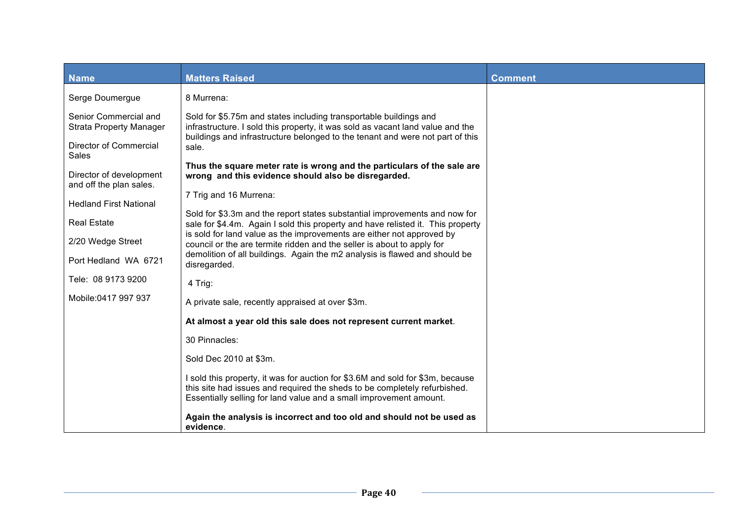| Name | Matters Raised | Comment |
|---|---|---|
| Serge Doumergue<br><br>Senior Commercial and Strata Property Manager<br><br>Director of Commercial Sales<br><br>Director of development and off the plan sales.<br><br>Hedland First National<br><br>Real Estate<br><br>2/20 Wedge Street<br><br>Port Hedland WA 6721<br><br>Tele: 08 9173 9200<br><br>Mobile:0417 997 937 | 8 Murrena:<br><br>Sold for $5.75m and states including transportable buildings and infrastructure. I sold this property, it was sold as vacant land value and the buildings and infrastructure belonged to the tenant and were not part of this sale.<br><br>**Thus the square meter rate is wrong and the particulars of the sale are wrong and this evidence should also be disregarded.**<br><br>7 Trig and 16 Murrena:<br><br>Sold for $3.3m and the report states substantial improvements and now for sale for $4.4m. Again I sold this property and have relisted it. This property is sold for land value as the improvements are either not approved by council or the are termite ridden and the seller is about to apply for demolition of all buildings. Again the m2 analysis is flawed and should be disregarded.<br><br>4 Trig:<br><br>A private sale, recently appraised at over $3m.<br><br>**At almost a year old this sale does not represent current market**.<br><br>30 Pinnacles:<br><br>Sold Dec 2010 at $3m.<br><br>I sold this property, it was for auction for $3.6M and sold for $3m, because this site had issues and required the sheds to be completely refurbished. Essentially selling for land value and a small improvement amount.<br><br>**Again the analysis is incorrect and too old and should not be used as evidence**. | |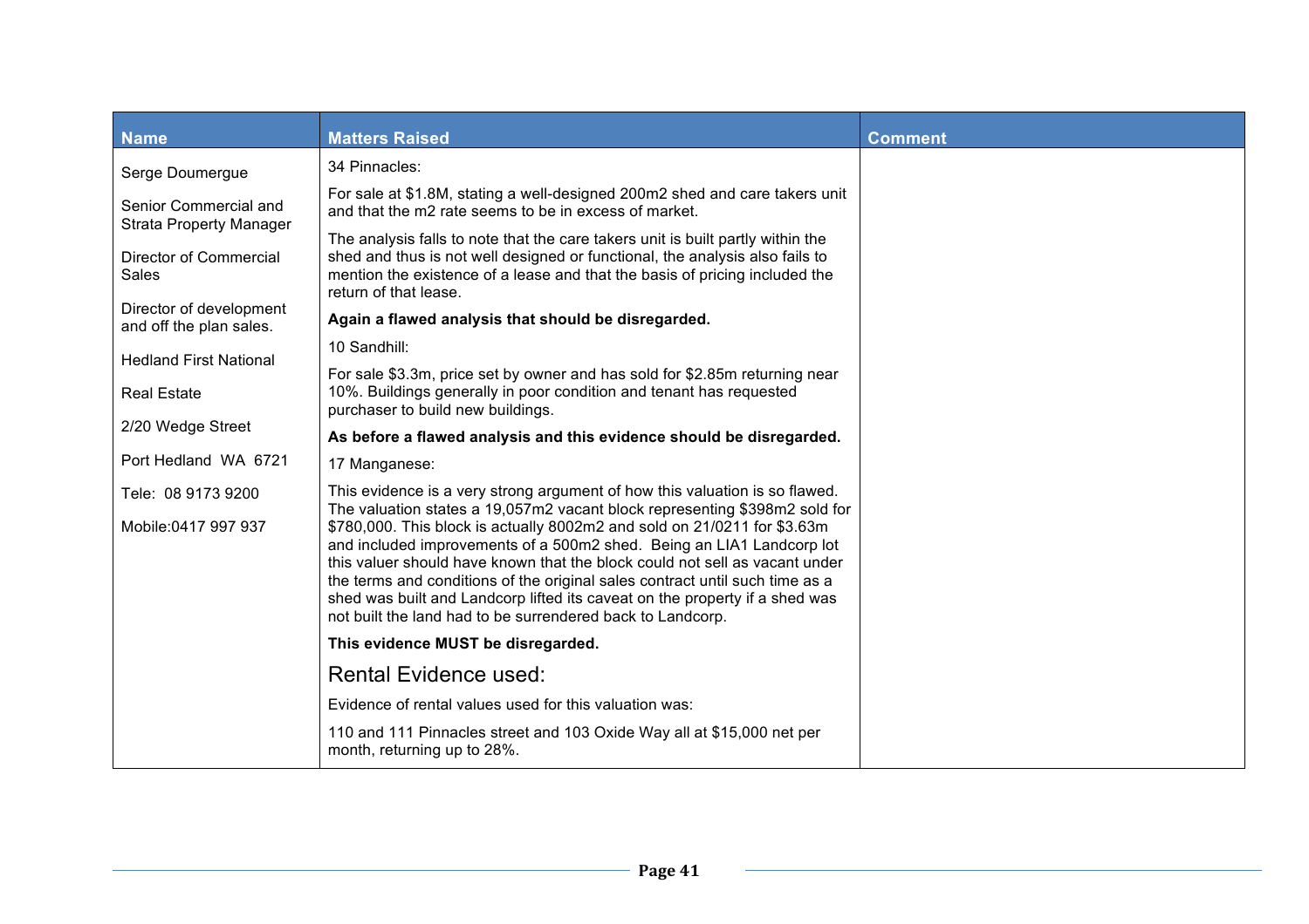| Name | Matters Raised | Comment |
|---|---|---|
| Serge Doumergue<br><br>Senior Commercial and Strata Property Manager<br><br>Director of Commercial Sales<br><br>Director of development and off the plan sales.<br><br>Hedland First National<br><br>Real Estate<br><br>2/20 Wedge Street<br><br>Port Hedland WA 6721<br><br>Tele: 08 9173 9200<br><br>Mobile:0417 997 937 | 34 Pinnacles:<br><br>For sale at $1.8M, stating a well-designed 200m2 shed and care takers unit and that the m2 rate seems to be in excess of market.<br><br>The analysis falls to note that the care takers unit is built partly within the shed and thus is not well designed or functional, the analysis also fails to mention the existence of a lease and that the basis of pricing included the return of that lease.<br><br>**Again a flawed analysis that should be disregarded.**<br><br>10 Sandhill:<br><br>For sale $3.3m, price set by owner and has sold for $2.85m returning near 10%. Buildings generally in poor condition and tenant has requested purchaser to build new buildings.<br><br>**As before a flawed analysis and this evidence should be disregarded.**<br><br>17 Manganese:<br><br>This evidence is a very strong argument of how this valuation is so flawed. The valuation states a 19,057m2 vacant block representing $398m2 sold for $780,000. This block is actually 8002m2 and sold on 21/0211 for $3.63m and included improvements of a 500m2 shed. Being an LIA1 Landcorp lot this valuer should have known that the block could not sell as vacant under the terms and conditions of the original sales contract until such time as a shed was built and Landcorp lifted its caveat on the property if a shed was not built the land had to be surrendered back to Landcorp.<br><br>**This evidence MUST be disregarded.**<br><br>Rental Evidence used:<br><br>Evidence of rental values used for this valuation was:<br><br>110 and 111 Pinnacles street and 103 Oxide Way all at $15,000 net per month, returning up to 28%. | |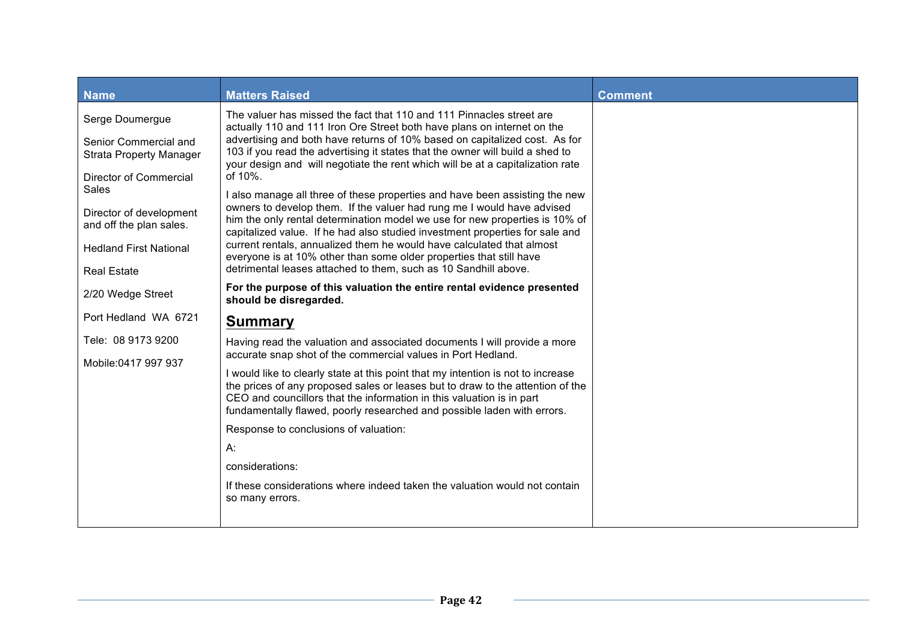| Name | Matters Raised | Comment |
|---|---|---|
| Serge Doumergue<br><br>Senior Commercial and Strata Property Manager<br><br>Director of Commercial Sales<br><br>Director of development and off the plan sales.<br><br>Hedland First National<br><br>Real Estate<br><br>2/20 Wedge Street<br><br>Port Hedland WA 6721<br><br>Tele: 08 9173 9200<br><br>Mobile:0417 997 937 | The valuer has missed the fact that 110 and 111 Pinnacles street are actually 110 and 111 Iron Ore Street both have plans on internet on the advertising and both have returns of 10% based on capitalized cost. As for 103 if you read the advertising it states that the owner will build a shed to your design and will negotiate the rent which will be at a capitalization rate of 10%.<br><br>I also manage all three of these properties and have been assisting the new owners to develop them. If the valuer had rung me I would have advised him the only rental determination model we use for new properties is 10% of capitalized value. If he had also studied investment properties for sale and current rentals, annualized them he would have calculated that almost everyone is at 10% other than some older properties that still have detrimental leases attached to them, such as 10 Sandhill above.<br><br>**For the purpose of this valuation the entire rental evidence presented should be disregarded.**<br><br>**<u>Summary</u>**<br><br>Having read the valuation and associated documents I will provide a more accurate snap shot of the commercial values in Port Hedland.<br><br>I would like to clearly state at this point that my intention is not to increase the prices of any proposed sales or leases but to draw to the attention of the CEO and councillors that the information in this valuation is in part fundamentally flawed, poorly researched and possible laden with errors.<br><br>Response to conclusions of valuation:<br><br>A:<br><br>considerations:<br><br>If these considerations where indeed taken the valuation would not contain so many errors. | |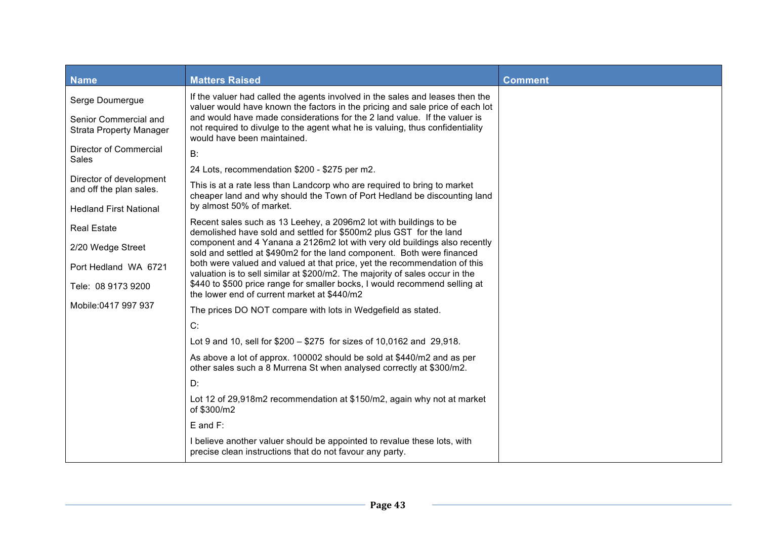| Name | Matters Raised | Comment |
|---|---|---|
| Serge Doumergue<br><br>Senior Commercial and Strata Property Manager<br><br>Director of Commercial Sales<br><br>Director of development and off the plan sales.<br><br>Hedland First National<br><br>Real Estate<br><br>2/20 Wedge Street<br><br>Port Hedland WA 6721<br><br>Tele: 08 9173 9200<br><br>Mobile:0417 997 937 | If the valuer had called the agents involved in the sales and leases then the valuer would have known the factors in the pricing and sale price of each lot and would have made considerations for the 2 land value. If the valuer is not required to divulge to the agent what he is valuing, thus confidentiality would have been maintained.<br><br>B:<br><br>24 Lots, recommendation $200 - $275 per m2.<br><br>This is at a rate less than Landcorp who are required to bring to market cheaper land and why should the Town of Port Hedland be discounting land by almost 50% of market.<br><br>Recent sales such as 13 Leehey, a 2096m2 lot with buildings to be demolished have sold and settled for $500m2 plus GST for the land component and 4 Yanana a 2126m2 lot with very old buildings also recently sold and settled at $490m2 for the land component. Both were financed both were valued and valued at that price, yet the recommendation of this valuation is to sell similar at $200/m2. The majority of sales occur in the $440 to $500 price range for smaller bocks, I would recommend selling at the lower end of current market at $440/m2<br><br>The prices DO NOT compare with lots in Wedgefield as stated.<br><br>C:<br><br>Lot 9 and 10, sell for $200 – $275 for sizes of 10,0162 and 29,918.<br><br>As above a lot of approx. 100002 should be sold at $440/m2 and as per other sales such a 8 Murrena St when analysed correctly at $300/m2.<br><br>D:<br><br>Lot 12 of 29,918m2 recommendation at $150/m2, again why not at market of $300/m2<br><br>E and F:<br><br>I believe another valuer should be appointed to revalue these lots, with precise clean instructions that do not favour any party. | |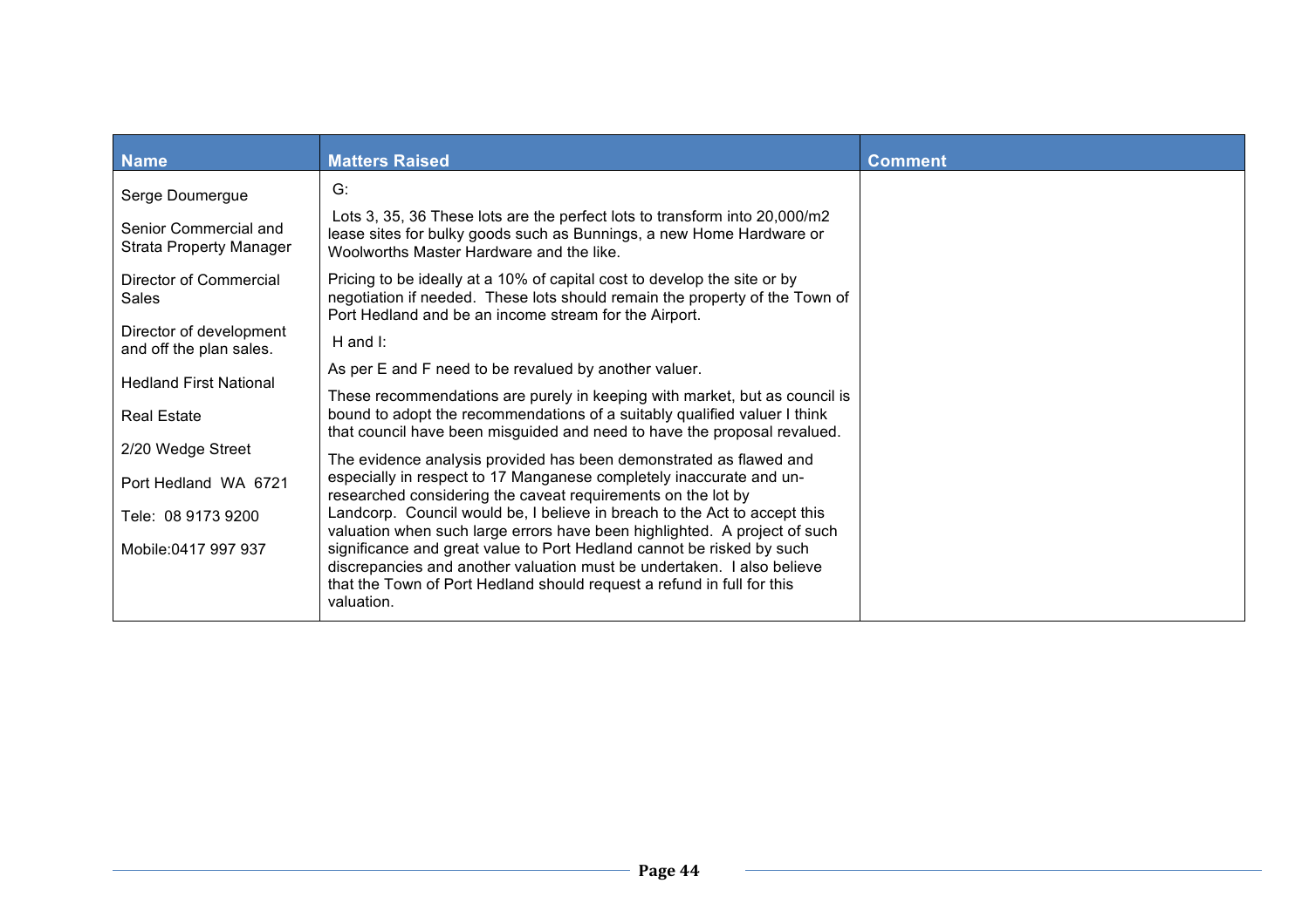| Name | Matters Raised | Comment |
| --- | --- | --- |
| Serge Doumergue<br><br>Senior Commercial and Strata Property Manager<br><br>Director of Commercial Sales<br><br>Director of development and off the plan sales.<br><br>Hedland First National<br><br>Real Estate<br><br>2/20 Wedge Street<br><br>Port Hedland WA 6721<br><br>Tele: 08 9173 9200<br><br>Mobile:0417 997 937 | G:<br><br>Lots 3, 35, 36 These lots are the perfect lots to transform into 20,000/m2 lease sites for bulky goods such as Bunnings, a new Home Hardware or Woolworths Master Hardware and the like.<br><br>Pricing to be ideally at a 10% of capital cost to develop the site or by negotiation if needed. These lots should remain the property of the Town of Port Hedland and be an income stream for the Airport.<br><br>H and I:<br><br>As per E and F need to be revalued by another valuer.<br><br>These recommendations are purely in keeping with market, but as council is bound to adopt the recommendations of a suitably qualified valuer I think that council have been misguided and need to have the proposal revalued.<br><br>The evidence analysis provided has been demonstrated as flawed and especially in respect to 17 Manganese completely inaccurate and un-researched considering the caveat requirements on the lot by Landcorp. Council would be, I believe in breach to the Act to accept this valuation when such large errors have been highlighted. A project of such significance and great value to Port Hedland cannot be risked by such discrepancies and another valuation must be undertaken. I also believe that the Town of Port Hedland should request a refund in full for this valuation. | |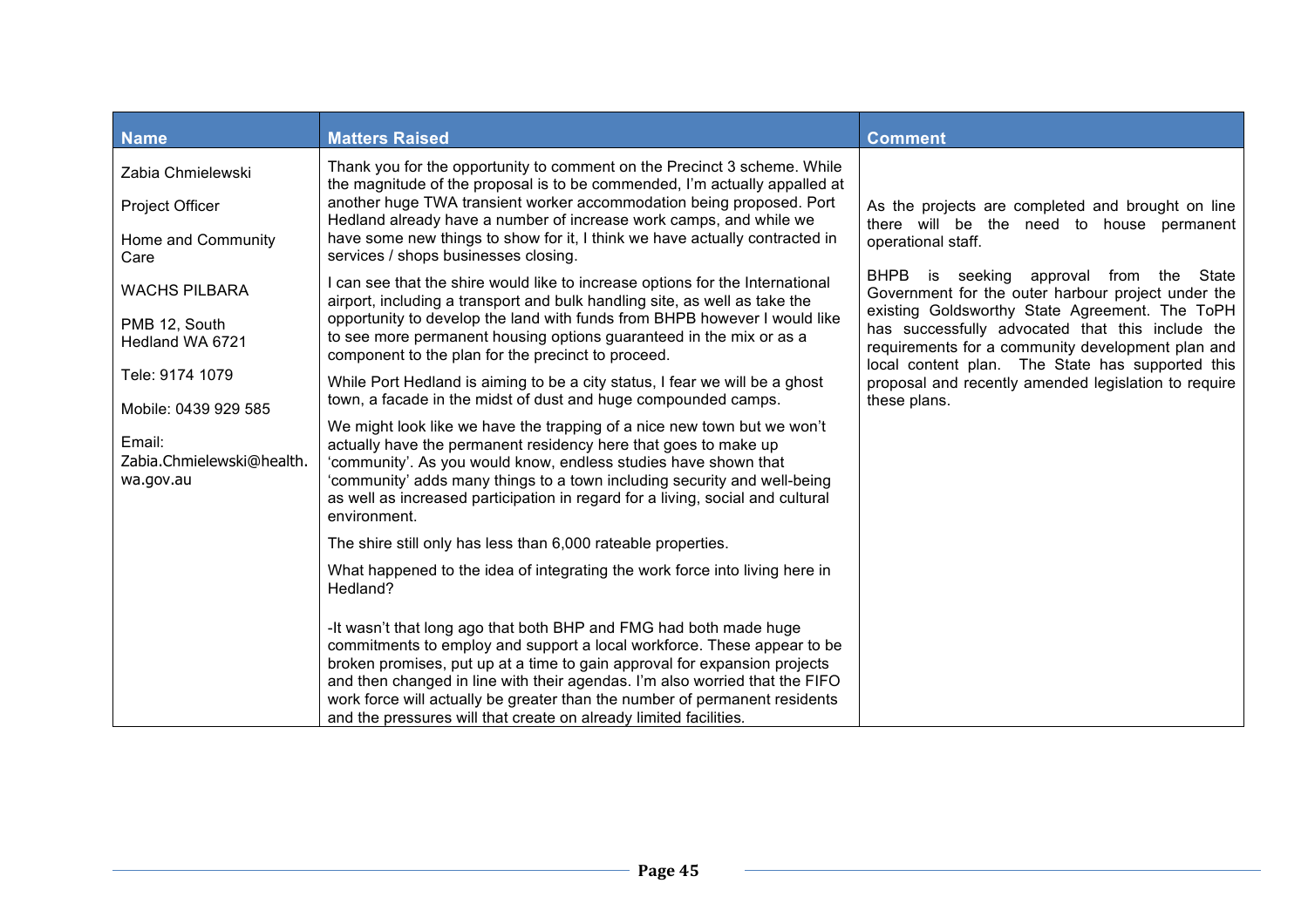| Name | Matters Raised | Comment |
|---|---|---|
| Zabia Chmielewski<br><br>Project Officer<br><br>Home and Community Care<br><br>WACHS PILBARA<br><br>PMB 12, South Hedland WA 6721<br><br>Tele: 9174 1079<br><br>Mobile: 0439 929 585<br><br>Email: Zabia.Chmielewski@health.wa.gov.au | Thank you for the opportunity to comment on the Precinct 3 scheme. While the magnitude of the proposal is to be commended, I'm actually appalled at another huge TWA transient worker accommodation being proposed. Port Hedland already have a number of increase work camps, and while we have some new things to show for it, I think we have actually contracted in services / shops businesses closing.<br><br>I can see that the shire would like to increase options for the International airport, including a transport and bulk handling site, as well as take the opportunity to develop the land with funds from BHPB however I would like to see more permanent housing options guaranteed in the mix or as a component to the plan for the precinct to proceed.<br><br>While Port Hedland is aiming to be a city status, I fear we will be a ghost town, a facade in the midst of dust and huge compounded camps.<br><br>We might look like we have the trapping of a nice new town but we won't actually have the permanent residency here that goes to make up 'community'. As you would know, endless studies have shown that 'community' adds many things to a town including security and well-being as well as increased participation in regard for a living, social and cultural environment.<br><br>The shire still only has less than 6,000 rateable properties.<br><br>What happened to the idea of integrating the work force into living here in Hedland?<br><br>-It wasn't that long ago that both BHP and FMG had both made huge commitments to employ and support a local workforce. These appear to be broken promises, put up at a time to gain approval for expansion projects and then changed in line with their agendas. I'm also worried that the FIFO work force will actually be greater than the number of permanent residents and the pressures will that create on already limited facilities. | As the projects are completed and brought on line there will be the need to house permanent operational staff.<br><br>BHPB is seeking approval from the State Government for the outer harbour project under the existing Goldsworthy State Agreement. The ToPH has successfully advocated that this include the requirements for a community development plan and local content plan. The State has supported this proposal and recently amended legislation to require these plans. |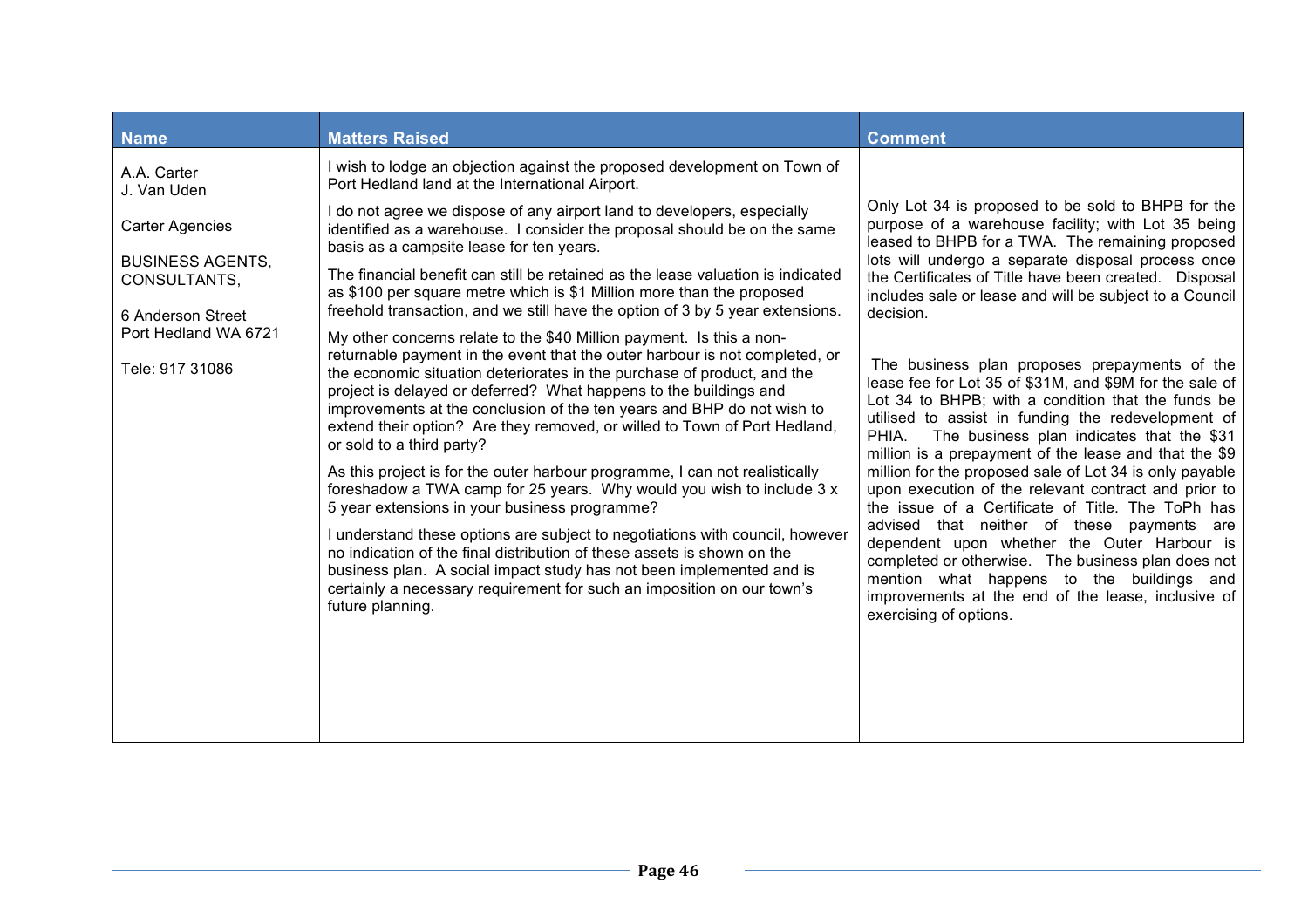| Name | Matters Raised | Comment |
|---|---|---|
| A.A. Carter<br>J. Van Uden<br><br>Carter Agencies<br><br>BUSINESS AGENTS, CONSULTANTS,<br><br>6 Anderson Street<br>Port Hedland WA 6721<br><br>Tele: 917 31086 | I wish to lodge an objection against the proposed development on Town of Port Hedland land at the International Airport.<br><br>I do not agree we dispose of any airport land to developers, especially identified as a warehouse. I consider the proposal should be on the same basis as a campsite lease for ten years.<br><br>The financial benefit can still be retained as the lease valuation is indicated as $100 per square metre which is $1 Million more than the proposed freehold transaction, and we still have the option of 3 by 5 year extensions.<br><br>My other concerns relate to the $40 Million payment. Is this a non-returnable payment in the event that the outer harbour is not completed, or the economic situation deteriorates in the purchase of product, and the project is delayed or deferred? What happens to the buildings and improvements at the conclusion of the ten years and BHP do not wish to extend their option? Are they removed, or willed to Town of Port Hedland, or sold to a third party?<br><br>As this project is for the outer harbour programme, I can not realistically foreshadow a TWA camp for 25 years. Why would you wish to include 3 x 5 year extensions in your business programme?<br><br>I understand these options are subject to negotiations with council, however no indication of the final distribution of these assets is shown on the business plan. A social impact study has not been implemented and is certainly a necessary requirement for such an imposition on our town's future planning. | Only Lot 34 is proposed to be sold to BHPB for the purpose of a warehouse facility; with Lot 35 being leased to BHPB for a TWA. The remaining proposed lots will undergo a separate disposal process once the Certificates of Title have been created. Disposal includes sale or lease and will be subject to a Council decision.<br><br>The business plan proposes prepayments of the lease fee for Lot 35 of $31M, and $9M for the sale of Lot 34 to BHPB; with a condition that the funds be utilised to assist in funding the redevelopment of PHIA. The business plan indicates that the $31 million is a prepayment of the lease and that the $9 million for the proposed sale of Lot 34 is only payable upon execution of the relevant contract and prior to the issue of a Certificate of Title. The ToPh has advised that neither of these payments are dependent upon whether the Outer Harbour is completed or otherwise. The business plan does not mention what happens to the buildings and improvements at the end of the lease, inclusive of exercising of options. |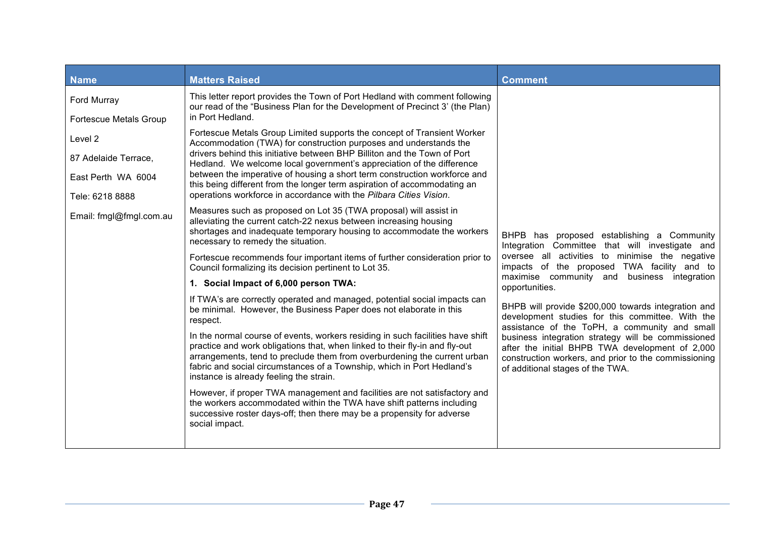| Name | Matters Raised | Comment |
|---|---|---|
| Ford Murray<br><br>Fortescue Metals Group<br><br>Level 2<br><br>87 Adelaide Terrace,<br><br>East Perth WA 6004<br><br>Tele: 6218 8888<br><br>Email: fmgl@fmgl.com.au | This letter report provides the Town of Port Hedland with comment following our read of the "Business Plan for the Development of Precinct 3' (the Plan) in Port Hedland.<br><br>Fortescue Metals Group Limited supports the concept of Transient Worker Accommodation (TWA) for construction purposes and understands the drivers behind this initiative between BHP Billiton and the Town of Port Hedland. We welcome local government's appreciation of the difference between the imperative of housing a short term construction workforce and this being different from the longer term aspiration of accommodating an operations workforce in accordance with the *Pilbara Cities Vision*.<br><br>Measures such as proposed on Lot 35 (TWA proposal) will assist in alleviating the current catch-22 nexus between increasing housing shortages and inadequate temporary housing to accommodate the workers necessary to remedy the situation.<br><br>Fortescue recommends four important items of further consideration prior to Council formalizing its decision pertinent to Lot 35.<br><br>**1. Social Impact of 6,000 person TWA:**<br><br>If TWA's are correctly operated and managed, potential social impacts can be minimal. However, the Business Paper does not elaborate in this respect.<br><br>In the normal course of events, workers residing in such facilities have shift practice and work obligations that, when linked to their fly-in and fly-out arrangements, tend to preclude them from overburdening the current urban fabric and social circumstances of a Township, which in Port Hedland's instance is already feeling the strain.<br><br>However, if proper TWA management and facilities are not satisfactory and the workers accommodated within the TWA have shift patterns including successive roster days-off; then there may be a propensity for adverse social impact. | BHPB has proposed establishing a Community Integration Committee that will investigate and oversee all activities to minimise the negative impacts of the proposed TWA facility and to maximise community and business integration opportunities.<br><br>BHPB will provide $200,000 towards integration and development studies for this committee. With the assistance of the ToPH, a community and small business integration strategy will be commissioned after the initial BHPB TWA development of 2,000 construction workers, and prior to the commissioning of additional stages of the TWA. |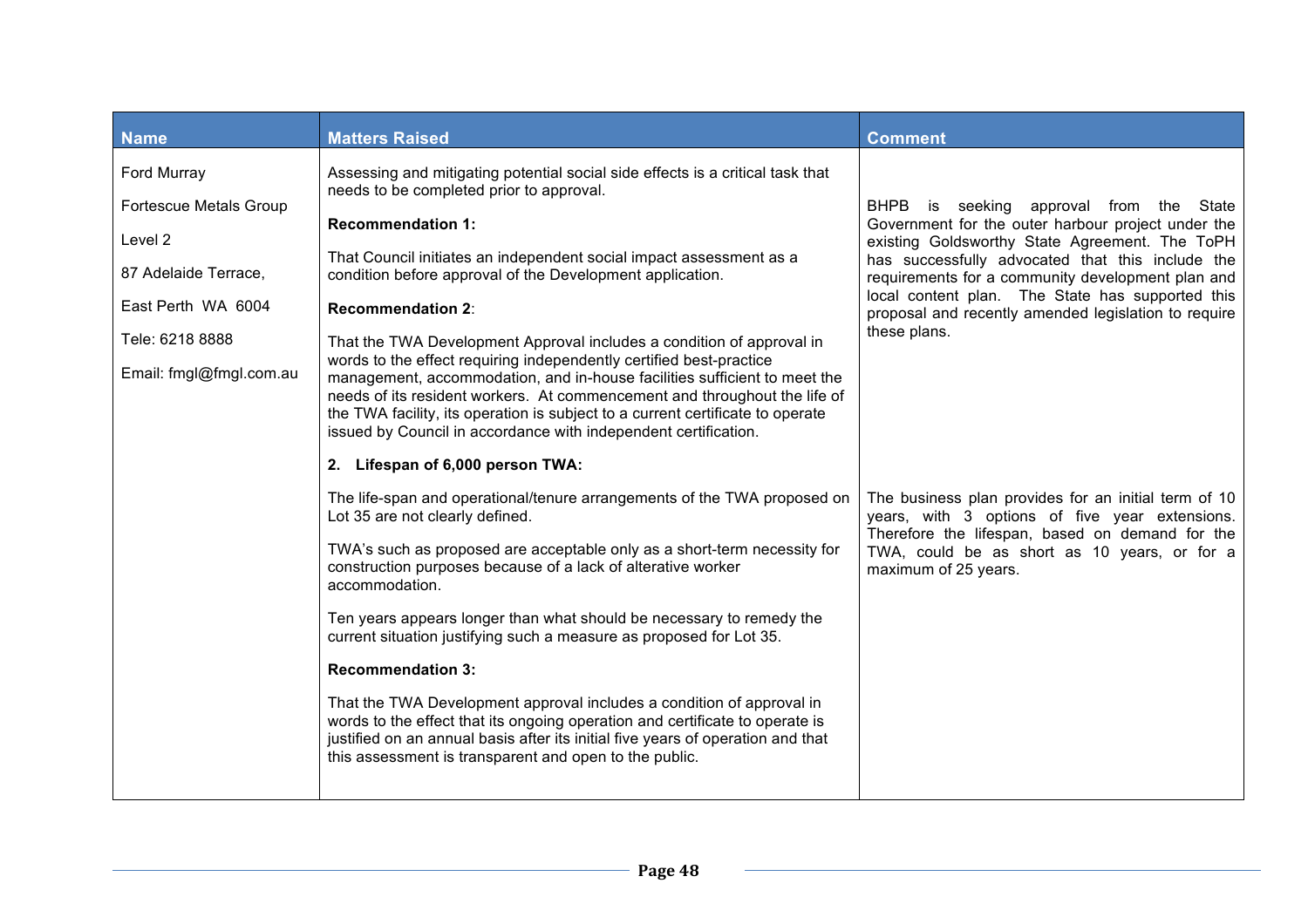| Name | Matters Raised | Comment |
|---|---|---|
| Ford Murray<br><br>Fortescue Metals Group<br><br>Level 2<br><br>87 Adelaide Terrace,<br><br>East Perth WA 6004<br><br>Tele: 6218 8888<br><br>Email: fmgl@fmgl.com.au | Assessing and mitigating potential social side effects is a critical task that needs to be completed prior to approval.<br><br>**Recommendation 1:**<br><br>That Council initiates an independent social impact assessment as a condition before approval of the Development application.<br><br>**Recommendation 2**:<br><br>That the TWA Development Approval includes a condition of approval in words to the effect requiring independently certified best-practice management, accommodation, and in-house facilities sufficient to meet the needs of its resident workers. At commencement and throughout the life of the TWA facility, its operation is subject to a current certificate to operate issued by Council in accordance with independent certification. | BHPB is seeking approval from the State Government for the outer harbour project under the existing Goldsworthy State Agreement. The ToPH has successfully advocated that this include the requirements for a community development plan and local content plan. The State has supported this proposal and recently amended legislation to require these plans. |
| | **2. Lifespan of 6,000 person TWA:**<br><br>The life-span and operational/tenure arrangements of the TWA proposed on Lot 35 are not clearly defined.<br><br>TWA's such as proposed are acceptable only as a short-term necessity for construction purposes because of a lack of alterative worker accommodation.<br><br>Ten years appears longer than what should be necessary to remedy the current situation justifying such a measure as proposed for Lot 35.<br><br>**Recommendation 3:**<br><br>That the TWA Development approval includes a condition of approval in words to the effect that its ongoing operation and certificate to operate is justified on an annual basis after its initial five years of operation and that this assessment is transparent and open to the public. | The business plan provides for an initial term of 10 years, with 3 options of five year extensions. Therefore the lifespan, based on demand for the TWA, could be as short as 10 years, or for a maximum of 25 years. |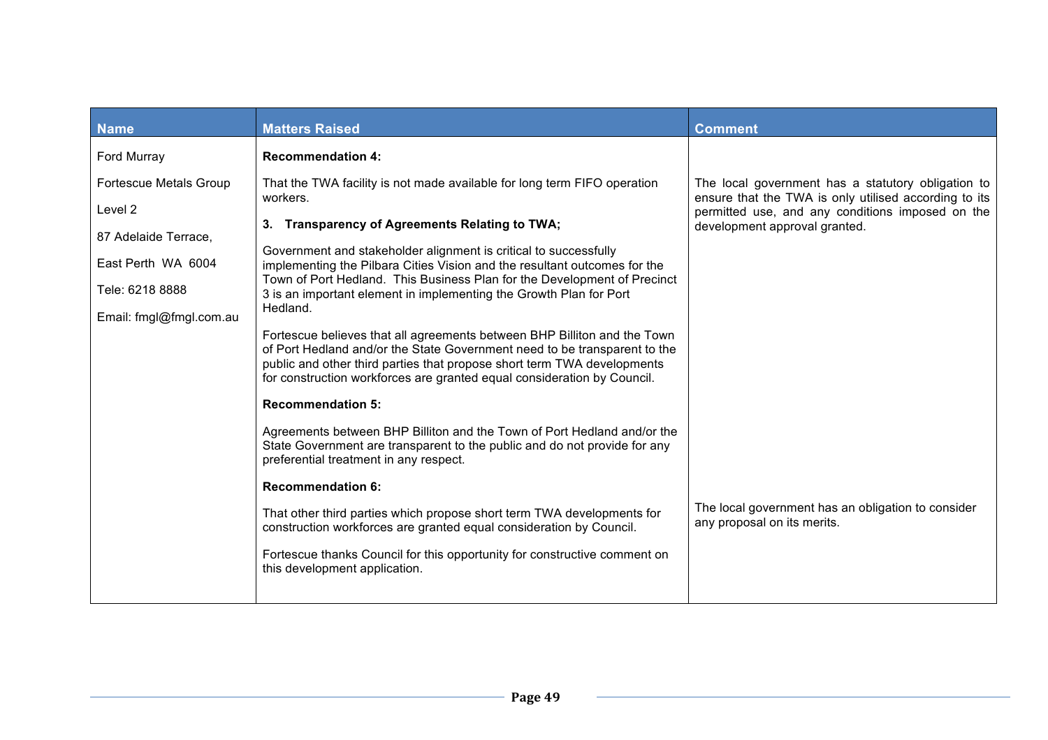| Name | Matters Raised | Comment |
|---|---|---|
| Ford Murray<br><br>Fortescue Metals Group<br><br>Level 2<br><br>87 Adelaide Terrace,<br><br>East Perth WA 6004<br><br>Tele: 6218 8888<br><br>Email: fmgl@fmgl.com.au | **Recommendation 4:**<br><br>That the TWA facility is not made available for long term FIFO operation workers.<br><br>**3. Transparency of Agreements Relating to TWA;**<br><br>Government and stakeholder alignment is critical to successfully implementing the Pilbara Cities Vision and the resultant outcomes for the Town of Port Hedland. This Business Plan for the Development of Precinct 3 is an important element in implementing the Growth Plan for Port Hedland.<br><br>Fortescue believes that all agreements between BHP Billiton and the Town of Port Hedland and/or the State Government need to be transparent to the public and other third parties that propose short term TWA developments for construction workforces are granted equal consideration by Council.<br><br>**Recommendation 5:**<br><br>Agreements between BHP Billiton and the Town of Port Hedland and/or the State Government are transparent to the public and do not provide for any preferential treatment in any respect.<br><br>**Recommendation 6:**<br><br>That other third parties which propose short term TWA developments for construction workforces are granted equal consideration by Council.<br><br>Fortescue thanks Council for this opportunity for constructive comment on this development application. | The local government has a statutory obligation to ensure that the TWA is only utilised according to its permitted use, and any conditions imposed on the development approval granted.<br><br>The local government has an obligation to consider any proposal on its merits. |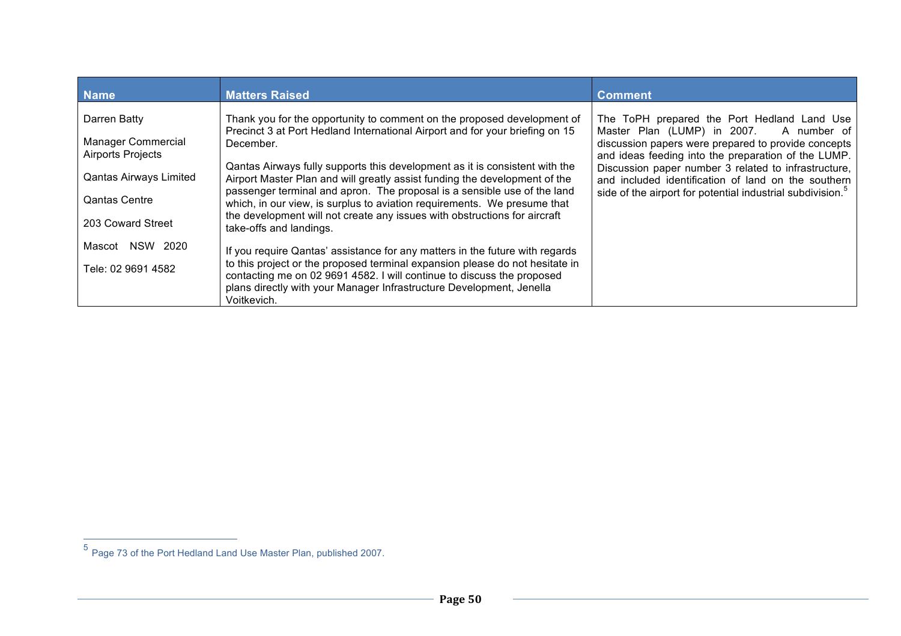| Name | Matters Raised | Comment |
|---|---|---|
| Darren Batty<br><br>Manager Commercial Airports Projects<br><br>Qantas Airways Limited<br><br>Qantas Centre<br><br>203 Coward Street<br><br>Mascot NSW 2020<br><br>Tele: 02 9691 4582 | Thank you for the opportunity to comment on the proposed development of Precinct 3 at Port Hedland International Airport and for your briefing on 15 December.<br><br>Qantas Airways fully supports this development as it is consistent with the Airport Master Plan and will greatly assist funding the development of the passenger terminal and apron. The proposal is a sensible use of the land which, in our view, is surplus to aviation requirements. We presume that the development will not create any issues with obstructions for aircraft take-offs and landings.<br><br>If you require Qantas' assistance for any matters in the future with regards to this project or the proposed terminal expansion please do not hesitate in contacting me on 02 9691 4582. I will continue to discuss the proposed plans directly with your Manager Infrastructure Development, Jenella Voitkevich. | The ToPH prepared the Port Hedland Land Use Master Plan (LUMP) in 2007. A number of discussion papers were prepared to provide concepts and ideas feeding into the preparation of the LUMP. Discussion paper number 3 related to infrastructure, and included identification of land on the southern side of the airport for potential industrial subdivision.[5] |

[5] Page 73 of the Port Hedland Land Use Master Plan, published 2007.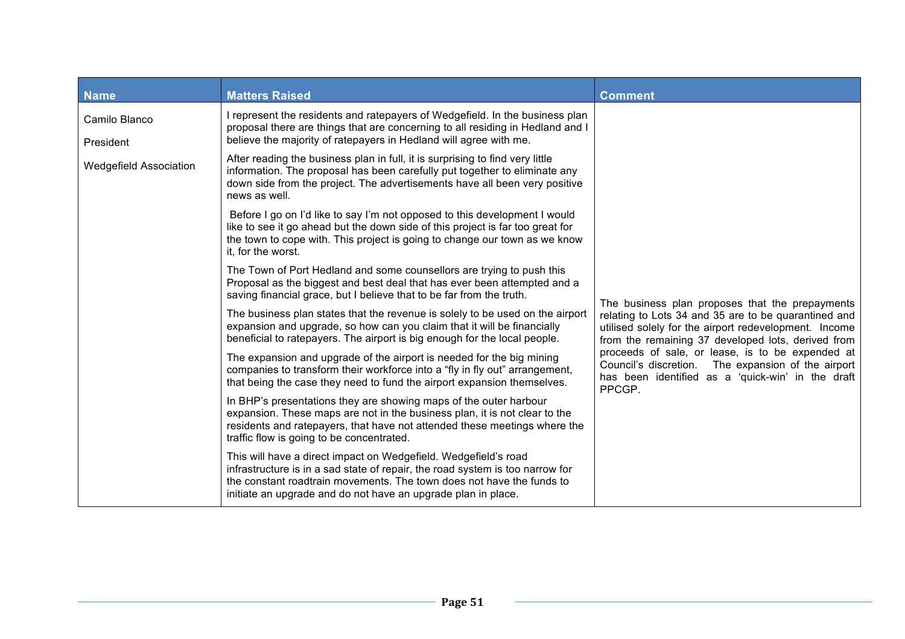| Name | Matters Raised | Comment |
|---|---|---|
| Camilo Blanco<br><br>President<br><br>Wedgefield Association | I represent the residents and ratepayers of Wedgefield. In the business plan proposal there are things that are concerning to all residing in Hedland and I believe the majority of ratepayers in Hedland will agree with me.<br><br>After reading the business plan in full, it is surprising to find very little information. The proposal has been carefully put together to eliminate any down side from the project. The advertisements have all been very positive news as well.<br><br>Before I go on I'd like to say I'm not opposed to this development I would like to see it go ahead but the down side of this project is far too great for the town to cope with. This project is going to change our town as we know it, for the worst.<br><br>The Town of Port Hedland and some counsellors are trying to push this Proposal as the biggest and best deal that has ever been attempted and a saving financial grace, but I believe that to be far from the truth.<br><br>The business plan states that the revenue is solely to be used on the airport expansion and upgrade, so how can you claim that it will be financially beneficial to ratepayers. The airport is big enough for the local people.<br><br>The expansion and upgrade of the airport is needed for the big mining companies to transform their workforce into a "fly in fly out" arrangement, that being the case they need to fund the airport expansion themselves.<br><br>In BHP's presentations they are showing maps of the outer harbour expansion. These maps are not in the business plan, it is not clear to the residents and ratepayers, that have not attended these meetings where the traffic flow is going to be concentrated.<br><br>This will have a direct impact on Wedgefield. Wedgefield's road infrastructure is in a sad state of repair, the road system is too narrow for the constant roadtrain movements. The town does not have the funds to initiate an upgrade and do not have an upgrade plan in place. | The business plan proposes that the prepayments relating to Lots 34 and 35 are to be quarantined and utilised solely for the airport redevelopment. Income from the remaining 37 developed lots, derived from proceeds of sale, or lease, is to be expended at Council's discretion. The expansion of the airport has been identified as a 'quick-win' in the draft PPCGP. |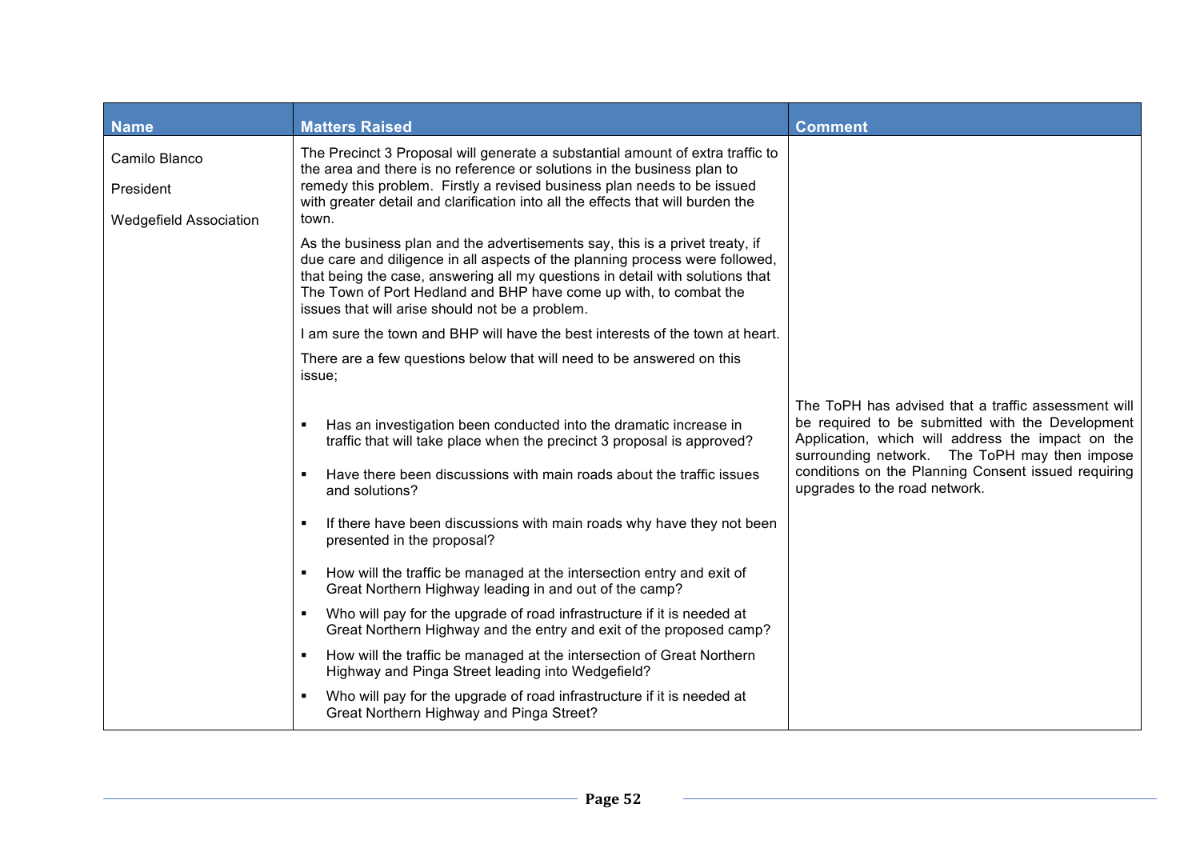| Name | Matters Raised | Comment |
|---|---|---|
| Camilo Blanco<br><br>President<br><br>Wedgefield Association | The Precinct 3 Proposal will generate a substantial amount of extra traffic to the area and there is no reference or solutions in the business plan to remedy this problem. Firstly a revised business plan needs to be issued with greater detail and clarification into all the effects that will burden the town.<br><br>As the business plan and the advertisements say, this is a privet treaty, if due care and diligence in all aspects of the planning process were followed, that being the case, answering all my questions in detail with solutions that The Town of Port Hedland and BHP have come up with, to combat the issues that will arise should not be a problem.<br><br>I am sure the town and BHP will have the best interests of the town at heart.<br><br>There are a few questions below that will need to be answered on this issue;<br><br>▪ Has an investigation been conducted into the dramatic increase in traffic that will take place when the precinct 3 proposal is approved?<br><br>▪ Have there been discussions with main roads about the traffic issues and solutions?<br><br>▪ If there have been discussions with main roads why have they not been presented in the proposal?<br><br>▪ How will the traffic be managed at the intersection entry and exit of Great Northern Highway leading in and out of the camp?<br><br>▪ Who will pay for the upgrade of road infrastructure if it is needed at Great Northern Highway and the entry and exit of the proposed camp?<br><br>▪ How will the traffic be managed at the intersection of Great Northern Highway and Pinga Street leading into Wedgefield?<br><br>▪ Who will pay for the upgrade of road infrastructure if it is needed at Great Northern Highway and Pinga Street? | The ToPH has advised that a traffic assessment will be required to be submitted with the Development Application, which will address the impact on the surrounding network. The ToPH may then impose conditions on the Planning Consent issued requiring upgrades to the road network. |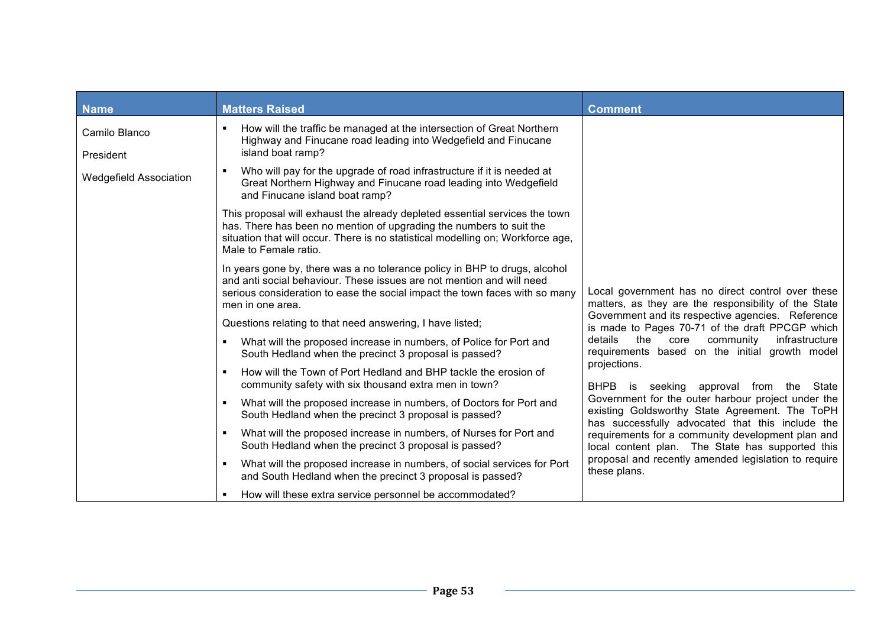| Name | Matters Raised | Comment |
|---|---|---|
| Camilo Blanco<br><br>President<br><br>Wedgefield Association | ▪ How will the traffic be managed at the intersection of Great Northern Highway and Finucane road leading into Wedgefield and Finucane island boat ramp?<br>▪ Who will pay for the upgrade of road infrastructure if it is needed at Great Northern Highway and Finucane road leading into Wedgefield and Finucane island boat ramp?<br><br>This proposal will exhaust the already depleted essential services the town has. There has been no mention of upgrading the numbers to suit the situation that will occur. There is no statistical modelling on; Workforce age, Male to Female ratio.<br><br>In years gone by, there was a no tolerance policy in BHP to drugs, alcohol and anti social behaviour. These issues are not mention and will need serious consideration to ease the social impact the town faces with so many men in one area.<br><br>Questions relating to that need answering, I have listed;<br>▪ What will the proposed increase in numbers, of Police for Port and South Hedland when the precinct 3 proposal is passed?<br>▪ How will the Town of Port Hedland and BHP tackle the erosion of community safety with six thousand extra men in town?<br>▪ What will the proposed increase in numbers, of Doctors for Port and South Hedland when the precinct 3 proposal is passed?<br>▪ What will the proposed increase in numbers, of Nurses for Port and South Hedland when the precinct 3 proposal is passed?<br>▪ What will the proposed increase in numbers, of social services for Port and South Hedland when the precinct 3 proposal is passed?<br>▪ How will these extra service personnel be accommodated? | Local government has no direct control over these matters, as they are the responsibility of the State Government and its respective agencies. Reference is made to Pages 70-71 of the draft PPCGP which details the core community infrastructure requirements based on the initial growth model projections.<br><br>BHPB is seeking approval from the State Government for the outer harbour project under the existing Goldsworthy State Agreement. The ToPH has successfully advocated that this include the requirements for a community development plan and local content plan. The State has supported this proposal and recently amended legislation to require these plans. |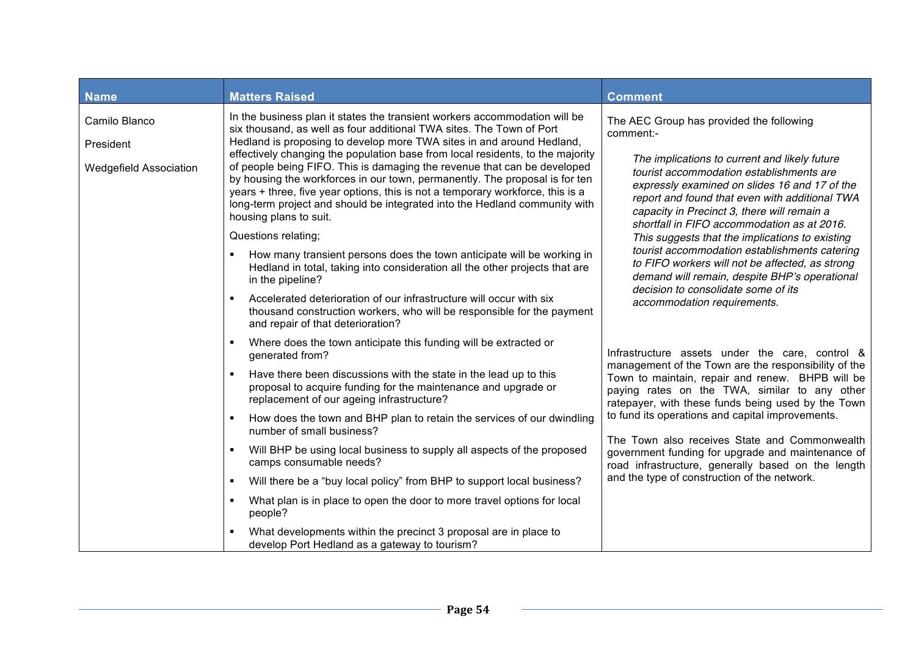| Name | Matters Raised | Comment |
| --- | --- | --- |
| Camilo Blanco<br><br>President<br><br>Wedgefield Association | In the business plan it states the transient workers accommodation will be six thousand, as well as four additional TWA sites. The Town of Port Hedland is proposing to develop more TWA sites in and around Hedland, effectively changing the population base from local residents, to the majority of people being FIFO. This is damaging the revenue that can be developed by housing the workforces in our town, permanently. The proposal is for ten years + three, five year options, this is not a temporary workforce, this is a long-term project and should be integrated into the Hedland community with housing plans to suit.<br><br>Questions relating;<br><br>▪ How many transient persons does the town anticipate will be working in Hedland in total, taking into consideration all the other projects that are in the pipeline?<br><br>▪ Accelerated deterioration of our infrastructure will occur with six thousand construction workers, who will be responsible for the payment and repair of that deterioration?<br><br>▪ Where does the town anticipate this funding will be extracted or generated from?<br><br>▪ Have there been discussions with the state in the lead up to this proposal to acquire funding for the maintenance and upgrade or replacement of our ageing infrastructure?<br><br>▪ How does the town and BHP plan to retain the services of our dwindling number of small business?<br><br>▪ Will BHP be using local business to supply all aspects of the proposed camps consumable needs?<br><br>▪ Will there be a "buy local policy" from BHP to support local business?<br><br>▪ What plan is in place to open the door to more travel options for local people?<br><br>▪ What developments within the precinct 3 proposal are in place to develop Port Hedland as a gateway to tourism? | The AEC Group has provided the following comment:-<br><br>*The implications to current and likely future tourist accommodation establishments are expressly examined on slides 16 and 17 of the report and found that even with additional TWA capacity in Precinct 3, there will remain a shortfall in FIFO accommodation as at 2016. This suggests that the implications to existing tourist accommodation establishments catering to FIFO workers will not be affected, as strong demand will remain, despite BHP's operational decision to consolidate some of its accommodation requirements.*<br><br>Infrastructure assets under the care, control & management of the Town are the responsibility of the Town to maintain, repair and renew. BHPB will be paying rates on the TWA, similar to any other ratepayer, with these funds being used by the Town to fund its operations and capital improvements.<br><br>The Town also receives State and Commonwealth government funding for upgrade and maintenance of road infrastructure, generally based on the length and the type of construction of the network. |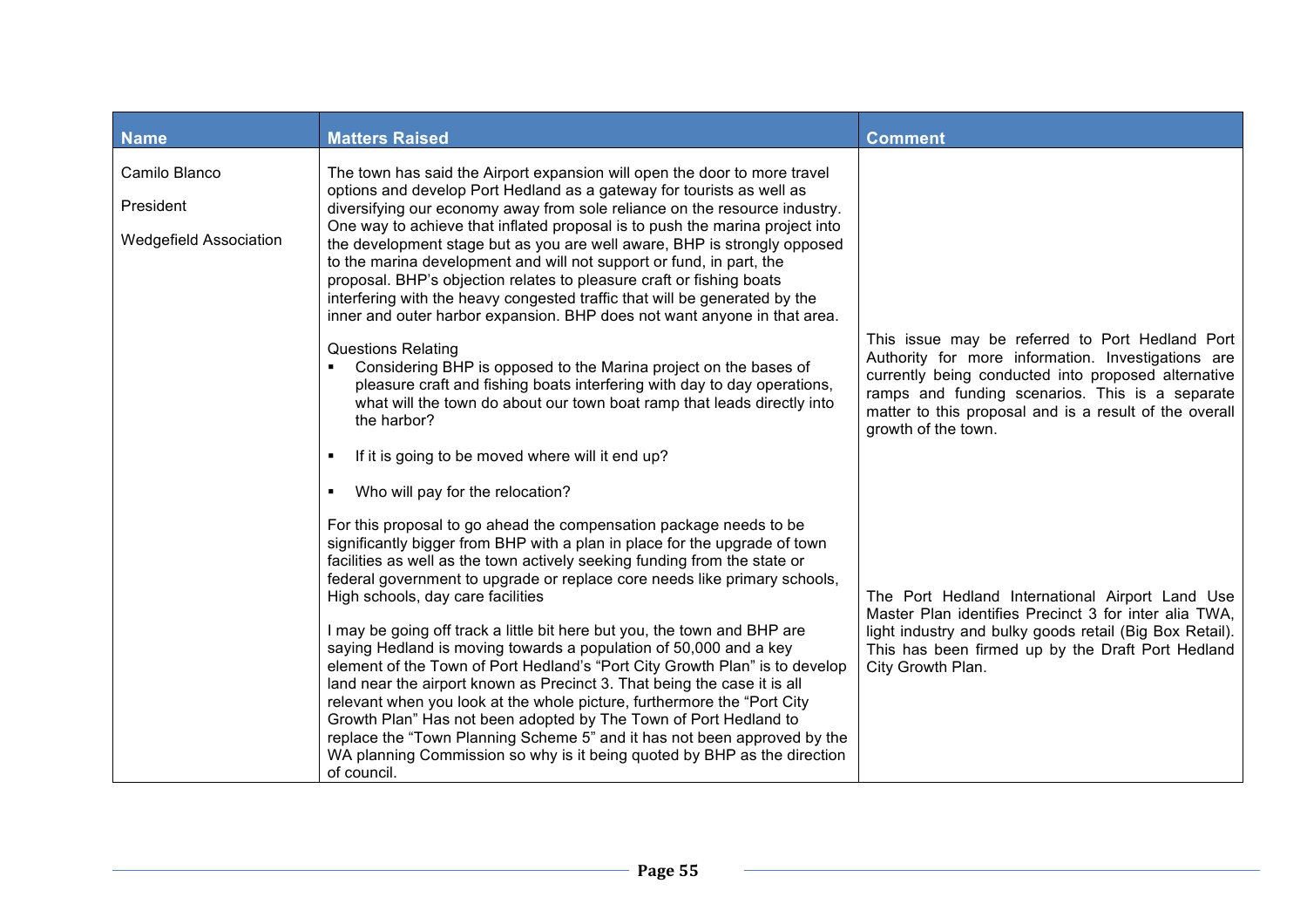| Name | Matters Raised | Comment |
|---|---|---|
| Camilo Blanco<br><br>President<br><br>Wedgefield Association | The town has said the Airport expansion will open the door to more travel options and develop Port Hedland as a gateway for tourists as well as diversifying our economy away from sole reliance on the resource industry. One way to achieve that inflated proposal is to push the marina project into the development stage but as you are well aware, BHP is strongly opposed to the marina development and will not support or fund, in part, the proposal. BHP's objection relates to pleasure craft or fishing boats interfering with the heavy congested traffic that will be generated by the inner and outer harbor expansion. BHP does not want anyone in that area.<br><br>Questions Relating<br>▪ Considering BHP is opposed to the Marina project on the bases of pleasure craft and fishing boats interfering with day to day operations, what will the town do about our town boat ramp that leads directly into the harbor?<br>▪ If it is going to be moved where will it end up?<br>▪ Who will pay for the relocation? | This issue may be referred to Port Hedland Port Authority for more information. Investigations are currently being conducted into proposed alternative ramps and funding scenarios. This is a separate matter to this proposal and is a result of the overall growth of the town. |
| | For this proposal to go ahead the compensation package needs to be significantly bigger from BHP with a plan in place for the upgrade of town facilities as well as the town actively seeking funding from the state or federal government to upgrade or replace core needs like primary schools, High schools, day care facilities<br><br>I may be going off track a little bit here but you, the town and BHP are saying Hedland is moving towards a population of 50,000 and a key element of the Town of Port Hedland's "Port City Growth Plan" is to develop land near the airport known as Precinct 3. That being the case it is all relevant when you look at the whole picture, furthermore the "Port City Growth Plan" Has not been adopted by The Town of Port Hedland to replace the "Town Planning Scheme 5" and it has not been approved by the WA planning Commission so why is it being quoted by BHP as the direction of council. | The Port Hedland International Airport Land Use Master Plan identifies Precinct 3 for inter alia TWA, light industry and bulky goods retail (Big Box Retail). This has been firmed up by the Draft Port Hedland City Growth Plan. |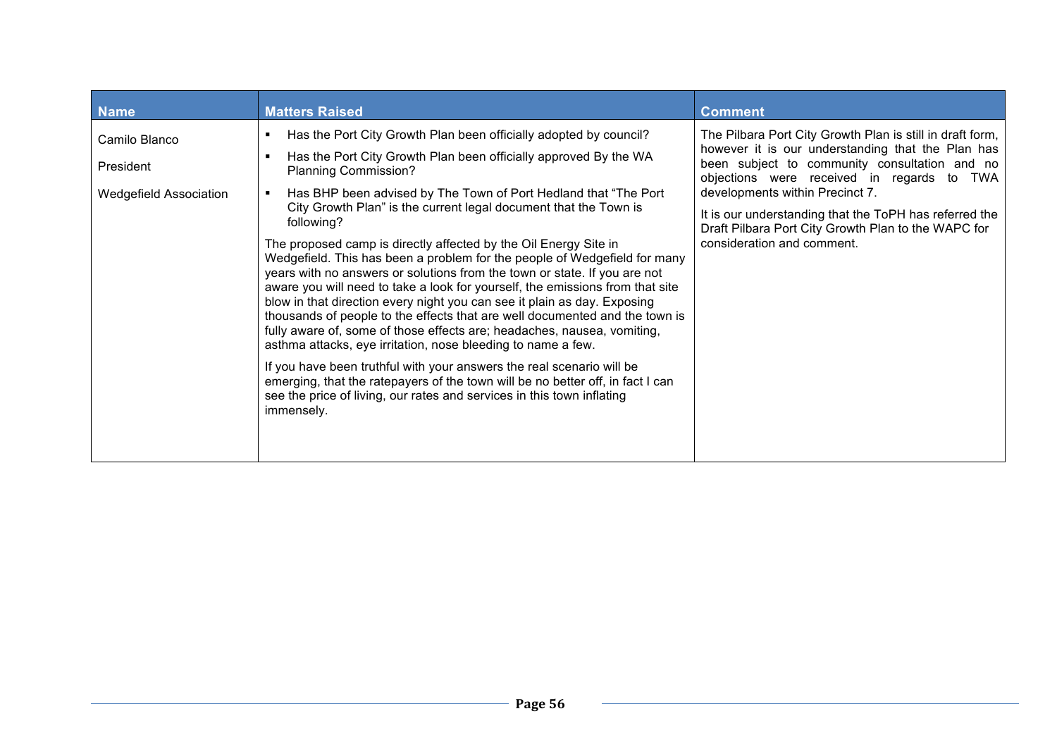| Name | Matters Raised | Comment |
| --- | --- | --- |
| Camilo Blanco<br><br>President<br><br>Wedgefield Association | ▪ Has the Port City Growth Plan been officially adopted by council?<br>▪ Has the Port City Growth Plan been officially approved By the WA Planning Commission?<br>▪ Has BHP been advised by The Town of Port Hedland that "The Port City Growth Plan" is the current legal document that the Town is following?<br><br>The proposed camp is directly affected by the Oil Energy Site in Wedgefield. This has been a problem for the people of Wedgefield for many years with no answers or solutions from the town or state. If you are not aware you will need to take a look for yourself, the emissions from that site blow in that direction every night you can see it plain as day. Exposing thousands of people to the effects that are well documented and the town is fully aware of, some of those effects are; headaches, nausea, vomiting, asthma attacks, eye irritation, nose bleeding to name a few.<br><br>If you have been truthful with your answers the real scenario will be emerging, that the ratepayers of the town will be no better off, in fact I can see the price of living, our rates and services in this town inflating immensely. | The Pilbara Port City Growth Plan is still in draft form, however it is our understanding that the Plan has been subject to community consultation and no objections were received in regards to TWA developments within Precinct 7.<br><br>It is our understanding that the ToPH has referred the Draft Pilbara Port City Growth Plan to the WAPC for consideration and comment. |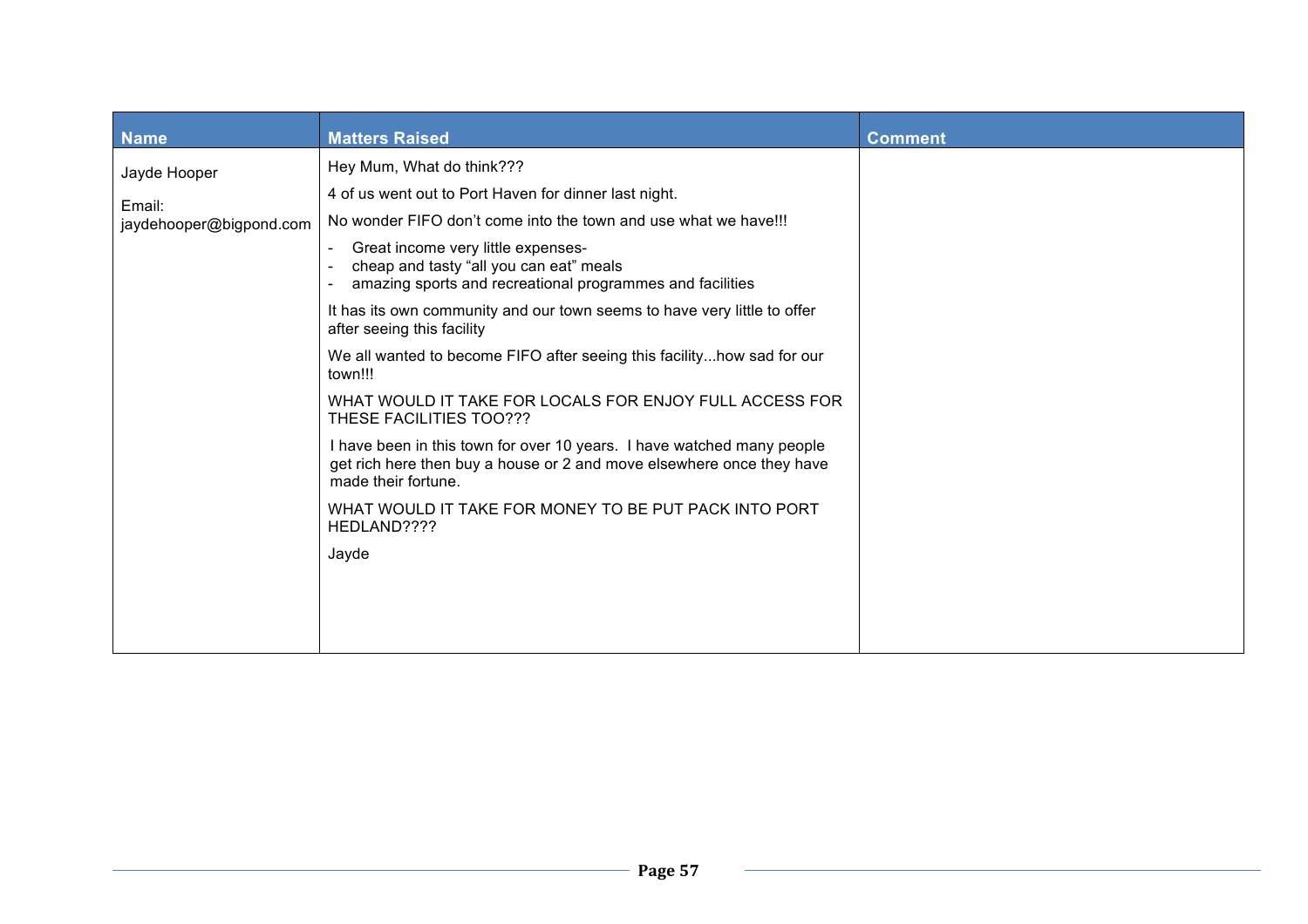| Name | Matters Raised | Comment |
|---|---|---|
| Jayde Hooper<br><br>Email: jaydehooper@bigpond.com | Hey Mum, What do think???<br><br>4 of us went out to Port Haven for dinner last night.<br><br>No wonder FIFO don't come into the town and use what we have!!!<br><br>- Great income very little expenses-<br>- cheap and tasty "all you can eat" meals<br>- amazing sports and recreational programmes and facilities<br><br>It has its own community and our town seems to have very little to offer after seeing this facility<br><br>We all wanted to become FIFO after seeing this facility...how sad for our town!!!<br><br>WHAT WOULD IT TAKE FOR LOCALS FOR ENJOY FULL ACCESS FOR THESE FACILITIES TOO???<br><br>I have been in this town for over 10 years. I have watched many people get rich here then buy a house or 2 and move elsewhere once they have made their fortune.<br><br>WHAT WOULD IT TAKE FOR MONEY TO BE PUT PACK INTO PORT HEDLAND????<br><br>Jayde | |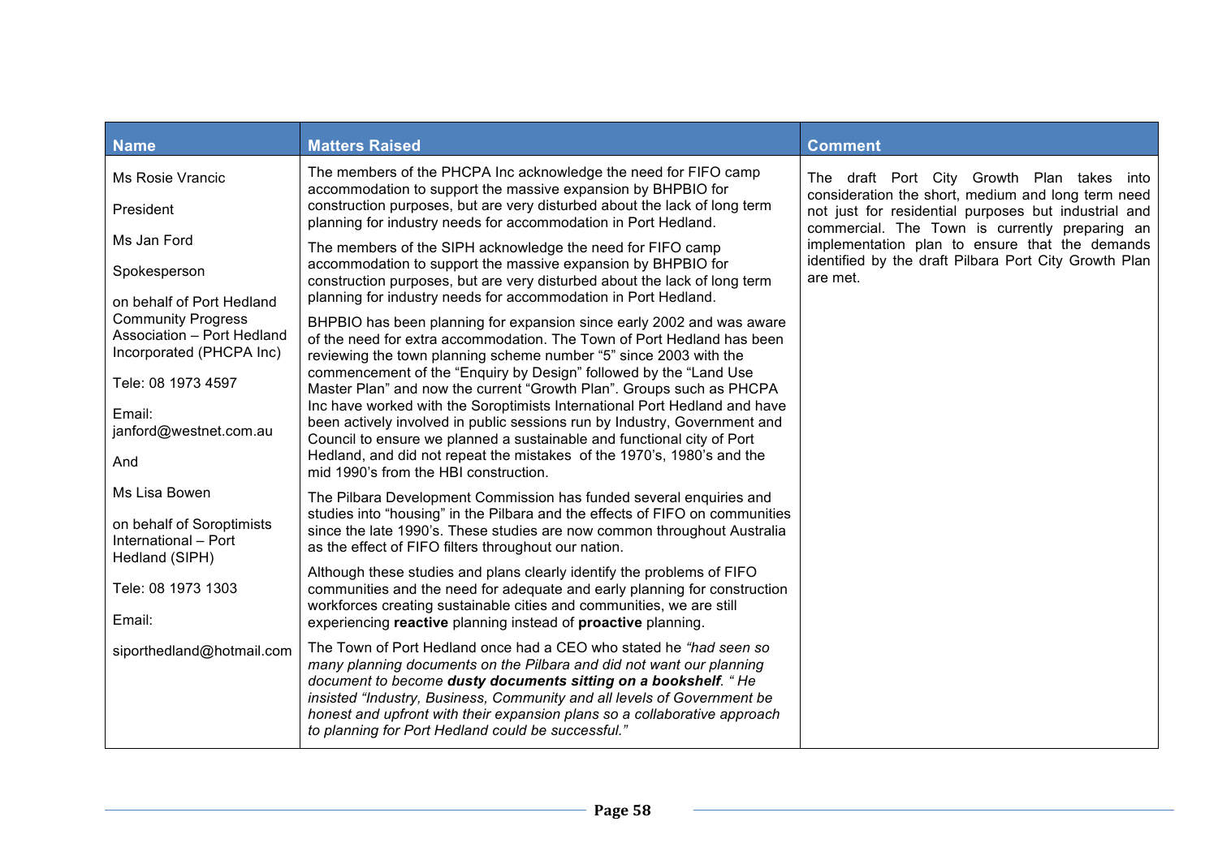| Name | Matters Raised | Comment |
|---|---|---|
| Ms Rosie Vrancic<br><br>President<br><br>Ms Jan Ford<br><br>Spokesperson<br><br>on behalf of Port Hedland Community Progress Association – Port Hedland Incorporated (PHCPA Inc)<br><br>Tele: 08 1973 4597<br><br>Email: janford@westnet.com.au<br><br>And<br><br>Ms Lisa Bowen<br><br>on behalf of Soroptimists International – Port Hedland (SIPH)<br><br>Tele: 08 1973 1303<br><br>Email:<br><br>siporthedland@hotmail.com | The members of the PHCPA Inc acknowledge the need for FIFO camp accommodation to support the massive expansion by BHPBIO for construction purposes, but are very disturbed about the lack of long term planning for industry needs for accommodation in Port Hedland.<br><br>The members of the SIPH acknowledge the need for FIFO camp accommodation to support the massive expansion by BHPBIO for construction purposes, but are very disturbed about the lack of long term planning for industry needs for accommodation in Port Hedland.<br><br>BHPBIO has been planning for expansion since early 2002 and was aware of the need for extra accommodation. The Town of Port Hedland has been reviewing the town planning scheme number "5" since 2003 with the commencement of the "Enquiry by Design" followed by the "Land Use Master Plan" and now the current "Growth Plan". Groups such as PHCPA Inc have worked with the Soroptimists International Port Hedland and have been actively involved in public sessions run by Industry, Government and Council to ensure we planned a sustainable and functional city of Port Hedland, and did not repeat the mistakes of the 1970's, 1980's and the mid 1990's from the HBI construction.<br><br>The Pilbara Development Commission has funded several enquiries and studies into "housing" in the Pilbara and the effects of FIFO on communities since the late 1990's. These studies are now common throughout Australia as the effect of FIFO filters throughout our nation.<br><br>Although these studies and plans clearly identify the problems of FIFO communities and the need for adequate and early planning for construction workforces creating sustainable cities and communities, we are still experiencing **reactive** planning instead of **proactive** planning.<br><br>The Town of Port Hedland once had a CEO who stated he *"had seen so many planning documents on the Pilbara and did not want our planning document to become* ***dusty documents sitting on a bookshelf****. " He insisted "Industry, Business, Community and all levels of Government be honest and upfront with their expansion plans so a collaborative approach to planning for Port Hedland could be successful."* | The draft Port City Growth Plan takes into consideration the short, medium and long term need not just for residential purposes but industrial and commercial. The Town is currently preparing an implementation plan to ensure that the demands identified by the draft Pilbara Port City Growth Plan are met. |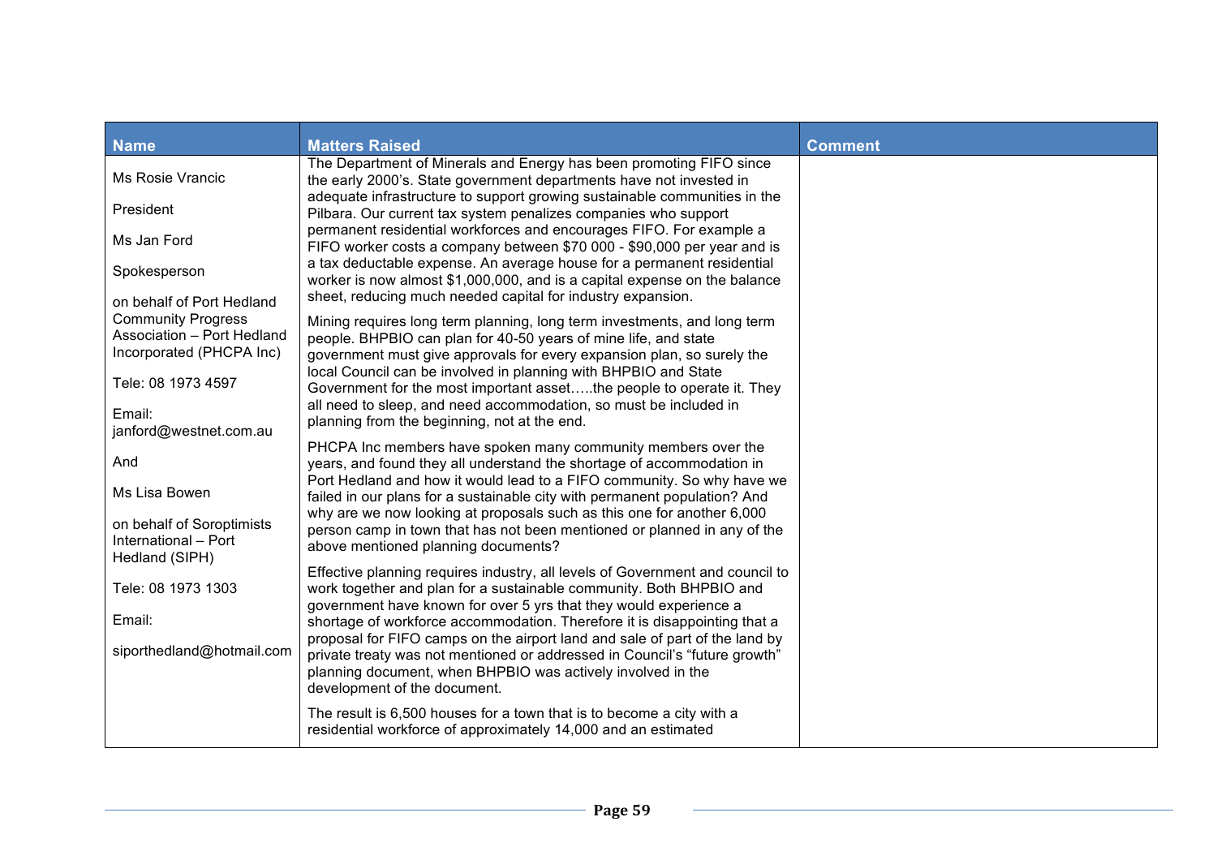| Name | Matters Raised | Comment |
|---|---|---|
| Ms Rosie Vrancic<br><br>President<br><br>Ms Jan Ford<br><br>Spokesperson<br><br>on behalf of Port Hedland Community Progress Association – Port Hedland Incorporated (PHCPA Inc)<br><br>Tele: 08 1973 4597<br><br>Email: janford@westnet.com.au<br><br>And<br><br>Ms Lisa Bowen<br><br>on behalf of Soroptimists International – Port Hedland (SIPH)<br><br>Tele: 08 1973 1303<br><br>Email:<br><br>siporthedland@hotmail.com | The Department of Minerals and Energy has been promoting FIFO since the early 2000's. State government departments have not invested in adequate infrastructure to support growing sustainable communities in the Pilbara. Our current tax system penalizes companies who support permanent residential workforces and encourages FIFO. For example a FIFO worker costs a company between $70 000 - $90,000 per year and is a tax deductable expense. An average house for a permanent residential worker is now almost $1,000,000, and is a capital expense on the balance sheet, reducing much needed capital for industry expansion.<br><br>Mining requires long term planning, long term investments, and long term people. BHPBIO can plan for 40-50 years of mine life, and state government must give approvals for every expansion plan, so surely the local Council can be involved in planning with BHPBIO and State Government for the most important asset…..the people to operate it. They all need to sleep, and need accommodation, so must be included in planning from the beginning, not at the end.<br><br>PHCPA Inc members have spoken many community members over the years, and found they all understand the shortage of accommodation in Port Hedland and how it would lead to a FIFO community. So why have we failed in our plans for a sustainable city with permanent population? And why are we now looking at proposals such as this one for another 6,000 person camp in town that has not been mentioned or planned in any of the above mentioned planning documents?<br><br>Effective planning requires industry, all levels of Government and council to work together and plan for a sustainable community. Both BHPBIO and government have known for over 5 yrs that they would experience a shortage of workforce accommodation. Therefore it is disappointing that a proposal for FIFO camps on the airport land and sale of part of the land by private treaty was not mentioned or addressed in Council's "future growth" planning document, when BHPBIO was actively involved in the development of the document.<br><br>The result is 6,500 houses for a town that is to become a city with a residential workforce of approximately 14,000 and an estimated | |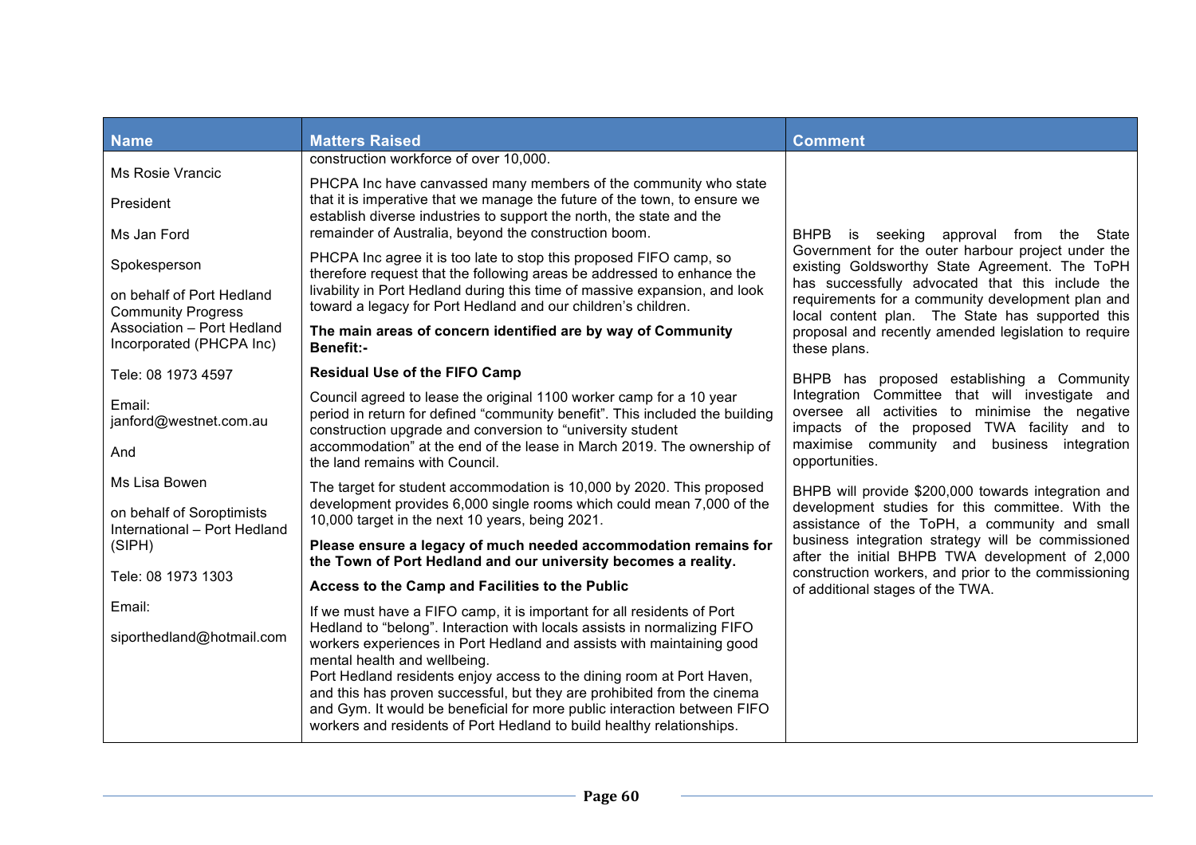| Name | Matters Raised | Comment |
|---|---|---|
| Ms Rosie Vrancic<br><br>President<br><br>Ms Jan Ford<br><br>Spokesperson<br><br>on behalf of Port Hedland Community Progress Association – Port Hedland Incorporated (PHCPA Inc)<br><br>Tele: 08 1973 4597<br><br>Email: janford@westnet.com.au<br><br>And<br><br>Ms Lisa Bowen<br><br>on behalf of Soroptimists International – Port Hedland (SIPH)<br><br>Tele: 08 1973 1303<br><br>Email:<br><br>siporthedland@hotmail.com | construction workforce of over 10,000.<br><br>PHCPA Inc have canvassed many members of the community who state that it is imperative that we manage the future of the town, to ensure we establish diverse industries to support the north, the state and the remainder of Australia, beyond the construction boom.<br><br>PHCPA Inc agree it is too late to stop this proposed FIFO camp, so therefore request that the following areas be addressed to enhance the livability in Port Hedland during this time of massive expansion, and look toward a legacy for Port Hedland and our children's children.<br><br>**The main areas of concern identified are by way of Community Benefit:-**<br><br>**Residual Use of the FIFO Camp**<br><br>Council agreed to lease the original 1100 worker camp for a 10 year period in return for defined "community benefit". This included the building construction upgrade and conversion to "university student accommodation" at the end of the lease in March 2019. The ownership of the land remains with Council.<br><br>The target for student accommodation is 10,000 by 2020. This proposed development provides 6,000 single rooms which could mean 7,000 of the 10,000 target in the next 10 years, being 2021.<br><br>**Please ensure a legacy of much needed accommodation remains for the Town of Port Hedland and our university becomes a reality.**<br><br>**Access to the Camp and Facilities to the Public**<br><br>If we must have a FIFO camp, it is important for all residents of Port Hedland to "belong". Interaction with locals assists in normalizing FIFO workers experiences in Port Hedland and assists with maintaining good mental health and wellbeing.<br>Port Hedland residents enjoy access to the dining room at Port Haven, and this has proven successful, but they are prohibited from the cinema and Gym. It would be beneficial for more public interaction between FIFO workers and residents of Port Hedland to build healthy relationships. | BHPB is seeking approval from the State Government for the outer harbour project under the existing Goldsworthy State Agreement. The ToPH has successfully advocated that this include the requirements for a community development plan and local content plan. The State has supported this proposal and recently amended legislation to require these plans.<br><br>BHPB has proposed establishing a Community Integration Committee that will investigate and oversee all activities to minimise the negative impacts of the proposed TWA facility and to maximise community and business integration opportunities.<br><br>BHPB will provide $200,000 towards integration and development studies for this committee. With the assistance of the ToPH, a community and small business integration strategy will be commissioned after the initial BHPB TWA development of 2,000 construction workers, and prior to the commissioning of additional stages of the TWA. |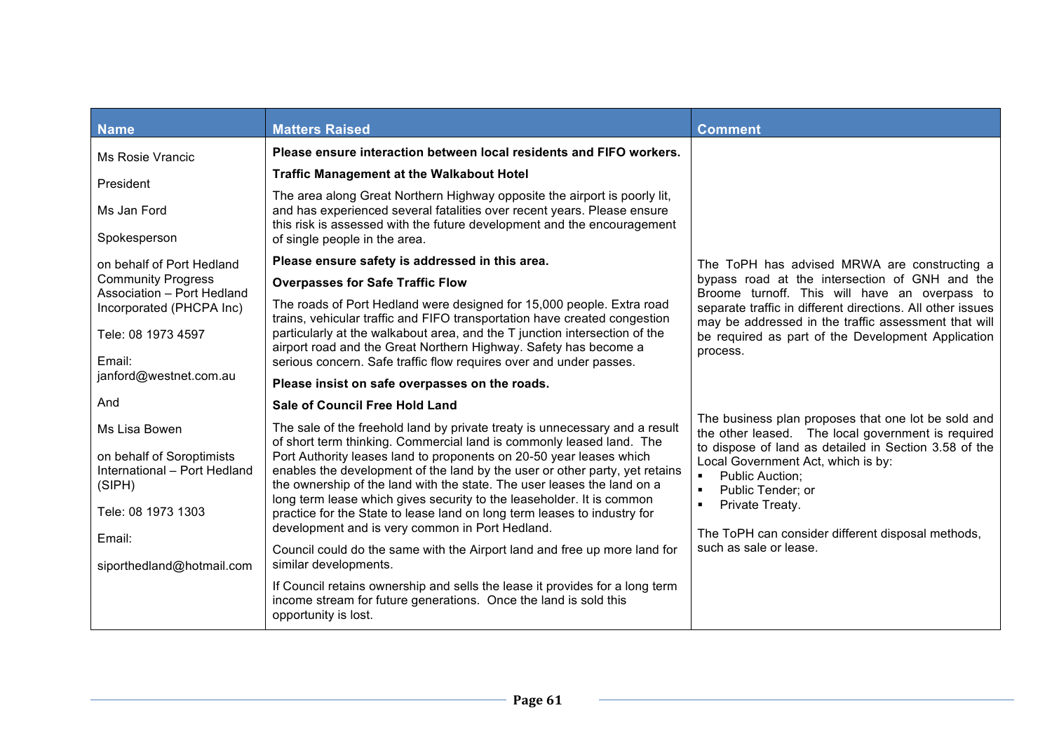| Name | Matters Raised | Comment |
|---|---|---|
| Ms Rosie Vrancic<br><br>President<br><br>Ms Jan Ford<br><br>Spokesperson<br><br>on behalf of Port Hedland Community Progress Association – Port Hedland Incorporated (PHCPA Inc)<br><br>Tele: 08 1973 4597<br><br>Email: janford@westnet.com.au<br><br>And<br><br>Ms Lisa Bowen<br><br>on behalf of Soroptimists International – Port Hedland (SIPH)<br><br>Tele: 08 1973 1303<br><br>Email:<br><br>siporthedland@hotmail.com | **Please ensure interaction between local residents and FIFO workers.**<br><br>**Traffic Management at the Walkabout Hotel**<br><br>The area along Great Northern Highway opposite the airport is poorly lit, and has experienced several fatalities over recent years. Please ensure this risk is assessed with the future development and the encouragement of single people in the area.<br><br>**Please ensure safety is addressed in this area.**<br><br>**Overpasses for Safe Traffic Flow**<br><br>The roads of Port Hedland were designed for 15,000 people. Extra road trains, vehicular traffic and FIFO transportation have created congestion particularly at the walkabout area, and the T junction intersection of the airport road and the Great Northern Highway. Safety has become a serious concern. Safe traffic flow requires over and under passes.<br><br>**Please insist on safe overpasses on the roads.** | The ToPH has advised MRWA are constructing a bypass road at the intersection of GNH and the Broome turnoff. This will have an overpass to separate traffic in different directions. All other issues may be addressed in the traffic assessment that will be required as part of the Development Application process. |
| | **Sale of Council Free Hold Land**<br><br>The sale of the freehold land by private treaty is unnecessary and a result of short term thinking. Commercial land is commonly leased land. The Port Authority leases land to proponents on 20-50 year leases which enables the development of the land by the user or other party, yet retains the ownership of the land with the state. The user leases the land on a long term lease which gives security to the leaseholder. It is common practice for the State to lease land on long term leases to industry for development and is very common in Port Hedland.<br><br>Council could do the same with the Airport land and free up more land for similar developments.<br><br>If Council retains ownership and sells the lease it provides for a long term income stream for future generations. Once the land is sold this opportunity is lost. | The business plan proposes that one lot be sold and the other leased. The local government is required to dispose of land as detailed in Section 3.58 of the Local Government Act, which is by:<br>▪ Public Auction;<br>▪ Public Tender; or<br>▪ Private Treaty.<br><br>The ToPH can consider different disposal methods, such as sale or lease. |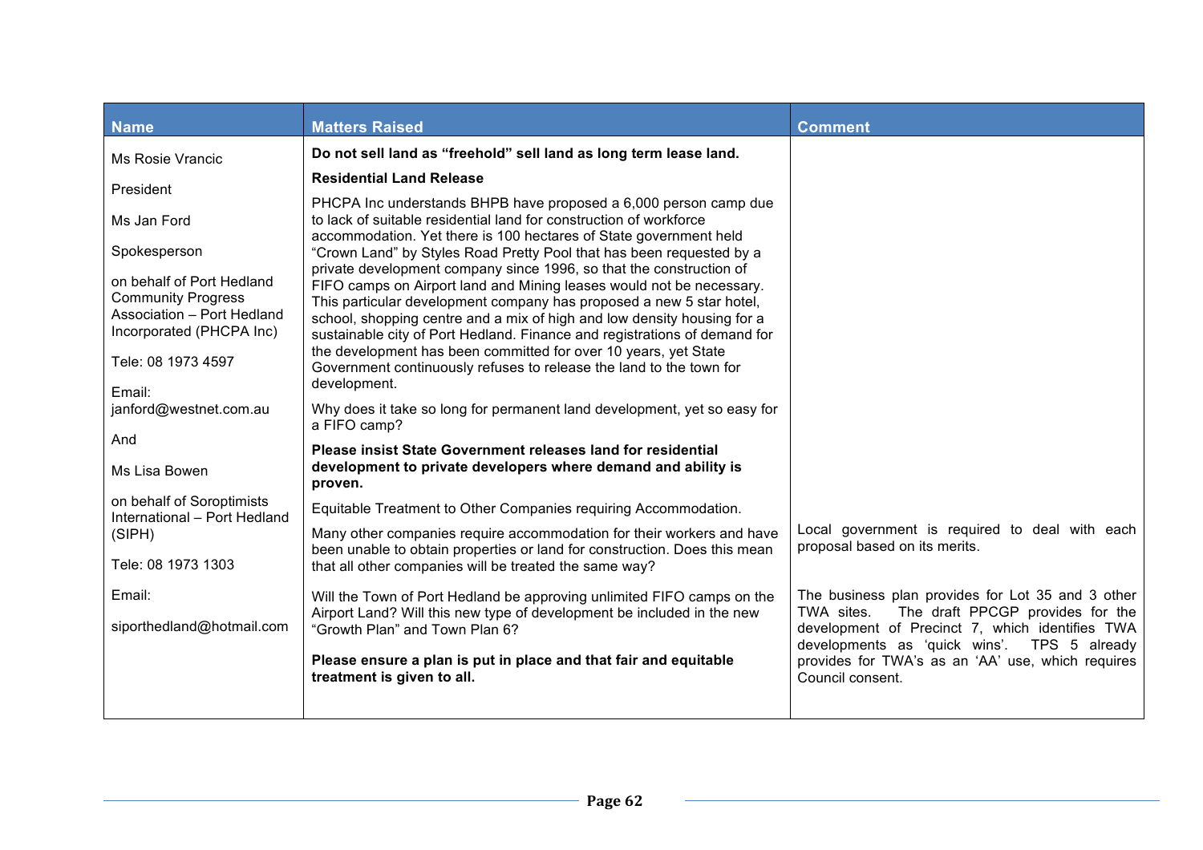| Name | Matters Raised | Comment |
|---|---|---|
| Ms Rosie Vrancic<br><br>President<br><br>Ms Jan Ford<br><br>Spokesperson<br><br>on behalf of Port Hedland Community Progress Association – Port Hedland Incorporated (PHCPA Inc)<br><br>Tele: 08 1973 4597<br><br>Email: janford@westnet.com.au<br><br>And<br><br>Ms Lisa Bowen<br><br>on behalf of Soroptimists International – Port Hedland (SIPH)<br><br>Tele: 08 1973 1303<br><br>Email:<br><br>siporthedland@hotmail.com | **Do not sell land as "freehold" sell land as long term lease land.**<br><br>**Residential Land Release**<br><br>PHCPA Inc understands BHPB have proposed a 6,000 person camp due to lack of suitable residential land for construction of workforce accommodation. Yet there is 100 hectares of State government held "Crown Land" by Styles Road Pretty Pool that has been requested by a private development company since 1996, so that the construction of FIFO camps on Airport land and Mining leases would not be necessary. This particular development company has proposed a new 5 star hotel, school, shopping centre and a mix of high and low density housing for a sustainable city of Port Hedland. Finance and registrations of demand for the development has been committed for over 10 years, yet State Government continuously refuses to release the land to the town for development.<br><br>Why does it take so long for permanent land development, yet so easy for a FIFO camp?<br><br>**Please insist State Government releases land for residential development to private developers where demand and ability is proven.** | |
| | Equitable Treatment to Other Companies requiring Accommodation.<br><br>Many other companies require accommodation for their workers and have been unable to obtain properties or land for construction. Does this mean that all other companies will be treated the same way? | Local government is required to deal with each proposal based on its merits. |
| | Will the Town of Port Hedland be approving unlimited FIFO camps on the Airport Land? Will this new type of development be included in the new "Growth Plan" and Town Plan 6?<br><br>**Please ensure a plan is put in place and that fair and equitable treatment is given to all.** | The business plan provides for Lot 35 and 3 other TWA sites. The draft PPCGP provides for the development of Precinct 7, which identifies TWA developments as 'quick wins'. TPS 5 already provides for TWA's as an 'AA' use, which requires Council consent. |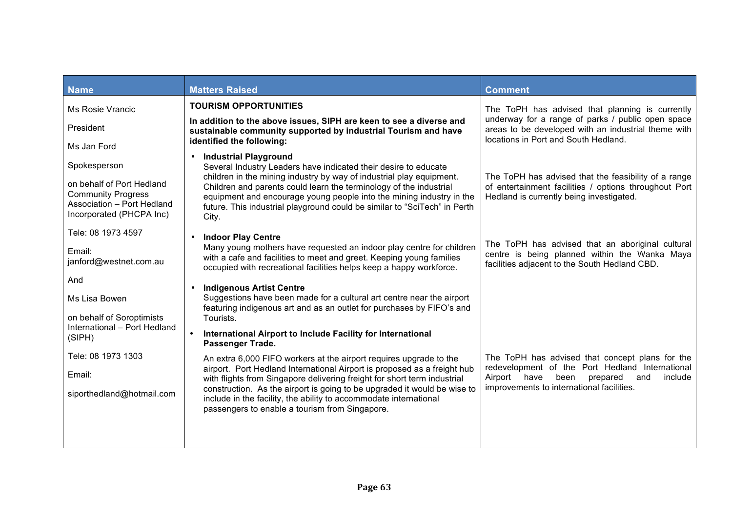| Name | Matters Raised | Comment |
| --- | --- | --- |
| Ms Rosie Vrancic<br><br>President<br><br>Ms Jan Ford<br><br>Spokesperson<br><br>on behalf of Port Hedland Community Progress Association – Port Hedland Incorporated (PHCPA Inc)<br><br>Tele: 08 1973 4597<br><br>Email: janford@westnet.com.au<br><br>And<br><br>Ms Lisa Bowen<br><br>on behalf of Soroptimists International – Port Hedland (SIPH)<br><br>Tele: 08 1973 1303<br><br>Email:<br><br>siporthedland@hotmail.com | **TOURISM OPPORTUNITIES**<br><br>**In addition to the above issues, SIPH are keen to see a diverse and sustainable community supported by industrial Tourism and have identified the following:**<br><br>• **Industrial Playground**<br>Several Industry Leaders have indicated their desire to educate children in the mining industry by way of industrial play equipment. Children and parents could learn the terminology of the industrial equipment and encourage young people into the mining industry in the future. This industrial playground could be similar to "SciTech" in Perth City.<br><br>• **Indoor Play Centre**<br>Many young mothers have requested an indoor play centre for children with a cafe and facilities to meet and greet. Keeping young families occupied with recreational facilities helps keep a happy workforce.<br><br>• **Indigenous Artist Centre**<br>Suggestions have been made for a cultural art centre near the airport featuring indigenous art and as an outlet for purchases by FIFO's and Tourists.<br><br>• **International Airport to Include Facility for International Passenger Trade.**<br><br>An extra 6,000 FIFO workers at the airport requires upgrade to the airport. Port Hedland International Airport is proposed as a freight hub with flights from Singapore delivering freight for short term industrial construction. As the airport is going to be upgraded it would be wise to include in the facility, the ability to accommodate international passengers to enable a tourism from Singapore. | The ToPH has advised that planning is currently underway for a range of parks / public open space areas to be developed with an industrial theme with locations in Port and South Hedland.<br><br>The ToPH has advised that the feasibility of a range of entertainment facilities / options throughout Port Hedland is currently being investigated.<br><br>The ToPH has advised that an aboriginal cultural centre is being planned within the Wanka Maya facilities adjacent to the South Hedland CBD.<br><br>The ToPH has advised that concept plans for the redevelopment of the Port Hedland International Airport have been prepared and include improvements to international facilities. |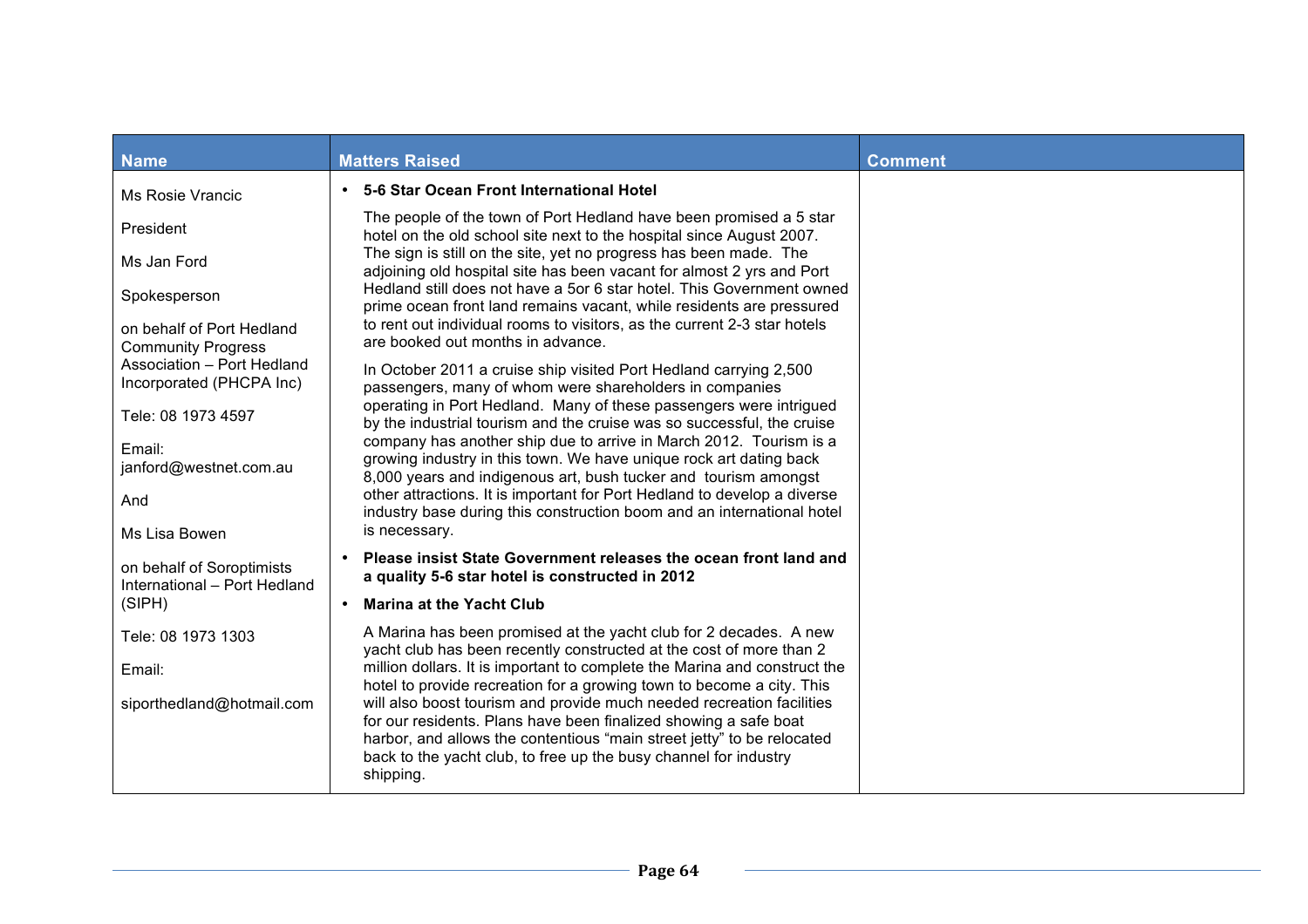| Name | Matters Raised | Comment |
| --- | --- | --- |
| Ms Rosie Vrancic<br><br>President<br><br>Ms Jan Ford<br><br>Spokesperson<br><br>on behalf of Port Hedland Community Progress Association – Port Hedland Incorporated (PHCPA Inc)<br><br>Tele: 08 1973 4597<br><br>Email: janford@westnet.com.au<br><br>And<br><br>Ms Lisa Bowen<br><br>on behalf of Soroptimists International – Port Hedland (SIPH)<br><br>Tele: 08 1973 1303<br><br>Email:<br><br>siporthedland@hotmail.com | • **5-6 Star Ocean Front International Hotel**<br><br>The people of the town of Port Hedland have been promised a 5 star hotel on the old school site next to the hospital since August 2007. The sign is still on the site, yet no progress has been made. The adjoining old hospital site has been vacant for almost 2 yrs and Port Hedland still does not have a 5or 6 star hotel. This Government owned prime ocean front land remains vacant, while residents are pressured to rent out individual rooms to visitors, as the current 2-3 star hotels are booked out months in advance.<br><br>In October 2011 a cruise ship visited Port Hedland carrying 2,500 passengers, many of whom were shareholders in companies operating in Port Hedland. Many of these passengers were intrigued by the industrial tourism and the cruise was so successful, the cruise company has another ship due to arrive in March 2012. Tourism is a growing industry in this town. We have unique rock art dating back 8,000 years and indigenous art, bush tucker and tourism amongst other attractions. It is important for Port Hedland to develop a diverse industry base during this construction boom and an international hotel is necessary.<br><br>• **Please insist State Government releases the ocean front land and a quality 5-6 star hotel is constructed in 2012**<br><br>• **Marina at the Yacht Club**<br><br>A Marina has been promised at the yacht club for 2 decades. A new yacht club has been recently constructed at the cost of more than 2 million dollars. It is important to complete the Marina and construct the hotel to provide recreation for a growing town to become a city. This will also boost tourism and provide much needed recreation facilities for our residents. Plans have been finalized showing a safe boat harbor, and allows the contentious "main street jetty" to be relocated back to the yacht club, to free up the busy channel for industry shipping. | |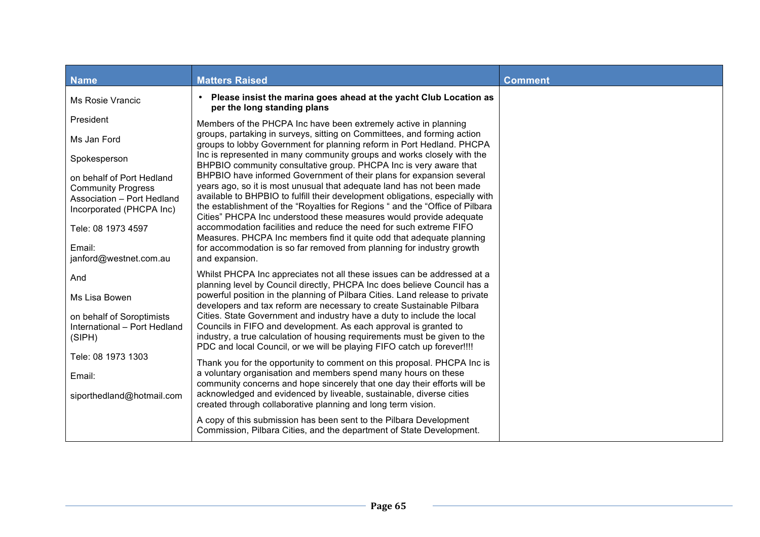| Name | Matters Raised | Comment |
|---|---|---|
| Ms Rosie Vrancic<br><br>President<br><br>Ms Jan Ford<br><br>Spokesperson<br><br>on behalf of Port Hedland Community Progress Association – Port Hedland Incorporated (PHCPA Inc)<br><br>Tele: 08 1973 4597<br><br>Email: janford@westnet.com.au<br><br>And<br><br>Ms Lisa Bowen<br><br>on behalf of Soroptimists International – Port Hedland (SIPH)<br><br>Tele: 08 1973 1303<br><br>Email:<br><br>siporthedland@hotmail.com | • **Please insist the marina goes ahead at the yacht Club Location as per the long standing plans**<br><br>Members of the PHCPA Inc have been extremely active in planning groups, partaking in surveys, sitting on Committees, and forming action groups to lobby Government for planning reform in Port Hedland. PHCPA Inc is represented in many community groups and works closely with the BHPBIO community consultative group. PHCPA Inc is very aware that BHPBIO have informed Government of their plans for expansion several years ago, so it is most unusual that adequate land has not been made available to BHPBIO to fulfill their development obligations, especially with the establishment of the "Royalties for Regions " and the "Office of Pilbara Cities" PHCPA Inc understood these measures would provide adequate accommodation facilities and reduce the need for such extreme FIFO Measures. PHCPA Inc members find it quite odd that adequate planning for accommodation is so far removed from planning for industry growth and expansion.<br><br>Whilst PHCPA Inc appreciates not all these issues can be addressed at a planning level by Council directly, PHCPA Inc does believe Council has a powerful position in the planning of Pilbara Cities. Land release to private developers and tax reform are necessary to create Sustainable Pilbara Cities. State Government and industry have a duty to include the local Councils in FIFO and development. As each approval is granted to industry, a true calculation of housing requirements must be given to the PDC and local Council, or we will be playing FIFO catch up forever!!!!<br><br>Thank you for the opportunity to comment on this proposal. PHCPA Inc is a voluntary organisation and members spend many hours on these community concerns and hope sincerely that one day their efforts will be acknowledged and evidenced by liveable, sustainable, diverse cities created through collaborative planning and long term vision.<br><br>A copy of this submission has been sent to the Pilbara Development Commission, Pilbara Cities, and the department of State Development. | |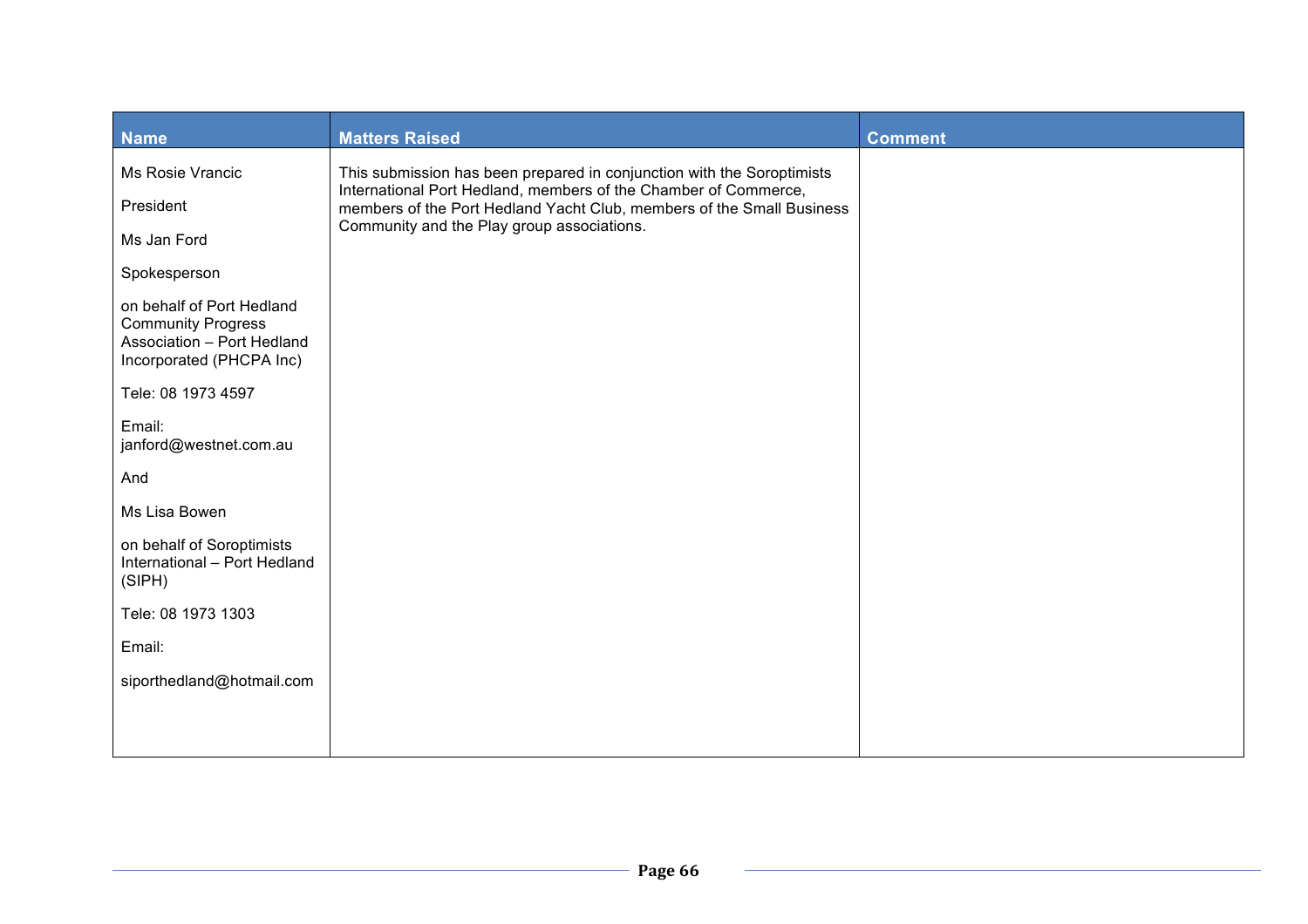| Name | Matters Raised | Comment |
| --- | --- | --- |
| Ms Rosie Vrancic<br><br>President<br><br>Ms Jan Ford<br><br>Spokesperson<br><br>on behalf of Port Hedland Community Progress Association – Port Hedland Incorporated (PHCPA Inc)<br><br>Tele: 08 1973 4597<br><br>Email: janford@westnet.com.au<br><br>And<br><br>Ms Lisa Bowen<br><br>on behalf of Soroptimists International – Port Hedland (SIPH)<br><br>Tele: 08 1973 1303<br><br>Email:<br><br>siporthedland@hotmail.com | This submission has been prepared in conjunction with the Soroptimists International Port Hedland, members of the Chamber of Commerce, members of the Port Hedland Yacht Club, members of the Small Business Community and the Play group associations. | |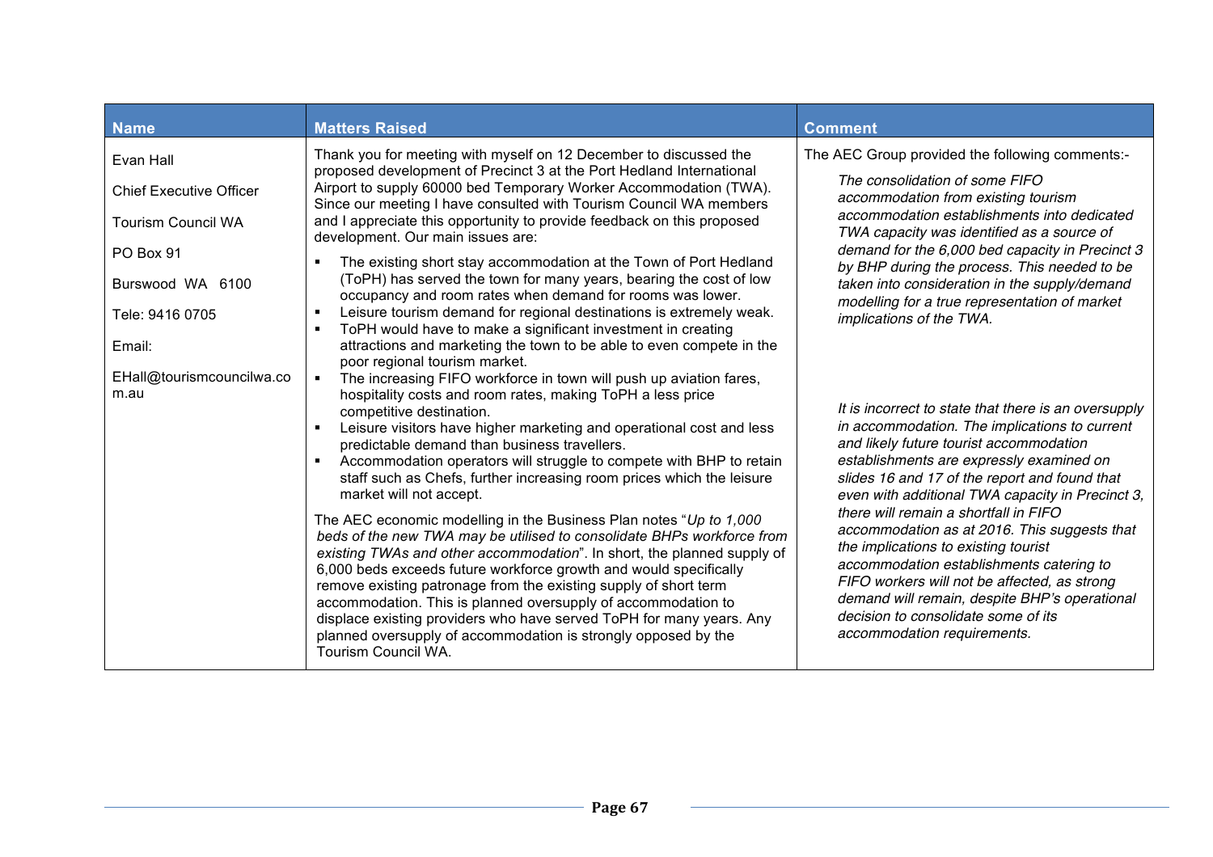| Name | Matters Raised | Comment |
|---|---|---|
| Evan Hall<br><br>Chief Executive Officer<br><br>Tourism Council WA<br><br>PO Box 91<br><br>Burswood WA 6100<br><br>Tele: 9416 0705<br><br>Email:<br><br>EHall@tourismcouncilwa.com.au | Thank you for meeting with myself on 12 December to discussed the proposed development of Precinct 3 at the Port Hedland International Airport to supply 60000 bed Temporary Worker Accommodation (TWA). Since our meeting I have consulted with Tourism Council WA members and I appreciate this opportunity to provide feedback on this proposed development. Our main issues are:<br><br>▪ The existing short stay accommodation at the Town of Port Hedland (ToPH) has served the town for many years, bearing the cost of low occupancy and room rates when demand for rooms was lower.<br>▪ Leisure tourism demand for regional destinations is extremely weak.<br>▪ ToPH would have to make a significant investment in creating attractions and marketing the town to be able to even compete in the poor regional tourism market.<br>▪ The increasing FIFO workforce in town will push up aviation fares, hospitality costs and room rates, making ToPH a less price competitive destination.<br>▪ Leisure visitors have higher marketing and operational cost and less predictable demand than business travellers.<br>▪ Accommodation operators will struggle to compete with BHP to retain staff such as Chefs, further increasing room prices which the leisure market will not accept.<br><br>The AEC economic modelling in the Business Plan notes "*Up to 1,000 beds of the new TWA may be utilised to consolidate BHPs workforce from existing TWAs and other accommodation*". In short, the planned supply of 6,000 beds exceeds future workforce growth and would specifically remove existing patronage from the existing supply of short term accommodation. This is planned oversupply of accommodation to displace existing providers who have served ToPH for many years. Any planned oversupply of accommodation is strongly opposed by the Tourism Council WA. | The AEC Group provided the following comments:-<br><br>*The consolidation of some FIFO accommodation from existing tourism accommodation establishments into dedicated TWA capacity was identified as a source of demand for the 6,000 bed capacity in Precinct 3 by BHP during the process. This needed to be taken into consideration in the supply/demand modelling for a true representation of market implications of the TWA.*<br><br>*It is incorrect to state that there is an oversupply in accommodation. The implications to current and likely future tourist accommodation establishments are expressly examined on slides 16 and 17 of the report and found that even with additional TWA capacity in Precinct 3, there will remain a shortfall in FIFO accommodation as at 2016. This suggests that the implications to existing tourist accommodation establishments catering to FIFO workers will not be affected, as strong demand will remain, despite BHP's operational decision to consolidate some of its accommodation requirements.* |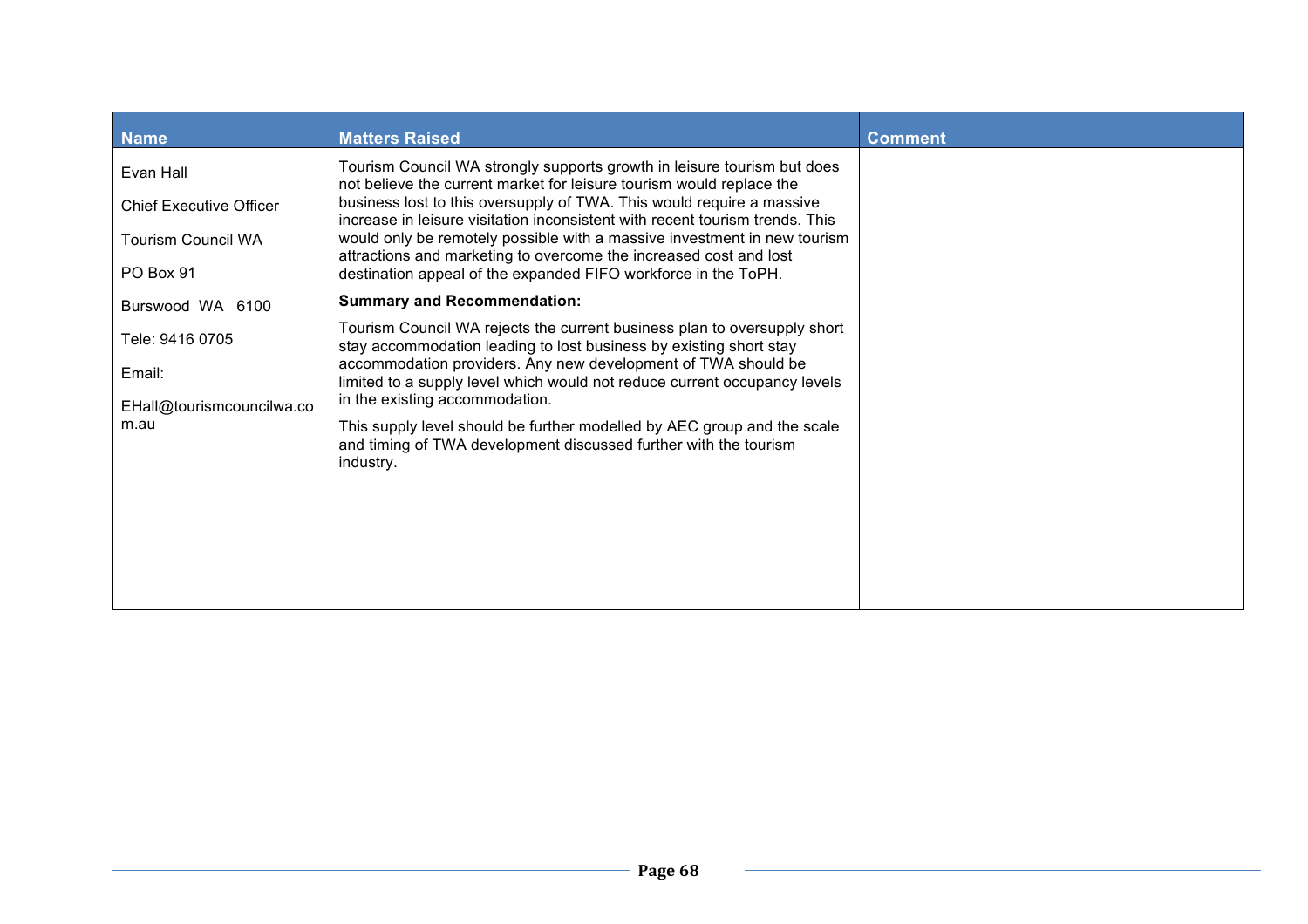| Name | Matters Raised | Comment |
| --- | --- | --- |
| Evan Hall<br><br>Chief Executive Officer<br><br>Tourism Council WA<br><br>PO Box 91<br><br>Burswood WA 6100<br><br>Tele: 9416 0705<br><br>Email:<br><br>EHall@tourismcouncilwa.com.au | Tourism Council WA strongly supports growth in leisure tourism but does not believe the current market for leisure tourism would replace the business lost to this oversupply of TWA. This would require a massive increase in leisure visitation inconsistent with recent tourism trends. This would only be remotely possible with a massive investment in new tourism attractions and marketing to overcome the increased cost and lost destination appeal of the expanded FIFO workforce in the ToPH.<br><br>**Summary and Recommendation:**<br><br>Tourism Council WA rejects the current business plan to oversupply short stay accommodation leading to lost business by existing short stay accommodation providers. Any new development of TWA should be limited to a supply level which would not reduce current occupancy levels in the existing accommodation.<br><br>This supply level should be further modelled by AEC group and the scale and timing of TWA development discussed further with the tourism industry. | |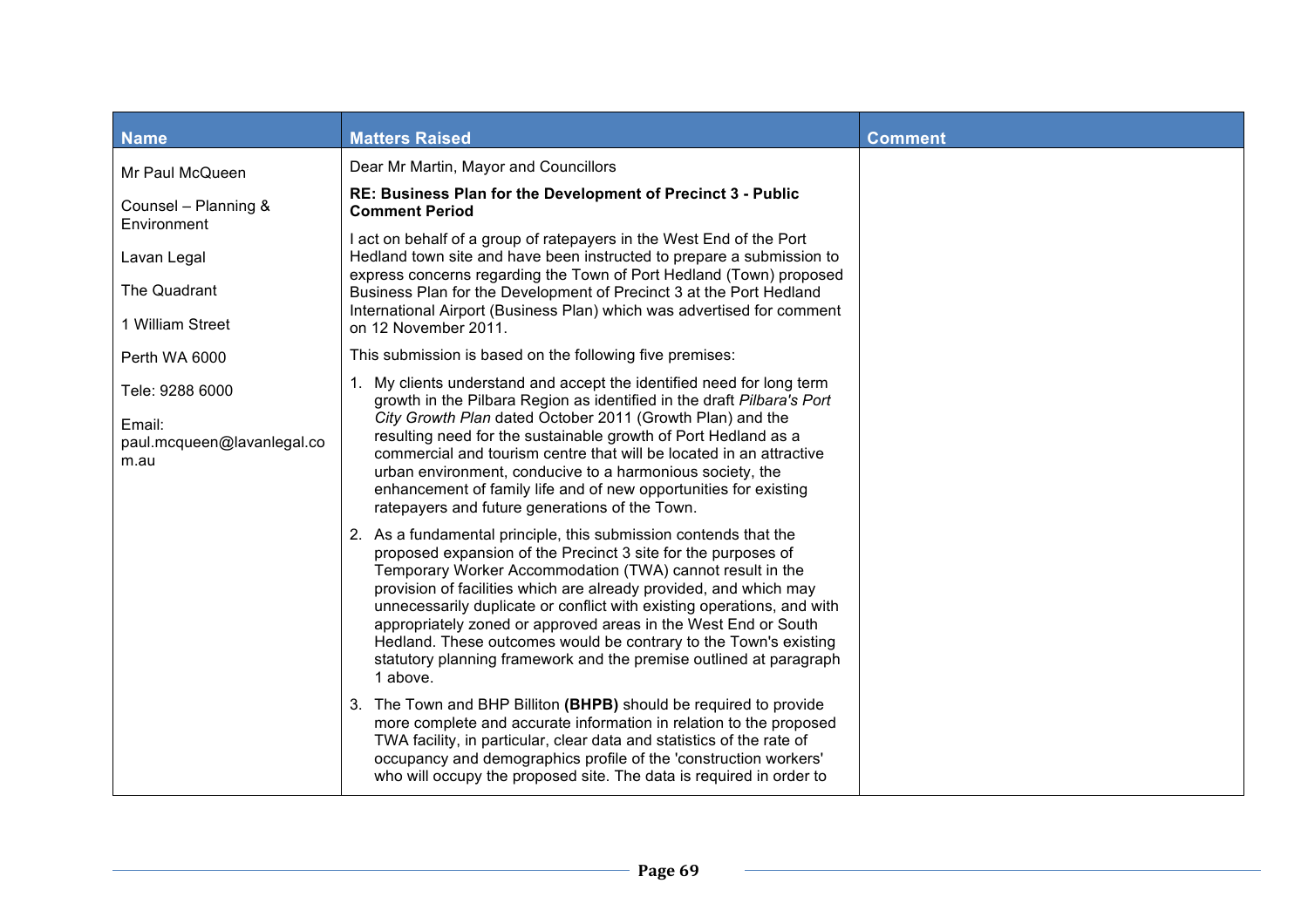| Name | Matters Raised | Comment |
|---|---|---|
| Mr Paul McQueen<br><br>Counsel – Planning & Environment<br><br>Lavan Legal<br><br>The Quadrant<br><br>1 William Street<br><br>Perth WA 6000<br><br>Tele: 9288 6000<br><br>Email: paul.mcqueen@lavanlegal.com.au | Dear Mr Martin, Mayor and Councillors<br><br>**RE: Business Plan for the Development of Precinct 3 - Public Comment Period**<br><br>I act on behalf of a group of ratepayers in the West End of the Port Hedland town site and have been instructed to prepare a submission to express concerns regarding the Town of Port Hedland (Town) proposed Business Plan for the Development of Precinct 3 at the Port Hedland International Airport (Business Plan) which was advertised for comment on 12 November 2011.<br><br>This submission is based on the following five premises:<br><br>1. My clients understand and accept the identified need for long term growth in the Pilbara Region as identified in the draft *Pilbara's Port City Growth Plan* dated October 2011 (Growth Plan) and the resulting need for the sustainable growth of Port Hedland as a commercial and tourism centre that will be located in an attractive urban environment, conducive to a harmonious society, the enhancement of family life and of new opportunities for existing ratepayers and future generations of the Town.<br><br>2. As a fundamental principle, this submission contends that the proposed expansion of the Precinct 3 site for the purposes of Temporary Worker Accommodation (TWA) cannot result in the provision of facilities which are already provided, and which may unnecessarily duplicate or conflict with existing operations, and with appropriately zoned or approved areas in the West End or South Hedland. These outcomes would be contrary to the Town's existing statutory planning framework and the premise outlined at paragraph 1 above.<br><br>3. The Town and BHP Billiton **(BHPB)** should be required to provide more complete and accurate information in relation to the proposed TWA facility, in particular, clear data and statistics of the rate of occupancy and demographics profile of the 'construction workers' who will occupy the proposed site. The data is required in order to | |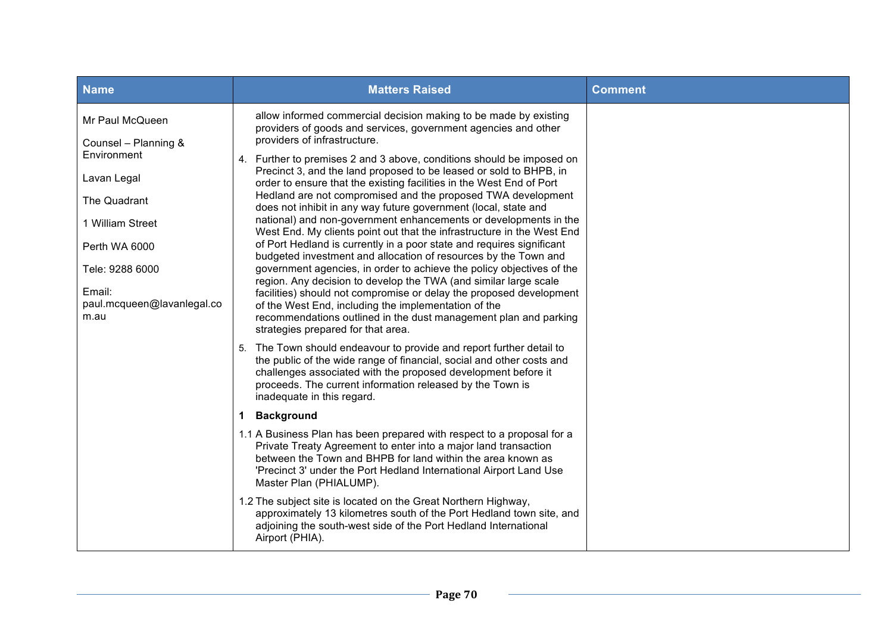| Name | Matters Raised | Comment |
|---|---|---|
| Mr Paul McQueen<br><br>Counsel – Planning & Environment<br><br>Lavan Legal<br><br>The Quadrant<br><br>1 William Street<br><br>Perth WA 6000<br><br>Tele: 9288 6000<br><br>Email: paul.mcqueen@lavanlegal.com.au | allow informed commercial decision making to be made by existing providers of goods and services, government agencies and other providers of infrastructure.<br><br>4. Further to premises 2 and 3 above, conditions should be imposed on Precinct 3, and the land proposed to be leased or sold to BHPB, in order to ensure that the existing facilities in the West End of Port Hedland are not compromised and the proposed TWA development does not inhibit in any way future government (local, state and national) and non-government enhancements or developments in the West End. My clients point out that the infrastructure in the West End of Port Hedland is currently in a poor state and requires significant budgeted investment and allocation of resources by the Town and government agencies, in order to achieve the policy objectives of the region. Any decision to develop the TWA (and similar large scale facilities) should not compromise or delay the proposed development of the West End, including the implementation of the recommendations outlined in the dust management plan and parking strategies prepared for that area.<br><br>5. The Town should endeavour to provide and report further detail to the public of the wide range of financial, social and other costs and challenges associated with the proposed development before it proceeds. The current information released by the Town is inadequate in this regard.<br><br>**1 Background**<br><br>1.1 A Business Plan has been prepared with respect to a proposal for a Private Treaty Agreement to enter into a major land transaction between the Town and BHPB for land within the area known as 'Precinct 3' under the Port Hedland International Airport Land Use Master Plan (PHIALUMP).<br><br>1.2 The subject site is located on the Great Northern Highway, approximately 13 kilometres south of the Port Hedland town site, and adjoining the south-west side of the Port Hedland International Airport (PHIA). | |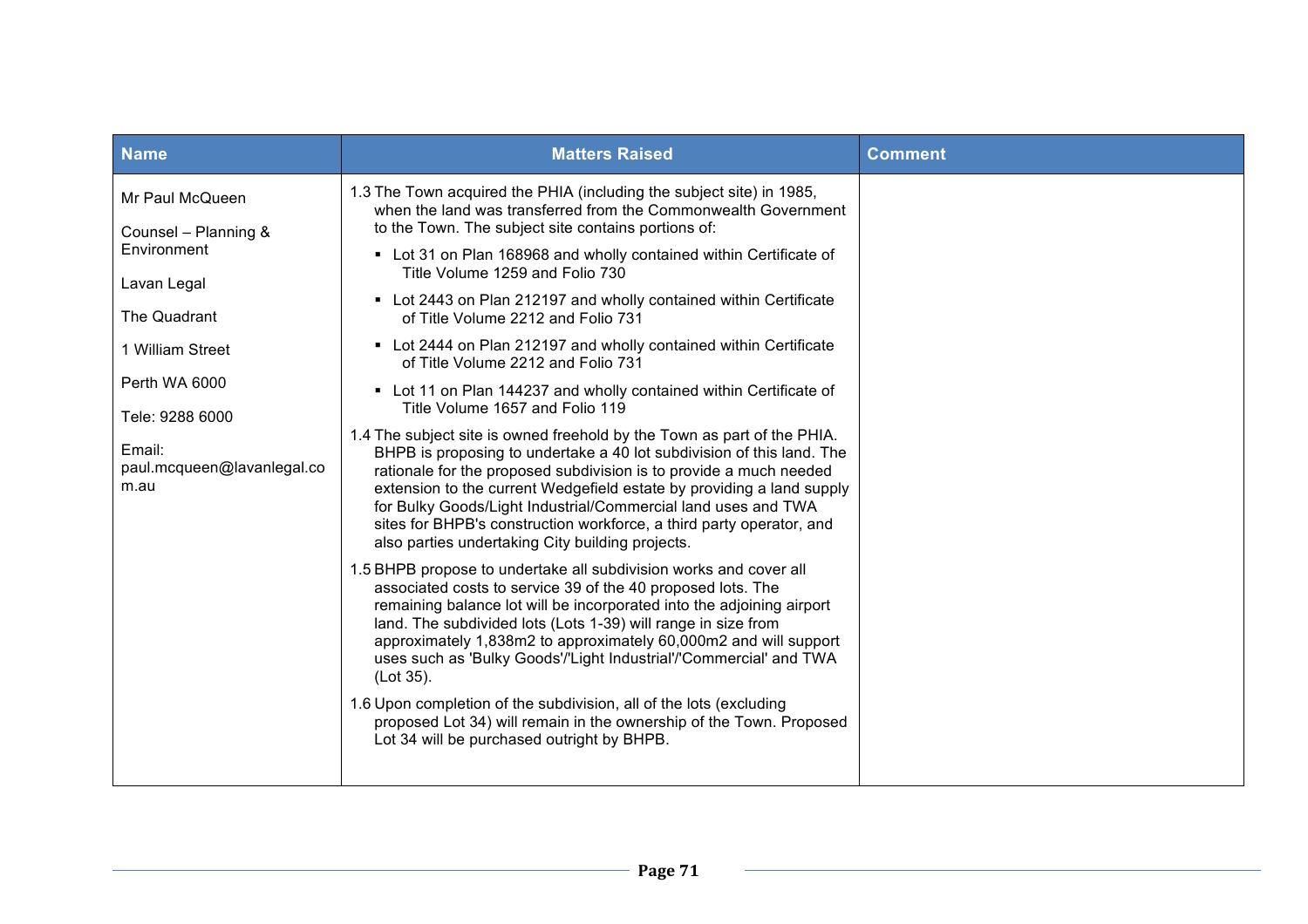| Name | Matters Raised | Comment |
|---|---|---|
| Mr Paul McQueen<br><br>Counsel – Planning & Environment<br><br>Lavan Legal<br><br>The Quadrant<br><br>1 William Street<br><br>Perth WA 6000<br><br>Tele: 9288 6000<br><br>Email: paul.mcqueen@lavanlegal.com.au | 1.3 The Town acquired the PHIA (including the subject site) in 1985, when the land was transferred from the Commonwealth Government to the Town. The subject site contains portions of:<br><br>▪ Lot 31 on Plan 168968 and wholly contained within Certificate of Title Volume 1259 and Folio 730<br><br>▪ Lot 2443 on Plan 212197 and wholly contained within Certificate of Title Volume 2212 and Folio 731<br><br>▪ Lot 2444 on Plan 212197 and wholly contained within Certificate of Title Volume 2212 and Folio 731<br><br>▪ Lot 11 on Plan 144237 and wholly contained within Certificate of Title Volume 1657 and Folio 119<br><br>1.4 The subject site is owned freehold by the Town as part of the PHIA. BHPB is proposing to undertake a 40 lot subdivision of this land. The rationale for the proposed subdivision is to provide a much needed extension to the current Wedgefield estate by providing a land supply for Bulky Goods/Light Industrial/Commercial land uses and TWA sites for BHPB's construction workforce, a third party operator, and also parties undertaking City building projects.<br><br>1.5 BHPB propose to undertake all subdivision works and cover all associated costs to service 39 of the 40 proposed lots. The remaining balance lot will be incorporated into the adjoining airport land. The subdivided lots (Lots 1-39) will range in size from approximately 1,838m2 to approximately 60,000m2 and will support uses such as 'Bulky Goods'/'Light Industrial'/'Commercial' and TWA (Lot 35).<br><br>1.6 Upon completion of the subdivision, all of the lots (excluding proposed Lot 34) will remain in the ownership of the Town. Proposed Lot 34 will be purchased outright by BHPB. | |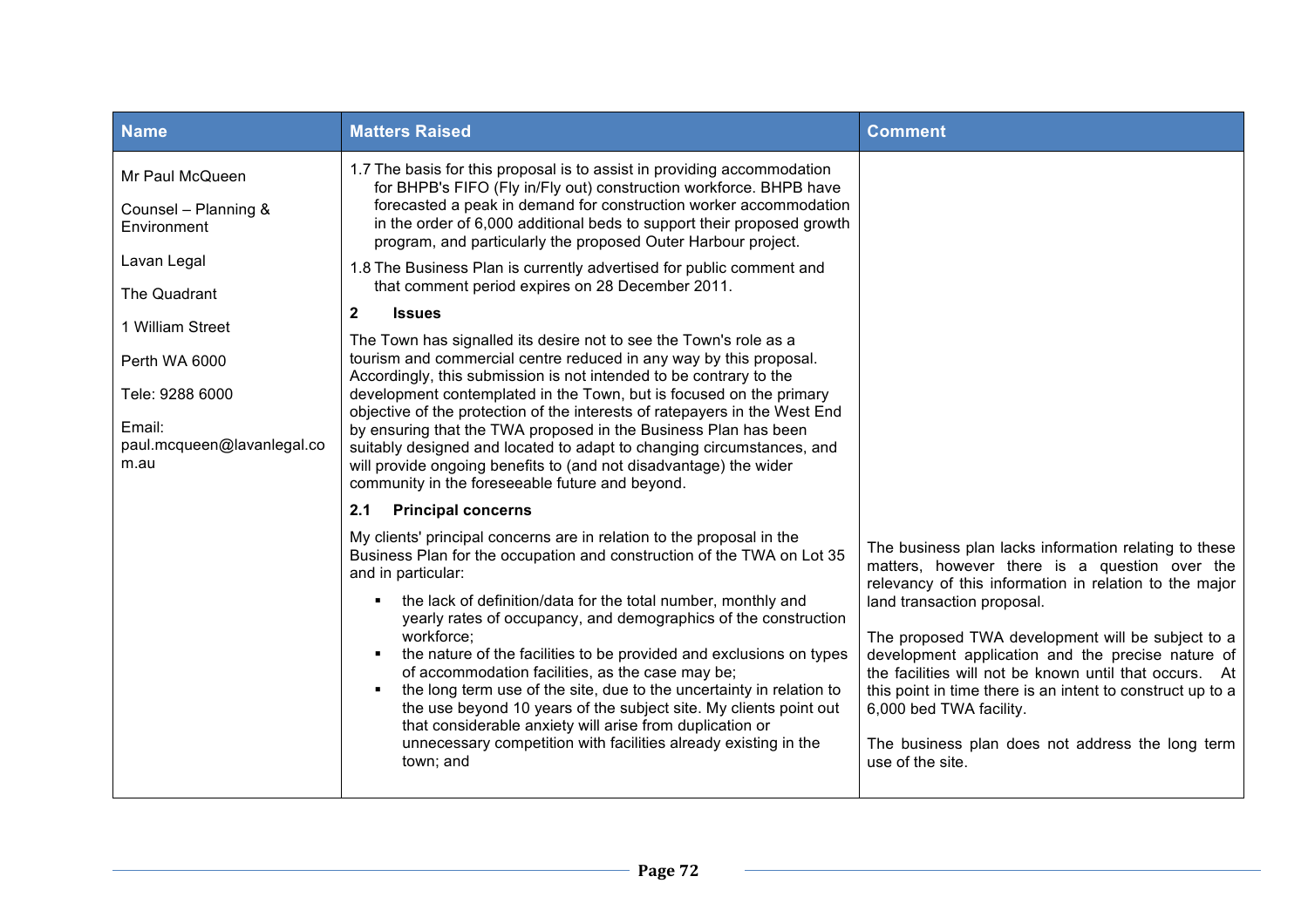| Name | Matters Raised | Comment |
|---|---|---|
| Mr Paul McQueen<br><br>Counsel – Planning & Environment<br><br>Lavan Legal<br><br>The Quadrant<br><br>1 William Street<br><br>Perth WA 6000<br><br>Tele: 9288 6000<br><br>Email: paul.mcqueen@lavanlegal.com.au | 1.7 The basis for this proposal is to assist in providing accommodation for BHPB's FIFO (Fly in/Fly out) construction workforce. BHPB have forecasted a peak in demand for construction worker accommodation in the order of 6,000 additional beds to support their proposed growth program, and particularly the proposed Outer Harbour project.<br><br>1.8 The Business Plan is currently advertised for public comment and that comment period expires on 28 December 2011.<br><br>**2 Issues**<br><br>The Town has signalled its desire not to see the Town's role as a tourism and commercial centre reduced in any way by this proposal. Accordingly, this submission is not intended to be contrary to the development contemplated in the Town, but is focused on the primary objective of the protection of the interests of ratepayers in the West End by ensuring that the TWA proposed in the Business Plan has been suitably designed and located to adapt to changing circumstances, and will provide ongoing benefits to (and not disadvantage) the wider community in the foreseeable future and beyond.<br><br>**2.1 Principal concerns**<br><br>My clients' principal concerns are in relation to the proposal in the Business Plan for the occupation and construction of the TWA on Lot 35 and in particular:<br><br>▪ the lack of definition/data for the total number, monthly and yearly rates of occupancy, and demographics of the construction workforce;<br>▪ the nature of the facilities to be provided and exclusions on types of accommodation facilities, as the case may be;<br>▪ the long term use of the site, due to the uncertainty in relation to the use beyond 10 years of the subject site. My clients point out that considerable anxiety will arise from duplication or unnecessary competition with facilities already existing in the town; and | The business plan lacks information relating to these matters, however there is a question over the relevancy of this information in relation to the major land transaction proposal.<br><br>The proposed TWA development will be subject to a development application and the precise nature of the facilities will not be known until that occurs. At this point in time there is an intent to construct up to a 6,000 bed TWA facility.<br><br>The business plan does not address the long term use of the site. |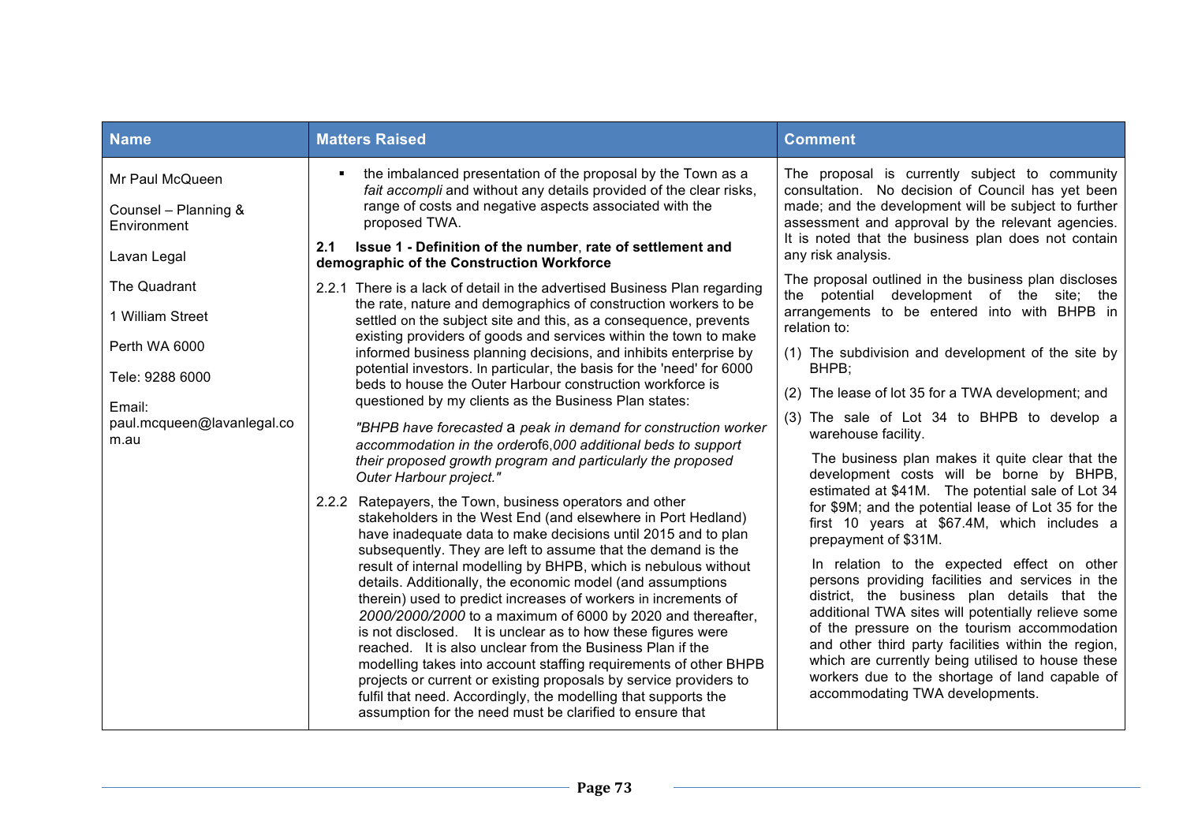| Name | Matters Raised | Comment |
|---|---|---|
| Mr Paul McQueen<br><br>Counsel – Planning & Environment<br><br>Lavan Legal<br><br>The Quadrant<br><br>1 William Street<br><br>Perth WA 6000<br><br>Tele: 9288 6000<br><br>Email: paul.mcqueen@lavanlegal.com.au | ▪ the imbalanced presentation of the proposal by the Town as a *fait accompli* and without any details provided of the clear risks, range of costs and negative aspects associated with the proposed TWA.<br><br>**2.1 Issue 1 - Definition of the number, rate of settlement and demographic of the Construction Workforce**<br><br>2.2.1 There is a lack of detail in the advertised Business Plan regarding the rate, nature and demographics of construction workers to be settled on the subject site and this, as a consequence, prevents existing providers of goods and services within the town to make informed business planning decisions, and inhibits enterprise by potential investors. In particular, the basis for the 'need' for 6000 beds to house the Outer Harbour construction workforce is questioned by my clients as the Business Plan states:<br><br>*"BHPB have forecasted a peak in demand for construction worker accommodation in the order of 6,000 additional beds to support their proposed growth program and particularly the proposed Outer Harbour project."*<br><br>2.2.2 Ratepayers, the Town, business operators and other stakeholders in the West End (and elsewhere in Port Hedland) have inadequate data to make decisions until 2015 and to plan subsequently. They are left to assume that the demand is the result of internal modelling by BHPB, which is nebulous without details. Additionally, the economic model (and assumptions therein) used to predict increases of workers in increments of *2000/2000/2000* to a maximum of 6000 by 2020 and thereafter, is not disclosed. It is unclear as to how these figures were reached. It is also unclear from the Business Plan if the modelling takes into account staffing requirements of other BHPB projects or current or existing proposals by service providers to fulfil that need. Accordingly, the modelling that supports the assumption for the need must be clarified to ensure that | The proposal is currently subject to community consultation. No decision of Council has yet been made; and the development will be subject to further assessment and approval by the relevant agencies. It is noted that the business plan does not contain any risk analysis.<br><br>The proposal outlined in the business plan discloses the potential development of the site; the arrangements to be entered into with BHPB in relation to:<br><br>(1) The subdivision and development of the site by BHPB;<br><br>(2) The lease of lot 35 for a TWA development; and<br><br>(3) The sale of Lot 34 to BHPB to develop a warehouse facility.<br><br>The business plan makes it quite clear that the development costs will be borne by BHPB, estimated at $41M. The potential sale of Lot 34 for $9M; and the potential lease of Lot 35 for the first 10 years at $67.4M, which includes a prepayment of $31M.<br><br>In relation to the expected effect on other persons providing facilities and services in the district, the business plan details that the additional TWA sites will potentially relieve some of the pressure on the tourism accommodation and other third party facilities within the region, which are currently being utilised to house these workers due to the shortage of land capable of accommodating TWA developments. |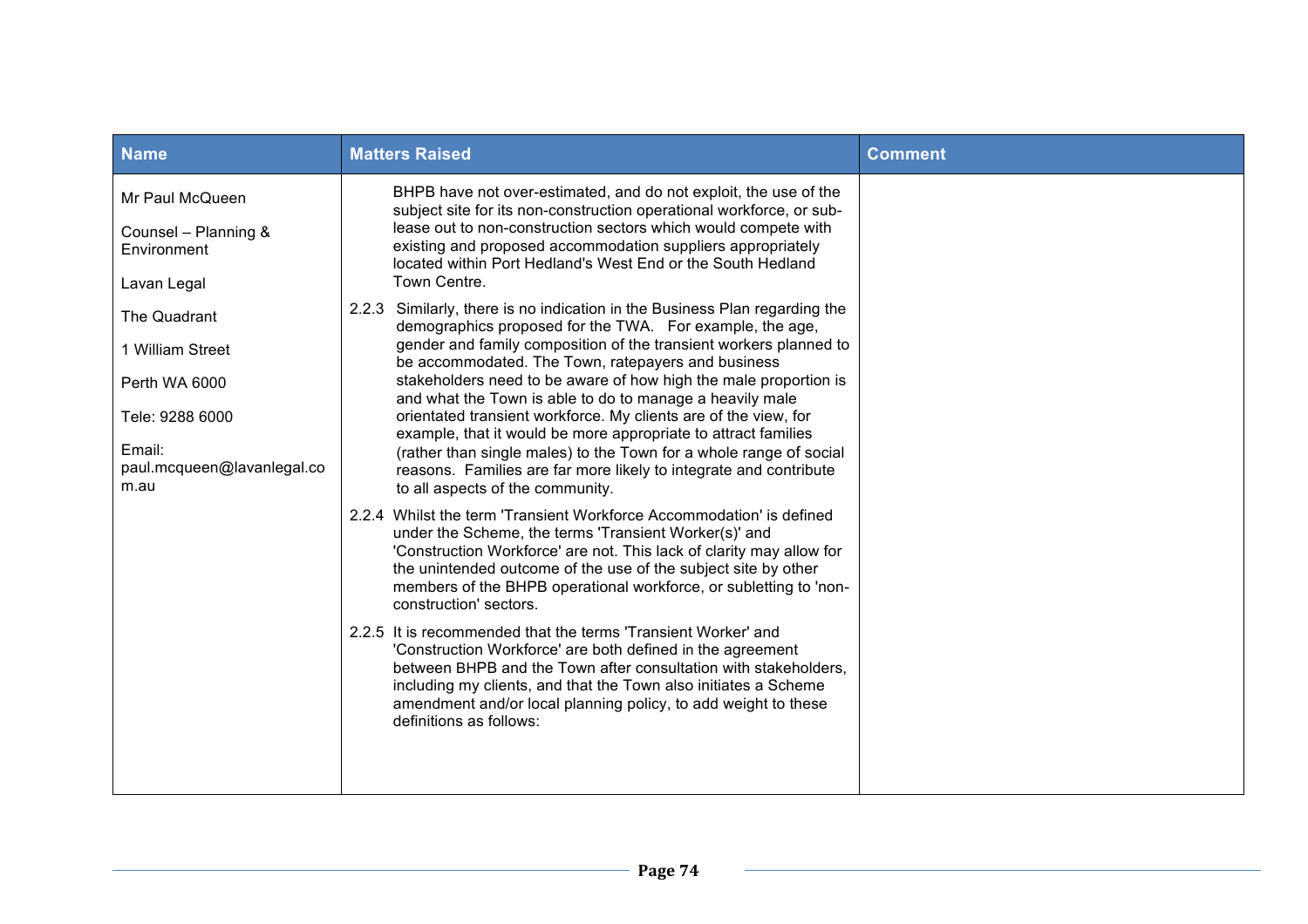| Name | Matters Raised | Comment |
|---|---|---|
| Mr Paul McQueen<br><br>Counsel – Planning & Environment<br><br>Lavan Legal<br><br>The Quadrant<br><br>1 William Street<br><br>Perth WA 6000<br><br>Tele: 9288 6000<br><br>Email: paul.mcqueen@lavanlegal.com.au | BHPB have not over-estimated, and do not exploit, the use of the subject site for its non-construction operational workforce, or sub-lease out to non-construction sectors which would compete with existing and proposed accommodation suppliers appropriately located within Port Hedland's West End or the South Hedland Town Centre.<br><br>2.2.3 Similarly, there is no indication in the Business Plan regarding the demographics proposed for the TWA. For example, the age, gender and family composition of the transient workers planned to be accommodated. The Town, ratepayers and business stakeholders need to be aware of how high the male proportion is and what the Town is able to do to manage a heavily male orientated transient workforce. My clients are of the view, for example, that it would be more appropriate to attract families (rather than single males) to the Town for a whole range of social reasons. Families are far more likely to integrate and contribute to all aspects of the community.<br><br>2.2.4 Whilst the term 'Transient Workforce Accommodation' is defined under the Scheme, the terms 'Transient Worker(s)' and 'Construction Workforce' are not. This lack of clarity may allow for the unintended outcome of the use of the subject site by other members of the BHPB operational workforce, or subletting to 'non-construction' sectors.<br><br>2.2.5 It is recommended that the terms 'Transient Worker' and 'Construction Workforce' are both defined in the agreement between BHPB and the Town after consultation with stakeholders, including my clients, and that the Town also initiates a Scheme amendment and/or local planning policy, to add weight to these definitions as follows: | |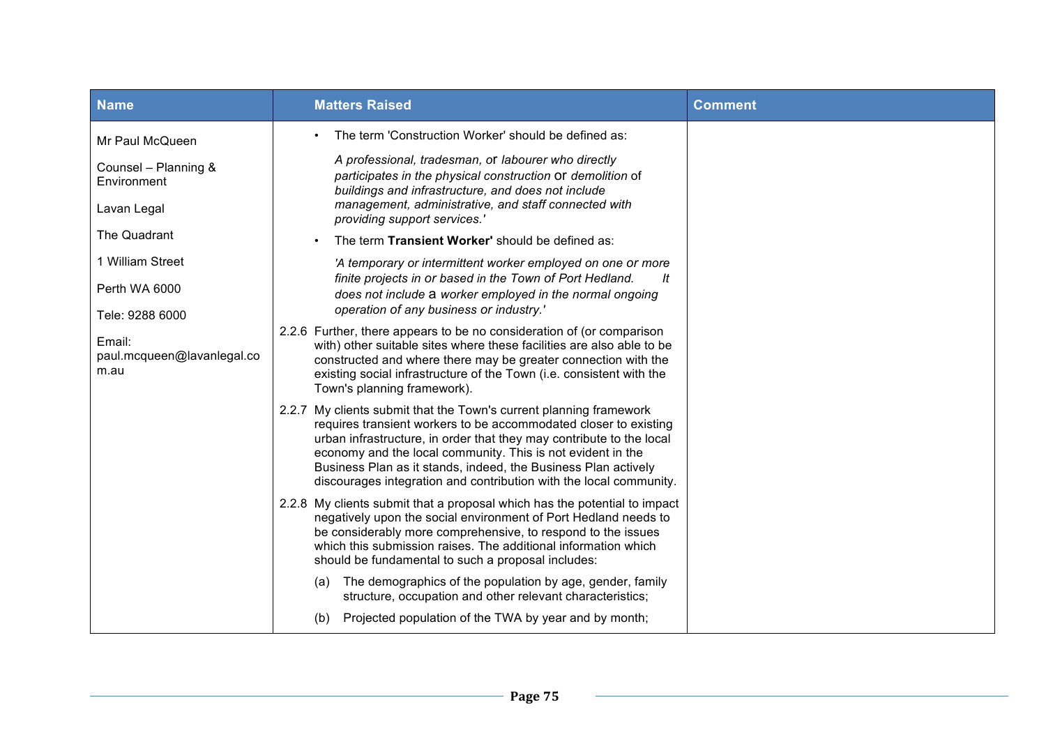| Name | Matters Raised | Comment |
| --- | --- | --- |
| Mr Paul McQueen<br><br>Counsel – Planning & Environment<br><br>Lavan Legal<br><br>The Quadrant<br><br>1 William Street<br><br>Perth WA 6000<br><br>Tele: 9288 6000<br><br>Email: paul.mcqueen@lavanlegal.com.au | • The term 'Construction Worker' should be defined as:<br><br>*A professional, tradesman,* or *labourer who directly participates in the physical construction* or *demolition* of *buildings and infrastructure, and does not include management, administrative, and staff connected with providing support services.'*<br><br>• The term **Transient Worker'** should be defined as:<br><br>*'A temporary or intermittent worker employed on one or more finite projects in or based in the Town of Port Hedland. It does not include* a *worker employed in the normal ongoing operation of any business or industry.'*<br><br>2.2.6 Further, there appears to be no consideration of (or comparison with) other suitable sites where these facilities are also able to be constructed and where there may be greater connection with the existing social infrastructure of the Town (i.e. consistent with the Town's planning framework).<br><br>2.2.7 My clients submit that the Town's current planning framework requires transient workers to be accommodated closer to existing urban infrastructure, in order that they may contribute to the local economy and the local community. This is not evident in the Business Plan as it stands, indeed, the Business Plan actively discourages integration and contribution with the local community.<br><br>2.2.8 My clients submit that a proposal which has the potential to impact negatively upon the social environment of Port Hedland needs to be considerably more comprehensive, to respond to the issues which this submission raises. The additional information which should be fundamental to such a proposal includes:<br><br>(a) The demographics of the population by age, gender, family structure, occupation and other relevant characteristics;<br><br>(b) Projected population of the TWA by year and by month; | |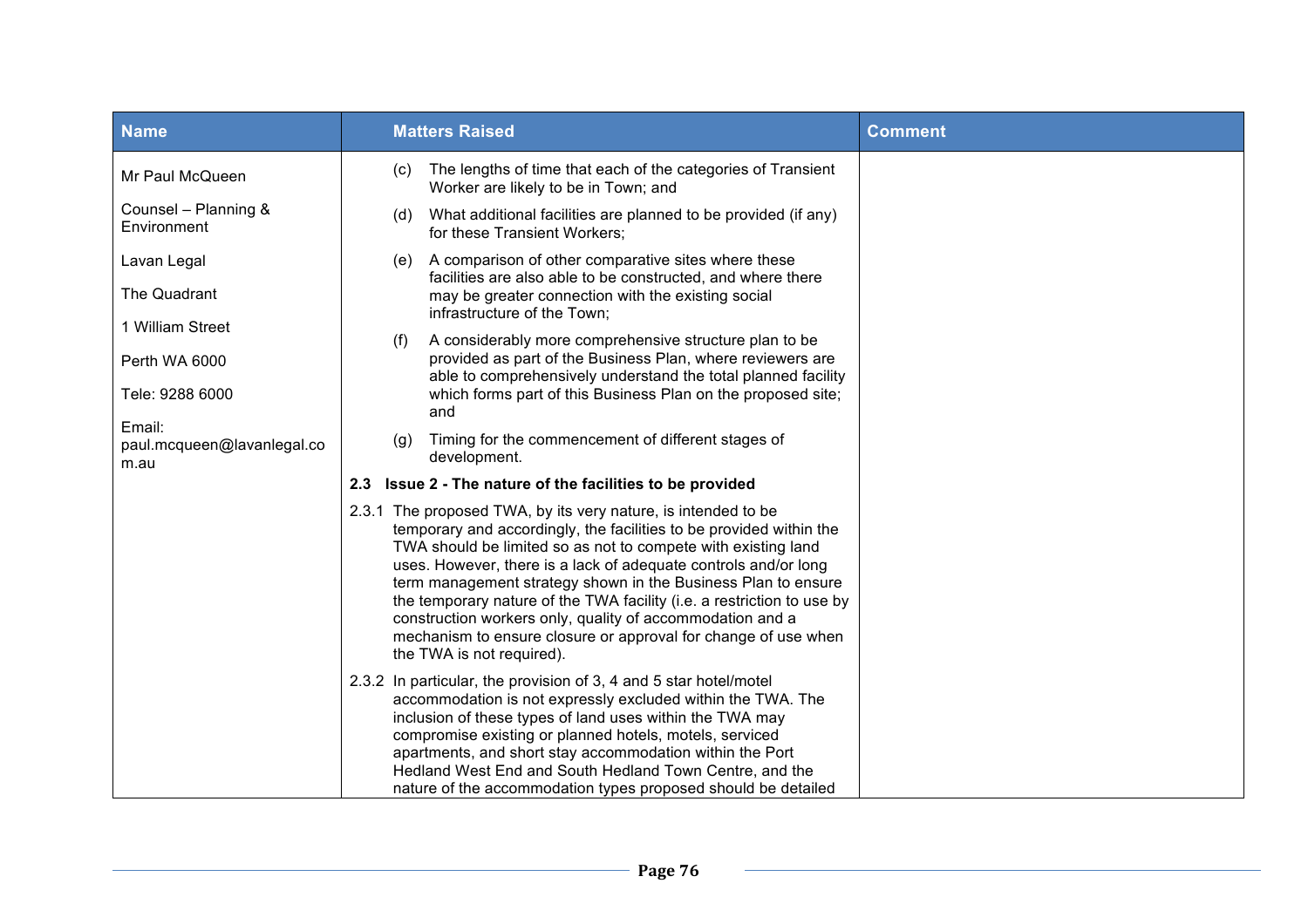| Name | Matters Raised | Comment |
|---|---|---|
| Mr Paul McQueen<br><br>Counsel – Planning & Environment<br><br>Lavan Legal<br><br>The Quadrant<br><br>1 William Street<br><br>Perth WA 6000<br><br>Tele: 9288 6000<br><br>Email: paul.mcqueen@lavanlegal.com.au | (c) The lengths of time that each of the categories of Transient Worker are likely to be in Town; and<br><br>(d) What additional facilities are planned to be provided (if any) for these Transient Workers;<br><br>(e) A comparison of other comparative sites where these facilities are also able to be constructed, and where there may be greater connection with the existing social infrastructure of the Town;<br><br>(f) A considerably more comprehensive structure plan to be provided as part of the Business Plan, where reviewers are able to comprehensively understand the total planned facility which forms part of this Business Plan on the proposed site; and<br><br>(g) Timing for the commencement of different stages of development.<br><br>**2.3 Issue 2 - The nature of the facilities to be provided**<br><br>2.3.1 The proposed TWA, by its very nature, is intended to be temporary and accordingly, the facilities to be provided within the TWA should be limited so as not to compete with existing land uses. However, there is a lack of adequate controls and/or long term management strategy shown in the Business Plan to ensure the temporary nature of the TWA facility (i.e. a restriction to use by construction workers only, quality of accommodation and a mechanism to ensure closure or approval for change of use when the TWA is not required).<br><br>2.3.2 In particular, the provision of 3, 4 and 5 star hotel/motel accommodation is not expressly excluded within the TWA. The inclusion of these types of land uses within the TWA may compromise existing or planned hotels, motels, serviced apartments, and short stay accommodation within the Port Hedland West End and South Hedland Town Centre, and the nature of the accommodation types proposed should be detailed | |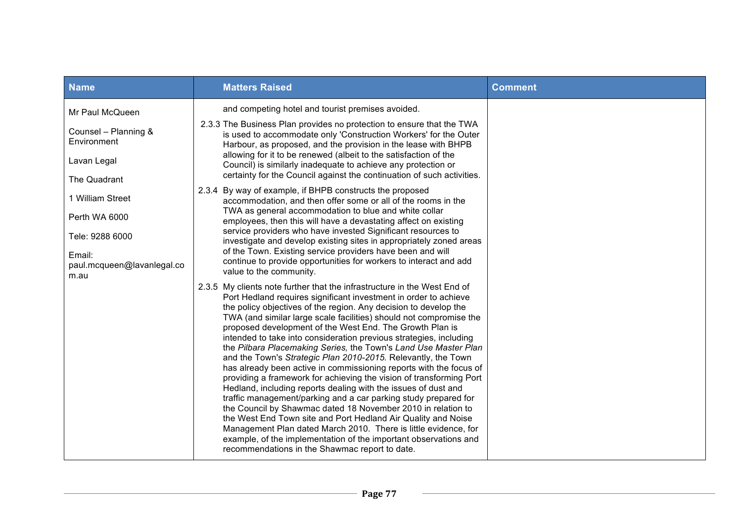| Name | Matters Raised | Comment |
|---|---|---|
| Mr Paul McQueen<br><br>Counsel – Planning & Environment<br><br>Lavan Legal<br><br>The Quadrant<br><br>1 William Street<br><br>Perth WA 6000<br><br>Tele: 9288 6000<br><br>Email: paul.mcqueen@lavanlegal.com.au | and competing hotel and tourist premises avoided.<br><br>2.3.3 The Business Plan provides no protection to ensure that the TWA is used to accommodate only 'Construction Workers' for the Outer Harbour, as proposed, and the provision in the lease with BHPB allowing for it to be renewed (albeit to the satisfaction of the Council) is similarly inadequate to achieve any protection or certainty for the Council against the continuation of such activities.<br><br>2.3.4 By way of example, if BHPB constructs the proposed accommodation, and then offer some or all of the rooms in the TWA as general accommodation to blue and white collar employees, then this will have a devastating affect on existing service providers who have invested Significant resources to investigate and develop existing sites in appropriately zoned areas of the Town. Existing service providers have been and will continue to provide opportunities for workers to interact and add value to the community.<br><br>2.3.5 My clients note further that the infrastructure in the West End of Port Hedland requires significant investment in order to achieve the policy objectives of the region. Any decision to develop the TWA (and similar large scale facilities) should not compromise the proposed development of the West End. The Growth Plan is intended to take into consideration previous strategies, including the *Pilbara Placemaking Series,* the Town's *Land Use Master Plan* and the Town's *Strategic Plan 2010-2015.* Relevantly, the Town has already been active in commissioning reports with the focus of providing a framework for achieving the vision of transforming Port Hedland, including reports dealing with the issues of dust and traffic management/parking and a car parking study prepared for the Council by Shawmac dated 18 November 2010 in relation to the West End Town site and Port Hedland Air Quality and Noise Management Plan dated March 2010. There is little evidence, for example, of the implementation of the important observations and recommendations in the Shawmac report to date. | |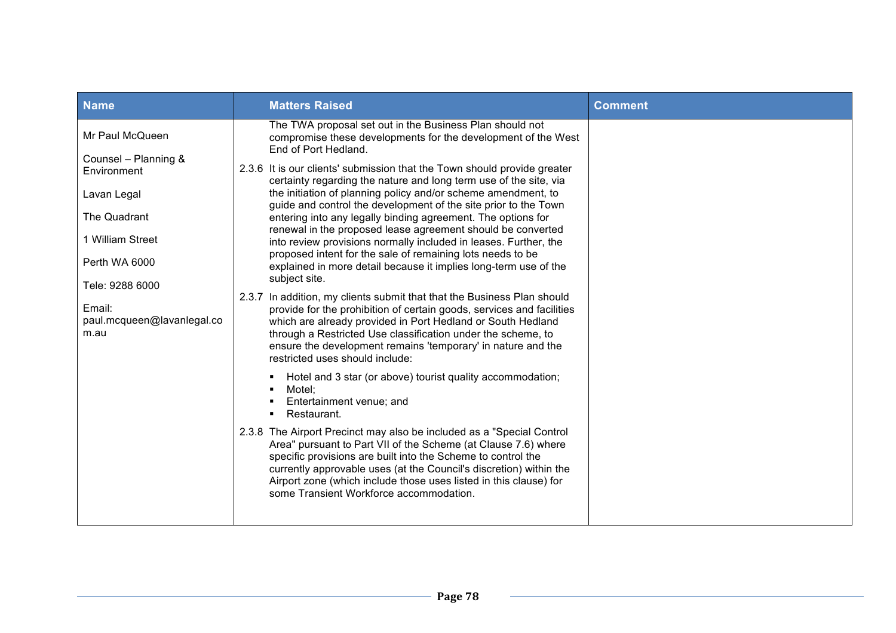| Name | Matters Raised | Comment |
|---|---|---|
| Mr Paul McQueen<br><br>Counsel – Planning & Environment<br><br>Lavan Legal<br><br>The Quadrant<br><br>1 William Street<br><br>Perth WA 6000<br><br>Tele: 9288 6000<br><br>Email: paul.mcqueen@lavanlegal.com.au | The TWA proposal set out in the Business Plan should not compromise these developments for the development of the West End of Port Hedland.<br><br>2.3.6 It is our clients' submission that the Town should provide greater certainty regarding the nature and long term use of the site, via the initiation of planning policy and/or scheme amendment, to guide and control the development of the site prior to the Town entering into any legally binding agreement. The options for renewal in the proposed lease agreement should be converted into review provisions normally included in leases. Further, the proposed intent for the sale of remaining lots needs to be explained in more detail because it implies long-term use of the subject site.<br><br>2.3.7 In addition, my clients submit that that the Business Plan should provide for the prohibition of certain goods, services and facilities which are already provided in Port Hedland or South Hedland through a Restricted Use classification under the scheme, to ensure the development remains 'temporary' in nature and the restricted uses should include:<br><br>▪ Hotel and 3 star (or above) tourist quality accommodation;<br>▪ Motel;<br>▪ Entertainment venue; and<br>▪ Restaurant.<br><br>2.3.8 The Airport Precinct may also be included as a "Special Control Area" pursuant to Part VII of the Scheme (at Clause 7.6) where specific provisions are built into the Scheme to control the currently approvable uses (at the Council's discretion) within the Airport zone (which include those uses listed in this clause) for some Transient Workforce accommodation. | |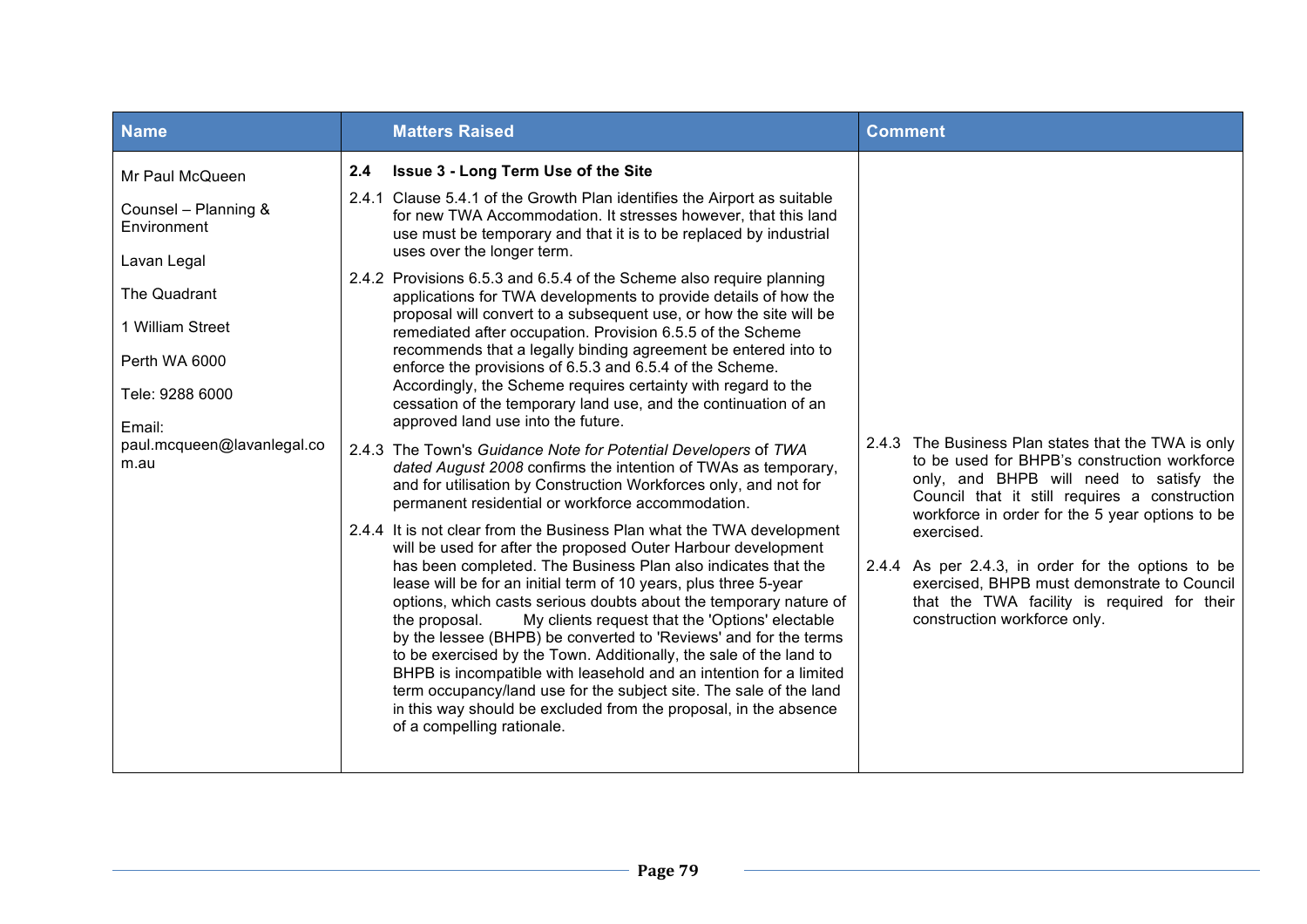| Name | Matters Raised | Comment |
|---|---|---|
| Mr Paul McQueen<br><br>Counsel – Planning & Environment<br><br>Lavan Legal<br><br>The Quadrant<br><br>1 William Street<br><br>Perth WA 6000<br><br>Tele: 9288 6000<br><br>Email: paul.mcqueen@lavanlegal.com.au | **2.4 Issue 3 - Long Term Use of the Site**<br><br>2.4.1 Clause 5.4.1 of the Growth Plan identifies the Airport as suitable for new TWA Accommodation. It stresses however, that this land use must be temporary and that it is to be replaced by industrial uses over the longer term.<br><br>2.4.2 Provisions 6.5.3 and 6.5.4 of the Scheme also require planning applications for TWA developments to provide details of how the proposal will convert to a subsequent use, or how the site will be remediated after occupation. Provision 6.5.5 of the Scheme recommends that a legally binding agreement be entered into to enforce the provisions of 6.5.3 and 6.5.4 of the Scheme. Accordingly, the Scheme requires certainty with regard to the cessation of the temporary land use, and the continuation of an approved land use into the future.<br><br>2.4.3 The Town's *Guidance Note for Potential Developers* of *TWA dated August 2008* confirms the intention of TWAs as temporary, and for utilisation by Construction Workforces only, and not for permanent residential or workforce accommodation.<br><br>2.4.4 It is not clear from the Business Plan what the TWA development will be used for after the proposed Outer Harbour development has been completed. The Business Plan also indicates that the lease will be for an initial term of 10 years, plus three 5-year options, which casts serious doubts about the temporary nature of the proposal. My clients request that the 'Options' electable by the lessee (BHPB) be converted to 'Reviews' and for the terms to be exercised by the Town. Additionally, the sale of the land to BHPB is incompatible with leasehold and an intention for a limited term occupancy/land use for the subject site. The sale of the land in this way should be excluded from the proposal, in the absence of a compelling rationale. | 2.4.3 The Business Plan states that the TWA is only to be used for BHPB's construction workforce only, and BHPB will need to satisfy the Council that it still requires a construction workforce in order for the 5 year options to be exercised.<br><br>2.4.4 As per 2.4.3, in order for the options to be exercised, BHPB must demonstrate to Council that the TWA facility is required for their construction workforce only. |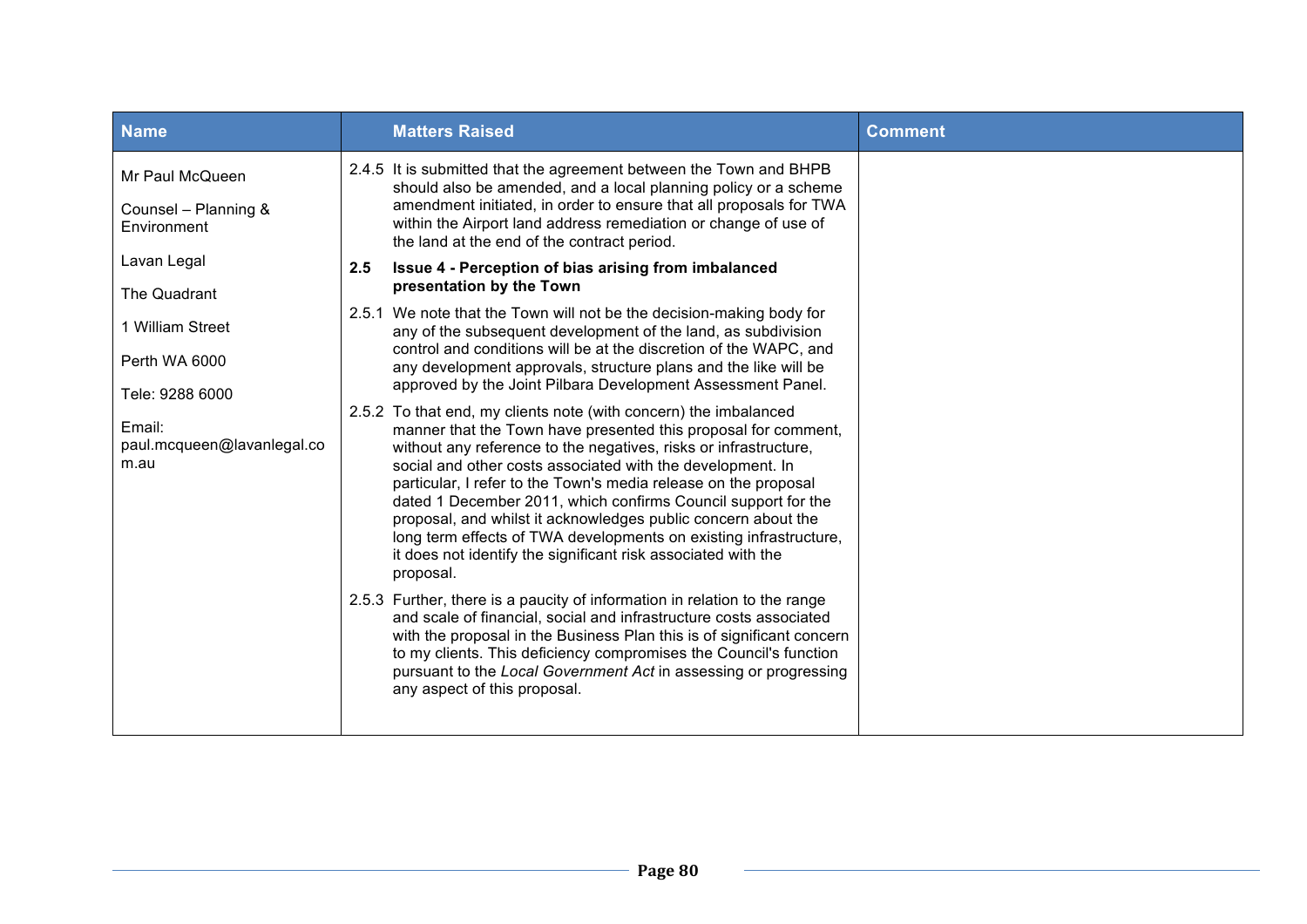| Name | Matters Raised | Comment |
|---|---|---|
| Mr Paul McQueen<br><br>Counsel – Planning & Environment<br><br>Lavan Legal<br><br>The Quadrant<br><br>1 William Street<br><br>Perth WA 6000<br><br>Tele: 9288 6000<br><br>Email: paul.mcqueen@lavanlegal.com.au | 2.4.5 It is submitted that the agreement between the Town and BHPB should also be amended, and a local planning policy or a scheme amendment initiated, in order to ensure that all proposals for TWA within the Airport land address remediation or change of use of the land at the end of the contract period.<br><br>**2.5 Issue 4 - Perception of bias arising from imbalanced presentation by the Town**<br><br>2.5.1 We note that the Town will not be the decision-making body for any of the subsequent development of the land, as subdivision control and conditions will be at the discretion of the WAPC, and any development approvals, structure plans and the like will be approved by the Joint Pilbara Development Assessment Panel.<br><br>2.5.2 To that end, my clients note (with concern) the imbalanced manner that the Town have presented this proposal for comment, without any reference to the negatives, risks or infrastructure, social and other costs associated with the development. In particular, I refer to the Town's media release on the proposal dated 1 December 2011, which confirms Council support for the proposal, and whilst it acknowledges public concern about the long term effects of TWA developments on existing infrastructure, it does not identify the significant risk associated with the proposal.<br><br>2.5.3 Further, there is a paucity of information in relation to the range and scale of financial, social and infrastructure costs associated with the proposal in the Business Plan this is of significant concern to my clients. This deficiency compromises the Council's function pursuant to the *Local Government Act* in assessing or progressing any aspect of this proposal. | |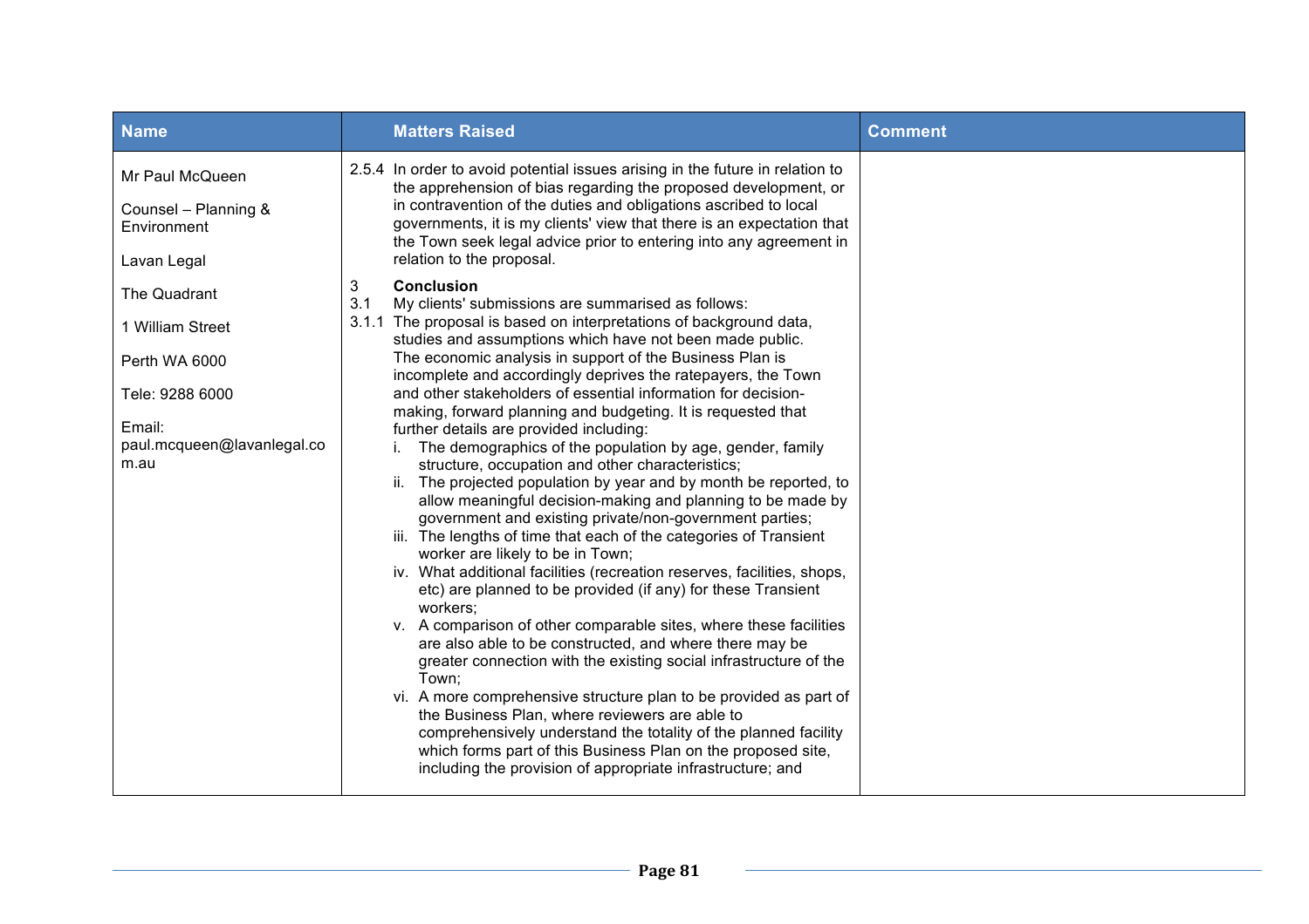| Name | Matters Raised | Comment |
| --- | --- | --- |
| Mr Paul McQueen<br><br>Counsel – Planning & Environment<br><br>Lavan Legal<br><br>The Quadrant<br><br>1 William Street<br><br>Perth WA 6000<br><br>Tele: 9288 6000<br><br>Email: paul.mcqueen@lavanlegal.com.au | 2.5.4 In order to avoid potential issues arising in the future in relation to the apprehension of bias regarding the proposed development, or in contravention of the duties and obligations ascribed to local governments, it is my clients' view that there is an expectation that the Town seek legal advice prior to entering into any agreement in relation to the proposal.<br><br>3 **Conclusion**<br>3.1 My clients' submissions are summarised as follows:<br>3.1.1 The proposal is based on interpretations of background data, studies and assumptions which have not been made public. The economic analysis in support of the Business Plan is incomplete and accordingly deprives the ratepayers, the Town and other stakeholders of essential information for decision-making, forward planning and budgeting. It is requested that further details are provided including:<br>i. The demographics of the population by age, gender, family structure, occupation and other characteristics;<br>ii. The projected population by year and by month be reported, to allow meaningful decision-making and planning to be made by government and existing private/non-government parties;<br>iii. The lengths of time that each of the categories of Transient worker are likely to be in Town;<br>iv. What additional facilities (recreation reserves, facilities, shops, etc) are planned to be provided (if any) for these Transient workers;<br>v. A comparison of other comparable sites, where these facilities are also able to be constructed, and where there may be greater connection with the existing social infrastructure of the Town;<br>vi. A more comprehensive structure plan to be provided as part of the Business Plan, where reviewers are able to comprehensively understand the totality of the planned facility which forms part of this Business Plan on the proposed site, including the provision of appropriate infrastructure; and | |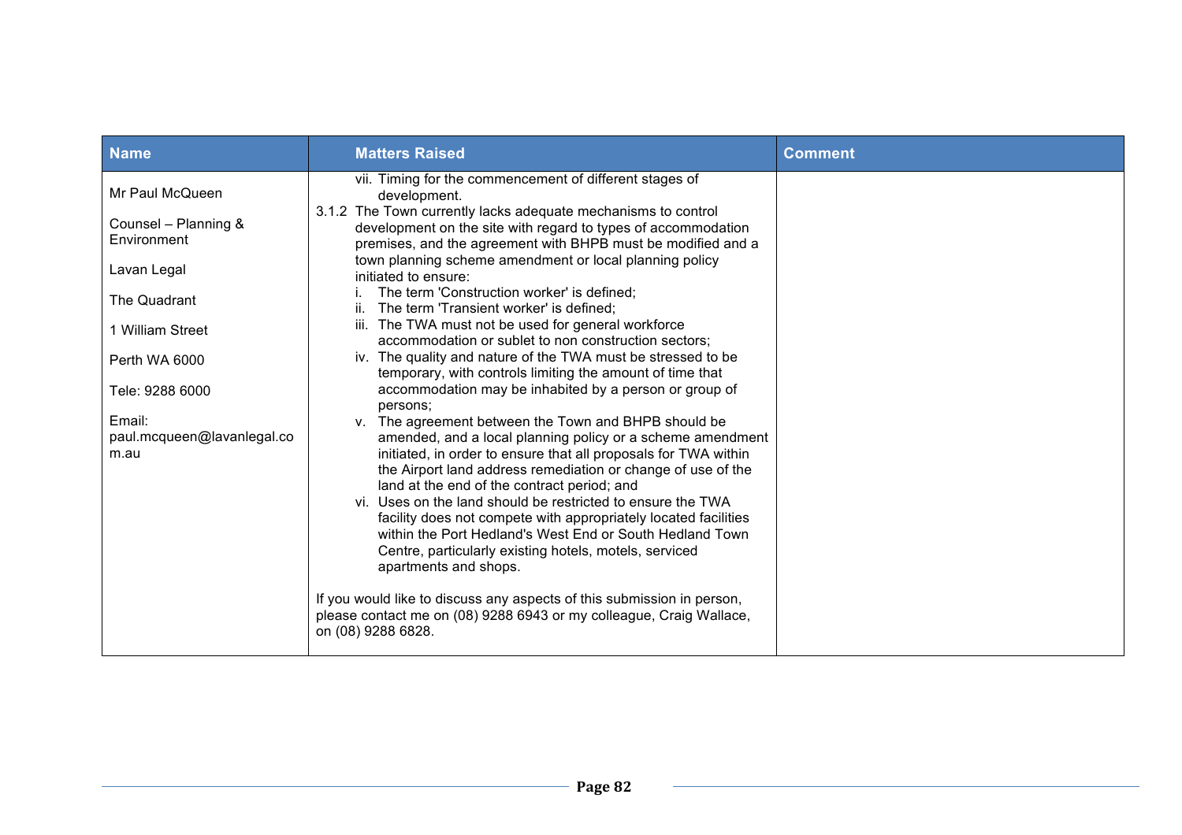| Name | Matters Raised | Comment |
| --- | --- | --- |
| Mr Paul McQueen<br><br>Counsel – Planning & Environment<br><br>Lavan Legal<br><br>The Quadrant<br><br>1 William Street<br><br>Perth WA 6000<br><br>Tele: 9288 6000<br><br>Email: paul.mcqueen@lavanlegal.com.au | vii. Timing for the commencement of different stages of development.<br>3.1.2 The Town currently lacks adequate mechanisms to control development on the site with regard to types of accommodation premises, and the agreement with BHPB must be modified and a town planning scheme amendment or local planning policy initiated to ensure:<br>i. The term 'Construction worker' is defined;<br>ii. The term 'Transient worker' is defined;<br>iii. The TWA must not be used for general workforce accommodation or sublet to non construction sectors;<br>iv. The quality and nature of the TWA must be stressed to be temporary, with controls limiting the amount of time that accommodation may be inhabited by a person or group of persons;<br>v. The agreement between the Town and BHPB should be amended, and a local planning policy or a scheme amendment initiated, in order to ensure that all proposals for TWA within the Airport land address remediation or change of use of the land at the end of the contract period; and<br>vi. Uses on the land should be restricted to ensure the TWA facility does not compete with appropriately located facilities within the Port Hedland's West End or South Hedland Town Centre, particularly existing hotels, motels, serviced apartments and shops.<br><br>If you would like to discuss any aspects of this submission in person, please contact me on (08) 9288 6943 or my colleague, Craig Wallace, on (08) 9288 6828. | |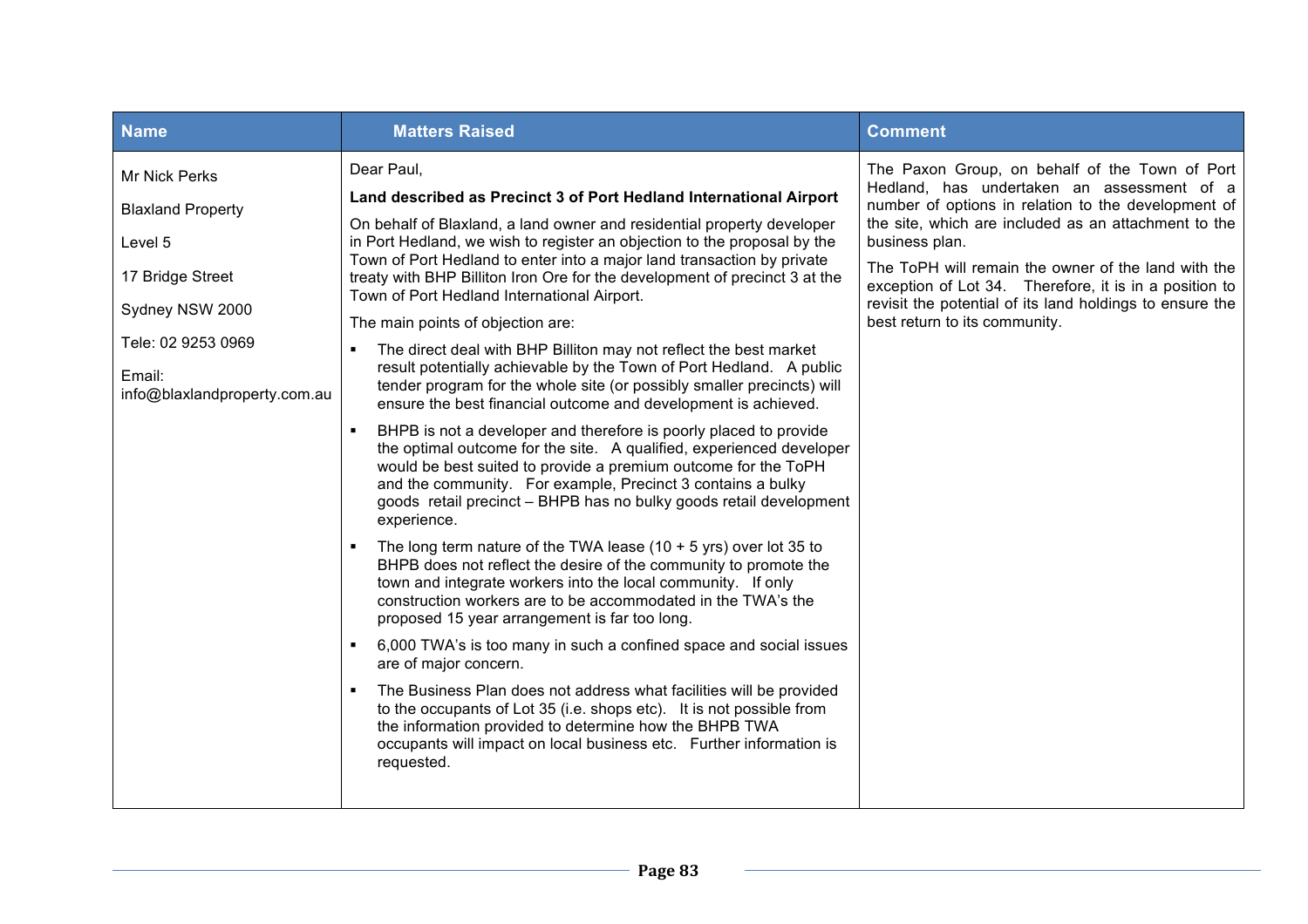| Name | Matters Raised | Comment |
|---|---|---|
| Mr Nick Perks<br><br>Blaxland Property<br><br>Level 5<br><br>17 Bridge Street<br><br>Sydney NSW 2000<br><br>Tele: 02 9253 0969<br><br>Email: info@blaxlandproperty.com.au | Dear Paul,<br><br>**Land described as Precinct 3 of Port Hedland International Airport**<br><br>On behalf of Blaxland, a land owner and residential property developer in Port Hedland, we wish to register an objection to the proposal by the Town of Port Hedland to enter into a major land transaction by private treaty with BHP Billiton Iron Ore for the development of precinct 3 at the Town of Port Hedland International Airport.<br><br>The main points of objection are:<br><br>▪ The direct deal with BHP Billiton may not reflect the best market result potentially achievable by the Town of Port Hedland. A public tender program for the whole site (or possibly smaller precincts) will ensure the best financial outcome and development is achieved.<br><br>▪ BHPB is not a developer and therefore is poorly placed to provide the optimal outcome for the site. A qualified, experienced developer would be best suited to provide a premium outcome for the ToPH and the community. For example, Precinct 3 contains a bulky goods retail precinct – BHPB has no bulky goods retail development experience.<br><br>▪ The long term nature of the TWA lease (10 + 5 yrs) over lot 35 to BHPB does not reflect the desire of the community to promote the town and integrate workers into the local community. If only construction workers are to be accommodated in the TWA's the proposed 15 year arrangement is far too long.<br><br>▪ 6,000 TWA's is too many in such a confined space and social issues are of major concern.<br><br>▪ The Business Plan does not address what facilities will be provided to the occupants of Lot 35 (i.e. shops etc). It is not possible from the information provided to determine how the BHPB TWA occupants will impact on local business etc. Further information is requested. | The Paxon Group, on behalf of the Town of Port Hedland, has undertaken an assessment of a number of options in relation to the development of the site, which are included as an attachment to the business plan.<br><br>The ToPH will remain the owner of the land with the exception of Lot 34. Therefore, it is in a position to revisit the potential of its land holdings to ensure the best return to its community. |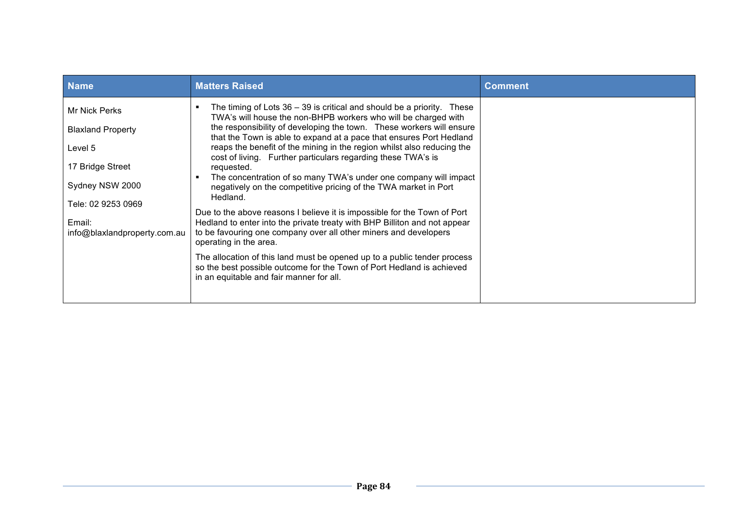| Name | Matters Raised | Comment |
|---|---|---|
| Mr Nick Perks<br><br>Blaxland Property<br><br>Level 5<br><br>17 Bridge Street<br><br>Sydney NSW 2000<br><br>Tele: 02 9253 0969<br><br>Email: info@blaxlandproperty.com.au | ▪ The timing of Lots 36 – 39 is critical and should be a priority. These TWA's will house the non-BHPB workers who will be charged with the responsibility of developing the town. These workers will ensure that the Town is able to expand at a pace that ensures Port Hedland reaps the benefit of the mining in the region whilst also reducing the cost of living. Further particulars regarding these TWA's is requested.<br>▪ The concentration of so many TWA's under one company will impact negatively on the competitive pricing of the TWA market in Port Hedland.<br><br>Due to the above reasons I believe it is impossible for the Town of Port Hedland to enter into the private treaty with BHP Billiton and not appear to be favouring one company over all other miners and developers operating in the area.<br><br>The allocation of this land must be opened up to a public tender process so the best possible outcome for the Town of Port Hedland is achieved in an equitable and fair manner for all. | |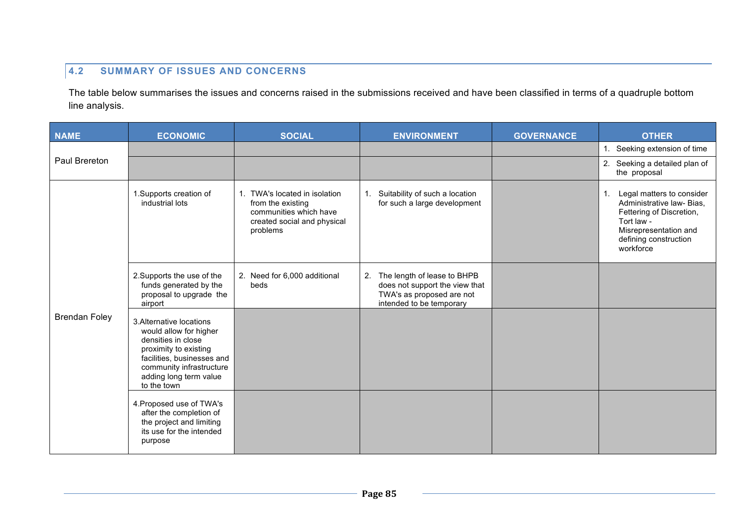## 4.2 SUMMARY OF ISSUES AND CONCERNS

The table below summarises the issues and concerns raised in the submissions received and have been classified in terms of a quadruple bottom line analysis.

| NAME | ECONOMIC | SOCIAL | ENVIRONMENT | GOVERNANCE | OTHER |
|---|---|---|---|---|---|
| Paul Brereton | | | | | 1. Seeking extension of time |
| | | | | | 2. Seeking a detailed plan of the proposal |
| Brendan Foley | 1.Supports creation of industrial lots | 1. TWA's located in isolation from the existing communities which have created social and physical problems | 1. Suitability of such a location for such a large development | | 1. Legal matters to consider Administrative law- Bias, Fettering of Discretion, Tort law - Misrepresentation and defining construction workforce |
| | 2.Supports the use of the funds generated by the proposal to upgrade the airport | 2. Need for 6,000 additional beds | 2. The length of lease to BHPB does not support the view that TWA's as proposed are not intended to be temporary | | |
| | 3.Alternative locations would allow for higher densities in close proximity to existing facilities, businesses and community infrastructure adding long term value to the town | | | | |
| | 4.Proposed use of TWA's after the completion of the project and limiting its use for the intended purpose | | | | |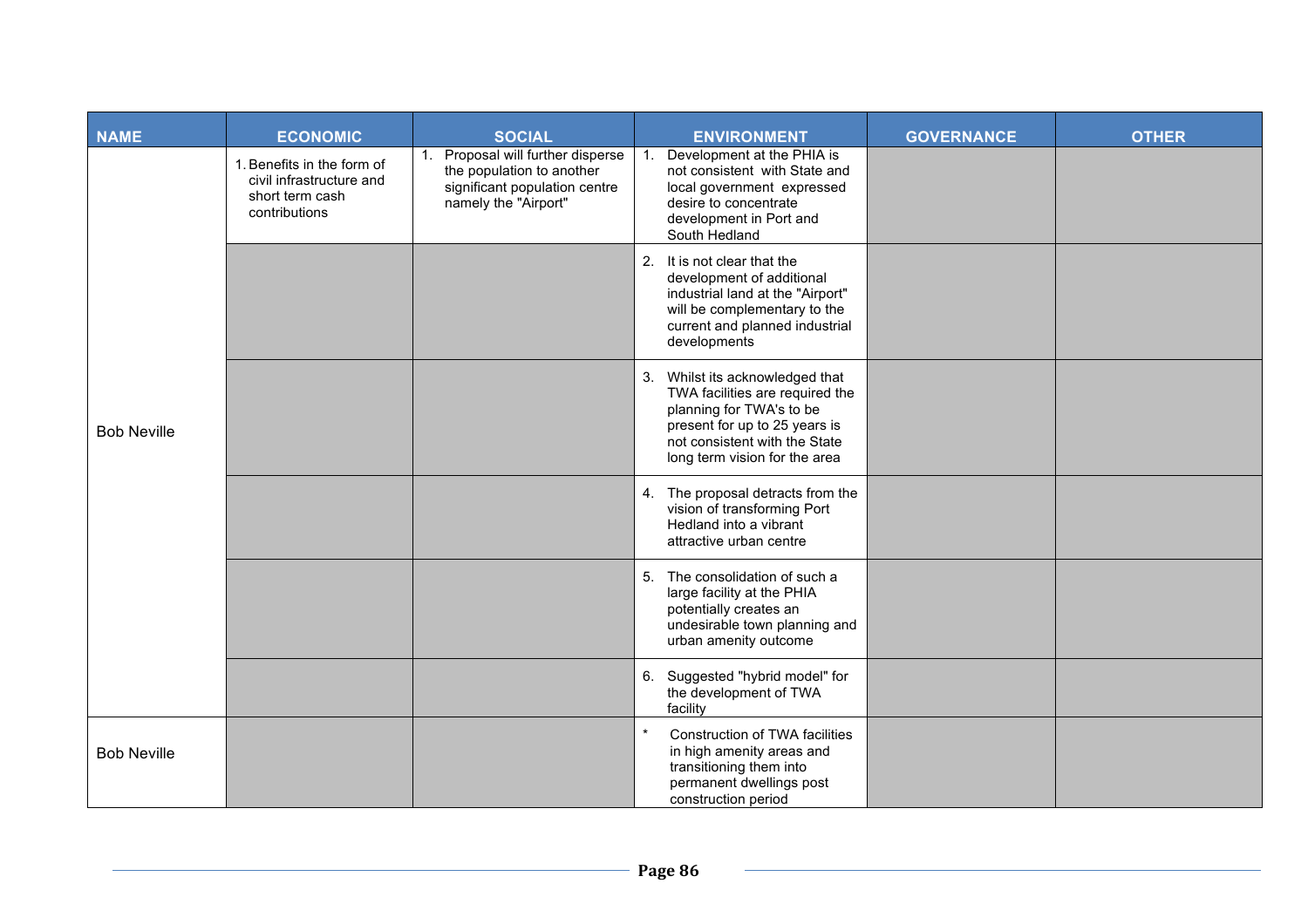| NAME | ECONOMIC | SOCIAL | ENVIRONMENT | GOVERNANCE | OTHER |
| --- | --- | --- | --- | --- | --- |
| Bob Neville | 1. Benefits in the form of civil infrastructure and short term cash contributions | 1. Proposal will further disperse the population to another significant population centre namely the "Airport" | 1. Development at the PHIA is not consistent with State and local government expressed desire to concentrate development in Port and South Hedland | | |
| | | | 2. It is not clear that the development of additional industrial land at the "Airport" will be complementary to the current and planned industrial developments | | |
| | | | 3. Whilst its acknowledged that TWA facilities are required the planning for TWA's to be present for up to 25 years is not consistent with the State long term vision for the area | | |
| | | | 4. The proposal detracts from the vision of transforming Port Hedland into a vibrant attractive urban centre | | |
| | | | 5. The consolidation of such a large facility at the PHIA potentially creates an undesirable town planning and urban amenity outcome | | |
| | | | 6. Suggested "hybrid model" for the development of TWA facility | | |
| Bob Neville | | | * Construction of TWA facilities in high amenity areas and transitioning them into permanent dwellings post construction period | | |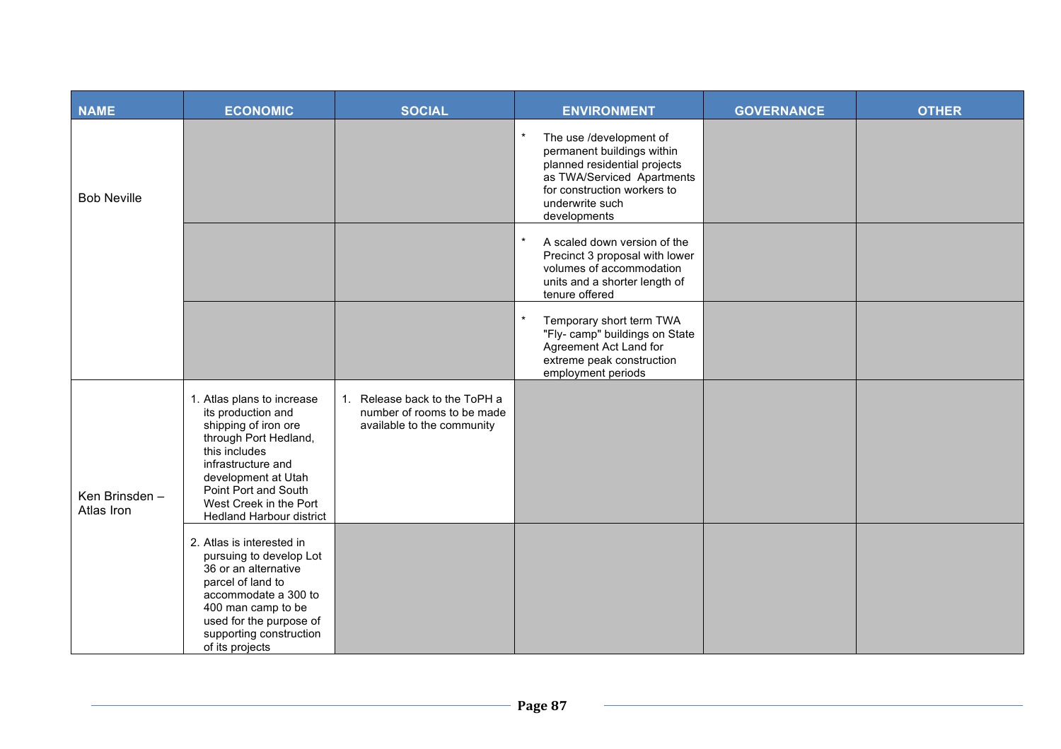| NAME | ECONOMIC | SOCIAL | ENVIRONMENT | GOVERNANCE | OTHER |
|---|---|---|---|---|---|
| Bob Neville | | | * The use /development of permanent buildings within planned residential projects as TWA/Serviced Apartments for construction workers to underwrite such developments | | |
| | | | * A scaled down version of the Precinct 3 proposal with lower volumes of accommodation units and a shorter length of tenure offered | | |
| | | | * Temporary short term TWA "Fly- camp" buildings on State Agreement Act Land for extreme peak construction employment periods | | |
| Ken Brinsden – Atlas Iron | 1. Atlas plans to increase its production and shipping of iron ore through Port Hedland, this includes infrastructure and development at Utah Point Port and South West Creek in the Port Hedland Harbour district | 1. Release back to the ToPH a number of rooms to be made available to the community | | | |
| | 2. Atlas is interested in pursuing to develop Lot 36 or an alternative parcel of land to accommodate a 300 to 400 man camp to be used for the purpose of supporting construction of its projects | | | | |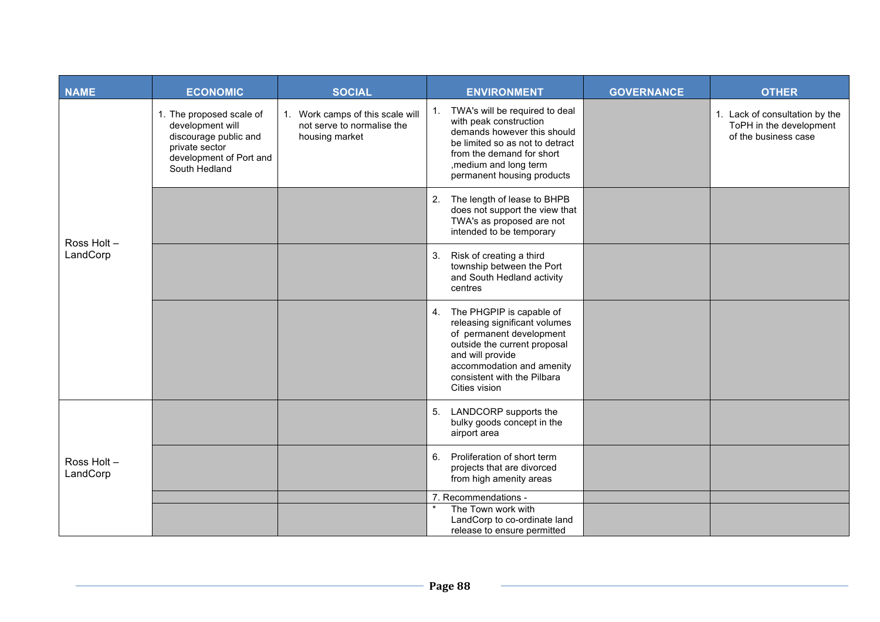| NAME | ECONOMIC | SOCIAL | ENVIRONMENT | GOVERNANCE | OTHER |
|---|---|---|---|---|---|
| Ross Holt – LandCorp | 1. The proposed scale of development will discourage public and private sector development of Port and South Hedland | 1. Work camps of this scale will not serve to normalise the housing market | 1. TWA's will be required to deal with peak construction demands however this should be limited so as not to detract from the demand for short ,medium and long term permanent housing products | | 1. Lack of consultation by the ToPH in the development of the business case |
| | | | 2. The length of lease to BHPB does not support the view that TWA's as proposed are not intended to be temporary | | |
| | | | 3. Risk of creating a third township between the Port and South Hedland activity centres | | |
| | | | 4. The PHGPIP is capable of releasing significant volumes of permanent development outside the current proposal and will provide accommodation and amenity consistent with the Pilbara Cities vision | | |
| Ross Holt – LandCorp | | | 5. LANDCORP supports the bulky goods concept in the airport area | | |
| | | | 6. Proliferation of short term projects that are divorced from high amenity areas | | |
| | | | 7. Recommendations - | | |
| | | | * The Town work with LandCorp to co-ordinate land release to ensure permitted | | |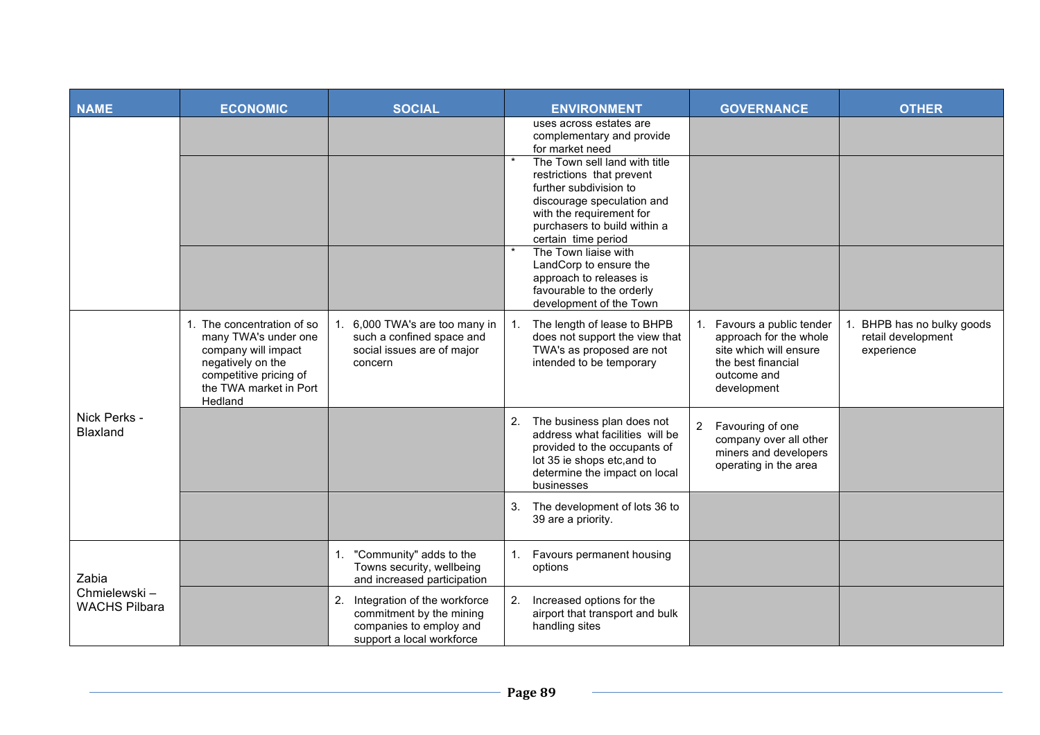| NAME | ECONOMIC | SOCIAL | ENVIRONMENT | GOVERNANCE | OTHER |
|---|---|---|---|---|---|
| | | | uses across estates are complementary and provide for market need | | |
| | | | * The Town sell land with title restrictions that prevent further subdivision to discourage speculation and with the requirement for purchasers to build within a certain time period | | |
| | | | * The Town liaise with LandCorp to ensure the approach to releases is favourable to the orderly development of the Town | | |
| Nick Perks - Blaxland | 1. The concentration of so many TWA's under one company will impact negatively on the competitive pricing of the TWA market in Port Hedland | 1. 6,000 TWA's are too many in such a confined space and social issues are of major concern | 1. The length of lease to BHPB does not support the view that TWA's as proposed are not intended to be temporary | 1. Favours a public tender approach for the whole site which will ensure the best financial outcome and development | 1. BHPB has no bulky goods retail development experience |
| | | | 2. The business plan does not address what facilities will be provided to the occupants of lot 35 ie shops etc,and to determine the impact on local businesses | 2 Favouring of one company over all other miners and developers operating in the area | |
| | | | 3. The development of lots 36 to 39 are a priority. | | |
| Zabia Chmielewski – WACHS Pilbara | | 1. "Community" adds to the Towns security, wellbeing and increased participation | 1. Favours permanent housing options | | |
| | | 2. Integration of the workforce commitment by the mining companies to employ and support a local workforce | 2. Increased options for the airport that transport and bulk handling sites | | |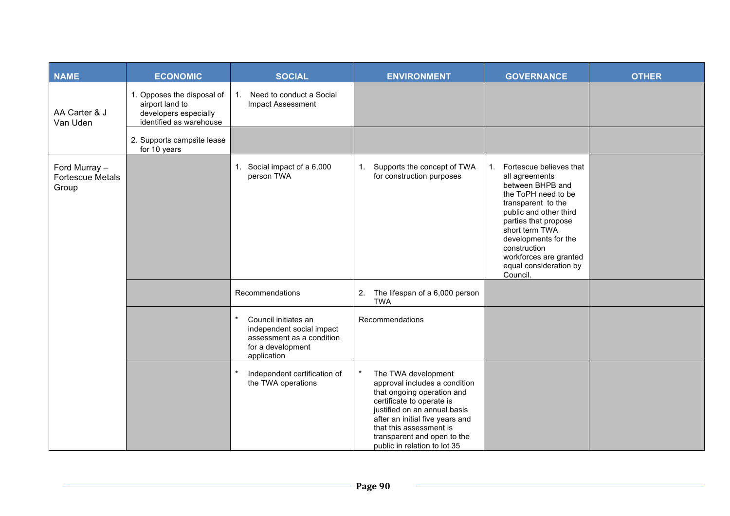| NAME | ECONOMIC | SOCIAL | ENVIRONMENT | GOVERNANCE | OTHER |
|---|---|---|---|---|---|
| AA Carter & J Van Uden | 1. Opposes the disposal of airport land to developers especially identified as warehouse | 1. Need to conduct a Social Impact Assessment | | | |
| | 2. Supports campsite lease for 10 years | | | | |
| Ford Murray – Fortescue Metals Group | | 1. Social impact of a 6,000 person TWA | 1. Supports the concept of TWA for construction purposes | 1. Fortescue believes that all agreements between BHPB and the ToPH need to be transparent to the public and other third parties that propose short term TWA developments for the construction workforces are granted equal consideration by Council. | |
| | | Recommendations | 2. The lifespan of a 6,000 person TWA | | |
| | | * Council initiates an independent social impact assessment as a condition for a development application | Recommendations | | |
| | | * Independent certification of the TWA operations | * The TWA development approval includes a condition that ongoing operation and certificate to operate is justified on an annual basis after an initial five years and that this assessment is transparent and open to the public in relation to lot 35 | | |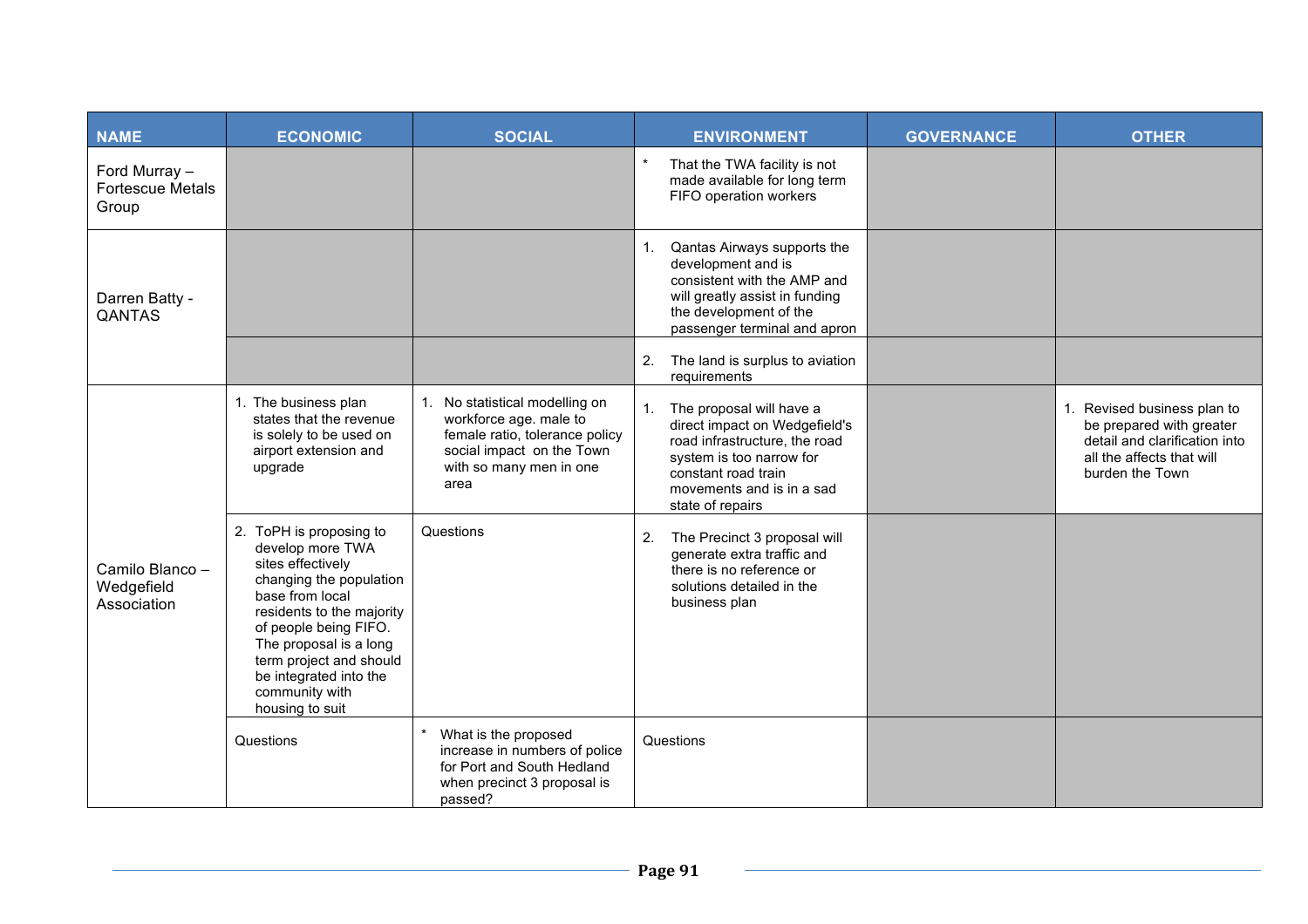| NAME | ECONOMIC | SOCIAL | ENVIRONMENT | GOVERNANCE | OTHER |
|---|---|---|---|---|---|
| Ford Murray – Fortescue Metals Group | | | * That the TWA facility is not made available for long term FIFO operation workers | | |
| Darren Batty - QANTAS | | | 1. Qantas Airways supports the development and is consistent with the AMP and will greatly assist in funding the development of the passenger terminal and apron | | |
| | | | 2. The land is surplus to aviation requirements | | |
| Camilo Blanco – Wedgefield Association | 1. The business plan states that the revenue is solely to be used on airport extension and upgrade | 1. No statistical modelling on workforce age. male to female ratio, tolerance policy social impact on the Town with so many men in one area | 1. The proposal will have a direct impact on Wedgefield's road infrastructure, the road system is too narrow for constant road train movements and is in a sad state of repairs | | 1. Revised business plan to be prepared with greater detail and clarification into all the affects that will burden the Town |
| | 2. ToPH is proposing to develop more TWA sites effectively changing the population base from local residents to the majority of people being FIFO. The proposal is a long term project and should be integrated into the community with housing to suit | Questions | 2. The Precinct 3 proposal will generate extra traffic and there is no reference or solutions detailed in the business plan | | |
| | Questions | * What is the proposed increase in numbers of police for Port and South Hedland when precinct 3 proposal is passed? | Questions | | |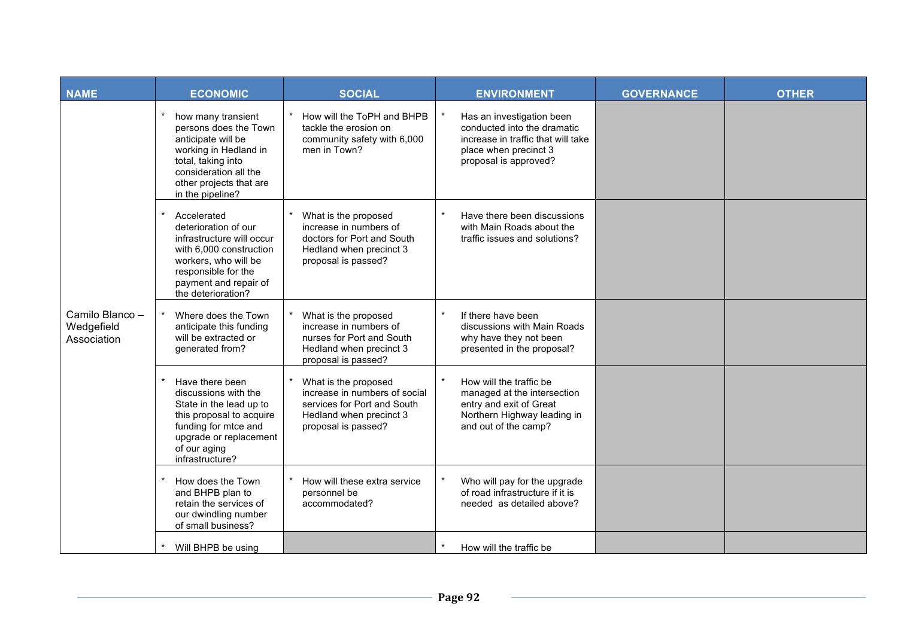| NAME | ECONOMIC | SOCIAL | ENVIRONMENT | GOVERNANCE | OTHER |
|---|---|---|---|---|---|
| Camilo Blanco – Wedgefield Association | * how many transient persons does the Town anticipate will be working in Hedland in total, taking into consideration all the other projects that are in the pipeline? | * How will the ToPH and BHPB tackle the erosion on community safety with 6,000 men in Town? | * Has an investigation been conducted into the dramatic increase in traffic that will take place when precinct 3 proposal is approved? | | |
| | * Accelerated deterioration of our infrastructure will occur with 6,000 construction workers, who will be responsible for the payment and repair of the deterioration? | * What is the proposed increase in numbers of doctors for Port and South Hedland when precinct 3 proposal is passed? | * Have there been discussions with Main Roads about the traffic issues and solutions? | | |
| | * Where does the Town anticipate this funding will be extracted or generated from? | * What is the proposed increase in numbers of nurses for Port and South Hedland when precinct 3 proposal is passed? | * If there have been discussions with Main Roads why have they not been presented in the proposal? | | |
| | * Have there been discussions with the State in the lead up to this proposal to acquire funding for mtce and upgrade or replacement of our aging infrastructure? | * What is the proposed increase in numbers of social services for Port and South Hedland when precinct 3 proposal is passed? | * How will the traffic be managed at the intersection entry and exit of Great Northern Highway leading in and out of the camp? | | |
| | * How does the Town and BHPB plan to retain the services of our dwindling number of small business? | * How will these extra service personnel be accommodated? | * Who will pay for the upgrade of road infrastructure if it is needed as detailed above? | | |
| | * Will BHPB be using | | * How will the traffic be | | |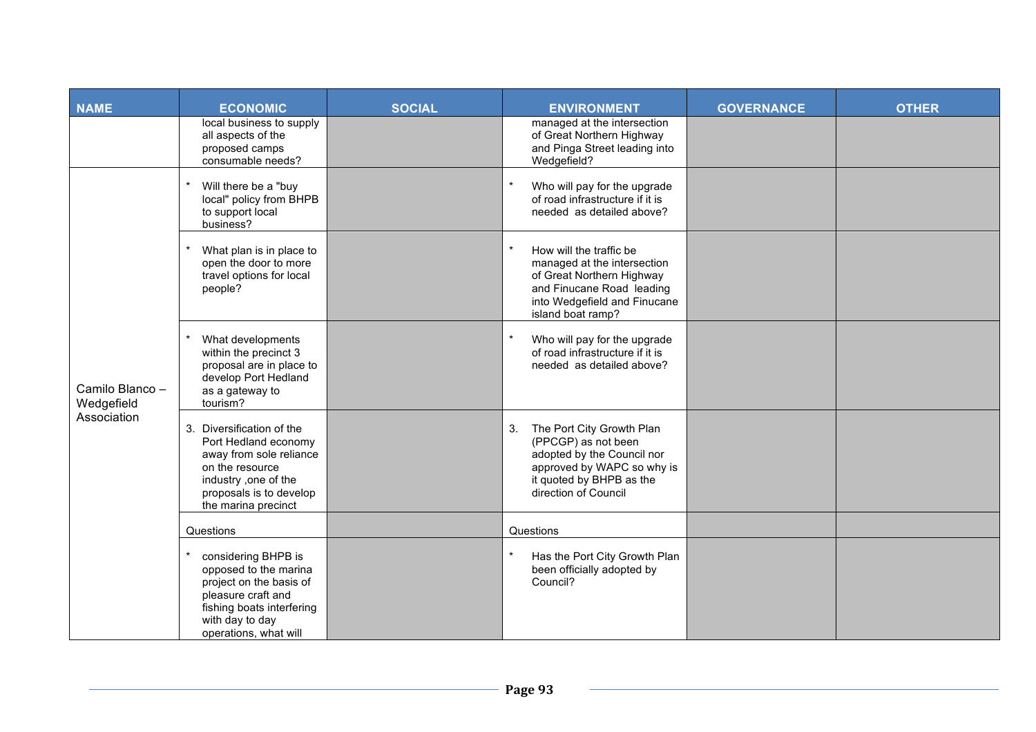| NAME | ECONOMIC | SOCIAL | ENVIRONMENT | GOVERNANCE | OTHER |
|---|---|---|---|---|---|
| | local business to supply all aspects of the proposed camps consumable needs? | | managed at the intersection of Great Northern Highway and Pinga Street leading into Wedgefield? | | |
| Camilo Blanco – Wedgefield Association | * Will there be a "buy local" policy from BHPB to support local business? | | * Who will pay for the upgrade of road infrastructure if it is needed as detailed above? | | |
| | * What plan is in place to open the door to more travel options for local people? | | * How will the traffic be managed at the intersection of Great Northern Highway and Finucane Road leading into Wedgefield and Finucane island boat ramp? | | |
| | * What developments within the precinct 3 proposal are in place to develop Port Hedland as a gateway to tourism? | | * Who will pay for the upgrade of road infrastructure if it is needed as detailed above? | | |
| | 3. Diversification of the Port Hedland economy away from sole reliance on the resource industry ,one of the proposals is to develop the marina precinct | | 3. The Port City Growth Plan (PPCGP) as not been adopted by the Council nor approved by WAPC so why is it quoted by BHPB as the direction of Council | | |
| | Questions | | Questions | | |
| | * considering BHPB is opposed to the marina project on the basis of pleasure craft and fishing boats interfering with day to day operations, what will | | * Has the Port City Growth Plan been officially adopted by Council? | | |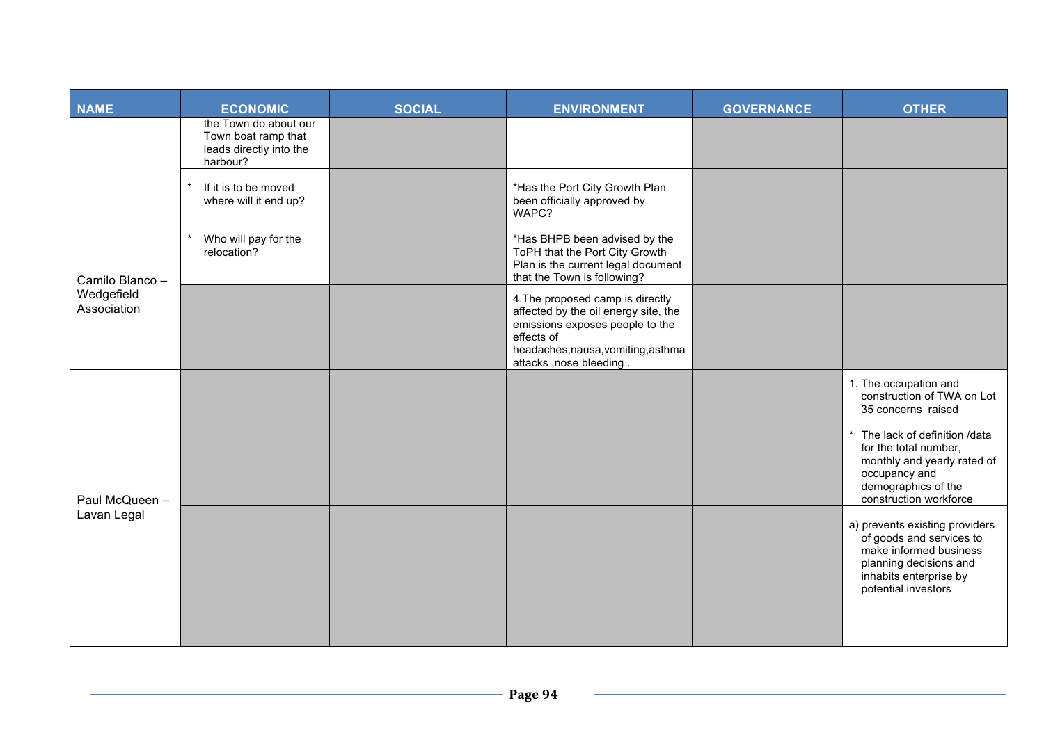| NAME | ECONOMIC | SOCIAL | ENVIRONMENT | GOVERNANCE | OTHER |
|---|---|---|---|---|---|
| | the Town do about our Town boat ramp that leads directly into the harbour? | | | | |
| | * If it is to be moved where will it end up? | | *Has the Port City Growth Plan been officially approved by WAPC? | | |
| Camilo Blanco – Wedgefield Association | * Who will pay for the relocation? | | *Has BHPB been advised by the ToPH that the Port City Growth Plan is the current legal document that the Town is following? | | |
| | | | 4.The proposed camp is directly affected by the oil energy site, the emissions exposes people to the effects of headaches,nausa,vomiting,asthma attacks ,nose bleeding . | | |
| Paul McQueen – Lavan Legal | | | | | 1. The occupation and construction of TWA on Lot 35 concerns raised |
| | | | | | * The lack of definition /data for the total number, monthly and yearly rated of occupancy and demographics of the construction workforce |
| | | | | | a) prevents existing providers of goods and services to make informed business planning decisions and inhabits enterprise by potential investors |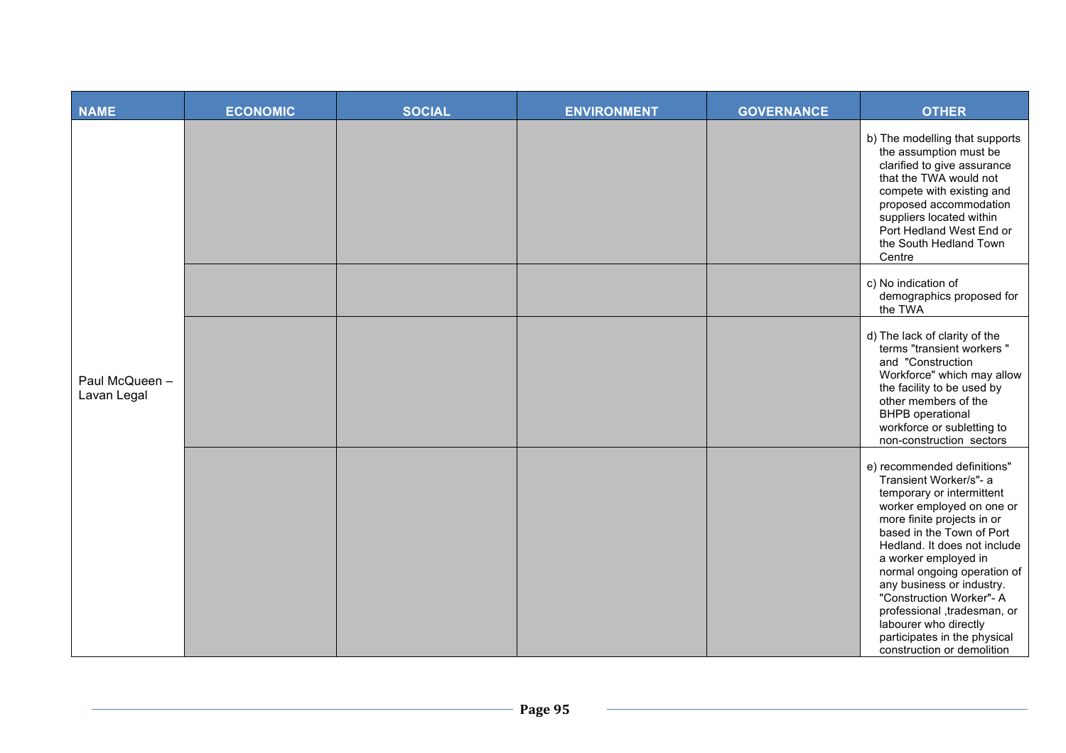| NAME | ECONOMIC | SOCIAL | ENVIRONMENT | GOVERNANCE | OTHER |
|---|---|---|---|---|---|
| Paul McQueen – Lavan Legal | | | | | b) The modelling that supports the assumption must be clarified to give assurance that the TWA would not compete with existing and proposed accommodation suppliers located within Port Hedland West End or the South Hedland Town Centre |
| | | | | | c) No indication of demographics proposed for the TWA |
| | | | | | d) The lack of clarity of the terms "transient workers " and "Construction Workforce" which may allow the facility to be used by other members of the BHPB operational workforce or subletting to non-construction sectors |
| | | | | | e) recommended definitions" Transient Worker/s"- a temporary or intermittent worker employed on one or more finite projects in or based in the Town of Port Hedland. It does not include a worker employed in normal ongoing operation of any business or industry. "Construction Worker"- A professional ,tradesman, or labourer who directly participates in the physical construction or demolition |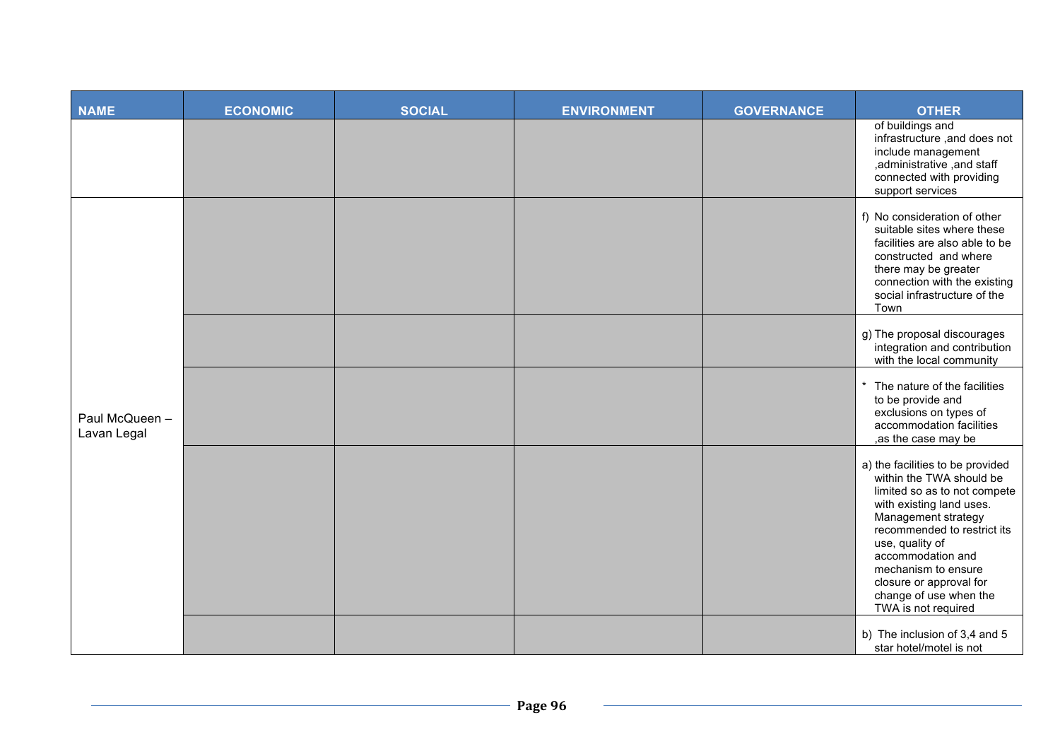| NAME | ECONOMIC | SOCIAL | ENVIRONMENT | GOVERNANCE | OTHER |
|---|---|---|---|---|---|
| | | | | | of buildings and infrastructure ,and does not include management ,administrative ,and staff connected with providing support services |
| Paul McQueen – Lavan Legal | | | | | f) No consideration of other suitable sites where these facilities are also able to be constructed and where there may be greater connection with the existing social infrastructure of the Town |
| | | | | | g) The proposal discourages integration and contribution with the local community |
| | | | | | * The nature of the facilities to be provide and exclusions on types of accommodation facilities ,as the case may be |
| | | | | | a) the facilities to be provided within the TWA should be limited so as to not compete with existing land uses. Management strategy recommended to restrict its use, quality of accommodation and mechanism to ensure closure or approval for change of use when the TWA is not required |
| | | | | | b) The inclusion of 3,4 and 5 star hotel/motel is not |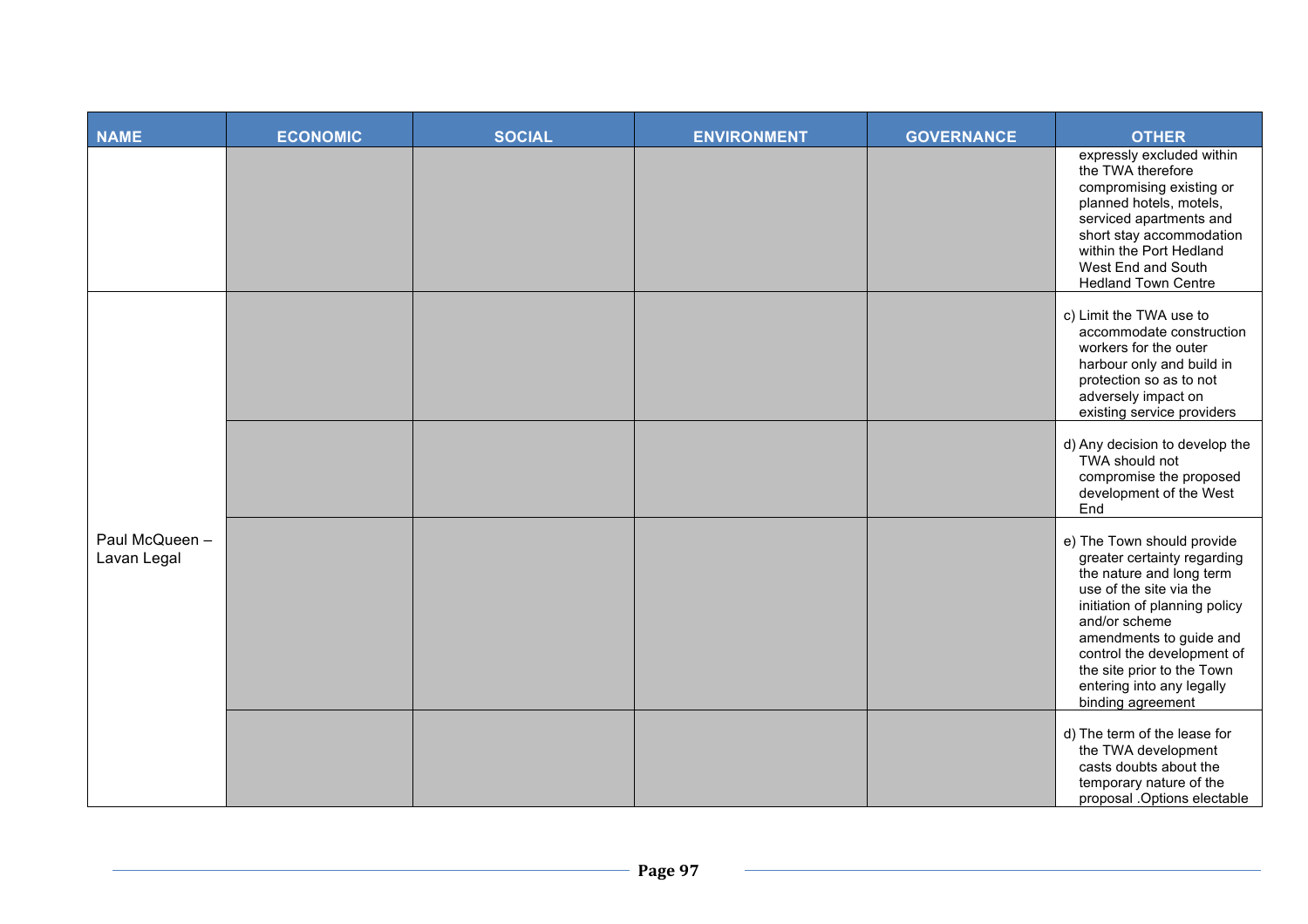| NAME | ECONOMIC | SOCIAL | ENVIRONMENT | GOVERNANCE | OTHER |
|---|---|---|---|---|---|
| | | | | | expressly excluded within the TWA therefore compromising existing or planned hotels, motels, serviced apartments and short stay accommodation within the Port Hedland West End and South Hedland Town Centre |
| | | | | | c) Limit the TWA use to accommodate construction workers for the outer harbour only and build in protection so as to not adversely impact on existing service providers |
| | | | | | d) Any decision to develop the TWA should not compromise the proposed development of the West End |
| Paul McQueen – Lavan Legal | | | | | e) The Town should provide greater certainty regarding the nature and long term use of the site via the initiation of planning policy and/or scheme amendments to guide and control the development of the site prior to the Town entering into any legally binding agreement |
| | | | | | d) The term of the lease for the TWA development casts doubts about the temporary nature of the proposal .Options electable |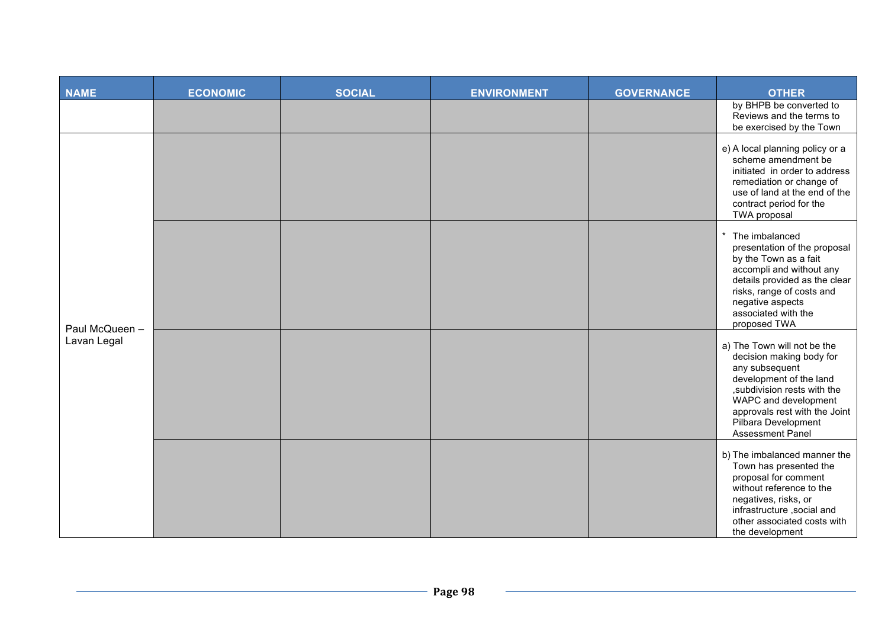| NAME | ECONOMIC | SOCIAL | ENVIRONMENT | GOVERNANCE | OTHER |
|---|---|---|---|---|---|
| | | | | | by BHPB be converted to Reviews and the terms to be exercised by the Town |
| Paul McQueen – Lavan Legal | | | | | e) A local planning policy or a scheme amendment be initiated in order to address remediation or change of use of land at the end of the contract period for the TWA proposal |
| | | | | | * The imbalanced presentation of the proposal by the Town as a fait accompli and without any details provided as the clear risks, range of costs and negative aspects associated with the proposed TWA |
| | | | | | a) The Town will not be the decision making body for any subsequent development of the land ,subdivision rests with the WAPC and development approvals rest with the Joint Pilbara Development Assessment Panel |
| | | | | | b) The imbalanced manner the Town has presented the proposal for comment without reference to the negatives, risks, or infrastructure ,social and other associated costs with the development |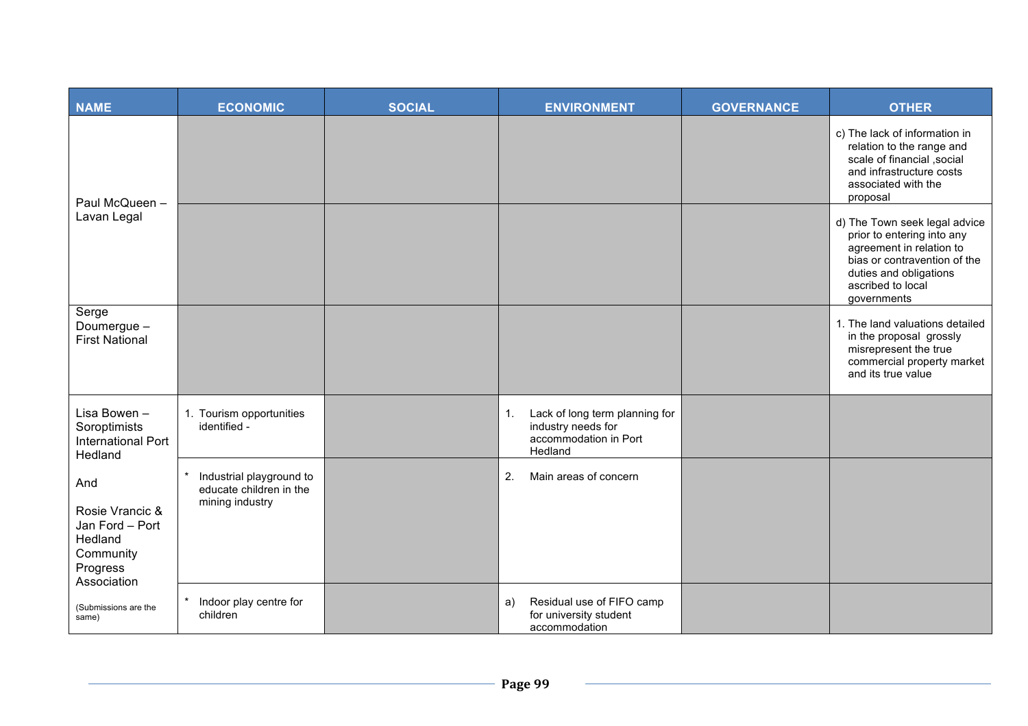| NAME | ECONOMIC | SOCIAL | ENVIRONMENT | GOVERNANCE | OTHER |
|---|---|---|---|---|---|
| Paul McQueen – Lavan Legal | | | | | c) The lack of information in relation to the range and scale of financial ,social and infrastructure costs associated with the proposal |
| | | | | | d) The Town seek legal advice prior to entering into any agreement in relation to bias or contravention of the duties and obligations ascribed to local governments |
| Serge Doumergue – First National | | | | | 1. The land valuations detailed in the proposal grossly misrepresent the true commercial property market and its true value |
| Lisa Bowen – Soroptimists International Port Hedland<br><br>And<br><br>Rosie Vrancic & Jan Ford – Port Hedland Community Progress Association<br><br>(Submissions are the same) | 1. Tourism opportunities identified - | | 1. Lack of long term planning for industry needs for accommodation in Port Hedland | | |
| | * Industrial playground to educate children in the mining industry | | 2. Main areas of concern | | |
| | * Indoor play centre for children | | a) Residual use of FIFO camp for university student accommodation | | |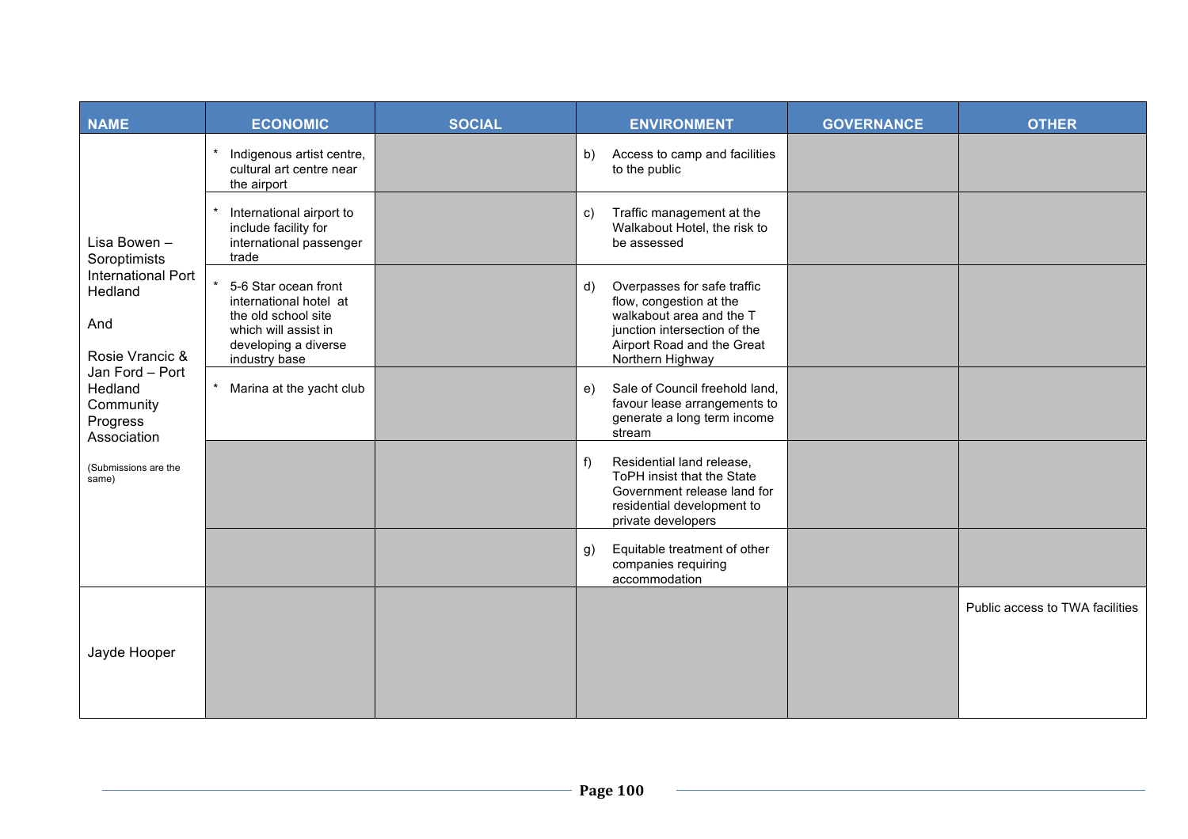| NAME | ECONOMIC | SOCIAL | ENVIRONMENT | GOVERNANCE | OTHER |
|---|---|---|---|---|---|
| Lisa Bowen – Soroptimists International Port Hedland<br><br>And<br><br>Rosie Vrancic & Jan Ford – Port Hedland Community Progress Association<br><br>(Submissions are the same) | * Indigenous artist centre, cultural art centre near the airport | | b) Access to camp and facilities to the public | | |
| | * International airport to include facility for international passenger trade | | c) Traffic management at the Walkabout Hotel, the risk to be assessed | | |
| | * 5-6 Star ocean front international hotel at the old school site which will assist in developing a diverse industry base | | d) Overpasses for safe traffic flow, congestion at the walkabout area and the T junction intersection of the Airport Road and the Great Northern Highway | | |
| | * Marina at the yacht club | | e) Sale of Council freehold land, favour lease arrangements to generate a long term income stream | | |
| | | | f) Residential land release, ToPH insist that the State Government release land for residential development to private developers | | |
| | | | g) Equitable treatment of other companies requiring accommodation | | |
| Jayde Hooper | | | | | Public access to TWA facilities |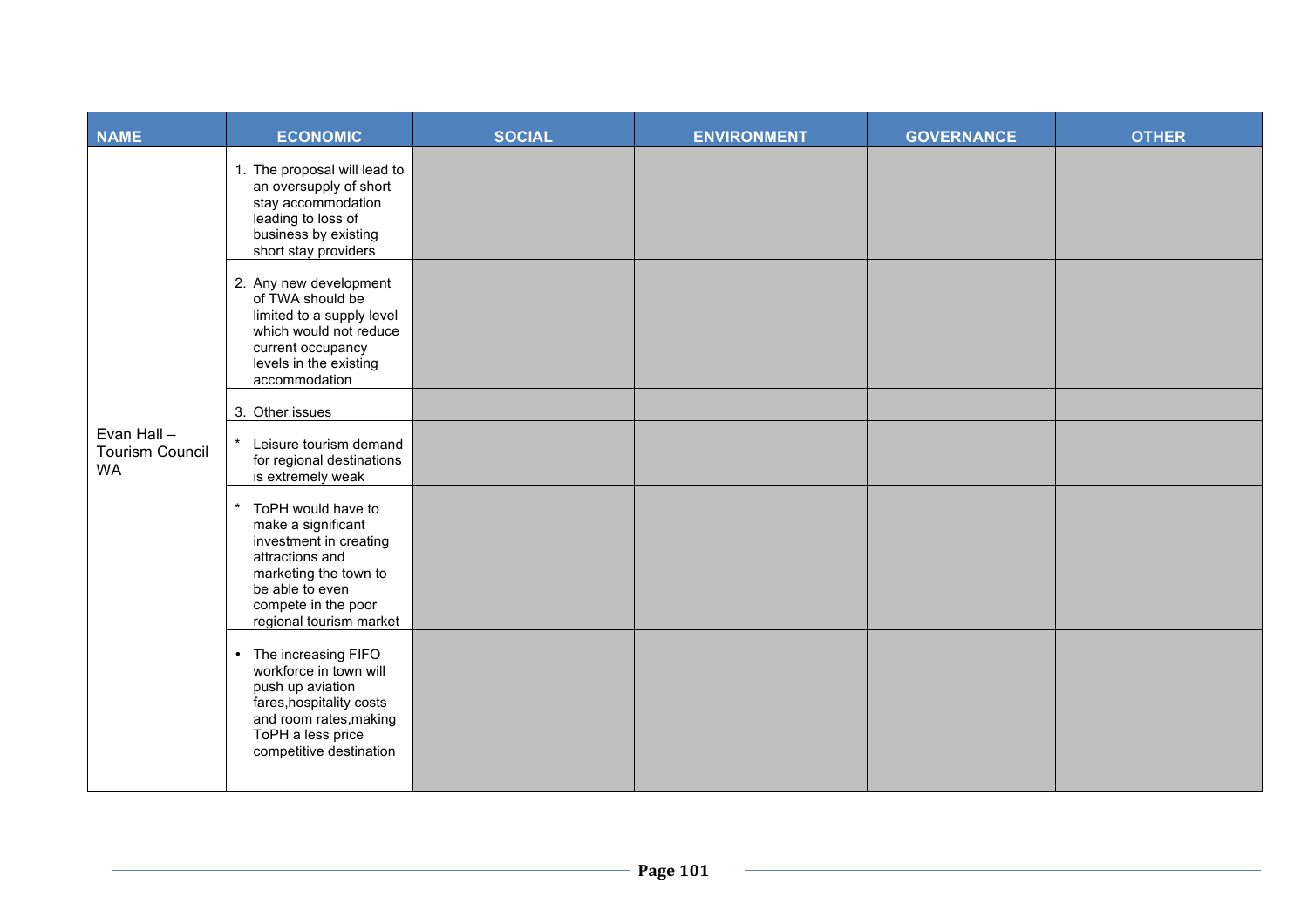| NAME | ECONOMIC | SOCIAL | ENVIRONMENT | GOVERNANCE | OTHER |
|---|---|---|---|---|---|
| Evan Hall – Tourism Council WA | 1. The proposal will lead to an oversupply of short stay accommodation leading to loss of business by existing short stay providers | | | | |
| | 2. Any new development of TWA should be limited to a supply level which would not reduce current occupancy levels in the existing accommodation | | | | |
| | 3. Other issues | | | | |
| | * Leisure tourism demand for regional destinations is extremely weak | | | | |
| | * ToPH would have to make a significant investment in creating attractions and marketing the town to be able to even compete in the poor regional tourism market | | | | |
| | • The increasing FIFO workforce in town will push up aviation fares,hospitality costs and room rates,making ToPH a less price competitive destination | | | | |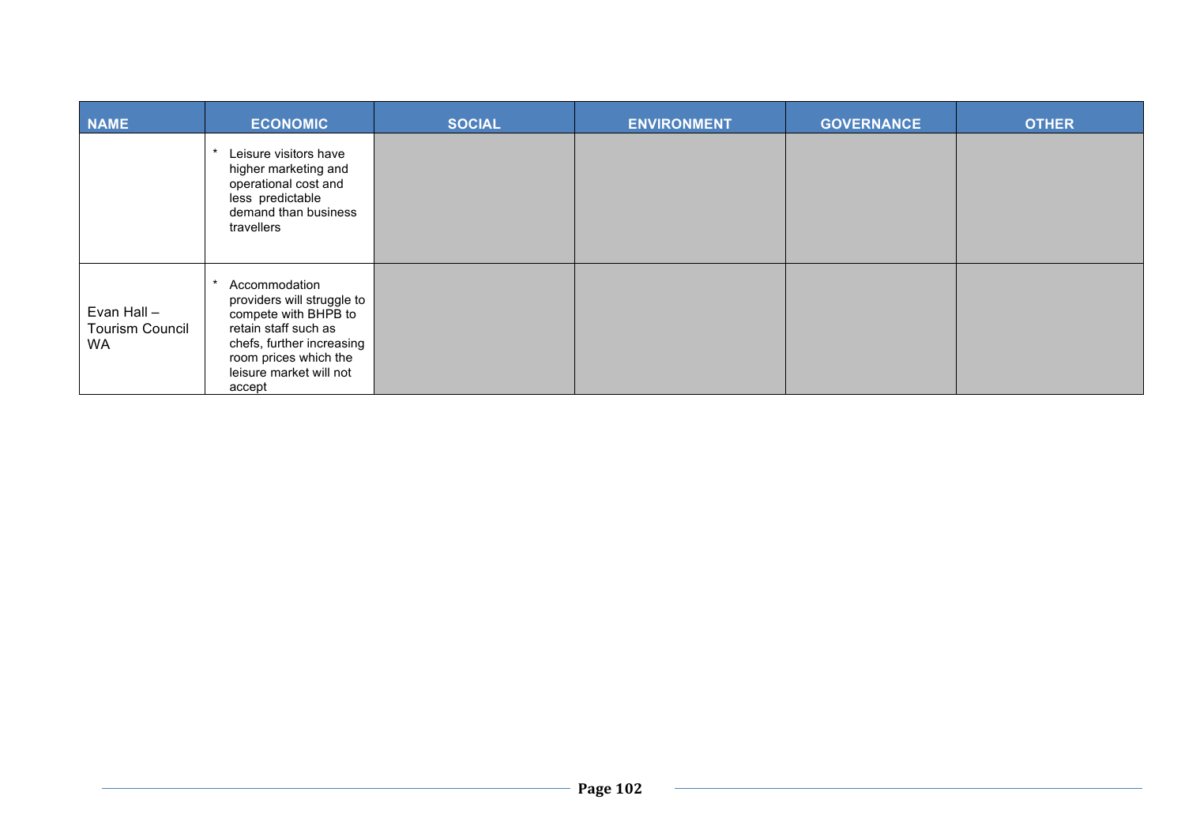| NAME | ECONOMIC | SOCIAL | ENVIRONMENT | GOVERNANCE | OTHER |
|---|---|---|---|---|---|
| | * Leisure visitors have higher marketing and operational cost and less predictable demand than business travellers | | | | |
| Evan Hall – Tourism Council WA | * Accommodation providers will struggle to compete with BHPB to retain staff such as chefs, further increasing room prices which the leisure market will not accept | | | | |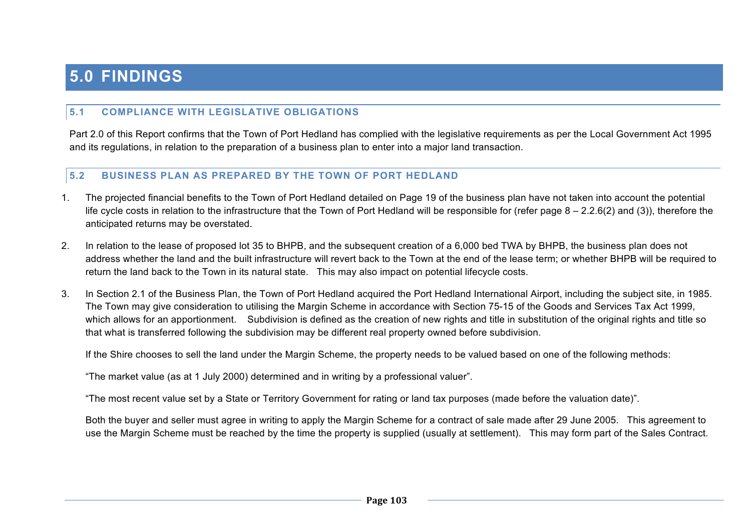# 5.0 FINDINGS

## 5.1 COMPLIANCE WITH LEGISLATIVE OBLIGATIONS

Part 2.0 of this Report confirms that the Town of Port Hedland has complied with the legislative requirements as per the Local Government Act 1995 and its regulations, in relation to the preparation of a business plan to enter into a major land transaction.

## 5.2 BUSINESS PLAN AS PREPARED BY THE TOWN OF PORT HEDLAND

1. The projected financial benefits to the Town of Port Hedland detailed on Page 19 of the business plan have not taken into account the potential life cycle costs in relation to the infrastructure that the Town of Port Hedland will be responsible for (refer page 8 – 2.2.6(2) and (3)), therefore the anticipated returns may be overstated.

2. In relation to the lease of proposed lot 35 to BHPB, and the subsequent creation of a 6,000 bed TWA by BHPB, the business plan does not address whether the land and the built infrastructure will revert back to the Town at the end of the lease term; or whether BHPB will be required to return the land back to the Town in its natural state. This may also impact on potential lifecycle costs.

3. In Section 2.1 of the Business Plan, the Town of Port Hedland acquired the Port Hedland International Airport, including the subject site, in 1985. The Town may give consideration to utilising the Margin Scheme in accordance with Section 75-15 of the Goods and Services Tax Act 1999, which allows for an apportionment. Subdivision is defined as the creation of new rights and title in substitution of the original rights and title so that what is transferred following the subdivision may be different real property owned before subdivision.

   If the Shire chooses to sell the land under the Margin Scheme, the property needs to be valued based on one of the following methods:

   "The market value (as at 1 July 2000) determined and in writing by a professional valuer".

   "The most recent value set by a State or Territory Government for rating or land tax purposes (made before the valuation date)".

   Both the buyer and seller must agree in writing to apply the Margin Scheme for a contract of sale made after 29 June 2005. This agreement to use the Margin Scheme must be reached by the time the property is supplied (usually at settlement). This may form part of the Sales Contract.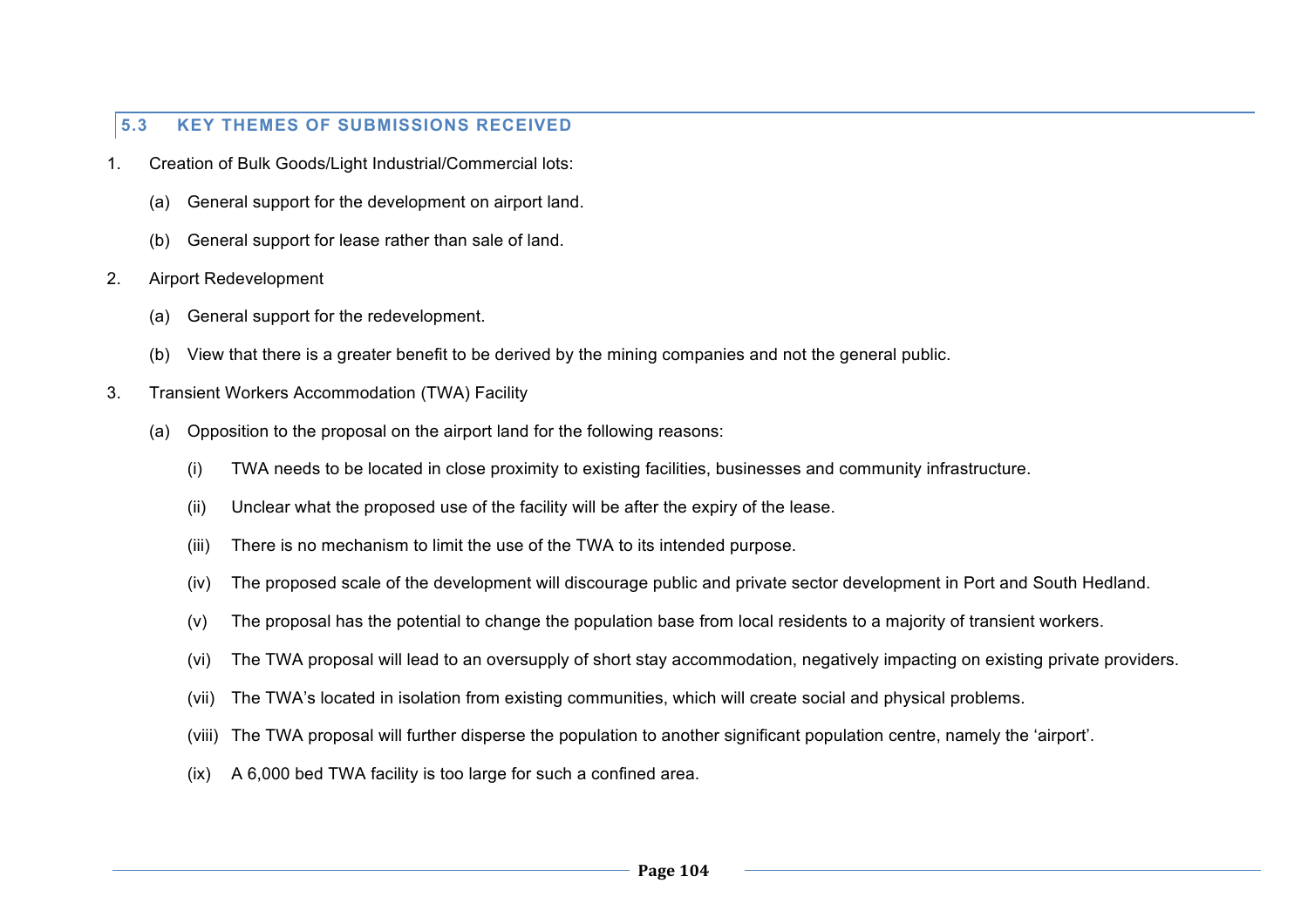## 5.3 KEY THEMES OF SUBMISSIONS RECEIVED

1. Creation of Bulk Goods/Light Industrial/Commercial lots:

   (a) General support for the development on airport land.

   (b) General support for lease rather than sale of land.

2. Airport Redevelopment

   (a) General support for the redevelopment.

   (b) View that there is a greater benefit to be derived by the mining companies and not the general public.

3. Transient Workers Accommodation (TWA) Facility

   (a) Opposition to the proposal on the airport land for the following reasons:

      (i) TWA needs to be located in close proximity to existing facilities, businesses and community infrastructure.

      (ii) Unclear what the proposed use of the facility will be after the expiry of the lease.

      (iii) There is no mechanism to limit the use of the TWA to its intended purpose.

      (iv) The proposed scale of the development will discourage public and private sector development in Port and South Hedland.

      (v) The proposal has the potential to change the population base from local residents to a majority of transient workers.

      (vi) The TWA proposal will lead to an oversupply of short stay accommodation, negatively impacting on existing private providers.

      (vii) The TWA's located in isolation from existing communities, which will create social and physical problems.

      (viii) The TWA proposal will further disperse the population to another significant population centre, namely the 'airport'.

      (ix) A 6,000 bed TWA facility is too large for such a confined area.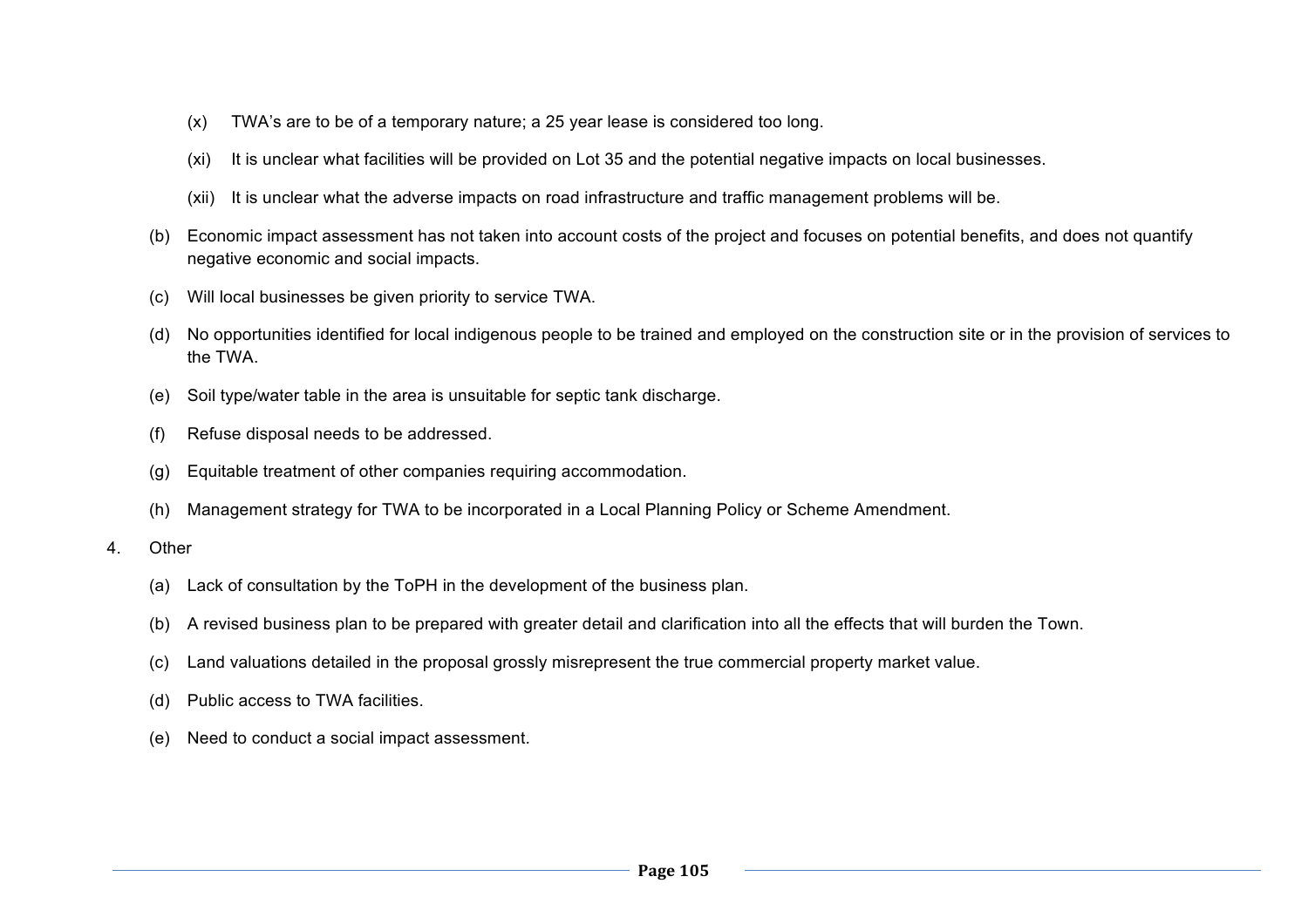(x) TWA's are to be of a temporary nature; a 25 year lease is considered too long.

(xi) It is unclear what facilities will be provided on Lot 35 and the potential negative impacts on local businesses.

(xii) It is unclear what the adverse impacts on road infrastructure and traffic management problems will be.

(b) Economic impact assessment has not taken into account costs of the project and focuses on potential benefits, and does not quantify negative economic and social impacts.

(c) Will local businesses be given priority to service TWA.

(d) No opportunities identified for local indigenous people to be trained and employed on the construction site or in the provision of services to the TWA.

(e) Soil type/water table in the area is unsuitable for septic tank discharge.

(f) Refuse disposal needs to be addressed.

(g) Equitable treatment of other companies requiring accommodation.

(h) Management strategy for TWA to be incorporated in a Local Planning Policy or Scheme Amendment.

4. Other

(a) Lack of consultation by the ToPH in the development of the business plan.

(b) A revised business plan to be prepared with greater detail and clarification into all the effects that will burden the Town.

(c) Land valuations detailed in the proposal grossly misrepresent the true commercial property market value.

(d) Public access to TWA facilities.

(e) Need to conduct a social impact assessment.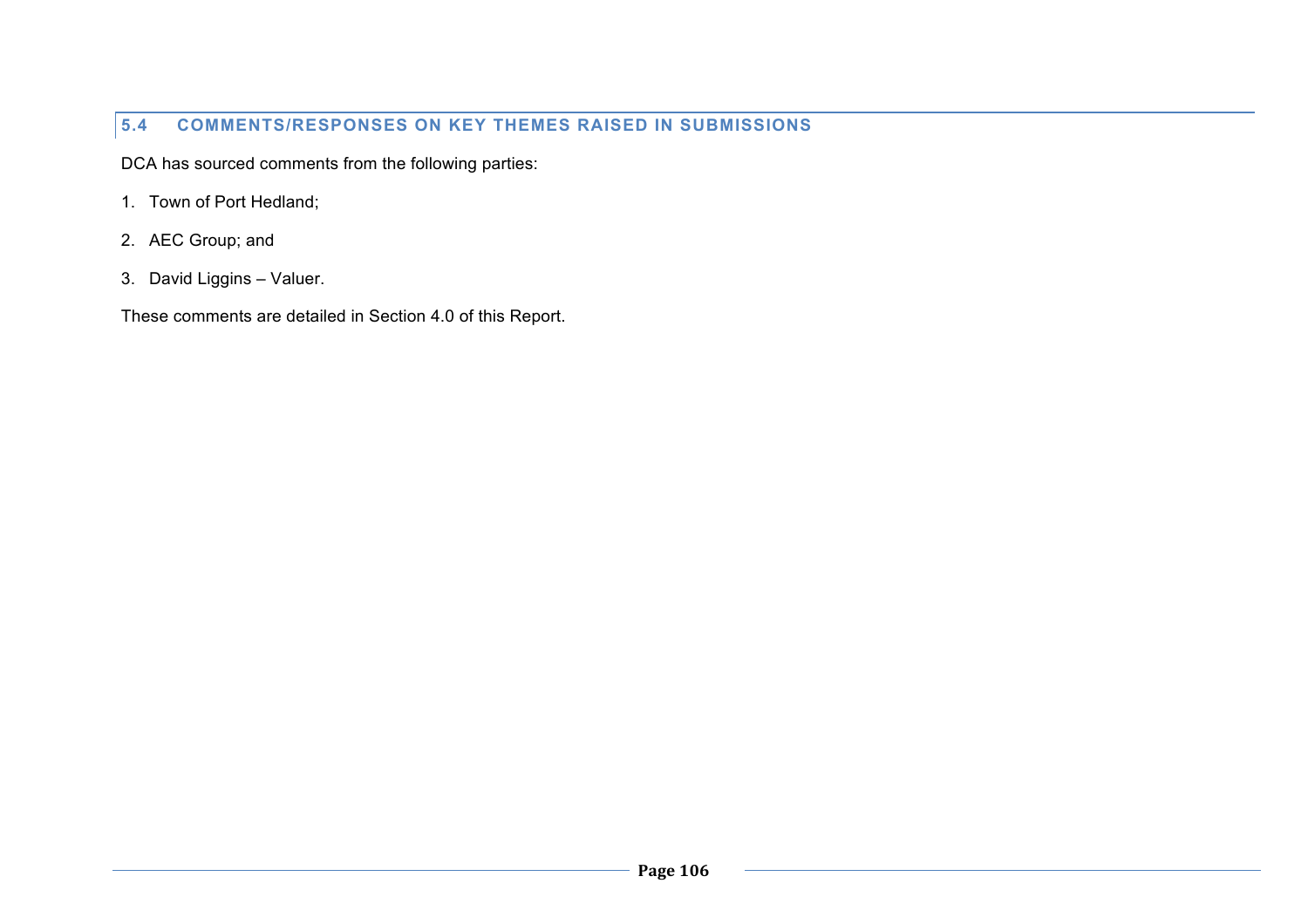## 5.4 COMMENTS/RESPONSES ON KEY THEMES RAISED IN SUBMISSIONS

DCA has sourced comments from the following parties:

1. Town of Port Hedland;
2. AEC Group; and
3. David Liggins – Valuer.

These comments are detailed in Section 4.0 of this Report.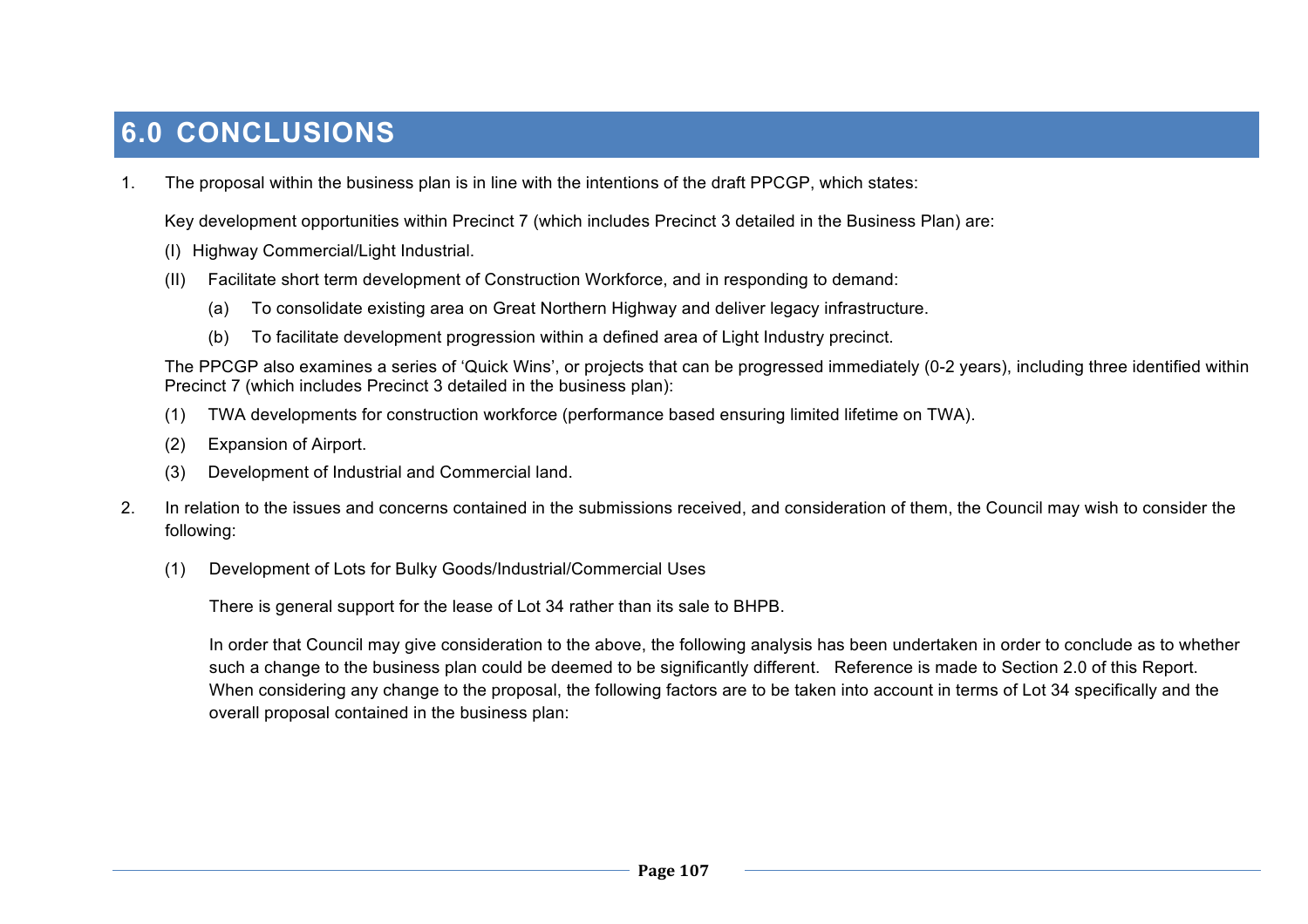# 6.0 CONCLUSIONS

1. The proposal within the business plan is in line with the intentions of the draft PPCGP, which states:

   Key development opportunities within Precinct 7 (which includes Precinct 3 detailed in the Business Plan) are:

   (I) Highway Commercial/Light Industrial.

   (II) Facilitate short term development of Construction Workforce, and in responding to demand:

   - (a) To consolidate existing area on Great Northern Highway and deliver legacy infrastructure.
   - (b) To facilitate development progression within a defined area of Light Industry precinct.

   The PPCGP also examines a series of 'Quick Wins', or projects that can be progressed immediately (0-2 years), including three identified within Precinct 7 (which includes Precinct 3 detailed in the business plan):

   (1) TWA developments for construction workforce (performance based ensuring limited lifetime on TWA).

   (2) Expansion of Airport.

   (3) Development of Industrial and Commercial land.

2. In relation to the issues and concerns contained in the submissions received, and consideration of them, the Council may wish to consider the following:

   (1) Development of Lots for Bulky Goods/Industrial/Commercial Uses

   There is general support for the lease of Lot 34 rather than its sale to BHPB.

   In order that Council may give consideration to the above, the following analysis has been undertaken in order to conclude as to whether such a change to the business plan could be deemed to be significantly different. Reference is made to Section 2.0 of this Report. When considering any change to the proposal, the following factors are to be taken into account in terms of Lot 34 specifically and the overall proposal contained in the business plan: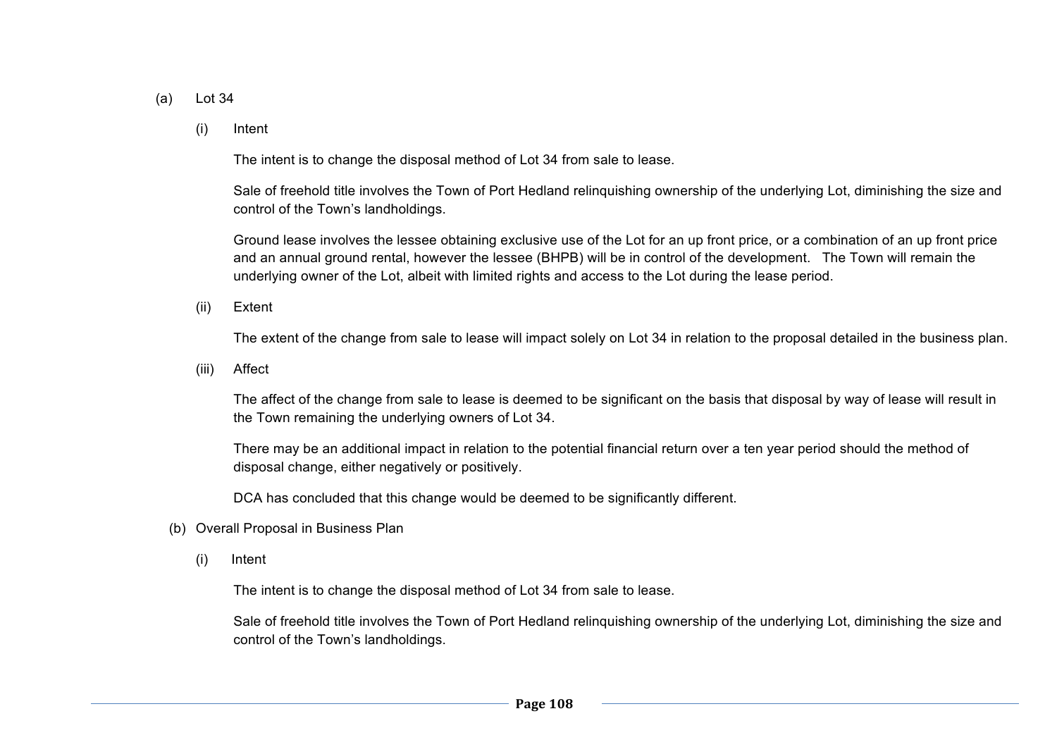(a) Lot 34

(i) Intent

The intent is to change the disposal method of Lot 34 from sale to lease.

Sale of freehold title involves the Town of Port Hedland relinquishing ownership of the underlying Lot, diminishing the size and control of the Town's landholdings.

Ground lease involves the lessee obtaining exclusive use of the Lot for an up front price, or a combination of an up front price and an annual ground rental, however the lessee (BHPB) will be in control of the development. The Town will remain the underlying owner of the Lot, albeit with limited rights and access to the Lot during the lease period.

(ii) Extent

The extent of the change from sale to lease will impact solely on Lot 34 in relation to the proposal detailed in the business plan.

(iii) Affect

The affect of the change from sale to lease is deemed to be significant on the basis that disposal by way of lease will result in the Town remaining the underlying owners of Lot 34.

There may be an additional impact in relation to the potential financial return over a ten year period should the method of disposal change, either negatively or positively.

DCA has concluded that this change would be deemed to be significantly different.

(b) Overall Proposal in Business Plan

(i) Intent

The intent is to change the disposal method of Lot 34 from sale to lease.

Sale of freehold title involves the Town of Port Hedland relinquishing ownership of the underlying Lot, diminishing the size and control of the Town's landholdings.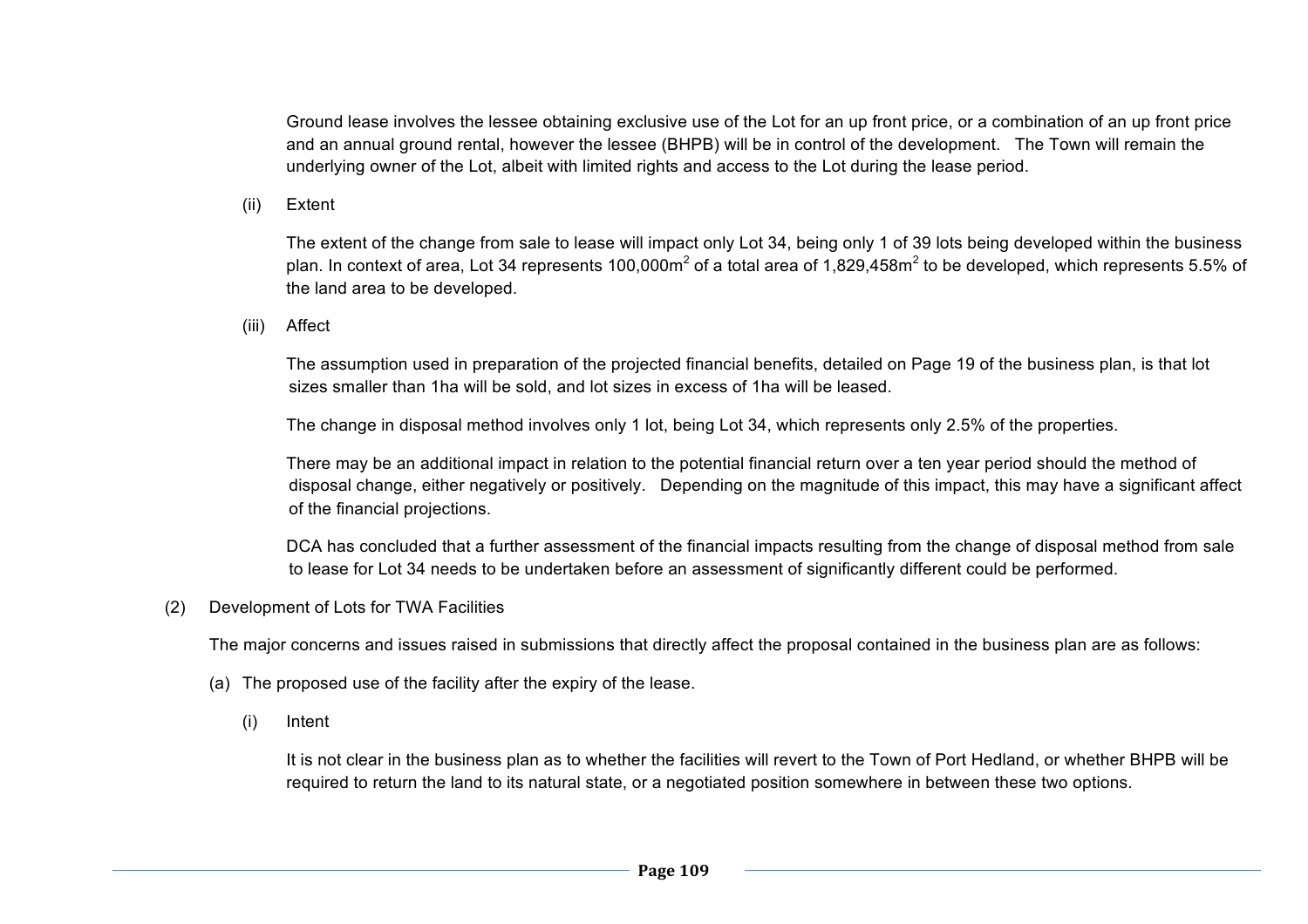Ground lease involves the lessee obtaining exclusive use of the Lot for an up front price, or a combination of an up front price and an annual ground rental, however the lessee (BHPB) will be in control of the development. The Town will remain the underlying owner of the Lot, albeit with limited rights and access to the Lot during the lease period.

(ii) Extent

The extent of the change from sale to lease will impact only Lot 34, being only 1 of 39 lots being developed within the business plan. In context of area, Lot 34 represents 100,000m$^2$ of a total area of 1,829,458m$^2$ to be developed, which represents 5.5% of the land area to be developed.

(iii) Affect

The assumption used in preparation of the projected financial benefits, detailed on Page 19 of the business plan, is that lot sizes smaller than 1ha will be sold, and lot sizes in excess of 1ha will be leased.

The change in disposal method involves only 1 lot, being Lot 34, which represents only 2.5% of the properties.

There may be an additional impact in relation to the potential financial return over a ten year period should the method of disposal change, either negatively or positively. Depending on the magnitude of this impact, this may have a significant affect of the financial projections.

DCA has concluded that a further assessment of the financial impacts resulting from the change of disposal method from sale to lease for Lot 34 needs to be undertaken before an assessment of significantly different could be performed.

(2) Development of Lots for TWA Facilities

The major concerns and issues raised in submissions that directly affect the proposal contained in the business plan are as follows:

(a) The proposed use of the facility after the expiry of the lease.

(i) Intent

It is not clear in the business plan as to whether the facilities will revert to the Town of Port Hedland, or whether BHPB will be required to return the land to its natural state, or a negotiated position somewhere in between these two options.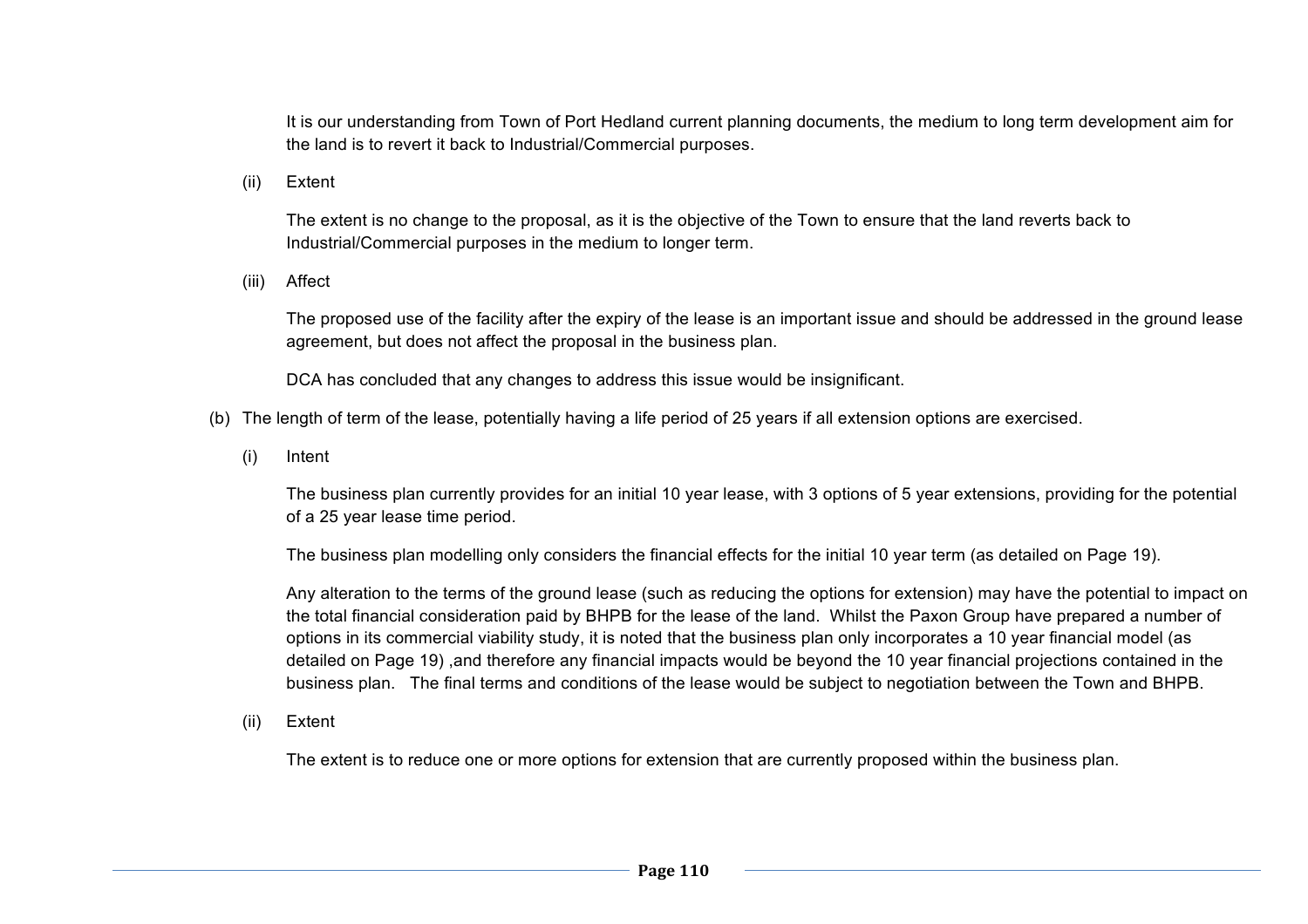It is our understanding from Town of Port Hedland current planning documents, the medium to long term development aim for the land is to revert it back to Industrial/Commercial purposes.

(ii) Extent

The extent is no change to the proposal, as it is the objective of the Town to ensure that the land reverts back to Industrial/Commercial purposes in the medium to longer term.

(iii) Affect

The proposed use of the facility after the expiry of the lease is an important issue and should be addressed in the ground lease agreement, but does not affect the proposal in the business plan.

DCA has concluded that any changes to address this issue would be insignificant.

(b) The length of term of the lease, potentially having a life period of 25 years if all extension options are exercised.

(i) Intent

The business plan currently provides for an initial 10 year lease, with 3 options of 5 year extensions, providing for the potential of a 25 year lease time period.

The business plan modelling only considers the financial effects for the initial 10 year term (as detailed on Page 19).

Any alteration to the terms of the ground lease (such as reducing the options for extension) may have the potential to impact on the total financial consideration paid by BHPB for the lease of the land. Whilst the Paxon Group have prepared a number of options in its commercial viability study, it is noted that the business plan only incorporates a 10 year financial model (as detailed on Page 19) ,and therefore any financial impacts would be beyond the 10 year financial projections contained in the business plan. The final terms and conditions of the lease would be subject to negotiation between the Town and BHPB.

(ii) Extent

The extent is to reduce one or more options for extension that are currently proposed within the business plan.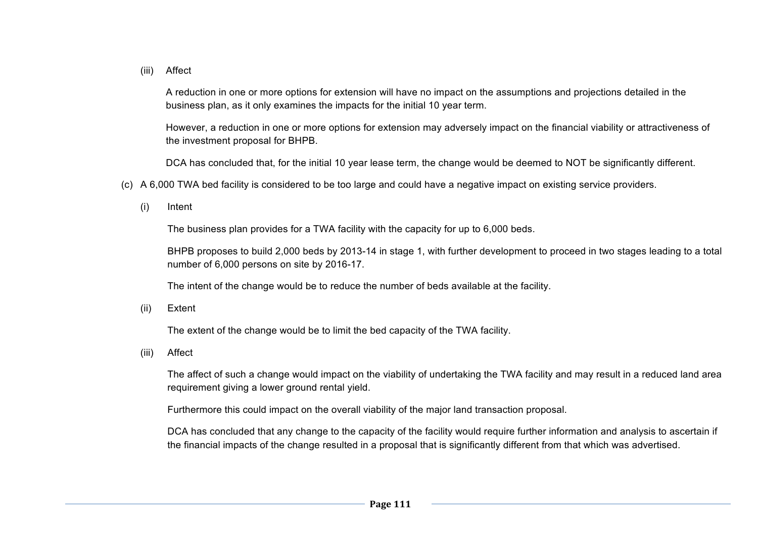(iii) Affect

A reduction in one or more options for extension will have no impact on the assumptions and projections detailed in the business plan, as it only examines the impacts for the initial 10 year term.

However, a reduction in one or more options for extension may adversely impact on the financial viability or attractiveness of the investment proposal for BHPB.

DCA has concluded that, for the initial 10 year lease term, the change would be deemed to NOT be significantly different.

(c) A 6,000 TWA bed facility is considered to be too large and could have a negative impact on existing service providers.

(i) Intent

The business plan provides for a TWA facility with the capacity for up to 6,000 beds.

BHPB proposes to build 2,000 beds by 2013-14 in stage 1, with further development to proceed in two stages leading to a total number of 6,000 persons on site by 2016-17.

The intent of the change would be to reduce the number of beds available at the facility.

(ii) Extent

The extent of the change would be to limit the bed capacity of the TWA facility.

(iii) Affect

The affect of such a change would impact on the viability of undertaking the TWA facility and may result in a reduced land area requirement giving a lower ground rental yield.

Furthermore this could impact on the overall viability of the major land transaction proposal.

DCA has concluded that any change to the capacity of the facility would require further information and analysis to ascertain if the financial impacts of the change resulted in a proposal that is significantly different from that which was advertised.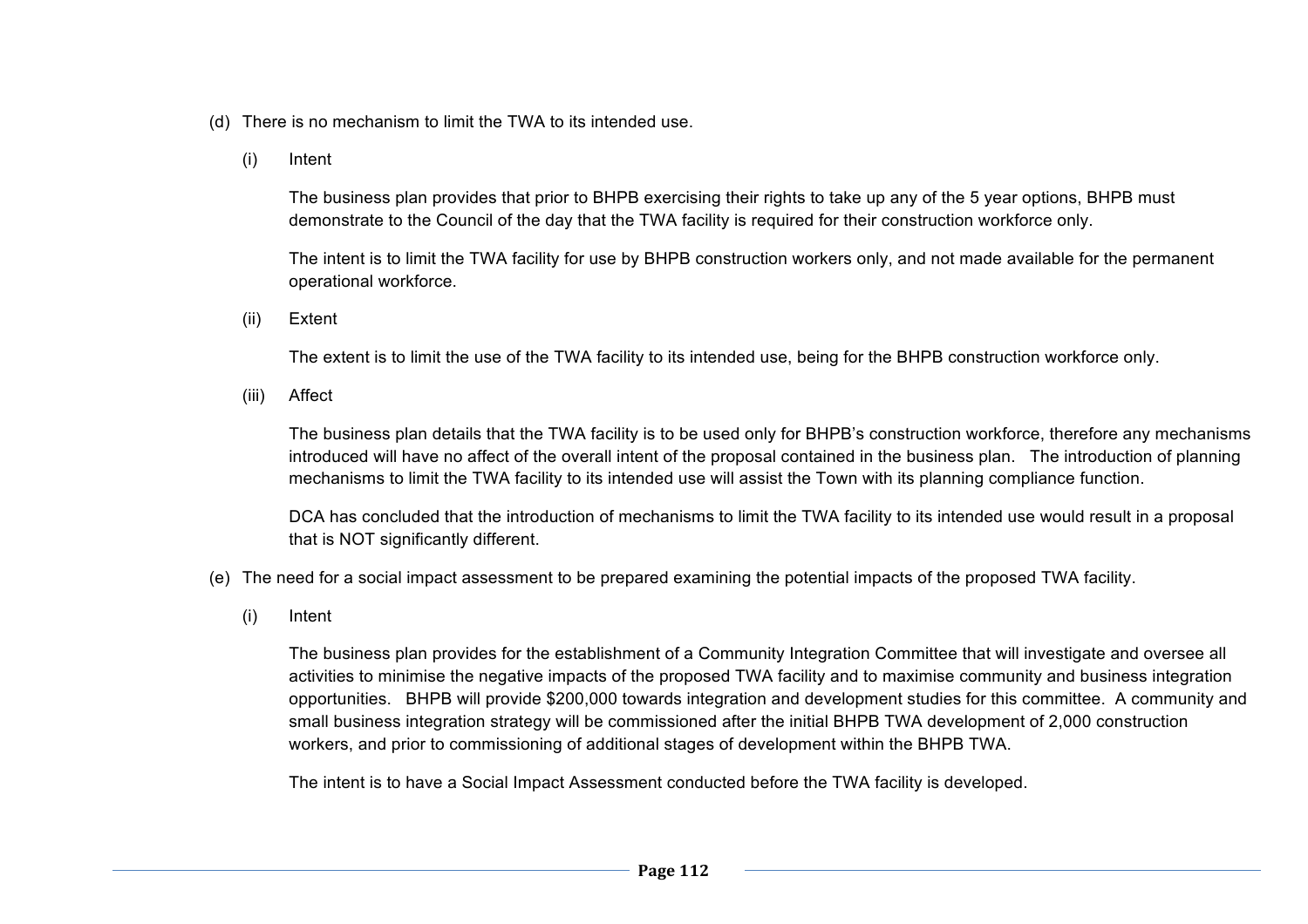(d) There is no mechanism to limit the TWA to its intended use.

(i) Intent

The business plan provides that prior to BHPB exercising their rights to take up any of the 5 year options, BHPB must demonstrate to the Council of the day that the TWA facility is required for their construction workforce only.

The intent is to limit the TWA facility for use by BHPB construction workers only, and not made available for the permanent operational workforce.

(ii) Extent

The extent is to limit the use of the TWA facility to its intended use, being for the BHPB construction workforce only.

(iii) Affect

The business plan details that the TWA facility is to be used only for BHPB's construction workforce, therefore any mechanisms introduced will have no affect of the overall intent of the proposal contained in the business plan. The introduction of planning mechanisms to limit the TWA facility to its intended use will assist the Town with its planning compliance function.

DCA has concluded that the introduction of mechanisms to limit the TWA facility to its intended use would result in a proposal that is NOT significantly different.

(e) The need for a social impact assessment to be prepared examining the potential impacts of the proposed TWA facility.

(i) Intent

The business plan provides for the establishment of a Community Integration Committee that will investigate and oversee all activities to minimise the negative impacts of the proposed TWA facility and to maximise community and business integration opportunities. BHPB will provide $200,000 towards integration and development studies for this committee. A community and small business integration strategy will be commissioned after the initial BHPB TWA development of 2,000 construction workers, and prior to commissioning of additional stages of development within the BHPB TWA.

The intent is to have a Social Impact Assessment conducted before the TWA facility is developed.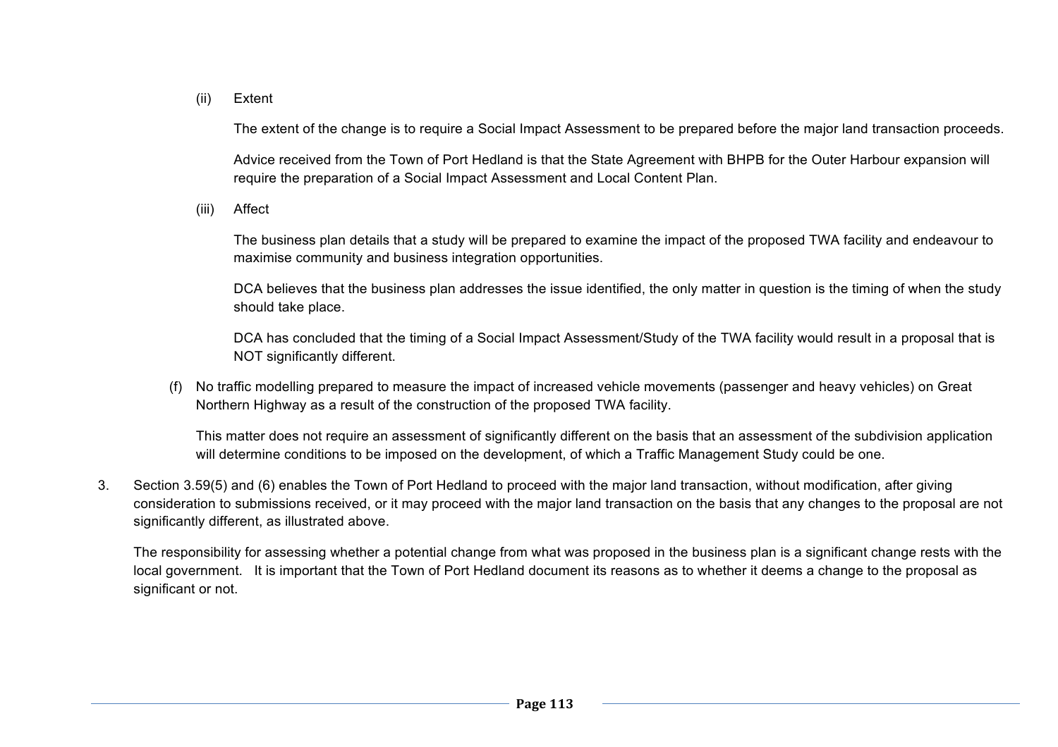(ii) Extent

The extent of the change is to require a Social Impact Assessment to be prepared before the major land transaction proceeds.

Advice received from the Town of Port Hedland is that the State Agreement with BHPB for the Outer Harbour expansion will require the preparation of a Social Impact Assessment and Local Content Plan.

(iii) Affect

The business plan details that a study will be prepared to examine the impact of the proposed TWA facility and endeavour to maximise community and business integration opportunities.

DCA believes that the business plan addresses the issue identified, the only matter in question is the timing of when the study should take place.

DCA has concluded that the timing of a Social Impact Assessment/Study of the TWA facility would result in a proposal that is NOT significantly different.

(f) No traffic modelling prepared to measure the impact of increased vehicle movements (passenger and heavy vehicles) on Great Northern Highway as a result of the construction of the proposed TWA facility.

This matter does not require an assessment of significantly different on the basis that an assessment of the subdivision application will determine conditions to be imposed on the development, of which a Traffic Management Study could be one.

3. Section 3.59(5) and (6) enables the Town of Port Hedland to proceed with the major land transaction, without modification, after giving consideration to submissions received, or it may proceed with the major land transaction on the basis that any changes to the proposal are not significantly different, as illustrated above.

The responsibility for assessing whether a potential change from what was proposed in the business plan is a significant change rests with the local government. It is important that the Town of Port Hedland document its reasons as to whether it deems a change to the proposal as significant or not.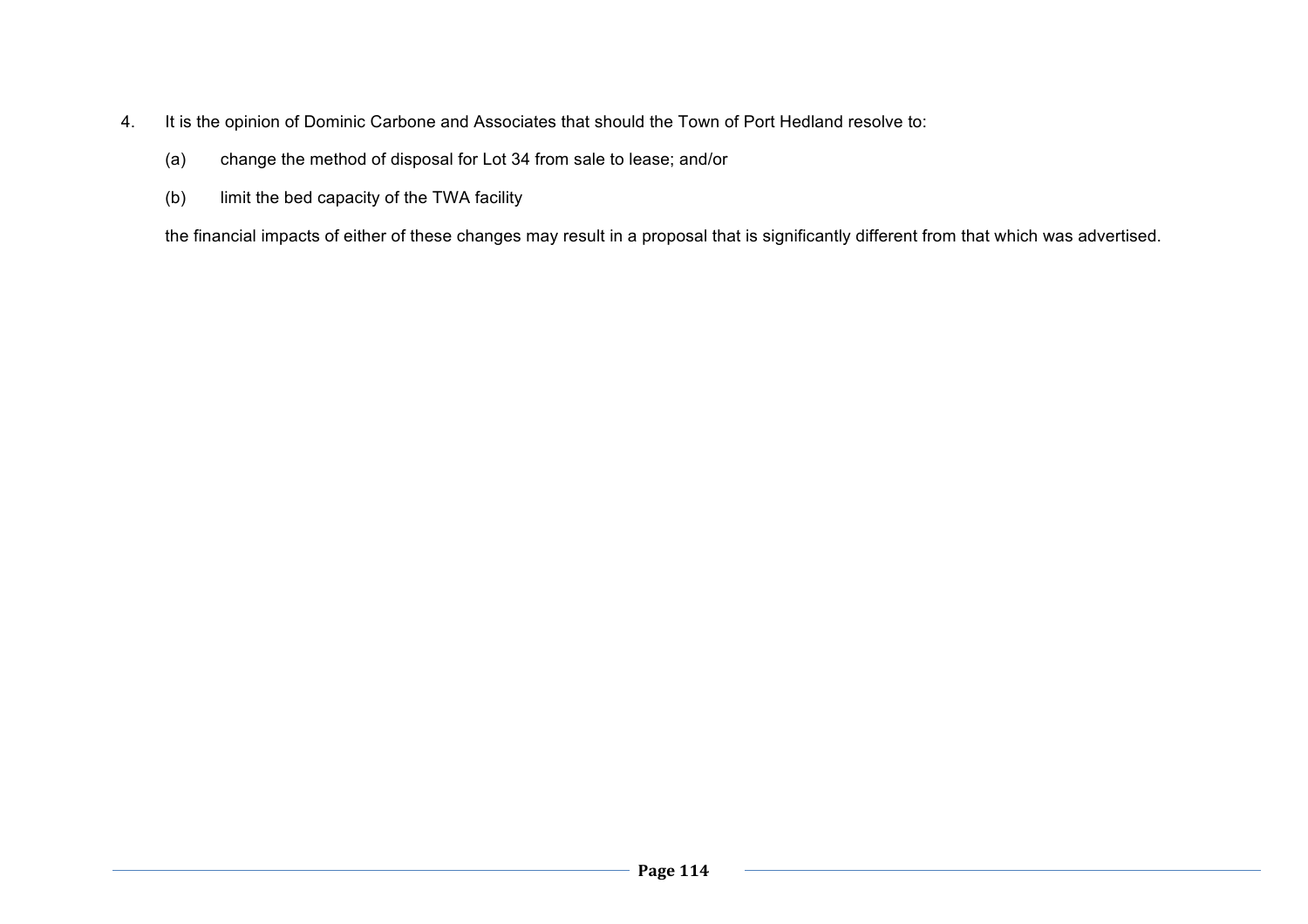4. It is the opinion of Dominic Carbone and Associates that should the Town of Port Hedland resolve to:

   (a) change the method of disposal for Lot 34 from sale to lease; and/or

   (b) limit the bed capacity of the TWA facility

   the financial impacts of either of these changes may result in a proposal that is significantly different from that which was advertised.